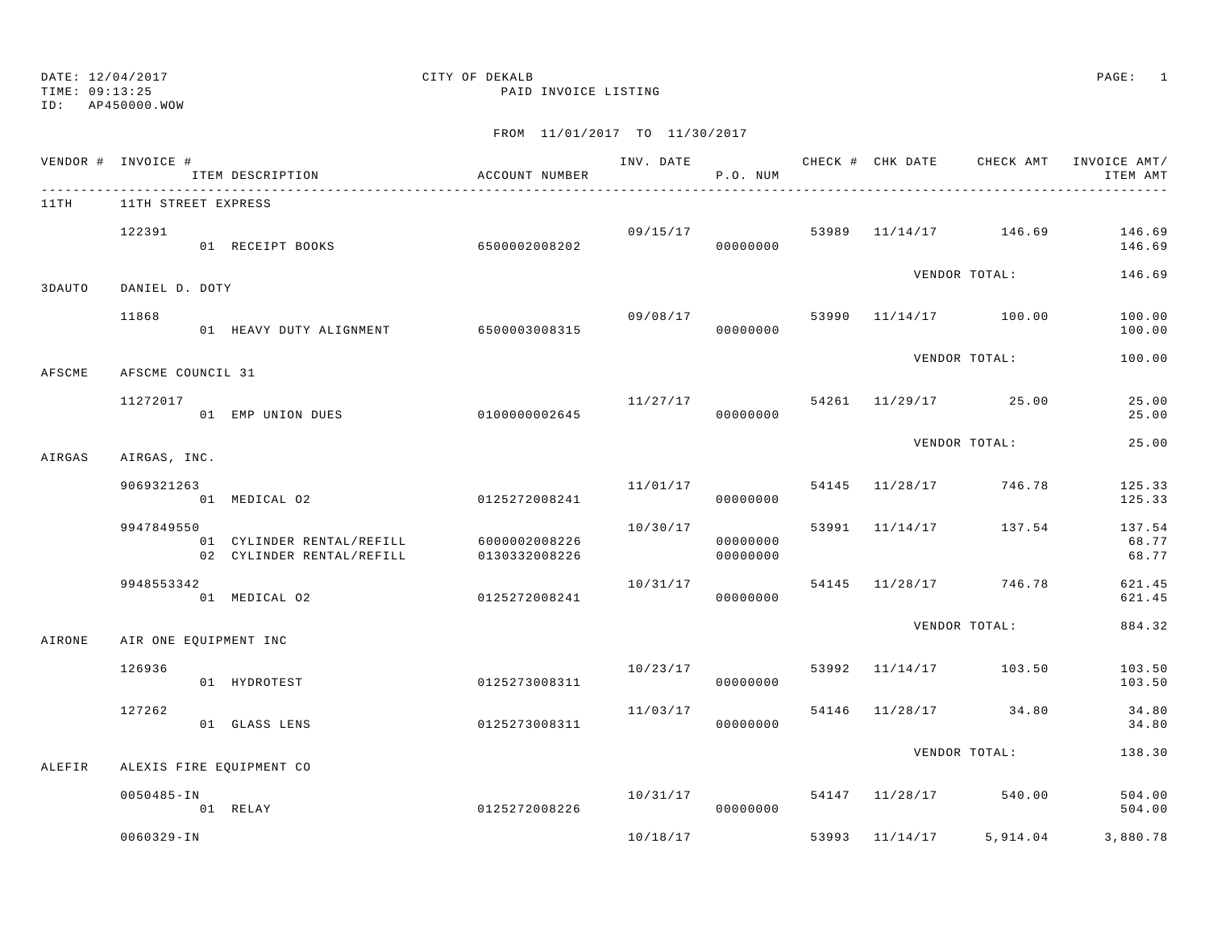DATE: 12/04/2017
TIME: 09:13:25
ID: AP450000.WOW

# CITY OF DEKALB
## PAID INVOICE LISTING

FROM 11/01/2017 TO 11/30/2017

| VENDOR # | INVOICE # / ITEM DESCRIPTION | ACCOUNT NUMBER | INV. DATE | P.O. NUM | CHECK # | CHK DATE | CHECK AMT | INVOICE AMT/ ITEM AMT |
|---|---|---|---|---|---|---|---|---|
| 11TH | 11TH STREET EXPRESS | | | | | | | |
| | 122391 | | 09/15/17 | | 53989 | 11/14/17 | 146.69 | 146.69 |
| | 01 RECEIPT BOOKS | 6500002008202 | | 00000000 | | | | 146.69 |
| | | | | | | VENDOR TOTAL: | | 146.69 |
| 3DAUTO | DANIEL D. DOTY | | | | | | | |
| | 11868 | | 09/08/17 | | 53990 | 11/14/17 | 100.00 | 100.00 |
| | 01 HEAVY DUTY ALIGNMENT | 6500003008315 | | 00000000 | | | | 100.00 |
| | | | | | | VENDOR TOTAL: | | 100.00 |
| AFSCME | AFSCME COUNCIL 31 | | | | | | | |
| | 11272017 | | 11/27/17 | | 54261 | 11/29/17 | 25.00 | 25.00 |
| | 01 EMP UNION DUES | 0100000002645 | | 00000000 | | | | 25.00 |
| | | | | | | VENDOR TOTAL: | | 25.00 |
| AIRGAS | AIRGAS, INC. | | | | | | | |
| | 9069321263 | | 11/01/17 | | 54145 | 11/28/17 | 746.78 | 125.33 |
| | 01 MEDICAL O2 | 0125272008241 | | 00000000 | | | | 125.33 |
| | 9947849550 | | 10/30/17 | | 53991 | 11/14/17 | 137.54 | 137.54 |
| | 01 CYLINDER RENTAL/REFILL | 6000002008226 | | 00000000 | | | | 68.77 |
| | 02 CYLINDER RENTAL/REFILL | 0130332008226 | | 00000000 | | | | 68.77 |
| | 9948553342 | | 10/31/17 | | 54145 | 11/28/17 | 746.78 | 621.45 |
| | 01 MEDICAL O2 | 0125272008241 | | 00000000 | | | | 621.45 |
| | | | | | | VENDOR TOTAL: | | 884.32 |
| AIRONE | AIR ONE EQUIPMENT INC | | | | | | | |
| | 126936 | | 10/23/17 | | 53992 | 11/14/17 | 103.50 | 103.50 |
| | 01 HYDROTEST | 0125273008311 | | 00000000 | | | | 103.50 |
| | 127262 | | 11/03/17 | | 54146 | 11/28/17 | 34.80 | 34.80 |
| | 01 GLASS LENS | 0125273008311 | | 00000000 | | | | 34.80 |
| | | | | | | VENDOR TOTAL: | | 138.30 |
| ALEFIR | ALEXIS FIRE EQUIPMENT CO | | | | | | | |
| | 0050485-IN | | 10/31/17 | | 54147 | 11/28/17 | 540.00 | 504.00 |
| | 01 RELAY | 0125272008226 | | 00000000 | | | | 504.00 |
| | 0060329-IN | | 10/18/17 | | 53993 | 11/14/17 | 5,914.04 | 3,880.78 |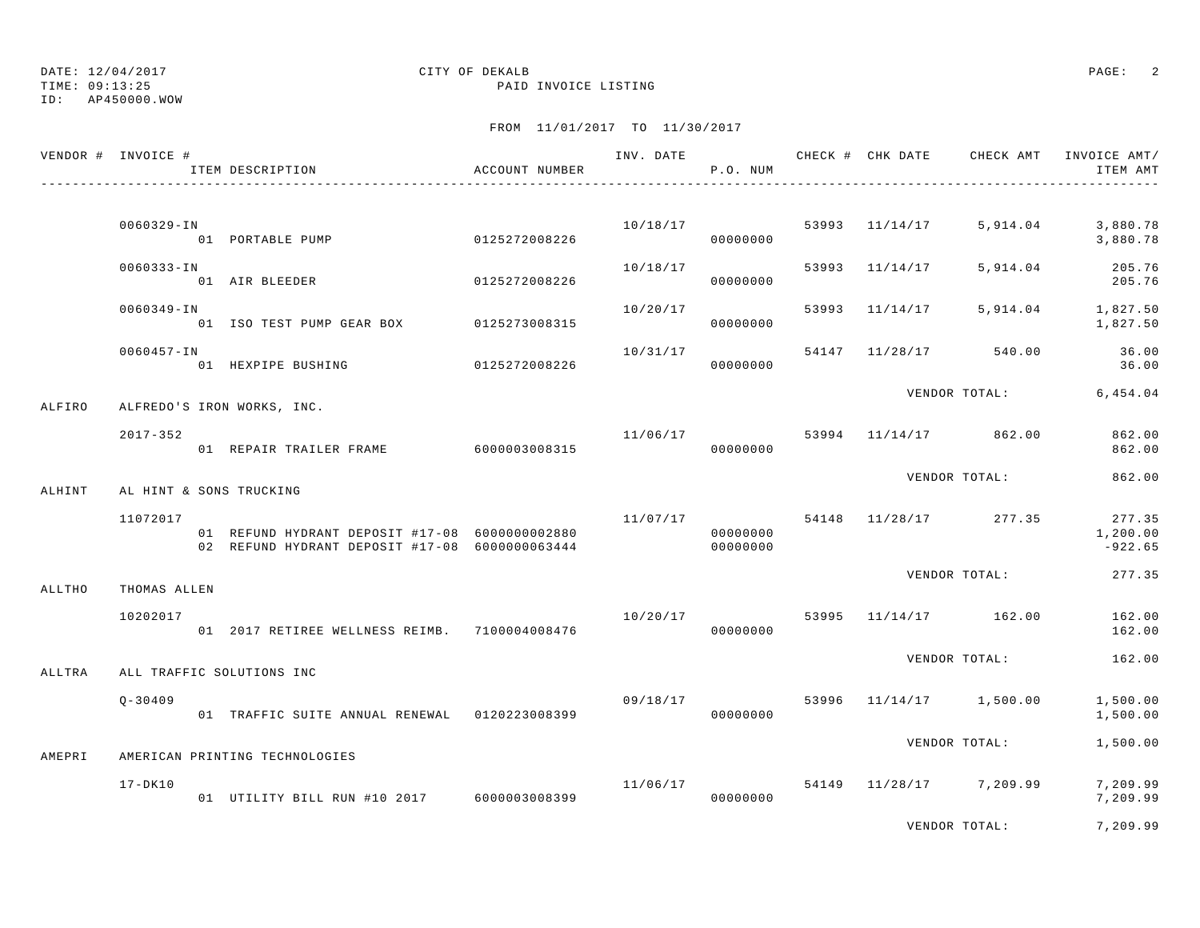DATE: 12/04/2017 CITY OF DEKALB
TIME: 09:13:25 PAID INVOICE LISTING
ID: AP450000.WOW

FROM 11/01/2017 TO 11/30/2017

| VENDOR # | INVOICE # / ITEM DESCRIPTION | ACCOUNT NUMBER | INV. DATE | P.O. NUM | CHECK # | CHK DATE | CHECK AMT | INVOICE AMT/ ITEM AMT |
|---|---|---|---|---|---|---|---|---|
| | 0060329-IN | | 10/18/17 | | 53993 | 11/14/17 | 5,914.04 | 3,880.78 |
| | 01 PORTABLE PUMP | 0125272008226 | | 00000000 | | | | 3,880.78 |
| | 0060333-IN | | 10/18/17 | | 53993 | 11/14/17 | 5,914.04 | 205.76 |
| | 01 AIR BLEEDER | 0125272008226 | | 00000000 | | | | 205.76 |
| | 0060349-IN | | 10/20/17 | | 53993 | 11/14/17 | 5,914.04 | 1,827.50 |
| | 01 ISO TEST PUMP GEAR BOX | 0125273008315 | | 00000000 | | | | 1,827.50 |
| | 0060457-IN | | 10/31/17 | | 54147 | 11/28/17 | 540.00 | 36.00 |
| | 01 HEXPIPE BUSHING | 0125272008226 | | 00000000 | | | | 36.00 |
| | | | | | | VENDOR TOTAL: | | 6,454.04 |
| ALFIRO | ALFREDO'S IRON WORKS, INC. | | | | | | | |
| | 2017-352 | | 11/06/17 | | 53994 | 11/14/17 | 862.00 | 862.00 |
| | 01 REPAIR TRAILER FRAME | 6000003008315 | | 00000000 | | | | 862.00 |
| | | | | | | VENDOR TOTAL: | | 862.00 |
| ALHINT | AL HINT & SONS TRUCKING | | | | | | | |
| | 11072017 | | 11/07/17 | | 54148 | 11/28/17 | 277.35 | 277.35 |
| | 01 REFUND HYDRANT DEPOSIT #17-08 | 6000000002880 | | 00000000 | | | | 1,200.00 |
| | 02 REFUND HYDRANT DEPOSIT #17-08 | 6000000063444 | | 00000000 | | | | -922.65 |
| | | | | | | VENDOR TOTAL: | | 277.35 |
| ALLTHO | THOMAS ALLEN | | | | | | | |
| | 10202017 | | 10/20/17 | | 53995 | 11/14/17 | 162.00 | 162.00 |
| | 01 2017 RETIREE WELLNESS REIMB. | 7100004008476 | | 00000000 | | | | 162.00 |
| | | | | | | VENDOR TOTAL: | | 162.00 |
| ALLTRA | ALL TRAFFIC SOLUTIONS INC | | | | | | | |
| | Q-30409 | | 09/18/17 | | 53996 | 11/14/17 | 1,500.00 | 1,500.00 |
| | 01 TRAFFIC SUITE ANNUAL RENEWAL | 0120223008399 | | 00000000 | | | | 1,500.00 |
| | | | | | | VENDOR TOTAL: | | 1,500.00 |
| AMEPRI | AMERICAN PRINTING TECHNOLOGIES | | | | | | | |
| | 17-DK10 | | 11/06/17 | | 54149 | 11/28/17 | 7,209.99 | 7,209.99 |
| | 01 UTILITY BILL RUN #10 2017 | 6000003008399 | | 00000000 | | | | 7,209.99 |
| | | | | | | VENDOR TOTAL: | | 7,209.99 |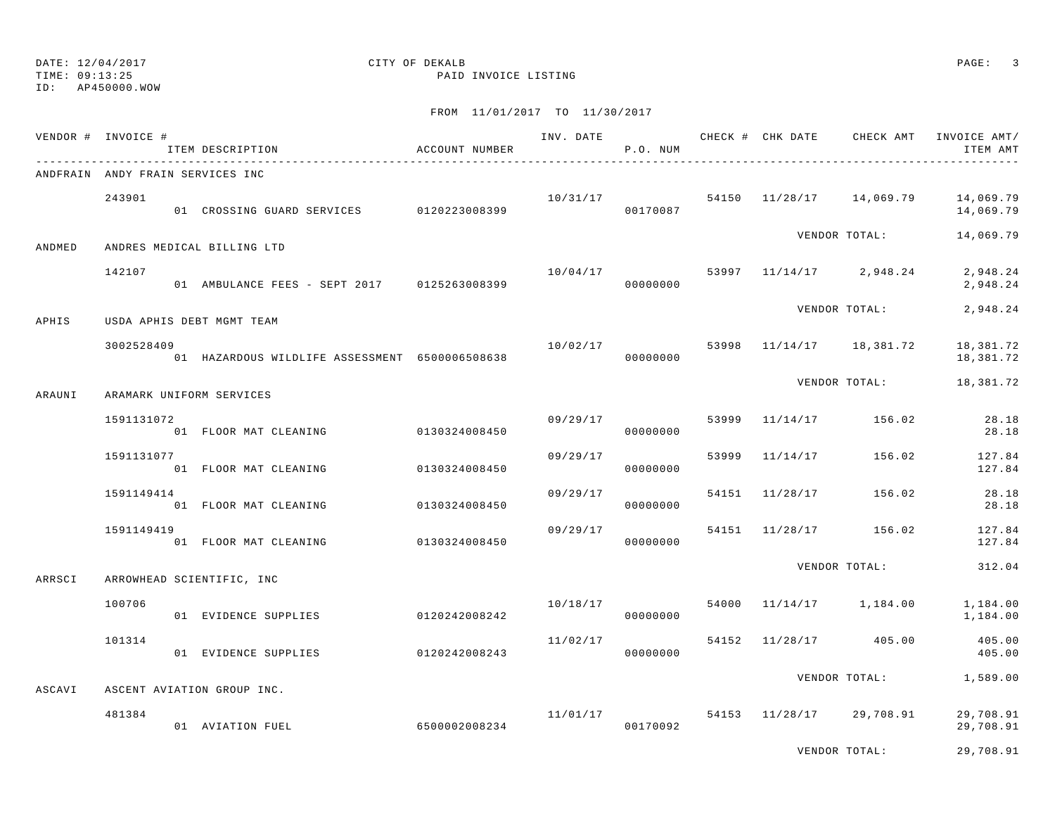DATE: 12/04/2017 CITY OF DEKALB
TIME: 09:13:25 PAID INVOICE LISTING
ID: AP450000.WOW

FROM 11/01/2017 TO 11/30/2017

| VENDOR # | INVOICE # / ITEM DESCRIPTION | ACCOUNT NUMBER | INV. DATE | P.O. NUM | CHECK # | CHK DATE | CHECK AMT | INVOICE AMT/ ITEM AMT |
|---|---|---|---|---|---|---|---|---|
| ANDFRAIN | ANDY FRAIN SERVICES INC | | | | | | | |
| | 243901 | | 10/31/17 | | 54150 | 11/28/17 | 14,069.79 | 14,069.79 |
| | 01 CROSSING GUARD SERVICES | 0120223008399 | | 00170087 | | | | 14,069.79 |
| | | | | | | VENDOR TOTAL: | | 14,069.79 |
| ANDMED | ANDRES MEDICAL BILLING LTD | | | | | | | |
| | 142107 | | 10/04/17 | | 53997 | 11/14/17 | 2,948.24 | 2,948.24 |
| | 01 AMBULANCE FEES - SEPT 2017 | 0125263008399 | | 00000000 | | | | 2,948.24 |
| | | | | | | VENDOR TOTAL: | | 2,948.24 |
| APHIS | USDA APHIS DEBT MGMT TEAM | | | | | | | |
| | 3002528409 | | 10/02/17 | | 53998 | 11/14/17 | 18,381.72 | 18,381.72 |
| | 01 HAZARDOUS WILDLIFE ASSESSMENT | 6500006508638 | | 00000000 | | | | 18,381.72 |
| | | | | | | VENDOR TOTAL: | | 18,381.72 |
| ARAUNI | ARAMARK UNIFORM SERVICES | | | | | | | |
| | 1591131072 | | 09/29/17 | | 53999 | 11/14/17 | 156.02 | 28.18 |
| | 01 FLOOR MAT CLEANING | 0130324008450 | | 00000000 | | | | 28.18 |
| | 1591131077 | | 09/29/17 | | 53999 | 11/14/17 | 156.02 | 127.84 |
| | 01 FLOOR MAT CLEANING | 0130324008450 | | 00000000 | | | | 127.84 |
| | 1591149414 | | 09/29/17 | | 54151 | 11/28/17 | 156.02 | 28.18 |
| | 01 FLOOR MAT CLEANING | 0130324008450 | | 00000000 | | | | 28.18 |
| | 1591149419 | | 09/29/17 | | 54151 | 11/28/17 | 156.02 | 127.84 |
| | 01 FLOOR MAT CLEANING | 0130324008450 | | 00000000 | | | | 127.84 |
| | | | | | | VENDOR TOTAL: | | 312.04 |
| ARRSCI | ARROWHEAD SCIENTIFIC, INC | | | | | | | |
| | 100706 | | 10/18/17 | | 54000 | 11/14/17 | 1,184.00 | 1,184.00 |
| | 01 EVIDENCE SUPPLIES | 0120242008242 | | 00000000 | | | | 1,184.00 |
| | 101314 | | 11/02/17 | | 54152 | 11/28/17 | 405.00 | 405.00 |
| | 01 EVIDENCE SUPPLIES | 0120242008243 | | 00000000 | | | | 405.00 |
| | | | | | | VENDOR TOTAL: | | 1,589.00 |
| ASCAVI | ASCENT AVIATION GROUP INC. | | | | | | | |
| | 481384 | | 11/01/17 | | 54153 | 11/28/17 | 29,708.91 | 29,708.91 |
| | 01 AVIATION FUEL | 6500002008234 | | 00170092 | | | | 29,708.91 |
| | | | | | | VENDOR TOTAL: | | 29,708.91 |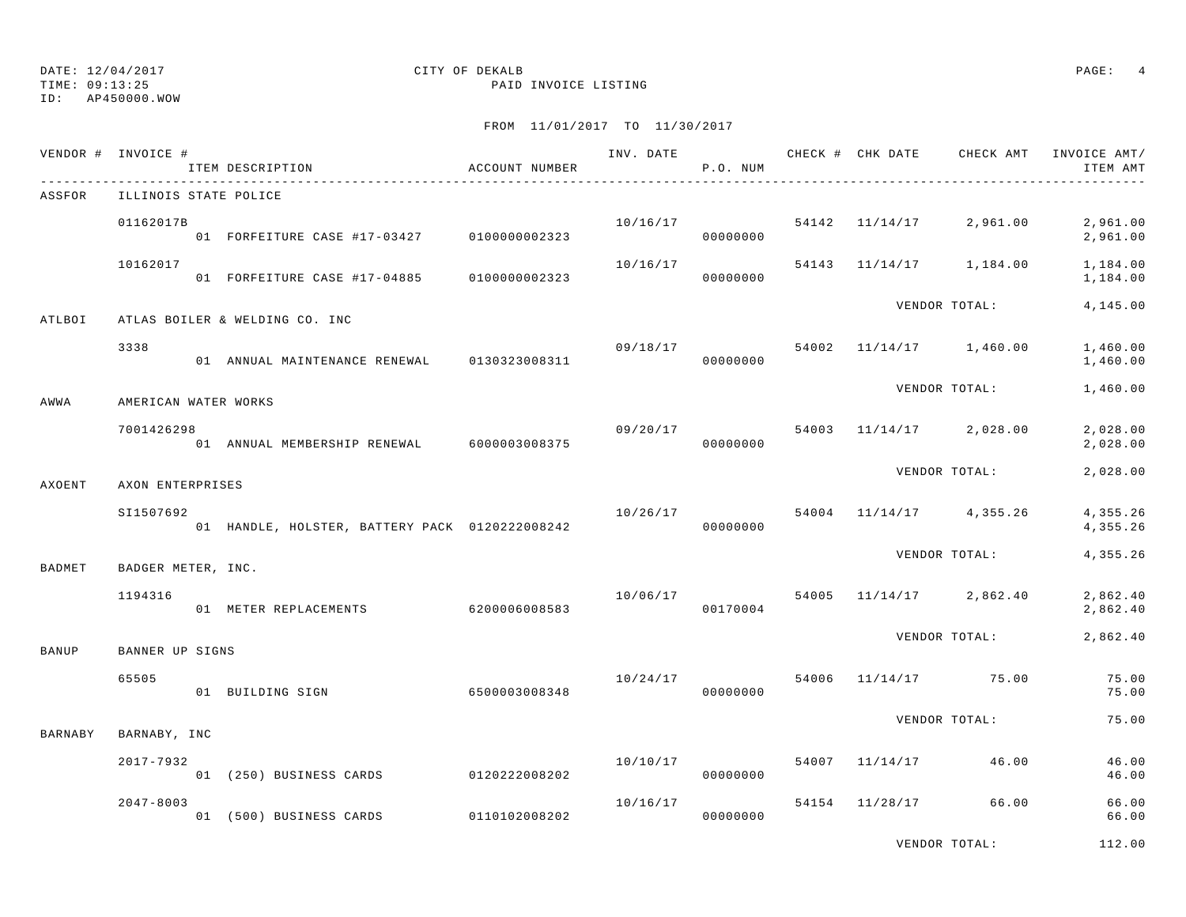DATE: 12/04/2017
TIME: 09:13:25
ID: AP450000.WOW

CITY OF DEKALB
PAID INVOICE LISTING

FROM 11/01/2017 TO 11/30/2017

| VENDOR # | INVOICE # / ITEM DESCRIPTION | ACCOUNT NUMBER | INV. DATE | P.O. NUM | CHECK # | CHK DATE | CHECK AMT | INVOICE AMT/ ITEM AMT |
|---|---|---|---|---|---|---|---|---|
| ASSFOR | ILLINOIS STATE POLICE | | | | | | | |
| | 01162017B | | 10/16/17 | | 54142 | 11/14/17 | 2,961.00 | 2,961.00 |
| | 01 FORFEITURE CASE #17-03427 | 0100000002323 | | 00000000 | | | | 2,961.00 |
| | 10162017 | | 10/16/17 | | 54143 | 11/14/17 | 1,184.00 | 1,184.00 |
| | 01 FORFEITURE CASE #17-04885 | 0100000002323 | | 00000000 | | | | 1,184.00 |
| | | | | | | VENDOR TOTAL: | | 4,145.00 |
| ATLBOI | ATLAS BOILER & WELDING CO. INC | | | | | | | |
| | 3338 | | 09/18/17 | | 54002 | 11/14/17 | 1,460.00 | 1,460.00 |
| | 01 ANNUAL MAINTENANCE RENEWAL | 0130323008311 | | 00000000 | | | | 1,460.00 |
| | | | | | | VENDOR TOTAL: | | 1,460.00 |
| AWWA | AMERICAN WATER WORKS | | | | | | | |
| | 7001426298 | | 09/20/17 | | 54003 | 11/14/17 | 2,028.00 | 2,028.00 |
| | 01 ANNUAL MEMBERSHIP RENEWAL | 6000003008375 | | 00000000 | | | | 2,028.00 |
| | | | | | | VENDOR TOTAL: | | 2,028.00 |
| AXOENT | AXON ENTERPRISES | | | | | | | |
| | SI1507692 | | 10/26/17 | | 54004 | 11/14/17 | 4,355.26 | 4,355.26 |
| | 01 HANDLE, HOLSTER, BATTERY PACK | 0120222008242 | | 00000000 | | | | 4,355.26 |
| | | | | | | VENDOR TOTAL: | | 4,355.26 |
| BADMET | BADGER METER, INC. | | | | | | | |
| | 1194316 | | 10/06/17 | | 54005 | 11/14/17 | 2,862.40 | 2,862.40 |
| | 01 METER REPLACEMENTS | 6200006008583 | | 00170004 | | | | 2,862.40 |
| | | | | | | VENDOR TOTAL: | | 2,862.40 |
| BANUP | BANNER UP SIGNS | | | | | | | |
| | 65505 | | 10/24/17 | | 54006 | 11/14/17 | 75.00 | 75.00 |
| | 01 BUILDING SIGN | 6500003008348 | | 00000000 | | | | 75.00 |
| | | | | | | VENDOR TOTAL: | | 75.00 |
| BARNABY | BARNABY, INC | | | | | | | |
| | 2017-7932 | | 10/10/17 | | 54007 | 11/14/17 | 46.00 | 46.00 |
| | 01 (250) BUSINESS CARDS | 0120222008202 | | 00000000 | | | | 46.00 |
| | 2047-8003 | | 10/16/17 | | 54154 | 11/28/17 | 66.00 | 66.00 |
| | 01 (500) BUSINESS CARDS | 0110102008202 | | 00000000 | | | | 66.00 |
| | | | | | | VENDOR TOTAL: | | 112.00 |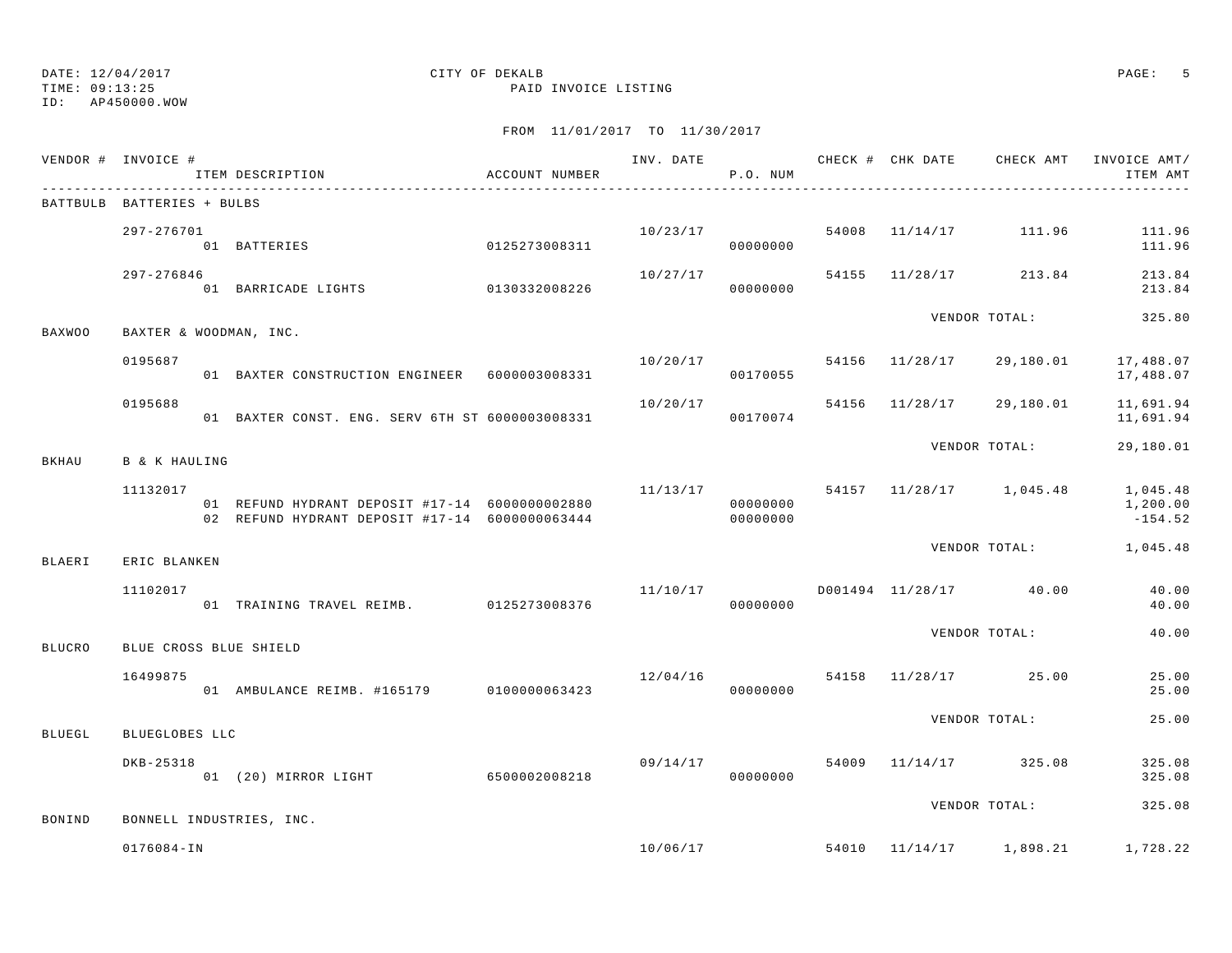DATE: 12/04/2017
TIME: 09:13:25
ID: AP450000.WOW

CITY OF DEKALB
PAID INVOICE LISTING

FROM 11/01/2017 TO 11/30/2017

| VENDOR # | INVOICE # / ITEM DESCRIPTION | ACCOUNT NUMBER | INV. DATE | P.O. NUM | CHECK # | CHK DATE | CHECK AMT | INVOICE AMT/ ITEM AMT |
|---|---|---|---|---|---|---|---|---|
| BATTBULB | BATTERIES + BULBS | | | | | | | |
| | 297-276701 | | 10/23/17 | | 54008 | 11/14/17 | 111.96 | 111.96 |
| | 01 BATTERIES | 0125273008311 | | 00000000 | | | | 111.96 |
| | 297-276846 | | 10/27/17 | | 54155 | 11/28/17 | 213.84 | 213.84 |
| | 01 BARRICADE LIGHTS | 0130332008226 | | 00000000 | | | | 213.84 |
| | | | | | | VENDOR TOTAL: | | 325.80 |
| BAXWOO | BAXTER & WOODMAN, INC. | | | | | | | |
| | 0195687 | | 10/20/17 | | 54156 | 11/28/17 | 29,180.01 | 17,488.07 |
| | 01 BAXTER CONSTRUCTION ENGINEER | 6000003008331 | | 00170055 | | | | 17,488.07 |
| | 0195688 | | 10/20/17 | | 54156 | 11/28/17 | 29,180.01 | 11,691.94 |
| | 01 BAXTER CONST. ENG. SERV 6TH ST | 6000003008331 | | 00170074 | | | | 11,691.94 |
| | | | | | | VENDOR TOTAL: | | 29,180.01 |
| BKHAU | B & K HAULING | | | | | | | |
| | 11132017 | | 11/13/17 | | 54157 | 11/28/17 | 1,045.48 | 1,045.48 |
| | 01 REFUND HYDRANT DEPOSIT #17-14 | 6000000002880 | | 00000000 | | | | 1,200.00 |
| | 02 REFUND HYDRANT DEPOSIT #17-14 | 6000000063444 | | 00000000 | | | | -154.52 |
| | | | | | | VENDOR TOTAL: | | 1,045.48 |
| BLAERI | ERIC BLANKEN | | | | | | | |
| | 11102017 | | 11/10/17 | | D001494 | 11/28/17 | 40.00 | 40.00 |
| | 01 TRAINING TRAVEL REIMB. | 0125273008376 | | 00000000 | | | | 40.00 |
| | | | | | | VENDOR TOTAL: | | 40.00 |
| BLUCRO | BLUE CROSS BLUE SHIELD | | | | | | | |
| | 16499875 | | 12/04/16 | | 54158 | 11/28/17 | 25.00 | 25.00 |
| | 01 AMBULANCE REIMB. #165179 | 0100000063423 | | 00000000 | | | | 25.00 |
| | | | | | | VENDOR TOTAL: | | 25.00 |
| BLUEGL | BLUEGLOBES LLC | | | | | | | |
| | DKB-25318 | | 09/14/17 | | 54009 | 11/14/17 | 325.08 | 325.08 |
| | 01 (20) MIRROR LIGHT | 6500002008218 | | 00000000 | | | | 325.08 |
| | | | | | | VENDOR TOTAL: | | 325.08 |
| BONIND | BONNELL INDUSTRIES, INC. | | | | | | | |
| | 0176084-IN | | 10/06/17 | | 54010 | 11/14/17 | 1,898.21 | 1,728.22 |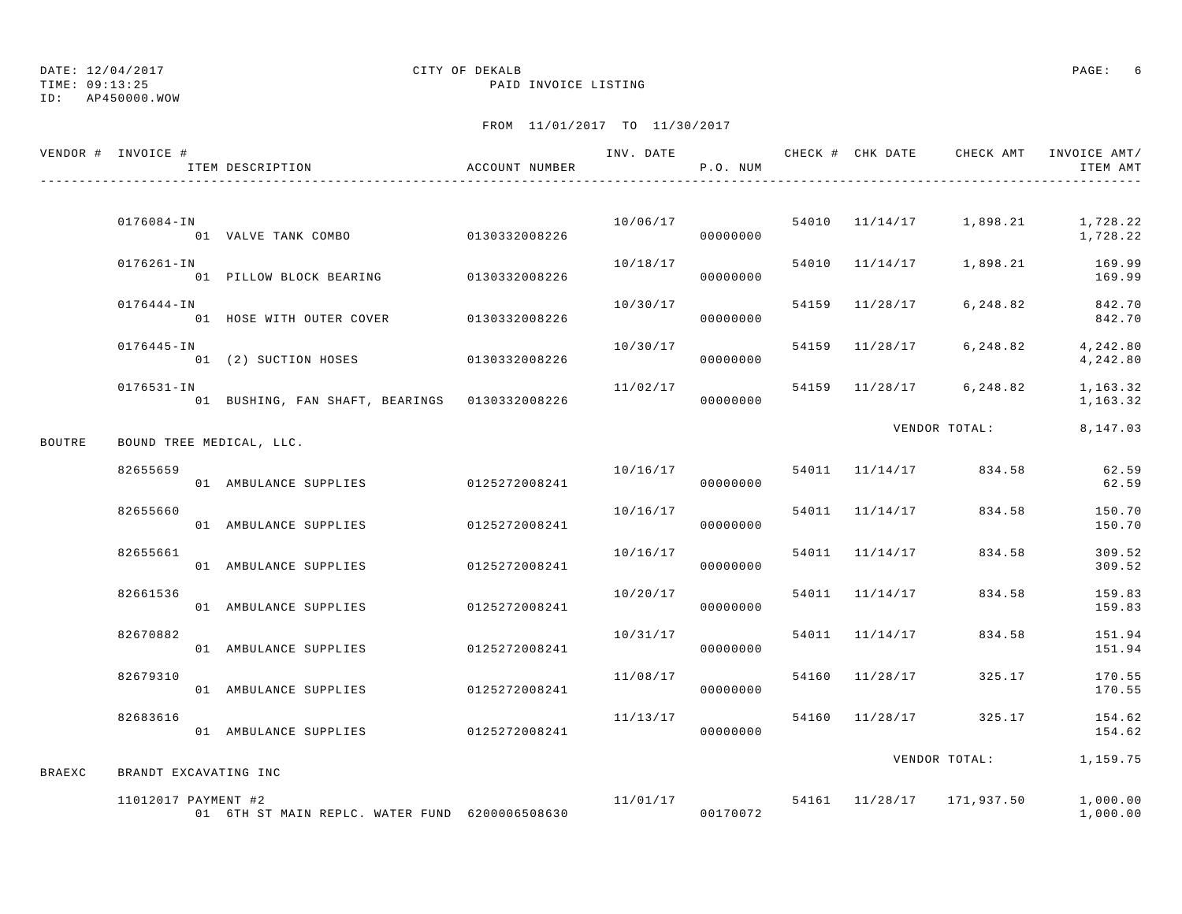DATE: 12/04/2017 CITY OF DEKALB
TIME: 09:13:25 PAID INVOICE LISTING
ID: AP450000.WOW

FROM 11/01/2017 TO 11/30/2017

| VENDOR # | INVOICE # / ITEM DESCRIPTION | ACCOUNT NUMBER | INV. DATE | P.O. NUM | CHECK # | CHK DATE | CHECK AMT | INVOICE AMT/ ITEM AMT |
|---|---|---|---|---|---|---|---|---|
| | 0176084-IN | | 10/06/17 | | 54010 | 11/14/17 | 1,898.21 | 1,728.22 |
| | 01 VALVE TANK COMBO | 0130332008226 | | 00000000 | | | | 1,728.22 |
| | 0176261-IN | | 10/18/17 | | 54010 | 11/14/17 | 1,898.21 | 169.99 |
| | 01 PILLOW BLOCK BEARING | 0130332008226 | | 00000000 | | | | 169.99 |
| | 0176444-IN | | 10/30/17 | | 54159 | 11/28/17 | 6,248.82 | 842.70 |
| | 01 HOSE WITH OUTER COVER | 0130332008226 | | 00000000 | | | | 842.70 |
| | 0176445-IN | | 10/30/17 | | 54159 | 11/28/17 | 6,248.82 | 4,242.80 |
| | 01 (2) SUCTION HOSES | 0130332008226 | | 00000000 | | | | 4,242.80 |
| | 0176531-IN | | 11/02/17 | | 54159 | 11/28/17 | 6,248.82 | 1,163.32 |
| | 01 BUSHING, FAN SHAFT, BEARINGS | 0130332008226 | | 00000000 | | | | 1,163.32 |
| | | | | | | | VENDOR TOTAL: | 8,147.03 |
| BOUTRE | BOUND TREE MEDICAL, LLC. | | | | | | | |
| | 82655659 | | 10/16/17 | | 54011 | 11/14/17 | 834.58 | 62.59 |
| | 01 AMBULANCE SUPPLIES | 0125272008241 | | 00000000 | | | | 62.59 |
| | 82655660 | | 10/16/17 | | 54011 | 11/14/17 | 834.58 | 150.70 |
| | 01 AMBULANCE SUPPLIES | 0125272008241 | | 00000000 | | | | 150.70 |
| | 82655661 | | 10/16/17 | | 54011 | 11/14/17 | 834.58 | 309.52 |
| | 01 AMBULANCE SUPPLIES | 0125272008241 | | 00000000 | | | | 309.52 |
| | 82661536 | | 10/20/17 | | 54011 | 11/14/17 | 834.58 | 159.83 |
| | 01 AMBULANCE SUPPLIES | 0125272008241 | | 00000000 | | | | 159.83 |
| | 82670882 | | 10/31/17 | | 54011 | 11/14/17 | 834.58 | 151.94 |
| | 01 AMBULANCE SUPPLIES | 0125272008241 | | 00000000 | | | | 151.94 |
| | 82679310 | | 11/08/17 | | 54160 | 11/28/17 | 325.17 | 170.55 |
| | 01 AMBULANCE SUPPLIES | 0125272008241 | | 00000000 | | | | 170.55 |
| | 82683616 | | 11/13/17 | | 54160 | 11/28/17 | 325.17 | 154.62 |
| | 01 AMBULANCE SUPPLIES | 0125272008241 | | 00000000 | | | | 154.62 |
| | | | | | | | VENDOR TOTAL: | 1,159.75 |
| BRAEXC | BRANDT EXCAVATING INC | | | | | | | |
| | 11012017 PAYMENT #2 | | 11/01/17 | | 54161 | 11/28/17 | 171,937.50 | 1,000.00 |
| | 01 6TH ST MAIN REPLC. WATER FUND | 6200006508630 | | 00170072 | | | | 1,000.00 |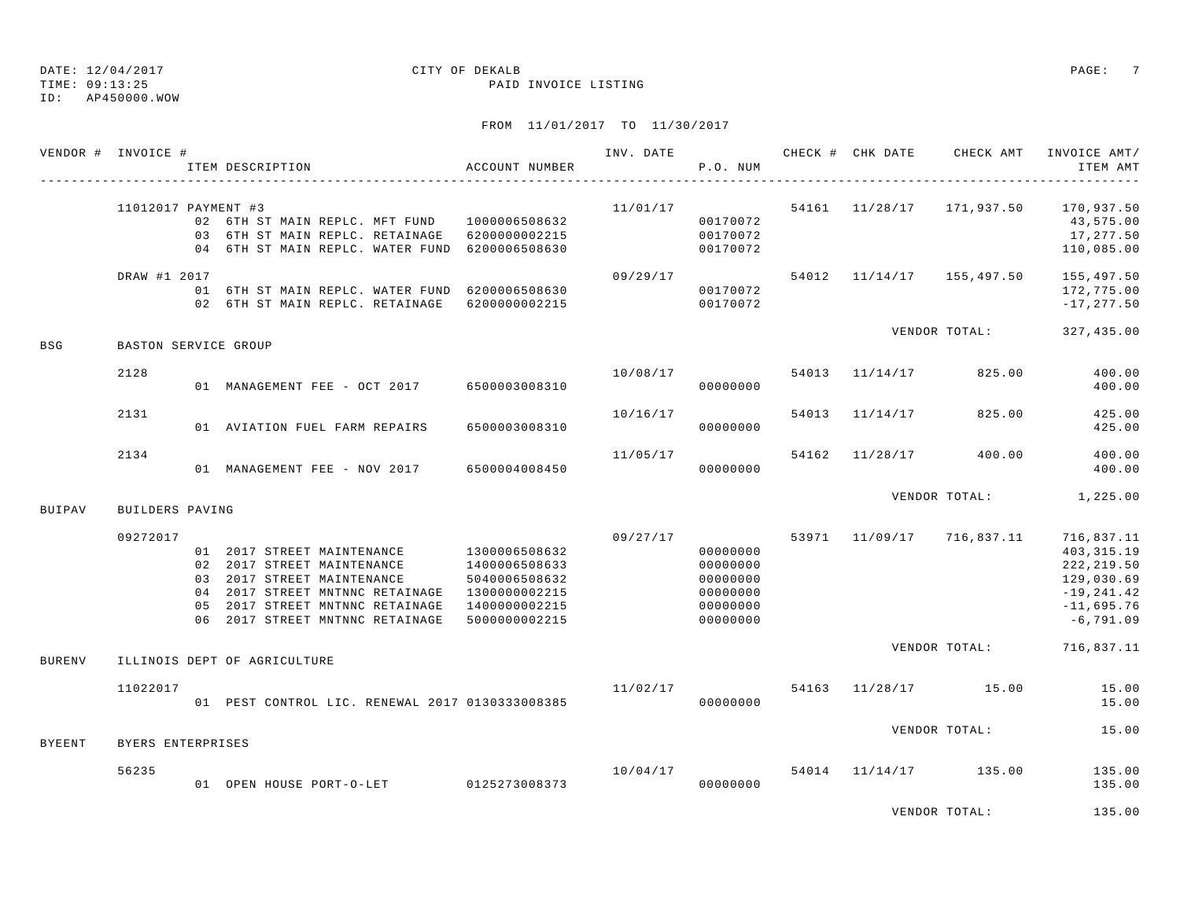DATE: 12/04/2017
TIME: 09:13:25
ID: AP450000.WOW

CITY OF DEKALB
PAID INVOICE LISTING

FROM 11/01/2017 TO 11/30/2017

| VENDOR # | INVOICE # / ITEM DESCRIPTION | ACCOUNT NUMBER | INV. DATE | P.O. NUM | CHECK # | CHK DATE | CHECK AMT | INVOICE AMT/ ITEM AMT |
|---|---|---|---|---|---|---|---|---|
| | 11012017 PAYMENT #3 | | 11/01/17 | | 54161 | 11/28/17 | 171,937.50 | 170,937.50 |
| | 02 6TH ST MAIN REPLC. MFT FUND | 1000006508632 | | 00170072 | | | | 43,575.00 |
| | 03 6TH ST MAIN REPLC. RETAINAGE | 6200000002215 | | 00170072 | | | | 17,277.50 |
| | 04 6TH ST MAIN REPLC. WATER FUND | 6200006508630 | | 00170072 | | | | 110,085.00 |
| | DRAW #1 2017 | | 09/29/17 | | 54012 | 11/14/17 | 155,497.50 | 155,497.50 |
| | 01 6TH ST MAIN REPLC. WATER FUND | 6200006508630 | | 00170072 | | | | 172,775.00 |
| | 02 6TH ST MAIN REPLC. RETAINAGE | 6200000002215 | | 00170072 | | | | -17,277.50 |
| | | | | | | | VENDOR TOTAL: | 327,435.00 |
| BSG | BASTON SERVICE GROUP | | | | | | | |
| | 2128 | | 10/08/17 | | 54013 | 11/14/17 | 825.00 | 400.00 |
| | 01 MANAGEMENT FEE - OCT 2017 | 6500003008310 | | 00000000 | | | | 400.00 |
| | 2131 | | 10/16/17 | | 54013 | 11/14/17 | 825.00 | 425.00 |
| | 01 AVIATION FUEL FARM REPAIRS | 6500003008310 | | 00000000 | | | | 425.00 |
| | 2134 | | 11/05/17 | | 54162 | 11/28/17 | 400.00 | 400.00 |
| | 01 MANAGEMENT FEE - NOV 2017 | 6500004008450 | | 00000000 | | | | 400.00 |
| | | | | | | | VENDOR TOTAL: | 1,225.00 |
| BUIPAV | BUILDERS PAVING | | | | | | | |
| | 09272017 | | 09/27/17 | | 53971 | 11/09/17 | 716,837.11 | 716,837.11 |
| | 01 2017 STREET MAINTENANCE | 1300006508632 | | 00000000 | | | | 403,315.19 |
| | 02 2017 STREET MAINTENANCE | 1400006508633 | | 00000000 | | | | 222,219.50 |
| | 03 2017 STREET MAINTENANCE | 5040006508632 | | 00000000 | | | | 129,030.69 |
| | 04 2017 STREET MNTNNC RETAINAGE | 1300000002215 | | 00000000 | | | | -19,241.42 |
| | 05 2017 STREET MNTNNC RETAINAGE | 1400000002215 | | 00000000 | | | | -11,695.76 |
| | 06 2017 STREET MNTNNC RETAINAGE | 5000000002215 | | 00000000 | | | | -6,791.09 |
| | | | | | | | VENDOR TOTAL: | 716,837.11 |
| BURENV | ILLINOIS DEPT OF AGRICULTURE | | | | | | | |
| | 11022017 | | 11/02/17 | | 54163 | 11/28/17 | 15.00 | 15.00 |
| | 01 PEST CONTROL LIC. RENEWAL 2017 | 0130333008385 | | 00000000 | | | | 15.00 |
| | | | | | | | VENDOR TOTAL: | 15.00 |
| BYEENT | BYERS ENTERPRISES | | | | | | | |
| | 56235 | | 10/04/17 | | 54014 | 11/14/17 | 135.00 | 135.00 |
| | 01 OPEN HOUSE PORT-O-LET | 0125273008373 | | 00000000 | | | | 135.00 |
| | | | | | | | VENDOR TOTAL: | 135.00 |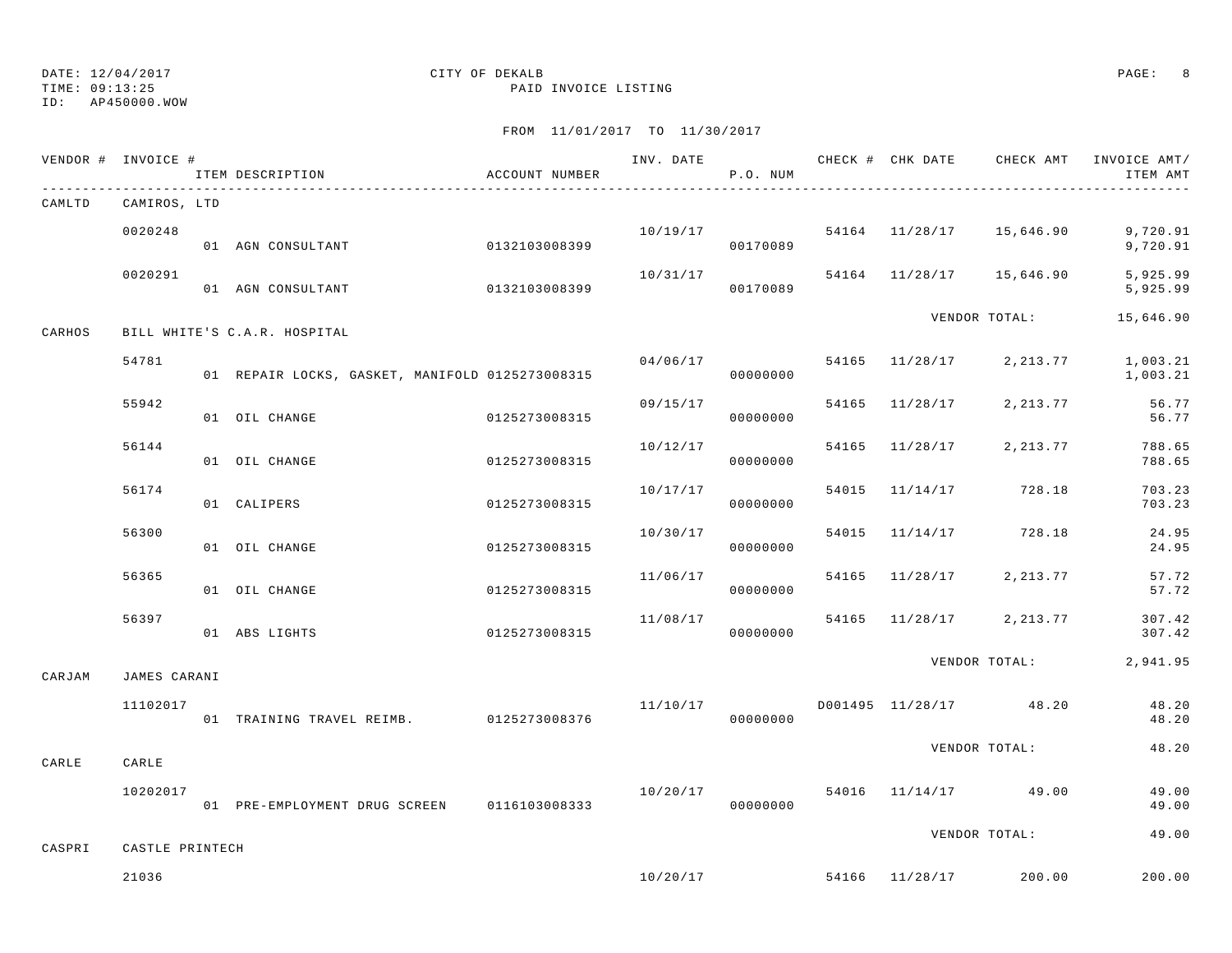DATE: 12/04/2017 CITY OF DEKALB
TIME: 09:13:25 PAID INVOICE LISTING
ID: AP450000.WOW

FROM 11/01/2017 TO 11/30/2017

| VENDOR # | INVOICE # | ITEM DESCRIPTION | ACCOUNT NUMBER | INV. DATE | P.O. NUM | CHECK # | CHK DATE | CHECK AMT | INVOICE AMT/ ITEM AMT |
|---|---|---|---|---|---|---|---|---|---|
| CAMLTD | CAMIROS, LTD | | | | | | | | |
| | 0020248 | | | 10/19/17 | | 54164 | 11/28/17 | 15,646.90 | 9,720.91 |
| | | 01 AGN CONSULTANT | 0132103008399 | | 00170089 | | | | 9,720.91 |
| | 0020291 | | | 10/31/17 | | 54164 | 11/28/17 | 15,646.90 | 5,925.99 |
| | | 01 AGN CONSULTANT | 0132103008399 | | 00170089 | | | | 5,925.99 |
| | | | | | | | | VENDOR TOTAL: | 15,646.90 |
| CARHOS | BILL WHITE'S C.A.R. HOSPITAL | | | | | | | | |
| | 54781 | | | 04/06/17 | | 54165 | 11/28/17 | 2,213.77 | 1,003.21 |
| | | 01 REPAIR LOCKS, GASKET, MANIFOLD | 0125273008315 | | 00000000 | | | | 1,003.21 |
| | 55942 | | | 09/15/17 | | 54165 | 11/28/17 | 2,213.77 | 56.77 |
| | | 01 OIL CHANGE | 0125273008315 | | 00000000 | | | | 56.77 |
| | 56144 | | | 10/12/17 | | 54165 | 11/28/17 | 2,213.77 | 788.65 |
| | | 01 OIL CHANGE | 0125273008315 | | 00000000 | | | | 788.65 |
| | 56174 | | | 10/17/17 | | 54015 | 11/14/17 | 728.18 | 703.23 |
| | | 01 CALIPERS | 0125273008315 | | 00000000 | | | | 703.23 |
| | 56300 | | | 10/30/17 | | 54015 | 11/14/17 | 728.18 | 24.95 |
| | | 01 OIL CHANGE | 0125273008315 | | 00000000 | | | | 24.95 |
| | 56365 | | | 11/06/17 | | 54165 | 11/28/17 | 2,213.77 | 57.72 |
| | | 01 OIL CHANGE | 0125273008315 | | 00000000 | | | | 57.72 |
| | 56397 | | | 11/08/17 | | 54165 | 11/28/17 | 2,213.77 | 307.42 |
| | | 01 ABS LIGHTS | 0125273008315 | | 00000000 | | | | 307.42 |
| | | | | | | | | VENDOR TOTAL: | 2,941.95 |
| CARJAM | JAMES CARANI | | | | | | | | |
| | 11102017 | | | 11/10/17 | | D001495 | 11/28/17 | 48.20 | 48.20 |
| | | 01 TRAINING TRAVEL REIMB. | 0125273008376 | | 00000000 | | | | 48.20 |
| | | | | | | | | VENDOR TOTAL: | 48.20 |
| CARLE | CARLE | | | | | | | | |
| | 10202017 | | | 10/20/17 | | 54016 | 11/14/17 | 49.00 | 49.00 |
| | | 01 PRE-EMPLOYMENT DRUG SCREEN | 0116103008333 | | 00000000 | | | | 49.00 |
| | | | | | | | | VENDOR TOTAL: | 49.00 |
| CASPRI | CASTLE PRINTECH | | | | | | | | |
| | 21036 | | | 10/20/17 | | 54166 | 11/28/17 | 200.00 | 200.00 |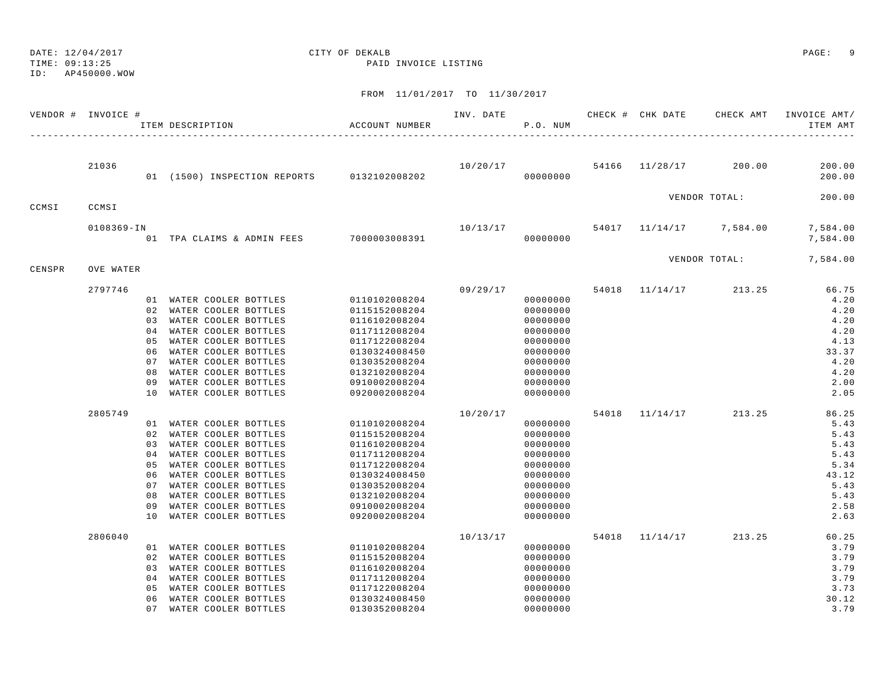DATE: 12/04/2017
TIME: 09:13:25
ID: AP450000.WOW

CITY OF DEKALB
PAID INVOICE LISTING

FROM 11/01/2017 TO 11/30/2017

| VENDOR # | INVOICE # | ITEM DESCRIPTION | ACCOUNT NUMBER | INV. DATE | P.O. NUM | CHECK # | CHK DATE | CHECK AMT | INVOICE AMT/ ITEM AMT |
|---|---|---|---|---|---|---|---|---|---|
| | 21036 | | | 10/20/17 | | 54166 | 11/28/17 | 200.00 | 200.00 |
| | | 01 (1500) INSPECTION REPORTS | 0132102008202 | | 00000000 | | | | 200.00 |
| | | | | | | | | VENDOR TOTAL: | 200.00 |
| CCMSI | CCMSI | | | | | | | | |
| | 0108369-IN | | | 10/13/17 | | 54017 | 11/14/17 | 7,584.00 | 7,584.00 |
| | | 01 TPA CLAIMS & ADMIN FEES | 7000003008391 | | 00000000 | | | | 7,584.00 |
| | | | | | | | | VENDOR TOTAL: | 7,584.00 |
| CENSPR | OVE WATER | | | | | | | | |
| | 2797746 | | | 09/29/17 | | 54018 | 11/14/17 | 213.25 | 66.75 |
| | | 01 WATER COOLER BOTTLES | 0110102008204 | | 00000000 | | | | 4.20 |
| | | 02 WATER COOLER BOTTLES | 0115152008204 | | 00000000 | | | | 4.20 |
| | | 03 WATER COOLER BOTTLES | 0116102008204 | | 00000000 | | | | 4.20 |
| | | 04 WATER COOLER BOTTLES | 0117112008204 | | 00000000 | | | | 4.20 |
| | | 05 WATER COOLER BOTTLES | 0117122008204 | | 00000000 | | | | 4.13 |
| | | 06 WATER COOLER BOTTLES | 0130324008450 | | 00000000 | | | | 33.37 |
| | | 07 WATER COOLER BOTTLES | 0130352008204 | | 00000000 | | | | 4.20 |
| | | 08 WATER COOLER BOTTLES | 0132102008204 | | 00000000 | | | | 4.20 |
| | | 09 WATER COOLER BOTTLES | 0910002008204 | | 00000000 | | | | 2.00 |
| | | 10 WATER COOLER BOTTLES | 0920002008204 | | 00000000 | | | | 2.05 |
| | 2805749 | | | 10/20/17 | | 54018 | 11/14/17 | 213.25 | 86.25 |
| | | 01 WATER COOLER BOTTLES | 0110102008204 | | 00000000 | | | | 5.43 |
| | | 02 WATER COOLER BOTTLES | 0115152008204 | | 00000000 | | | | 5.43 |
| | | 03 WATER COOLER BOTTLES | 0116102008204 | | 00000000 | | | | 5.43 |
| | | 04 WATER COOLER BOTTLES | 0117112008204 | | 00000000 | | | | 5.43 |
| | | 05 WATER COOLER BOTTLES | 0117122008204 | | 00000000 | | | | 5.34 |
| | | 06 WATER COOLER BOTTLES | 0130324008450 | | 00000000 | | | | 43.12 |
| | | 07 WATER COOLER BOTTLES | 0130352008204 | | 00000000 | | | | 5.43 |
| | | 08 WATER COOLER BOTTLES | 0132102008204 | | 00000000 | | | | 5.43 |
| | | 09 WATER COOLER BOTTLES | 0910002008204 | | 00000000 | | | | 2.58 |
| | | 10 WATER COOLER BOTTLES | 0920002008204 | | 00000000 | | | | 2.63 |
| | 2806040 | | | 10/13/17 | | 54018 | 11/14/17 | 213.25 | 60.25 |
| | | 01 WATER COOLER BOTTLES | 0110102008204 | | 00000000 | | | | 3.79 |
| | | 02 WATER COOLER BOTTLES | 0115152008204 | | 00000000 | | | | 3.79 |
| | | 03 WATER COOLER BOTTLES | 0116102008204 | | 00000000 | | | | 3.79 |
| | | 04 WATER COOLER BOTTLES | 0117112008204 | | 00000000 | | | | 3.79 |
| | | 05 WATER COOLER BOTTLES | 0117122008204 | | 00000000 | | | | 3.73 |
| | | 06 WATER COOLER BOTTLES | 0130324008450 | | 00000000 | | | | 30.12 |
| | | 07 WATER COOLER BOTTLES | 0130352008204 | | 00000000 | | | | 3.79 |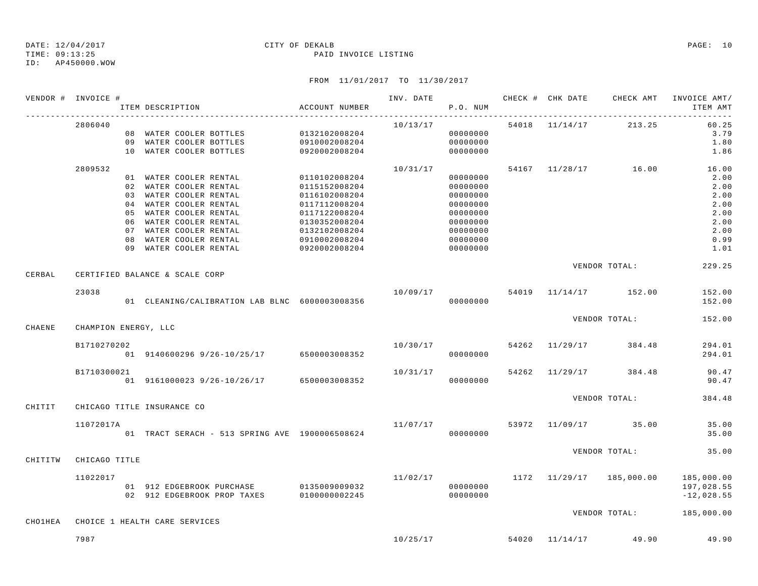DATE: 12/04/2017 CITY OF DEKALB
TIME: 09:13:25 PAID INVOICE LISTING
ID: AP450000.WOW

FROM 11/01/2017 TO 11/30/2017

| VENDOR # | INVOICE # | ITEM DESCRIPTION | ACCOUNT NUMBER | INV. DATE | P.O. NUM | CHECK # | CHK DATE | CHECK AMT | INVOICE AMT/ ITEM AMT |
|---|---|---|---|---|---|---|---|---|---|
| | 2806040 | | | 10/13/17 | | 54018 | 11/14/17 | 213.25 | 60.25 |
| | | 08 WATER COOLER BOTTLES | 0132102008204 | | 00000000 | | | | 3.79 |
| | | 09 WATER COOLER BOTTLES | 0910002008204 | | 00000000 | | | | 1.80 |
| | | 10 WATER COOLER BOTTLES | 0920002008204 | | 00000000 | | | | 1.86 |
| | 2809532 | | | 10/31/17 | | 54167 | 11/28/17 | 16.00 | 16.00 |
| | | 01 WATER COOLER RENTAL | 0110102008204 | | 00000000 | | | | 2.00 |
| | | 02 WATER COOLER RENTAL | 0115152008204 | | 00000000 | | | | 2.00 |
| | | 03 WATER COOLER RENTAL | 0116102008204 | | 00000000 | | | | 2.00 |
| | | 04 WATER COOLER RENTAL | 0117112008204 | | 00000000 | | | | 2.00 |
| | | 05 WATER COOLER RENTAL | 0117122008204 | | 00000000 | | | | 2.00 |
| | | 06 WATER COOLER RENTAL | 0130352008204 | | 00000000 | | | | 2.00 |
| | | 07 WATER COOLER RENTAL | 0132102008204 | | 00000000 | | | | 2.00 |
| | | 08 WATER COOLER RENTAL | 0910002008204 | | 00000000 | | | | 0.99 |
| | | 09 WATER COOLER RENTAL | 0920002008204 | | 00000000 | | | | 1.01 |
| | | | | | | | | VENDOR TOTAL: | 229.25 |
| CERBAL | CERTIFIED BALANCE & SCALE CORP | | | | | | | | |
| | 23038 | | | 10/09/17 | | 54019 | 11/14/17 | 152.00 | 152.00 |
| | | 01 CLEANING/CALIBRATION LAB BLNC | 6000003008356 | | 00000000 | | | | 152.00 |
| | | | | | | | | VENDOR TOTAL: | 152.00 |
| CHAENE | CHAMPION ENERGY, LLC | | | | | | | | |
| | B1710270202 | | | 10/30/17 | | 54262 | 11/29/17 | 384.48 | 294.01 |
| | | 01 9140600296 9/26-10/25/17 | 6500003008352 | | 00000000 | | | | 294.01 |
| | B1710300021 | | | 10/31/17 | | 54262 | 11/29/17 | 384.48 | 90.47 |
| | | 01 9161000023 9/26-10/26/17 | 6500003008352 | | 00000000 | | | | 90.47 |
| | | | | | | | | VENDOR TOTAL: | 384.48 |
| CHITIT | CHICAGO TITLE INSURANCE CO | | | | | | | | |
| | 11072017A | | | 11/07/17 | | 53972 | 11/09/17 | 35.00 | 35.00 |
| | | 01 TRACT SERACH - 513 SPRING AVE | 1900006508624 | | 00000000 | | | | 35.00 |
| | | | | | | | | VENDOR TOTAL: | 35.00 |
| CHITITW | CHICAGO TITLE | | | | | | | | |
| | 11022017 | | | 11/02/17 | | 1172 | 11/29/17 | 185,000.00 | 185,000.00 |
| | | 01 912 EDGEBROOK PURCHASE | 0135009009032 | | 00000000 | | | | 197,028.55 |
| | | 02 912 EDGEBROOK PROP TAXES | 0100000002245 | | 00000000 | | | | -12,028.55 |
| | | | | | | | | VENDOR TOTAL: | 185,000.00 |
| CHO1HEA | CHOICE 1 HEALTH CARE SERVICES | | | | | | | | |
| | 7987 | | | 10/25/17 | | 54020 | 11/14/17 | 49.90 | 49.90 |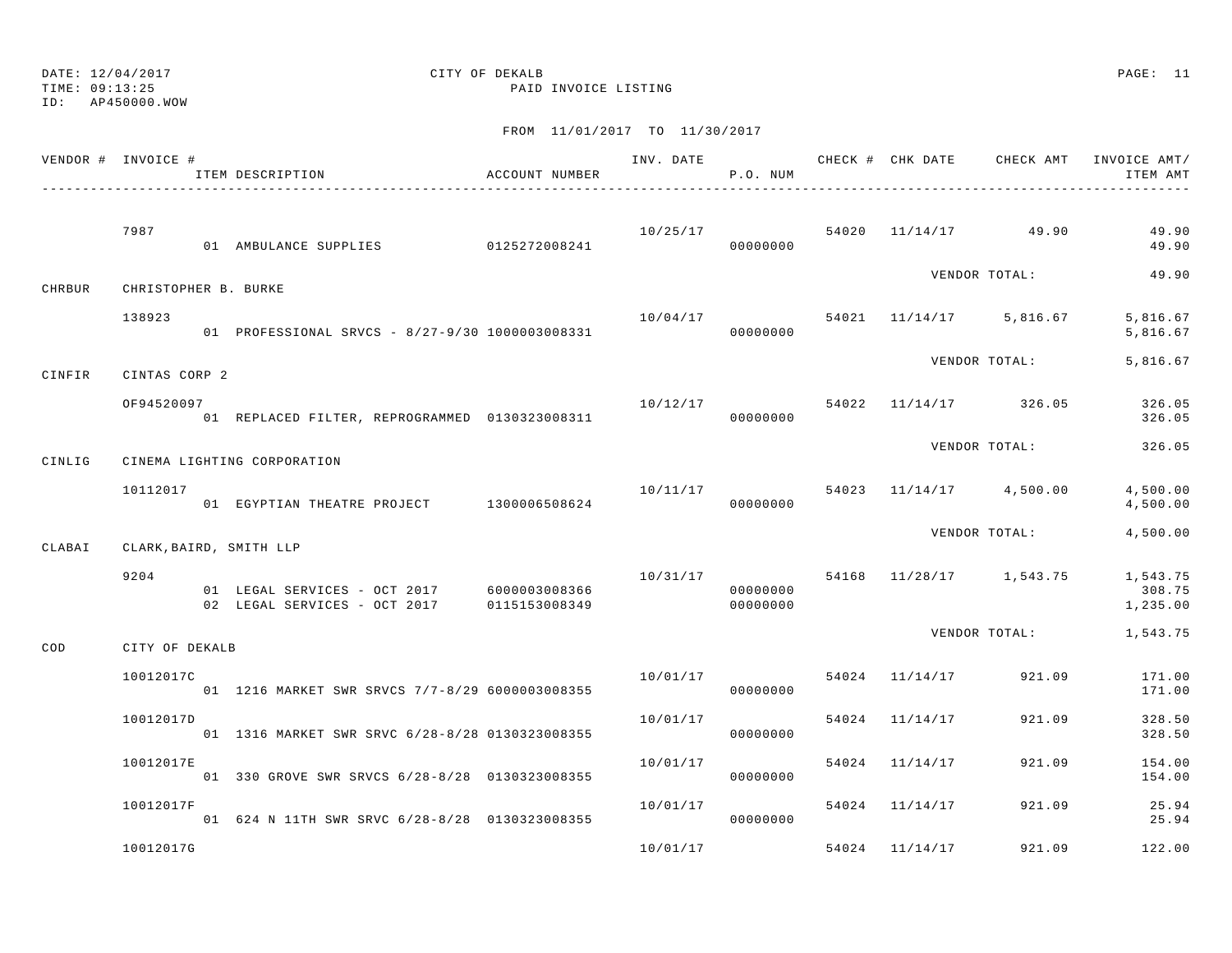DATE: 12/04/2017
TIME: 09:13:25
ID: AP450000.WOW

CITY OF DEKALB
PAID INVOICE LISTING

FROM 11/01/2017 TO 11/30/2017

| VENDOR # | INVOICE # / ITEM DESCRIPTION | ACCOUNT NUMBER | INV. DATE | P.O. NUM | CHECK # | CHK DATE | CHECK AMT | INVOICE AMT/ ITEM AMT |
|---|---|---|---|---|---|---|---|---|
| | 7987 | | 10/25/17 | | 54020 | 11/14/17 | 49.90 | 49.90 |
| | 01 AMBULANCE SUPPLIES | 0125272008241 | | 00000000 | | | | 49.90 |
| | | | | | | VENDOR TOTAL: | | 49.90 |
| CHRBUR | CHRISTOPHER B. BURKE | | | | | | | |
| | 138923 | | 10/04/17 | | 54021 | 11/14/17 | 5,816.67 | 5,816.67 |
| | 01 PROFESSIONAL SRVCS - 8/27-9/30 | 1000003008331 | | 00000000 | | | | 5,816.67 |
| | | | | | | VENDOR TOTAL: | | 5,816.67 |
| CINFIR | CINTAS CORP 2 | | | | | | | |
| | OF94520097 | | 10/12/17 | | 54022 | 11/14/17 | 326.05 | 326.05 |
| | 01 REPLACED FILTER, REPROGRAMMED | 0130323008311 | | 00000000 | | | | 326.05 |
| | | | | | | VENDOR TOTAL: | | 326.05 |
| CINLIG | CINEMA LIGHTING CORPORATION | | | | | | | |
| | 10112017 | | 10/11/17 | | 54023 | 11/14/17 | 4,500.00 | 4,500.00 |
| | 01 EGYPTIAN THEATRE PROJECT | 1300006508624 | | 00000000 | | | | 4,500.00 |
| | | | | | | VENDOR TOTAL: | | 4,500.00 |
| CLABAI | CLARK,BAIRD, SMITH LLP | | | | | | | |
| | 9204 | | 10/31/17 | | 54168 | 11/28/17 | 1,543.75 | 1,543.75 |
| | 01 LEGAL SERVICES - OCT 2017 | 6000003008366 | | 00000000 | | | | 308.75 |
| | 02 LEGAL SERVICES - OCT 2017 | 0115153008349 | | 00000000 | | | | 1,235.00 |
| | | | | | | VENDOR TOTAL: | | 1,543.75 |
| COD | CITY OF DEKALB | | | | | | | |
| | 10012017C | | 10/01/17 | | 54024 | 11/14/17 | 921.09 | 171.00 |
| | 01 1216 MARKET SWR SRVCS 7/7-8/29 | 6000003008355 | | 00000000 | | | | 171.00 |
| | 10012017D | | 10/01/17 | | 54024 | 11/14/17 | 921.09 | 328.50 |
| | 01 1316 MARKET SWR SRVC 6/28-8/28 | 0130323008355 | | 00000000 | | | | 328.50 |
| | 10012017E | | 10/01/17 | | 54024 | 11/14/17 | 921.09 | 154.00 |
| | 01 330 GROVE SWR SRVCS 6/28-8/28 | 0130323008355 | | 00000000 | | | | 154.00 |
| | 10012017F | | 10/01/17 | | 54024 | 11/14/17 | 921.09 | 25.94 |
| | 01 624 N 11TH SWR SRVC 6/28-8/28 | 0130323008355 | | 00000000 | | | | 25.94 |
| | 10012017G | | 10/01/17 | | 54024 | 11/14/17 | 921.09 | 122.00 |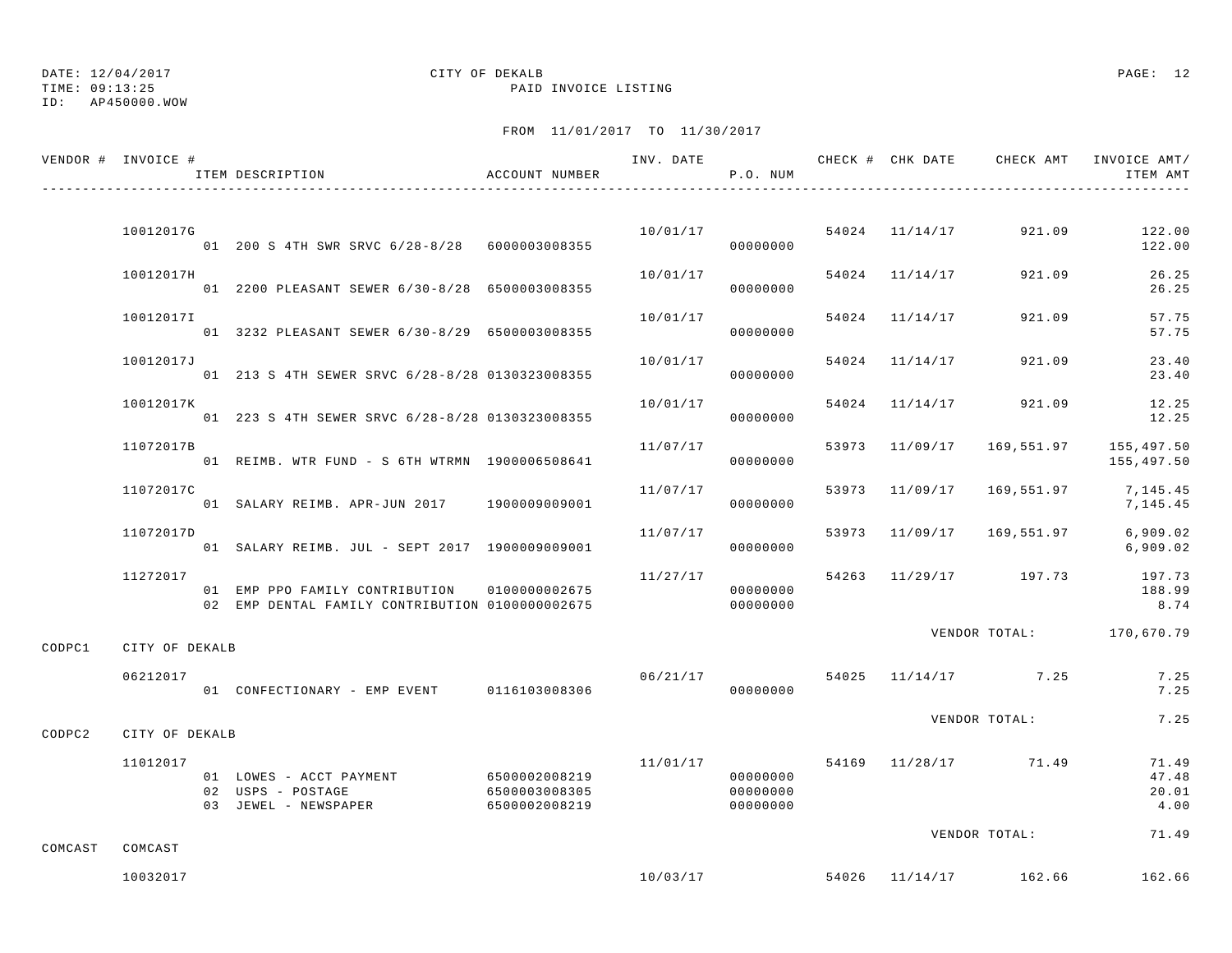DATE: 12/04/2017 CITY OF DEKALB PAGE: 12
TIME: 09:13:25 PAID INVOICE LISTING
ID: AP450000.WOW

FROM 11/01/2017 TO 11/30/2017

| VENDOR # | INVOICE # | ITEM DESCRIPTION | ACCOUNT NUMBER | INV. DATE | P.O. NUM | CHECK # | CHK DATE | CHECK AMT | INVOICE AMT/ ITEM AMT |
|---|---|---|---|---|---|---|---|---|---|
| | 10012017G | | | 10/01/17 | | 54024 | 11/14/17 | 921.09 | 122.00 |
| | | 01 200 S 4TH SWR SRVC 6/28-8/28 | 6000003008355 | | 00000000 | | | | 122.00 |
| | 10012017H | | | 10/01/17 | | 54024 | 11/14/17 | 921.09 | 26.25 |
| | | 01 2200 PLEASANT SEWER 6/30-8/28 | 6500003008355 | | 00000000 | | | | 26.25 |
| | 10012017I | | | 10/01/17 | | 54024 | 11/14/17 | 921.09 | 57.75 |
| | | 01 3232 PLEASANT SEWER 6/30-8/29 | 6500003008355 | | 00000000 | | | | 57.75 |
| | 10012017J | | | 10/01/17 | | 54024 | 11/14/17 | 921.09 | 23.40 |
| | | 01 213 S 4TH SEWER SRVC 6/28-8/28 | 0130323008355 | | 00000000 | | | | 23.40 |
| | 10012017K | | | 10/01/17 | | 54024 | 11/14/17 | 921.09 | 12.25 |
| | | 01 223 S 4TH SEWER SRVC 6/28-8/28 | 0130323008355 | | 00000000 | | | | 12.25 |
| | 11072017B | | | 11/07/17 | | 53973 | 11/09/17 | 169,551.97 | 155,497.50 |
| | | 01 REIMB. WTR FUND - S 6TH WTRMN | 1900006508641 | | 00000000 | | | | 155,497.50 |
| | 11072017C | | | 11/07/17 | | 53973 | 11/09/17 | 169,551.97 | 7,145.45 |
| | | 01 SALARY REIMB. APR-JUN 2017 | 1900009009001 | | 00000000 | | | | 7,145.45 |
| | 11072017D | | | 11/07/17 | | 53973 | 11/09/17 | 169,551.97 | 6,909.02 |
| | | 01 SALARY REIMB. JUL - SEPT 2017 | 1900009009001 | | 00000000 | | | | 6,909.02 |
| | 11272017 | | | 11/27/17 | | 54263 | 11/29/17 | 197.73 | 197.73 |
| | | 01 EMP PPO FAMILY CONTRIBUTION | 0100000002675 | | 00000000 | | | | 188.99 |
| | | 02 EMP DENTAL FAMILY CONTRIBUTION | 0100000002675 | | 00000000 | | | | 8.74 |
| | | | | | | | | VENDOR TOTAL: | 170,670.79 |
| CODPC1 | CITY OF DEKALB | | | | | | | | |
| | 06212017 | | | 06/21/17 | | 54025 | 11/14/17 | 7.25 | 7.25 |
| | | 01 CONFECTIONARY - EMP EVENT | 0116103008306 | | 00000000 | | | | 7.25 |
| | | | | | | | | VENDOR TOTAL: | 7.25 |
| CODPC2 | CITY OF DEKALB | | | | | | | | |
| | 11012017 | | | 11/01/17 | | 54169 | 11/28/17 | 71.49 | 71.49 |
| | | 01 LOWES - ACCT PAYMENT | 6500002008219 | | 00000000 | | | | 47.48 |
| | | 02 USPS - POSTAGE | 6500003008305 | | 00000000 | | | | 20.01 |
| | | 03 JEWEL - NEWSPAPER | 6500002008219 | | 00000000 | | | | 4.00 |
| | | | | | | | | VENDOR TOTAL: | 71.49 |
| COMCAST | COMCAST | | | | | | | | |
| | 10032017 | | | 10/03/17 | | 54026 | 11/14/17 | 162.66 | 162.66 |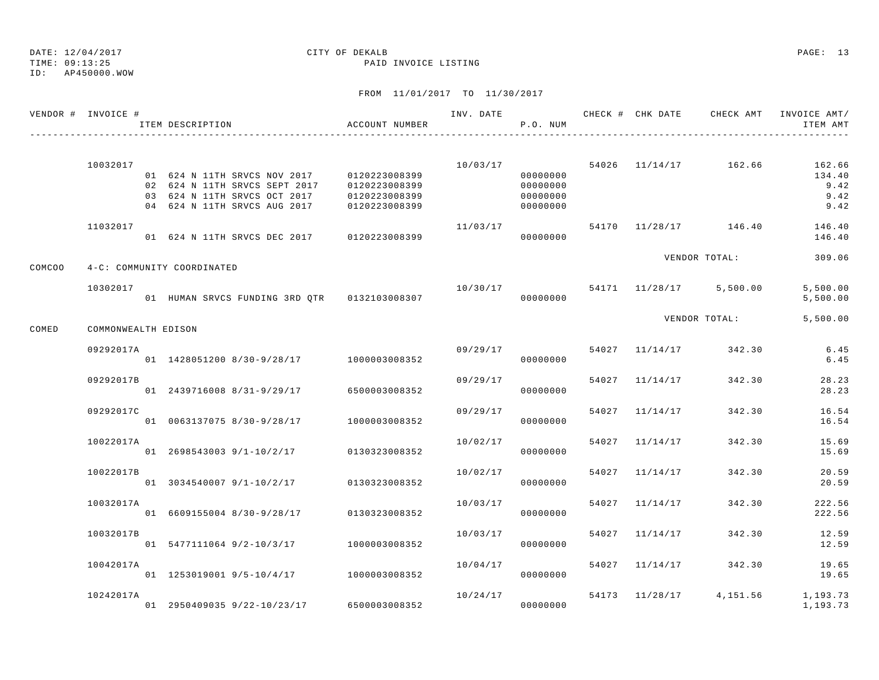DATE: 12/04/2017 CITY OF DEKALB
TIME: 09:13:25 PAID INVOICE LISTING
ID: AP450000.WOW

FROM 11/01/2017 TO 11/30/2017

| VENDOR # | INVOICE # | ITEM DESCRIPTION | ACCOUNT NUMBER | INV. DATE | P.O. NUM | CHECK # | CHK DATE | CHECK AMT | INVOICE AMT/ ITEM AMT |
|---|---|---|---|---|---|---|---|---|---|
| | 10032017 | | | 10/03/17 | | 54026 | 11/14/17 | 162.66 | 162.66 |
| | | 01 624 N 11TH SRVCS NOV 2017 | 0120223008399 | | 00000000 | | | | 134.40 |
| | | 02 624 N 11TH SRVCS SEPT 2017 | 0120223008399 | | 00000000 | | | | 9.42 |
| | | 03 624 N 11TH SRVCS OCT 2017 | 0120223008399 | | 00000000 | | | | 9.42 |
| | | 04 624 N 11TH SRVCS AUG 2017 | 0120223008399 | | 00000000 | | | | 9.42 |
| | 11032017 | | | 11/03/17 | | 54170 | 11/28/17 | 146.40 | 146.40 |
| | | 01 624 N 11TH SRVCS DEC 2017 | 0120223008399 | | 00000000 | | | | 146.40 |
| | | | | | | | VENDOR TOTAL: | | 309.06 |
| COMCOO | 4-C: COMMUNITY COORDINATED | | | | | | | | |
| | 10302017 | | | 10/30/17 | | 54171 | 11/28/17 | 5,500.00 | 5,500.00 |
| | | 01 HUMAN SRVCS FUNDING 3RD QTR | 0132103008307 | | 00000000 | | | | 5,500.00 |
| | | | | | | | VENDOR TOTAL: | | 5,500.00 |
| COMED | COMMONWEALTH EDISON | | | | | | | | |
| | 09292017A | | | 09/29/17 | | 54027 | 11/14/17 | 342.30 | 6.45 |
| | | 01 1428051200 8/30-9/28/17 | 1000003008352 | | 00000000 | | | | 6.45 |
| | 09292017B | | | 09/29/17 | | 54027 | 11/14/17 | 342.30 | 28.23 |
| | | 01 2439716008 8/31-9/29/17 | 6500003008352 | | 00000000 | | | | 28.23 |
| | 09292017C | | | 09/29/17 | | 54027 | 11/14/17 | 342.30 | 16.54 |
| | | 01 0063137075 8/30-9/28/17 | 1000003008352 | | 00000000 | | | | 16.54 |
| | 10022017A | | | 10/02/17 | | 54027 | 11/14/17 | 342.30 | 15.69 |
| | | 01 2698543003 9/1-10/2/17 | 0130323008352 | | 00000000 | | | | 15.69 |
| | 10022017B | | | 10/02/17 | | 54027 | 11/14/17 | 342.30 | 20.59 |
| | | 01 3034540007 9/1-10/2/17 | 0130323008352 | | 00000000 | | | | 20.59 |
| | 10032017A | | | 10/03/17 | | 54027 | 11/14/17 | 342.30 | 222.56 |
| | | 01 6609155004 8/30-9/28/17 | 0130323008352 | | 00000000 | | | | 222.56 |
| | 10032017B | | | 10/03/17 | | 54027 | 11/14/17 | 342.30 | 12.59 |
| | | 01 5477111064 9/2-10/3/17 | 1000003008352 | | 00000000 | | | | 12.59 |
| | 10042017A | | | 10/04/17 | | 54027 | 11/14/17 | 342.30 | 19.65 |
| | | 01 1253019001 9/5-10/4/17 | 1000003008352 | | 00000000 | | | | 19.65 |
| | 10242017A | | | 10/24/17 | | 54173 | 11/28/17 | 4,151.56 | 1,193.73 |
| | | 01 2950409035 9/22-10/23/17 | 6500003008352 | | 00000000 | | | | 1,193.73 |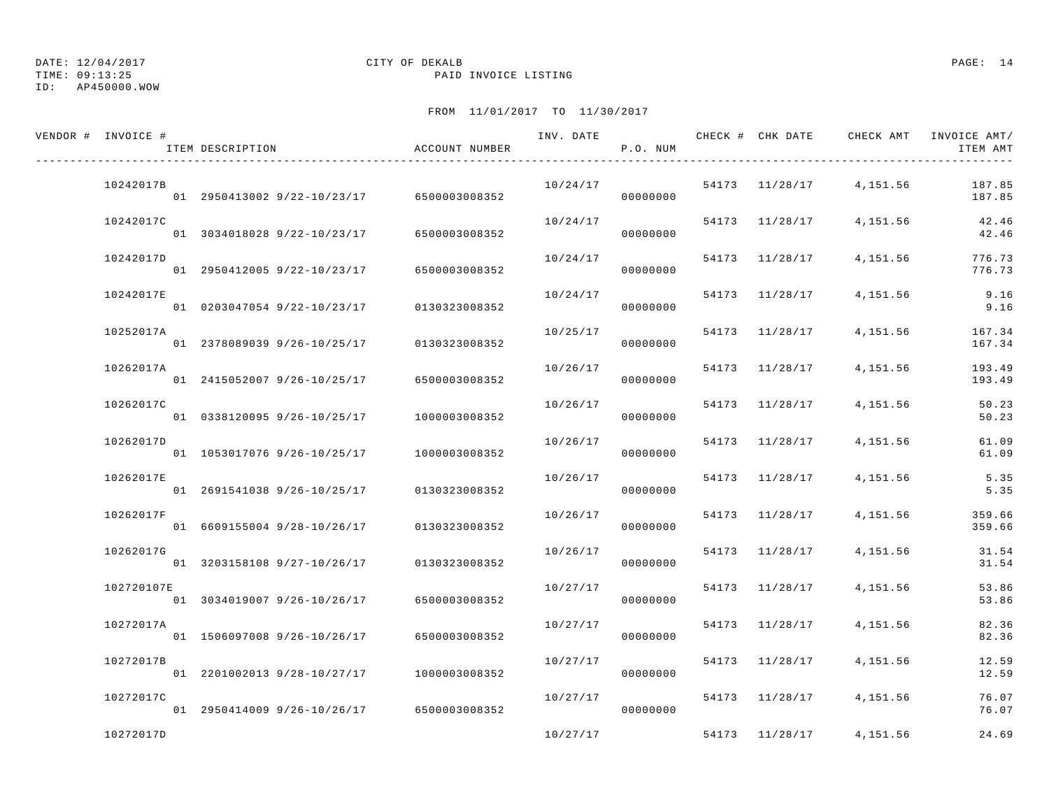DATE: 12/04/2017 CITY OF DEKALB
TIME: 09:13:25 PAID INVOICE LISTING
ID: AP450000.WOW

FROM 11/01/2017 TO 11/30/2017

| VENDOR # | INVOICE # / ITEM DESCRIPTION | ACCOUNT NUMBER | INV. DATE | P.O. NUM | CHECK # | CHK DATE | CHECK AMT | INVOICE AMT/ ITEM AMT |
|---|---|---|---|---|---|---|---|---|
| | 10242017B | | 10/24/17 | | 54173 | 11/28/17 | 4,151.56 | 187.85 |
| | 01 2950413002 9/22-10/23/17 | 6500003008352 | | 00000000 | | | | 187.85 |
| | 10242017C | | 10/24/17 | | 54173 | 11/28/17 | 4,151.56 | 42.46 |
| | 01 3034018028 9/22-10/23/17 | 6500003008352 | | 00000000 | | | | 42.46 |
| | 10242017D | | 10/24/17 | | 54173 | 11/28/17 | 4,151.56 | 776.73 |
| | 01 2950412005 9/22-10/23/17 | 6500003008352 | | 00000000 | | | | 776.73 |
| | 10242017E | | 10/24/17 | | 54173 | 11/28/17 | 4,151.56 | 9.16 |
| | 01 0203047054 9/22-10/23/17 | 0130323008352 | | 00000000 | | | | 9.16 |
| | 10252017A | | 10/25/17 | | 54173 | 11/28/17 | 4,151.56 | 167.34 |
| | 01 2378089039 9/26-10/25/17 | 0130323008352 | | 00000000 | | | | 167.34 |
| | 10262017A | | 10/26/17 | | 54173 | 11/28/17 | 4,151.56 | 193.49 |
| | 01 2415052007 9/26-10/25/17 | 6500003008352 | | 00000000 | | | | 193.49 |
| | 10262017C | | 10/26/17 | | 54173 | 11/28/17 | 4,151.56 | 50.23 |
| | 01 0338120095 9/26-10/25/17 | 1000003008352 | | 00000000 | | | | 50.23 |
| | 10262017D | | 10/26/17 | | 54173 | 11/28/17 | 4,151.56 | 61.09 |
| | 01 1053017076 9/26-10/25/17 | 1000003008352 | | 00000000 | | | | 61.09 |
| | 10262017E | | 10/26/17 | | 54173 | 11/28/17 | 4,151.56 | 5.35 |
| | 01 2691541038 9/26-10/25/17 | 0130323008352 | | 00000000 | | | | 5.35 |
| | 10262017F | | 10/26/17 | | 54173 | 11/28/17 | 4,151.56 | 359.66 |
| | 01 6609155004 9/28-10/26/17 | 0130323008352 | | 00000000 | | | | 359.66 |
| | 10262017G | | 10/26/17 | | 54173 | 11/28/17 | 4,151.56 | 31.54 |
| | 01 3203158108 9/27-10/26/17 | 0130323008352 | | 00000000 | | | | 31.54 |
| | 102720107E | | 10/27/17 | | 54173 | 11/28/17 | 4,151.56 | 53.86 |
| | 01 3034019007 9/26-10/26/17 | 6500003008352 | | 00000000 | | | | 53.86 |
| | 10272017A | | 10/27/17 | | 54173 | 11/28/17 | 4,151.56 | 82.36 |
| | 01 1506097008 9/26-10/26/17 | 6500003008352 | | 00000000 | | | | 82.36 |
| | 10272017B | | 10/27/17 | | 54173 | 11/28/17 | 4,151.56 | 12.59 |
| | 01 2201002013 9/28-10/27/17 | 1000003008352 | | 00000000 | | | | 12.59 |
| | 10272017C | | 10/27/17 | | 54173 | 11/28/17 | 4,151.56 | 76.07 |
| | 01 2950414009 9/26-10/26/17 | 6500003008352 | | 00000000 | | | | 76.07 |
| | 10272017D | | 10/27/17 | | 54173 | 11/28/17 | 4,151.56 | 24.69 |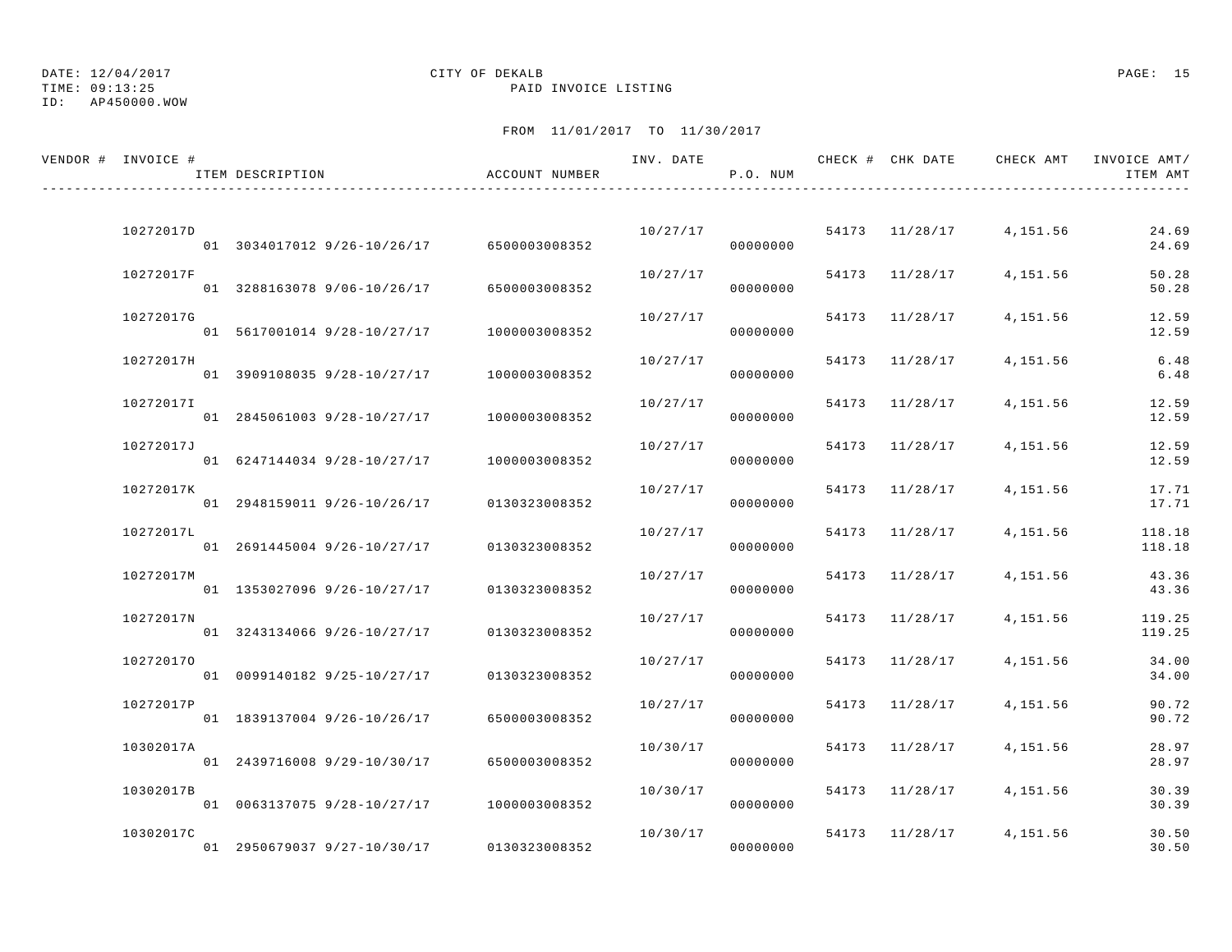DATE: 12/04/2017 CITY OF DEKALB PAGE: 15
TIME: 09:13:25 PAID INVOICE LISTING
ID: AP450000.WOW

FROM 11/01/2017 TO 11/30/2017

| VENDOR # | INVOICE # | ITEM DESCRIPTION | ACCOUNT NUMBER | INV. DATE | P.O. NUM | CHECK # | CHK DATE | CHECK AMT | INVOICE AMT/ ITEM AMT |
|---|---|---|---|---|---|---|---|---|---|
| | 10272017D | | | 10/27/17 | | 54173 | 11/28/17 | 4,151.56 | 24.69 |
| | | 01 3034017012 9/26-10/26/17 | 6500003008352 | | 00000000 | | | | 24.69 |
| | 10272017F | | | 10/27/17 | | 54173 | 11/28/17 | 4,151.56 | 50.28 |
| | | 01 3288163078 9/06-10/26/17 | 6500003008352 | | 00000000 | | | | 50.28 |
| | 10272017G | | | 10/27/17 | | 54173 | 11/28/17 | 4,151.56 | 12.59 |
| | | 01 5617001014 9/28-10/27/17 | 1000003008352 | | 00000000 | | | | 12.59 |
| | 10272017H | | | 10/27/17 | | 54173 | 11/28/17 | 4,151.56 | 6.48 |
| | | 01 3909108035 9/28-10/27/17 | 1000003008352 | | 00000000 | | | | 6.48 |
| | 10272017I | | | 10/27/17 | | 54173 | 11/28/17 | 4,151.56 | 12.59 |
| | | 01 2845061003 9/28-10/27/17 | 1000003008352 | | 00000000 | | | | 12.59 |
| | 10272017J | | | 10/27/17 | | 54173 | 11/28/17 | 4,151.56 | 12.59 |
| | | 01 6247144034 9/28-10/27/17 | 1000003008352 | | 00000000 | | | | 12.59 |
| | 10272017K | | | 10/27/17 | | 54173 | 11/28/17 | 4,151.56 | 17.71 |
| | | 01 2948159011 9/26-10/26/17 | 0130323008352 | | 00000000 | | | | 17.71 |
| | 10272017L | | | 10/27/17 | | 54173 | 11/28/17 | 4,151.56 | 118.18 |
| | | 01 2691445004 9/26-10/27/17 | 0130323008352 | | 00000000 | | | | 118.18 |
| | 10272017M | | | 10/27/17 | | 54173 | 11/28/17 | 4,151.56 | 43.36 |
| | | 01 1353027096 9/26-10/27/17 | 0130323008352 | | 00000000 | | | | 43.36 |
| | 10272017N | | | 10/27/17 | | 54173 | 11/28/17 | 4,151.56 | 119.25 |
| | | 01 3243134066 9/26-10/27/17 | 0130323008352 | | 00000000 | | | | 119.25 |
| | 10272017O | | | 10/27/17 | | 54173 | 11/28/17 | 4,151.56 | 34.00 |
| | | 01 0099140182 9/25-10/27/17 | 0130323008352 | | 00000000 | | | | 34.00 |
| | 10272017P | | | 10/27/17 | | 54173 | 11/28/17 | 4,151.56 | 90.72 |
| | | 01 1839137004 9/26-10/26/17 | 6500003008352 | | 00000000 | | | | 90.72 |
| | 10302017A | | | 10/30/17 | | 54173 | 11/28/17 | 4,151.56 | 28.97 |
| | | 01 2439716008 9/29-10/30/17 | 6500003008352 | | 00000000 | | | | 28.97 |
| | 10302017B | | | 10/30/17 | | 54173 | 11/28/17 | 4,151.56 | 30.39 |
| | | 01 0063137075 9/28-10/27/17 | 1000003008352 | | 00000000 | | | | 30.39 |
| | 10302017C | | | 10/30/17 | | 54173 | 11/28/17 | 4,151.56 | 30.50 |
| | | 01 2950679037 9/27-10/30/17 | 0130323008352 | | 00000000 | | | | 30.50 |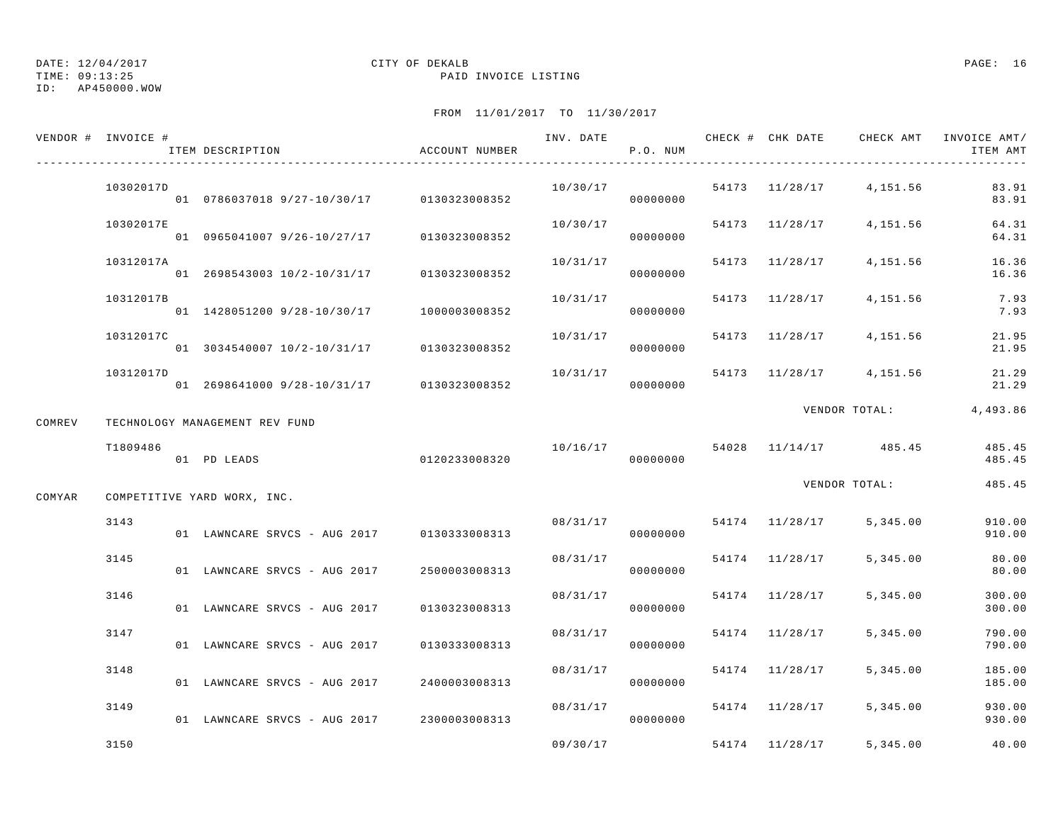DATE: 12/04/2017 CITY OF DEKALB
TIME: 09:13:25 PAID INVOICE LISTING
ID: AP450000.WOW

FROM 11/01/2017 TO 11/30/2017

| VENDOR # | INVOICE # / ITEM DESCRIPTION | ACCOUNT NUMBER | INV. DATE | P.O. NUM | CHECK # | CHK DATE | CHECK AMT | INVOICE AMT/ ITEM AMT |
|---|---|---|---|---|---|---|---|---|
| | 10302017D | | 10/30/17 | | 54173 | 11/28/17 | 4,151.56 | 83.91 |
| | 01 0786037018 9/27-10/30/17 | 0130323008352 | | 00000000 | | | | 83.91 |
| | 10302017E | | 10/30/17 | | 54173 | 11/28/17 | 4,151.56 | 64.31 |
| | 01 0965041007 9/26-10/27/17 | 0130323008352 | | 00000000 | | | | 64.31 |
| | 10312017A | | 10/31/17 | | 54173 | 11/28/17 | 4,151.56 | 16.36 |
| | 01 2698543003 10/2-10/31/17 | 0130323008352 | | 00000000 | | | | 16.36 |
| | 10312017B | | 10/31/17 | | 54173 | 11/28/17 | 4,151.56 | 7.93 |
| | 01 1428051200 9/28-10/30/17 | 1000003008352 | | 00000000 | | | | 7.93 |
| | 10312017C | | 10/31/17 | | 54173 | 11/28/17 | 4,151.56 | 21.95 |
| | 01 3034540007 10/2-10/31/17 | 0130323008352 | | 00000000 | | | | 21.95 |
| | 10312017D | | 10/31/17 | | 54173 | 11/28/17 | 4,151.56 | 21.29 |
| | 01 2698641000 9/28-10/31/17 | 0130323008352 | | 00000000 | | | | 21.29 |
| | | | | | | | VENDOR TOTAL: | 4,493.86 |
| COMREV | TECHNOLOGY MANAGEMENT REV FUND | | | | | | | |
| | T1809486 | | 10/16/17 | | 54028 | 11/14/17 | 485.45 | 485.45 |
| | 01 PD LEADS | 0120233008320 | | 00000000 | | | | 485.45 |
| | | | | | | | VENDOR TOTAL: | 485.45 |
| COMYAR | COMPETITIVE YARD WORX, INC. | | | | | | | |
| | 3143 | | 08/31/17 | | 54174 | 11/28/17 | 5,345.00 | 910.00 |
| | 01 LAWNCARE SRVCS - AUG 2017 | 0130333008313 | | 00000000 | | | | 910.00 |
| | 3145 | | 08/31/17 | | 54174 | 11/28/17 | 5,345.00 | 80.00 |
| | 01 LAWNCARE SRVCS - AUG 2017 | 2500003008313 | | 00000000 | | | | 80.00 |
| | 3146 | | 08/31/17 | | 54174 | 11/28/17 | 5,345.00 | 300.00 |
| | 01 LAWNCARE SRVCS - AUG 2017 | 0130323008313 | | 00000000 | | | | 300.00 |
| | 3147 | | 08/31/17 | | 54174 | 11/28/17 | 5,345.00 | 790.00 |
| | 01 LAWNCARE SRVCS - AUG 2017 | 0130333008313 | | 00000000 | | | | 790.00 |
| | 3148 | | 08/31/17 | | 54174 | 11/28/17 | 5,345.00 | 185.00 |
| | 01 LAWNCARE SRVCS - AUG 2017 | 2400003008313 | | 00000000 | | | | 185.00 |
| | 3149 | | 08/31/17 | | 54174 | 11/28/17 | 5,345.00 | 930.00 |
| | 01 LAWNCARE SRVCS - AUG 2017 | 2300003008313 | | 00000000 | | | | 930.00 |
| | 3150 | | 09/30/17 | | 54174 | 11/28/17 | 5,345.00 | 40.00 |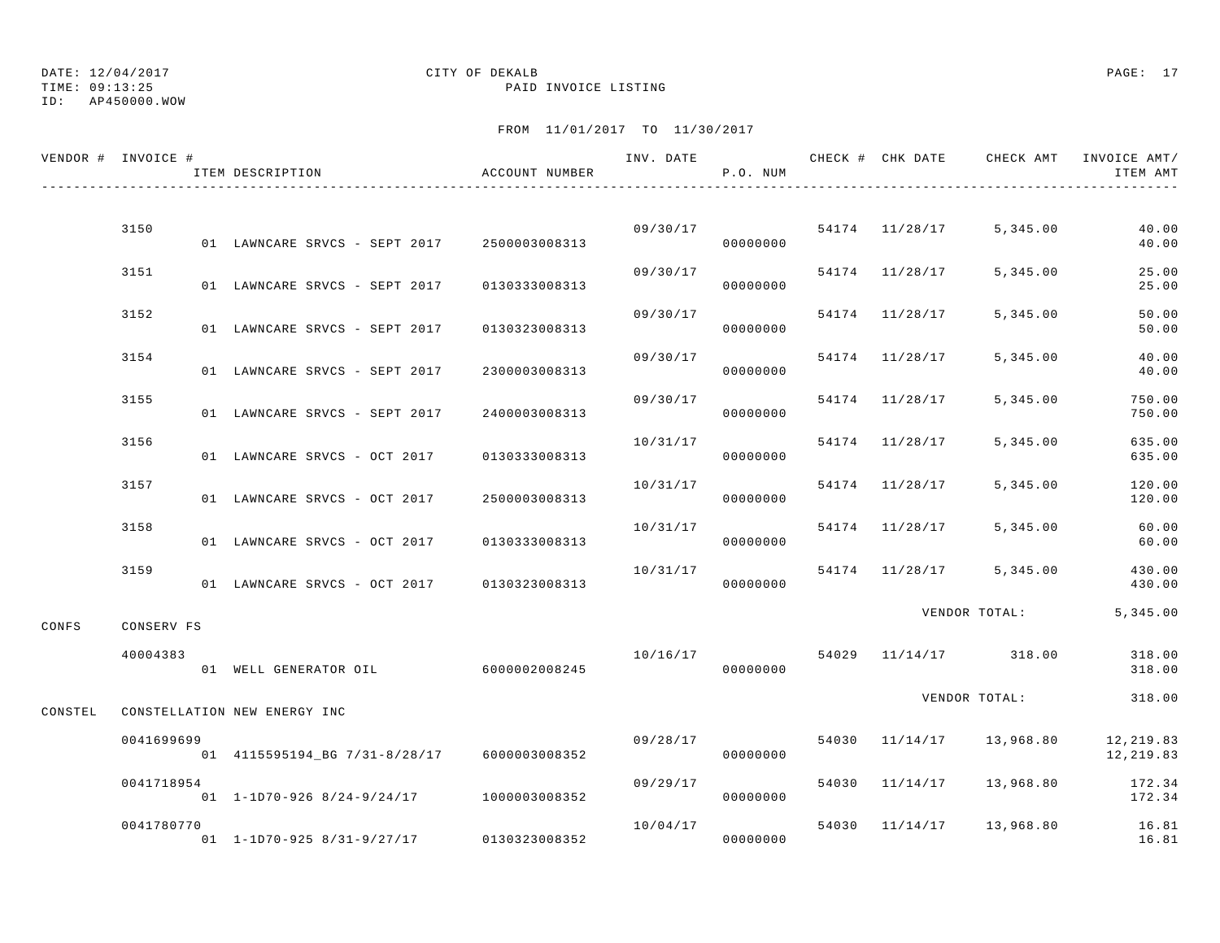DATE: 12/04/2017 CITY OF DEKALB
TIME: 09:13:25 PAID INVOICE LISTING
ID: AP450000.WOW

FROM 11/01/2017 TO 11/30/2017

| VENDOR # | INVOICE # | ITEM DESCRIPTION | ACCOUNT NUMBER | INV. DATE | P.O. NUM | CHECK # | CHK DATE | CHECK AMT | INVOICE AMT/ ITEM AMT |
|---|---|---|---|---|---|---|---|---|---|
| | 3150 | | | 09/30/17 | | 54174 | 11/28/17 | 5,345.00 | 40.00 |
| | | 01 LAWNCARE SRVCS - SEPT 2017 | 2500003008313 | | 00000000 | | | | 40.00 |
| | 3151 | | | 09/30/17 | | 54174 | 11/28/17 | 5,345.00 | 25.00 |
| | | 01 LAWNCARE SRVCS - SEPT 2017 | 0130333008313 | | 00000000 | | | | 25.00 |
| | 3152 | | | 09/30/17 | | 54174 | 11/28/17 | 5,345.00 | 50.00 |
| | | 01 LAWNCARE SRVCS - SEPT 2017 | 0130323008313 | | 00000000 | | | | 50.00 |
| | 3154 | | | 09/30/17 | | 54174 | 11/28/17 | 5,345.00 | 40.00 |
| | | 01 LAWNCARE SRVCS - SEPT 2017 | 2300003008313 | | 00000000 | | | | 40.00 |
| | 3155 | | | 09/30/17 | | 54174 | 11/28/17 | 5,345.00 | 750.00 |
| | | 01 LAWNCARE SRVCS - SEPT 2017 | 2400003008313 | | 00000000 | | | | 750.00 |
| | 3156 | | | 10/31/17 | | 54174 | 11/28/17 | 5,345.00 | 635.00 |
| | | 01 LAWNCARE SRVCS - OCT 2017 | 0130333008313 | | 00000000 | | | | 635.00 |
| | 3157 | | | 10/31/17 | | 54174 | 11/28/17 | 5,345.00 | 120.00 |
| | | 01 LAWNCARE SRVCS - OCT 2017 | 2500003008313 | | 00000000 | | | | 120.00 |
| | 3158 | | | 10/31/17 | | 54174 | 11/28/17 | 5,345.00 | 60.00 |
| | | 01 LAWNCARE SRVCS - OCT 2017 | 0130333008313 | | 00000000 | | | | 60.00 |
| | 3159 | | | 10/31/17 | | 54174 | 11/28/17 | 5,345.00 | 430.00 |
| | | 01 LAWNCARE SRVCS - OCT 2017 | 0130323008313 | | 00000000 | | | | 430.00 |
| | | | | | | | VENDOR TOTAL: | | 5,345.00 |
| CONFS | CONSERV FS | | | | | | | | |
| | 40004383 | | | 10/16/17 | | 54029 | 11/14/17 | 318.00 | 318.00 |
| | | 01 WELL GENERATOR OIL | 6000002008245 | | 00000000 | | | | 318.00 |
| | | | | | | | VENDOR TOTAL: | | 318.00 |
| CONSTEL | CONSTELLATION NEW ENERGY INC | | | | | | | | |
| | 0041699699 | | | 09/28/17 | | 54030 | 11/14/17 | 13,968.80 | 12,219.83 |
| | | 01 4115595194_BG 7/31-8/28/17 | 6000003008352 | | 00000000 | | | | 12,219.83 |
| | 0041718954 | | | 09/29/17 | | 54030 | 11/14/17 | 13,968.80 | 172.34 |
| | | 01 1-1D70-926 8/24-9/24/17 | 1000003008352 | | 00000000 | | | | 172.34 |
| | 0041780770 | | | 10/04/17 | | 54030 | 11/14/17 | 13,968.80 | 16.81 |
| | | 01 1-1D70-925 8/31-9/27/17 | 0130323008352 | | 00000000 | | | | 16.81 |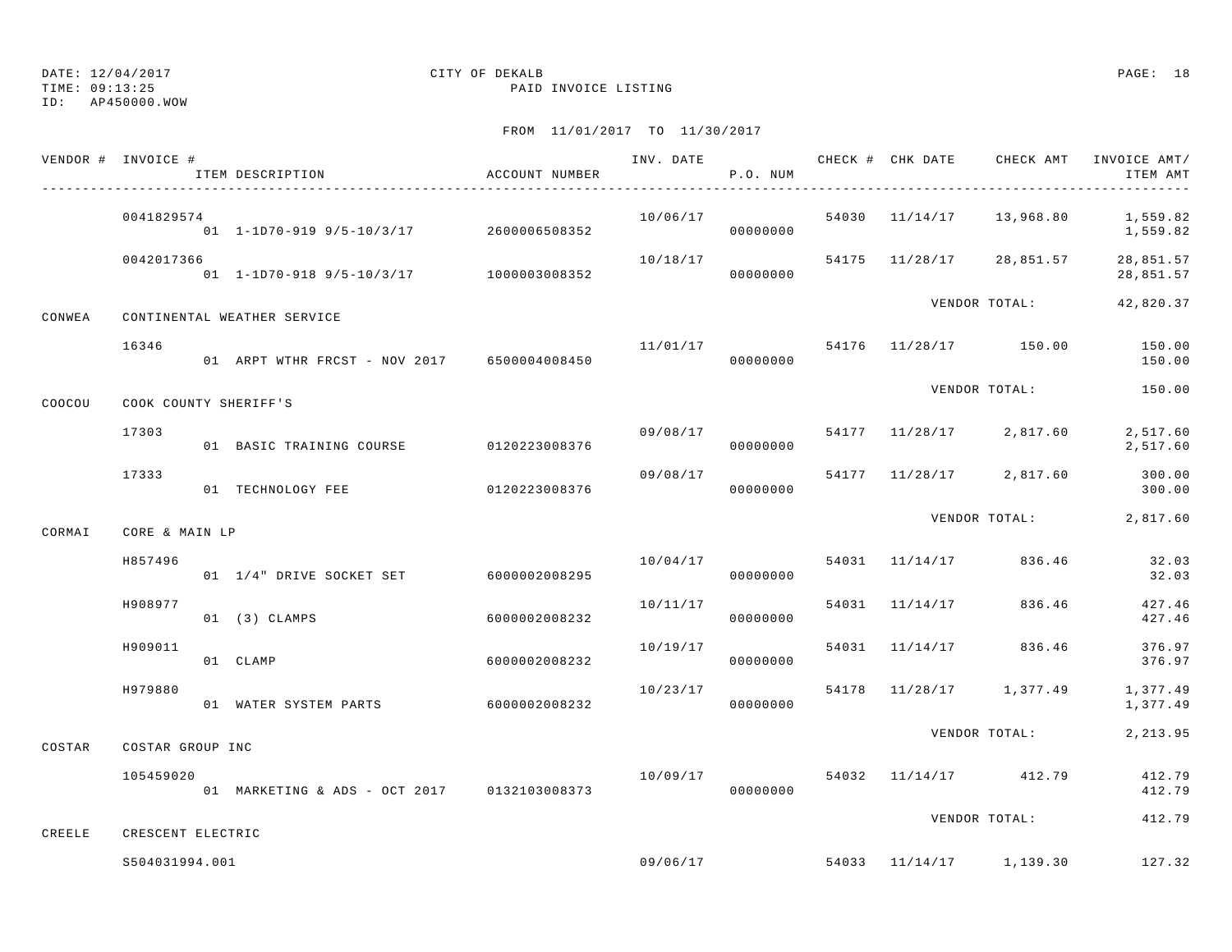DATE: 12/04/2017
TIME: 09:13:25
ID: AP450000.WOW

CITY OF DEKALB
PAID INVOICE LISTING

FROM 11/01/2017 TO 11/30/2017

| VENDOR # | INVOICE # / ITEM DESCRIPTION | ACCOUNT NUMBER | INV. DATE | P.O. NUM | CHECK # | CHK DATE | CHECK AMT | INVOICE AMT/ ITEM AMT |
|---|---|---|---|---|---|---|---|---|
| | 0041829574 | | 10/06/17 | | 54030 | 11/14/17 | 13,968.80 | 1,559.82 |
| | 01 1-1D70-919 9/5-10/3/17 | 2600006508352 | | 00000000 | | | | 1,559.82 |
| | 0042017366 | | 10/18/17 | | 54175 | 11/28/17 | 28,851.57 | 28,851.57 |
| | 01 1-1D70-918 9/5-10/3/17 | 1000003008352 | | 00000000 | | | | 28,851.57 |
| | | | | | | VENDOR TOTAL: | | 42,820.37 |
| CONWEA | CONTINENTAL WEATHER SERVICE | | | | | | | |
| | 16346 | | 11/01/17 | | 54176 | 11/28/17 | 150.00 | 150.00 |
| | 01 ARPT WTHR FRCST - NOV 2017 | 6500004008450 | | 00000000 | | | | 150.00 |
| | | | | | | VENDOR TOTAL: | | 150.00 |
| COOCOU | COOK COUNTY SHERIFF'S | | | | | | | |
| | 17303 | | 09/08/17 | | 54177 | 11/28/17 | 2,817.60 | 2,517.60 |
| | 01 BASIC TRAINING COURSE | 0120223008376 | | 00000000 | | | | 2,517.60 |
| | 17333 | | 09/08/17 | | 54177 | 11/28/17 | 2,817.60 | 300.00 |
| | 01 TECHNOLOGY FEE | 0120223008376 | | 00000000 | | | | 300.00 |
| | | | | | | VENDOR TOTAL: | | 2,817.60 |
| CORMAI | CORE & MAIN LP | | | | | | | |
| | H857496 | | 10/04/17 | | 54031 | 11/14/17 | 836.46 | 32.03 |
| | 01 1/4" DRIVE SOCKET SET | 6000002008295 | | 00000000 | | | | 32.03 |
| | H908977 | | 10/11/17 | | 54031 | 11/14/17 | 836.46 | 427.46 |
| | 01 (3) CLAMPS | 6000002008232 | | 00000000 | | | | 427.46 |
| | H909011 | | 10/19/17 | | 54031 | 11/14/17 | 836.46 | 376.97 |
| | 01 CLAMP | 6000002008232 | | 00000000 | | | | 376.97 |
| | H979880 | | 10/23/17 | | 54178 | 11/28/17 | 1,377.49 | 1,377.49 |
| | 01 WATER SYSTEM PARTS | 6000002008232 | | 00000000 | | | | 1,377.49 |
| | | | | | | VENDOR TOTAL: | | 2,213.95 |
| COSTAR | COSTAR GROUP INC | | | | | | | |
| | 105459020 | | 10/09/17 | | 54032 | 11/14/17 | 412.79 | 412.79 |
| | 01 MARKETING & ADS - OCT 2017 | 0132103008373 | | 00000000 | | | | 412.79 |
| | | | | | | VENDOR TOTAL: | | 412.79 |
| CREELE | CRESCENT ELECTRIC | | | | | | | |
| | S504031994.001 | | 09/06/17 | | 54033 | 11/14/17 | 1,139.30 | 127.32 |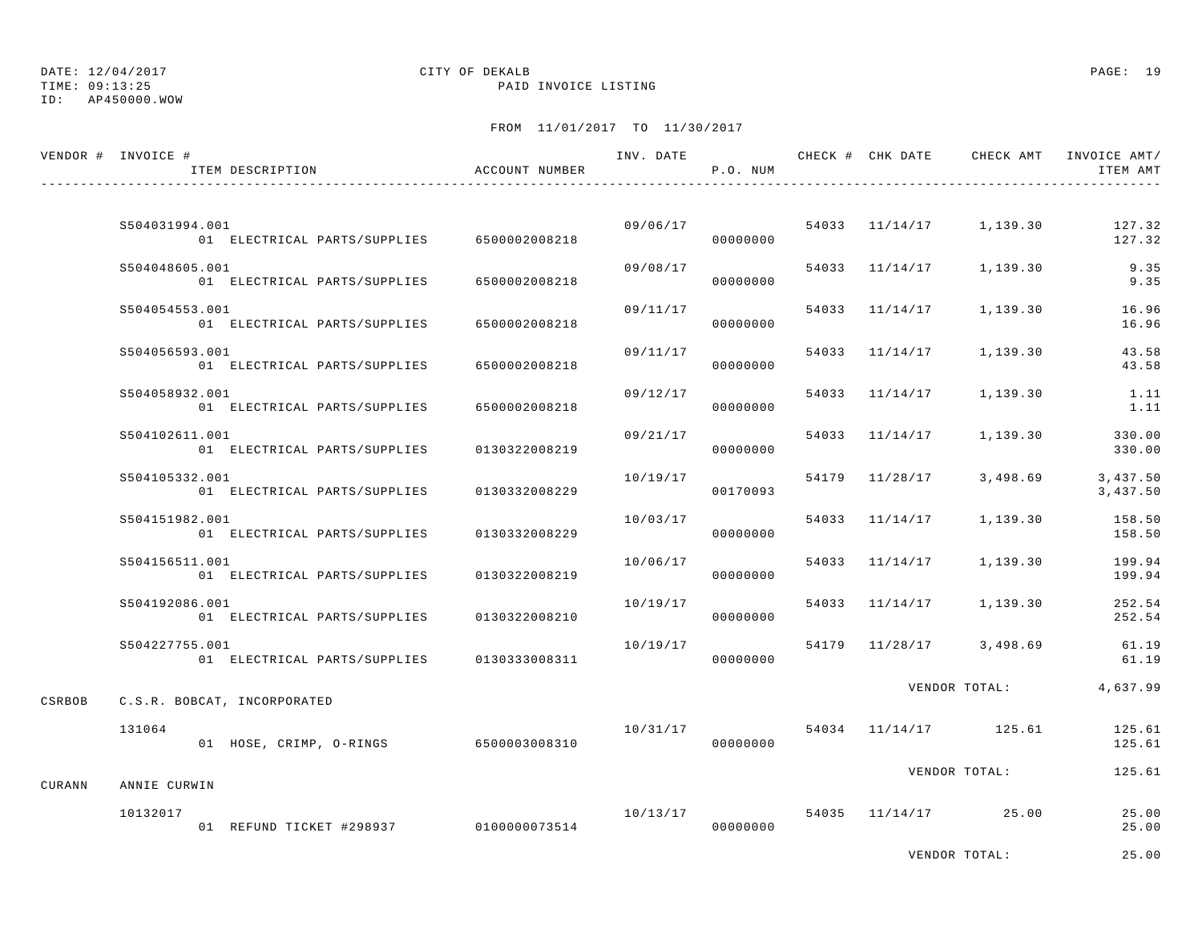DATE: 12/04/2017
TIME: 09:13:25
ID: AP450000.WOW

CITY OF DEKALB
PAID INVOICE LISTING

FROM 11/01/2017 TO 11/30/2017

| VENDOR # | INVOICE # / ITEM DESCRIPTION | ACCOUNT NUMBER | INV. DATE | P.O. NUM | CHECK # | CHK DATE | CHECK AMT | INVOICE AMT/ ITEM AMT |
|---|---|---|---|---|---|---|---|---|
| | S504031994.001 | | 09/06/17 | | 54033 | 11/14/17 | 1,139.30 | 127.32 |
| | 01 ELECTRICAL PARTS/SUPPLIES | 6500002008218 | | 00000000 | | | | 127.32 |
| | S504048605.001 | | 09/08/17 | | 54033 | 11/14/17 | 1,139.30 | 9.35 |
| | 01 ELECTRICAL PARTS/SUPPLIES | 6500002008218 | | 00000000 | | | | 9.35 |
| | S504054553.001 | | 09/11/17 | | 54033 | 11/14/17 | 1,139.30 | 16.96 |
| | 01 ELECTRICAL PARTS/SUPPLIES | 6500002008218 | | 00000000 | | | | 16.96 |
| | S504056593.001 | | 09/11/17 | | 54033 | 11/14/17 | 1,139.30 | 43.58 |
| | 01 ELECTRICAL PARTS/SUPPLIES | 6500002008218 | | 00000000 | | | | 43.58 |
| | S504058932.001 | | 09/12/17 | | 54033 | 11/14/17 | 1,139.30 | 1.11 |
| | 01 ELECTRICAL PARTS/SUPPLIES | 6500002008218 | | 00000000 | | | | 1.11 |
| | S504102611.001 | | 09/21/17 | | 54033 | 11/14/17 | 1,139.30 | 330.00 |
| | 01 ELECTRICAL PARTS/SUPPLIES | 0130322008219 | | 00000000 | | | | 330.00 |
| | S504105332.001 | | 10/19/17 | | 54179 | 11/28/17 | 3,498.69 | 3,437.50 |
| | 01 ELECTRICAL PARTS/SUPPLIES | 0130332008229 | | 00170093 | | | | 3,437.50 |
| | S504151982.001 | | 10/03/17 | | 54033 | 11/14/17 | 1,139.30 | 158.50 |
| | 01 ELECTRICAL PARTS/SUPPLIES | 0130332008229 | | 00000000 | | | | 158.50 |
| | S504156511.001 | | 10/06/17 | | 54033 | 11/14/17 | 1,139.30 | 199.94 |
| | 01 ELECTRICAL PARTS/SUPPLIES | 0130322008219 | | 00000000 | | | | 199.94 |
| | S504192086.001 | | 10/19/17 | | 54033 | 11/14/17 | 1,139.30 | 252.54 |
| | 01 ELECTRICAL PARTS/SUPPLIES | 0130322008210 | | 00000000 | | | | 252.54 |
| | S504227755.001 | | 10/19/17 | | 54179 | 11/28/17 | 3,498.69 | 61.19 |
| | 01 ELECTRICAL PARTS/SUPPLIES | 0130333008311 | | 00000000 | | | | 61.19 |
| | | | | | | | VENDOR TOTAL: | 4,637.99 |
| CSRBOB | C.S.R. BOBCAT, INCORPORATED | | | | | | | |
| | 131064 | | 10/31/17 | | 54034 | 11/14/17 | 125.61 | 125.61 |
| | 01 HOSE, CRIMP, O-RINGS | 6500003008310 | | 00000000 | | | | 125.61 |
| | | | | | | | VENDOR TOTAL: | 125.61 |
| CURANN | ANNIE CURWIN | | | | | | | |
| | 10132017 | | 10/13/17 | | 54035 | 11/14/17 | 25.00 | 25.00 |
| | 01 REFUND TICKET #298937 | 0100000073514 | | 00000000 | | | | 25.00 |
| | | | | | | | VENDOR TOTAL: | 25.00 |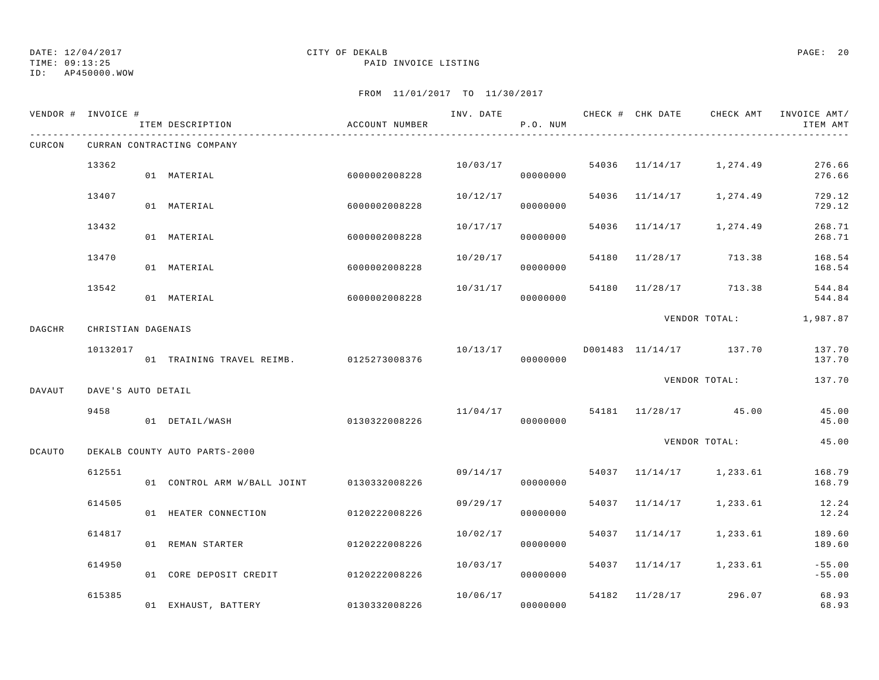DATE: 12/04/2017
TIME: 09:13:25
ID: AP450000.WOW

CITY OF DEKALB
PAID INVOICE LISTING

FROM 11/01/2017 TO 11/30/2017

| VENDOR # | INVOICE # | ITEM DESCRIPTION | ACCOUNT NUMBER | INV. DATE | P.O. NUM | CHECK # | CHK DATE | CHECK AMT | INVOICE AMT/ ITEM AMT |
|---|---|---|---|---|---|---|---|---|---|
| CURCON | CURRAN CONTRACTING COMPANY | | | | | | | | |
| | 13362 | | | 10/03/17 | | 54036 | 11/14/17 | 1,274.49 | 276.66 |
| | | 01 MATERIAL | 6000002008228 | | 00000000 | | | | 276.66 |
| | 13407 | | | 10/12/17 | | 54036 | 11/14/17 | 1,274.49 | 729.12 |
| | | 01 MATERIAL | 6000002008228 | | 00000000 | | | | 729.12 |
| | 13432 | | | 10/17/17 | | 54036 | 11/14/17 | 1,274.49 | 268.71 |
| | | 01 MATERIAL | 6000002008228 | | 00000000 | | | | 268.71 |
| | 13470 | | | 10/20/17 | | 54180 | 11/28/17 | 713.38 | 168.54 |
| | | 01 MATERIAL | 6000002008228 | | 00000000 | | | | 168.54 |
| | 13542 | | | 10/31/17 | | 54180 | 11/28/17 | 713.38 | 544.84 |
| | | 01 MATERIAL | 6000002008228 | | 00000000 | | | | 544.84 |
| | | | | | | | | VENDOR TOTAL: | 1,987.87 |
| DAGCHR | CHRISTIAN DAGENAIS | | | | | | | | |
| | 10132017 | | | 10/13/17 | | D001483 | 11/14/17 | 137.70 | 137.70 |
| | | 01 TRAINING TRAVEL REIMB. | 0125273008376 | | 00000000 | | | | 137.70 |
| | | | | | | | | VENDOR TOTAL: | 137.70 |
| DAVAUT | DAVE'S AUTO DETAIL | | | | | | | | |
| | 9458 | | | 11/04/17 | | 54181 | 11/28/17 | 45.00 | 45.00 |
| | | 01 DETAIL/WASH | 0130322008226 | | 00000000 | | | | 45.00 |
| | | | | | | | | VENDOR TOTAL: | 45.00 |
| DCAUTO | DEKALB COUNTY AUTO PARTS-2000 | | | | | | | | |
| | 612551 | | | 09/14/17 | | 54037 | 11/14/17 | 1,233.61 | 168.79 |
| | | 01 CONTROL ARM W/BALL JOINT | 0130332008226 | | 00000000 | | | | 168.79 |
| | 614505 | | | 09/29/17 | | 54037 | 11/14/17 | 1,233.61 | 12.24 |
| | | 01 HEATER CONNECTION | 0120222008226 | | 00000000 | | | | 12.24 |
| | 614817 | | | 10/02/17 | | 54037 | 11/14/17 | 1,233.61 | 189.60 |
| | | 01 REMAN STARTER | 0120222008226 | | 00000000 | | | | 189.60 |
| | 614950 | | | 10/03/17 | | 54037 | 11/14/17 | 1,233.61 | -55.00 |
| | | 01 CORE DEPOSIT CREDIT | 0120222008226 | | 00000000 | | | | -55.00 |
| | 615385 | | | 10/06/17 | | 54182 | 11/28/17 | 296.07 | 68.93 |
| | | 01 EXHAUST, BATTERY | 0130332008226 | | 00000000 | | | | 68.93 |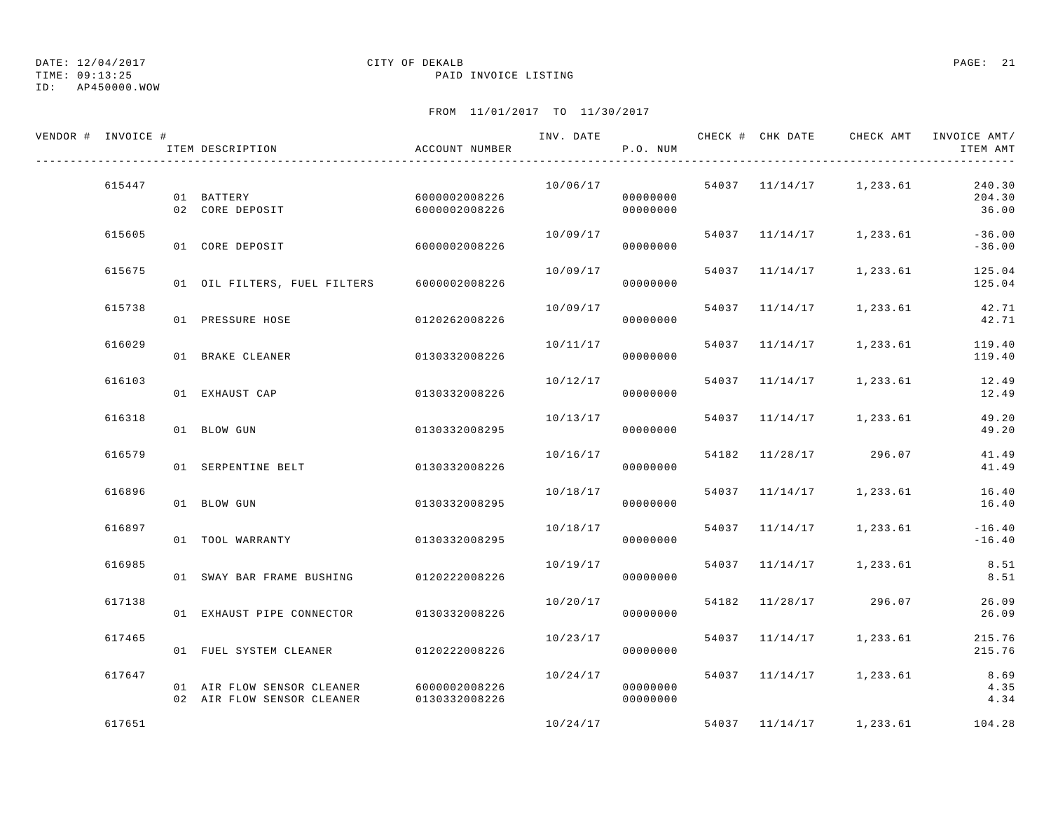DATE: 12/04/2017 CITY OF DEKALB
TIME: 09:13:25 PAID INVOICE LISTING
ID: AP450000.WOW

FROM 11/01/2017 TO 11/30/2017

| VENDOR # | INVOICE # | ITEM DESCRIPTION | ACCOUNT NUMBER | INV. DATE | P.O. NUM | CHECK # | CHK DATE | CHECK AMT | INVOICE AMT/ ITEM AMT |
|---|---|---|---|---|---|---|---|---|---|
| | 615447 | | | 10/06/17 | | 54037 | 11/14/17 | 1,233.61 | 240.30 |
| | | 01 BATTERY | 6000002008226 | | 00000000 | | | | 204.30 |
| | | 02 CORE DEPOSIT | 6000002008226 | | 00000000 | | | | 36.00 |
| | 615605 | | | 10/09/17 | | 54037 | 11/14/17 | 1,233.61 | -36.00 |
| | | 01 CORE DEPOSIT | 6000002008226 | | 00000000 | | | | -36.00 |
| | 615675 | | | 10/09/17 | | 54037 | 11/14/17 | 1,233.61 | 125.04 |
| | | 01 OIL FILTERS, FUEL FILTERS | 6000002008226 | | 00000000 | | | | 125.04 |
| | 615738 | | | 10/09/17 | | 54037 | 11/14/17 | 1,233.61 | 42.71 |
| | | 01 PRESSURE HOSE | 0120262008226 | | 00000000 | | | | 42.71 |
| | 616029 | | | 10/11/17 | | 54037 | 11/14/17 | 1,233.61 | 119.40 |
| | | 01 BRAKE CLEANER | 0130332008226 | | 00000000 | | | | 119.40 |
| | 616103 | | | 10/12/17 | | 54037 | 11/14/17 | 1,233.61 | 12.49 |
| | | 01 EXHAUST CAP | 0130332008226 | | 00000000 | | | | 12.49 |
| | 616318 | | | 10/13/17 | | 54037 | 11/14/17 | 1,233.61 | 49.20 |
| | | 01 BLOW GUN | 0130332008295 | | 00000000 | | | | 49.20 |
| | 616579 | | | 10/16/17 | | 54182 | 11/28/17 | 296.07 | 41.49 |
| | | 01 SERPENTINE BELT | 0130332008226 | | 00000000 | | | | 41.49 |
| | 616896 | | | 10/18/17 | | 54037 | 11/14/17 | 1,233.61 | 16.40 |
| | | 01 BLOW GUN | 0130332008295 | | 00000000 | | | | 16.40 |
| | 616897 | | | 10/18/17 | | 54037 | 11/14/17 | 1,233.61 | -16.40 |
| | | 01 TOOL WARRANTY | 0130332008295 | | 00000000 | | | | -16.40 |
| | 616985 | | | 10/19/17 | | 54037 | 11/14/17 | 1,233.61 | 8.51 |
| | | 01 SWAY BAR FRAME BUSHING | 0120222008226 | | 00000000 | | | | 8.51 |
| | 617138 | | | 10/20/17 | | 54182 | 11/28/17 | 296.07 | 26.09 |
| | | 01 EXHAUST PIPE CONNECTOR | 0130332008226 | | 00000000 | | | | 26.09 |
| | 617465 | | | 10/23/17 | | 54037 | 11/14/17 | 1,233.61 | 215.76 |
| | | 01 FUEL SYSTEM CLEANER | 0120222008226 | | 00000000 | | | | 215.76 |
| | 617647 | | | 10/24/17 | | 54037 | 11/14/17 | 1,233.61 | 8.69 |
| | | 01 AIR FLOW SENSOR CLEANER | 6000002008226 | | 00000000 | | | | 4.35 |
| | | 02 AIR FLOW SENSOR CLEANER | 0130332008226 | | 00000000 | | | | 4.34 |
| | 617651 | | | 10/24/17 | | 54037 | 11/14/17 | 1,233.61 | 104.28 |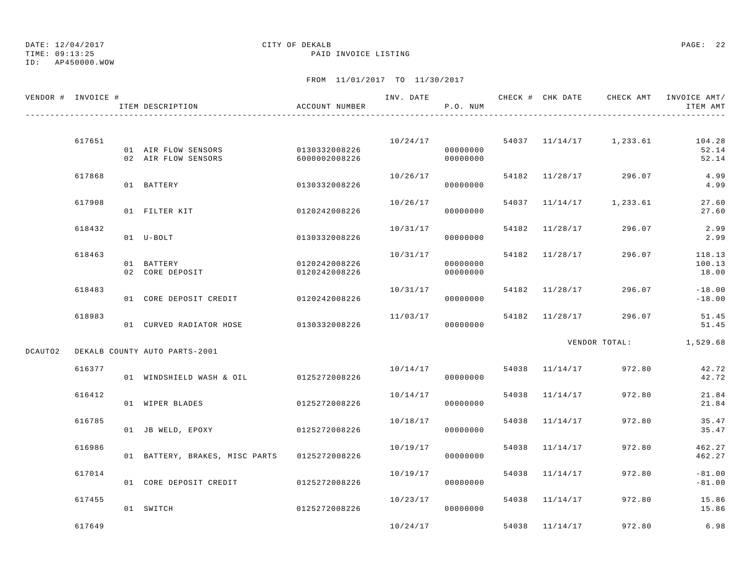DATE: 12/04/2017 CITY OF DEKALB
TIME: 09:13:25 PAID INVOICE LISTING
ID: AP450000.WOW

FROM 11/01/2017 TO 11/30/2017

| VENDOR # | INVOICE # | ITEM DESCRIPTION | ACCOUNT NUMBER | INV. DATE | P.O. NUM | CHECK # | CHK DATE | CHECK AMT | INVOICE AMT/ ITEM AMT |
|---|---|---|---|---|---|---|---|---|---|
| | 617651 | | | 10/24/17 | | 54037 | 11/14/17 | 1,233.61 | 104.28 |
| | | 01 AIR FLOW SENSORS | 0130332008226 | | 00000000 | | | | 52.14 |
| | | 02 AIR FLOW SENSORS | 6000002008226 | | 00000000 | | | | 52.14 |
| | 617868 | | | 10/26/17 | | 54182 | 11/28/17 | 296.07 | 4.99 |
| | | 01 BATTERY | 0130332008226 | | 00000000 | | | | 4.99 |
| | 617908 | | | 10/26/17 | | 54037 | 11/14/17 | 1,233.61 | 27.60 |
| | | 01 FILTER KIT | 0120242008226 | | 00000000 | | | | 27.60 |
| | 618432 | | | 10/31/17 | | 54182 | 11/28/17 | 296.07 | 2.99 |
| | | 01 U-BOLT | 0130332008226 | | 00000000 | | | | 2.99 |
| | 618463 | | | 10/31/17 | | 54182 | 11/28/17 | 296.07 | 118.13 |
| | | 01 BATTERY | 0120242008226 | | 00000000 | | | | 100.13 |
| | | 02 CORE DEPOSIT | 0120242008226 | | 00000000 | | | | 18.00 |
| | 618483 | | | 10/31/17 | | 54182 | 11/28/17 | 296.07 | -18.00 |
| | | 01 CORE DEPOSIT CREDIT | 0120242008226 | | 00000000 | | | | -18.00 |
| | 618983 | | | 11/03/17 | | 54182 | 11/28/17 | 296.07 | 51.45 |
| | | 01 CURVED RADIATOR HOSE | 0130332008226 | | 00000000 | | | | 51.45 |
| | | | | | | | | VENDOR TOTAL: | 1,529.68 |
| DCAUTO2 | DEKALB COUNTY AUTO PARTS-2001 | | | | | | | | |
| | 616377 | | | 10/14/17 | | 54038 | 11/14/17 | 972.80 | 42.72 |
| | | 01 WINDSHIELD WASH & OIL | 0125272008226 | | 00000000 | | | | 42.72 |
| | 616412 | | | 10/14/17 | | 54038 | 11/14/17 | 972.80 | 21.84 |
| | | 01 WIPER BLADES | 0125272008226 | | 00000000 | | | | 21.84 |
| | 616785 | | | 10/18/17 | | 54038 | 11/14/17 | 972.80 | 35.47 |
| | | 01 JB WELD, EPOXY | 0125272008226 | | 00000000 | | | | 35.47 |
| | 616986 | | | 10/19/17 | | 54038 | 11/14/17 | 972.80 | 462.27 |
| | | 01 BATTERY, BRAKES, MISC PARTS | 0125272008226 | | 00000000 | | | | 462.27 |
| | 617014 | | | 10/19/17 | | 54038 | 11/14/17 | 972.80 | -81.00 |
| | | 01 CORE DEPOSIT CREDIT | 0125272008226 | | 00000000 | | | | -81.00 |
| | 617455 | | | 10/23/17 | | 54038 | 11/14/17 | 972.80 | 15.86 |
| | | 01 SWITCH | 0125272008226 | | 00000000 | | | | 15.86 |
| | 617649 | | | 10/24/17 | | 54038 | 11/14/17 | 972.80 | 6.98 |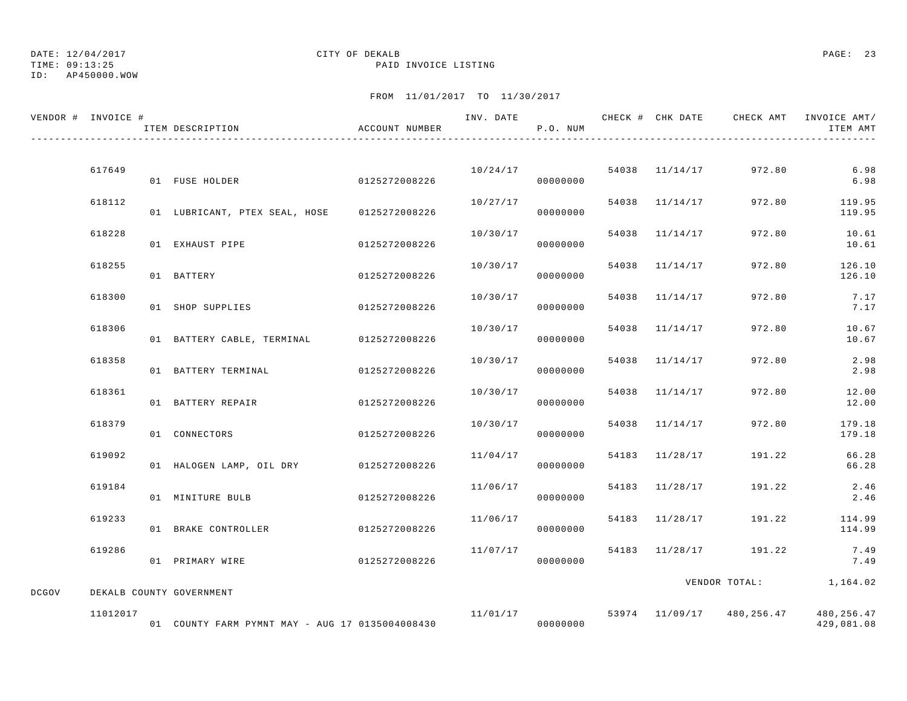DATE: 12/04/2017 CITY OF DEKALB
TIME: 09:13:25 PAID INVOICE LISTING
ID: AP450000.WOW

FROM 11/01/2017 TO 11/30/2017

| VENDOR # | INVOICE # | ITEM DESCRIPTION | ACCOUNT NUMBER | INV. DATE | P.O. NUM | CHECK # | CHK DATE | CHECK AMT | INVOICE AMT/ ITEM AMT |
|---|---|---|---|---|---|---|---|---|---|
| | 617649 | | | 10/24/17 | | 54038 | 11/14/17 | 972.80 | 6.98 |
| | | 01 FUSE HOLDER | 0125272008226 | | 00000000 | | | | 6.98 |
| | 618112 | | | 10/27/17 | | 54038 | 11/14/17 | 972.80 | 119.95 |
| | | 01 LUBRICANT, PTEX SEAL, HOSE | 0125272008226 | | 00000000 | | | | 119.95 |
| | 618228 | | | 10/30/17 | | 54038 | 11/14/17 | 972.80 | 10.61 |
| | | 01 EXHAUST PIPE | 0125272008226 | | 00000000 | | | | 10.61 |
| | 618255 | | | 10/30/17 | | 54038 | 11/14/17 | 972.80 | 126.10 |
| | | 01 BATTERY | 0125272008226 | | 00000000 | | | | 126.10 |
| | 618300 | | | 10/30/17 | | 54038 | 11/14/17 | 972.80 | 7.17 |
| | | 01 SHOP SUPPLIES | 0125272008226 | | 00000000 | | | | 7.17 |
| | 618306 | | | 10/30/17 | | 54038 | 11/14/17 | 972.80 | 10.67 |
| | | 01 BATTERY CABLE, TERMINAL | 0125272008226 | | 00000000 | | | | 10.67 |
| | 618358 | | | 10/30/17 | | 54038 | 11/14/17 | 972.80 | 2.98 |
| | | 01 BATTERY TERMINAL | 0125272008226 | | 00000000 | | | | 2.98 |
| | 618361 | | | 10/30/17 | | 54038 | 11/14/17 | 972.80 | 12.00 |
| | | 01 BATTERY REPAIR | 0125272008226 | | 00000000 | | | | 12.00 |
| | 618379 | | | 10/30/17 | | 54038 | 11/14/17 | 972.80 | 179.18 |
| | | 01 CONNECTORS | 0125272008226 | | 00000000 | | | | 179.18 |
| | 619092 | | | 11/04/17 | | 54183 | 11/28/17 | 191.22 | 66.28 |
| | | 01 HALOGEN LAMP, OIL DRY | 0125272008226 | | 00000000 | | | | 66.28 |
| | 619184 | | | 11/06/17 | | 54183 | 11/28/17 | 191.22 | 2.46 |
| | | 01 MINITURE BULB | 0125272008226 | | 00000000 | | | | 2.46 |
| | 619233 | | | 11/06/17 | | 54183 | 11/28/17 | 191.22 | 114.99 |
| | | 01 BRAKE CONTROLLER | 0125272008226 | | 00000000 | | | | 114.99 |
| | 619286 | | | 11/07/17 | | 54183 | 11/28/17 | 191.22 | 7.49 |
| | | 01 PRIMARY WIRE | 0125272008226 | | 00000000 | | | | 7.49 |
| | | | | | | | | VENDOR TOTAL: | 1,164.02 |
| DCGOV | DEKALB COUNTY GOVERNMENT | | | | | | | | |
| | 11012017 | | | 11/01/17 | | 53974 | 11/09/17 | 480,256.47 | 480,256.47 |
| | | 01 COUNTY FARM PYMNT MAY - AUG 17 | 0135004008430 | | 00000000 | | | | 429,081.08 |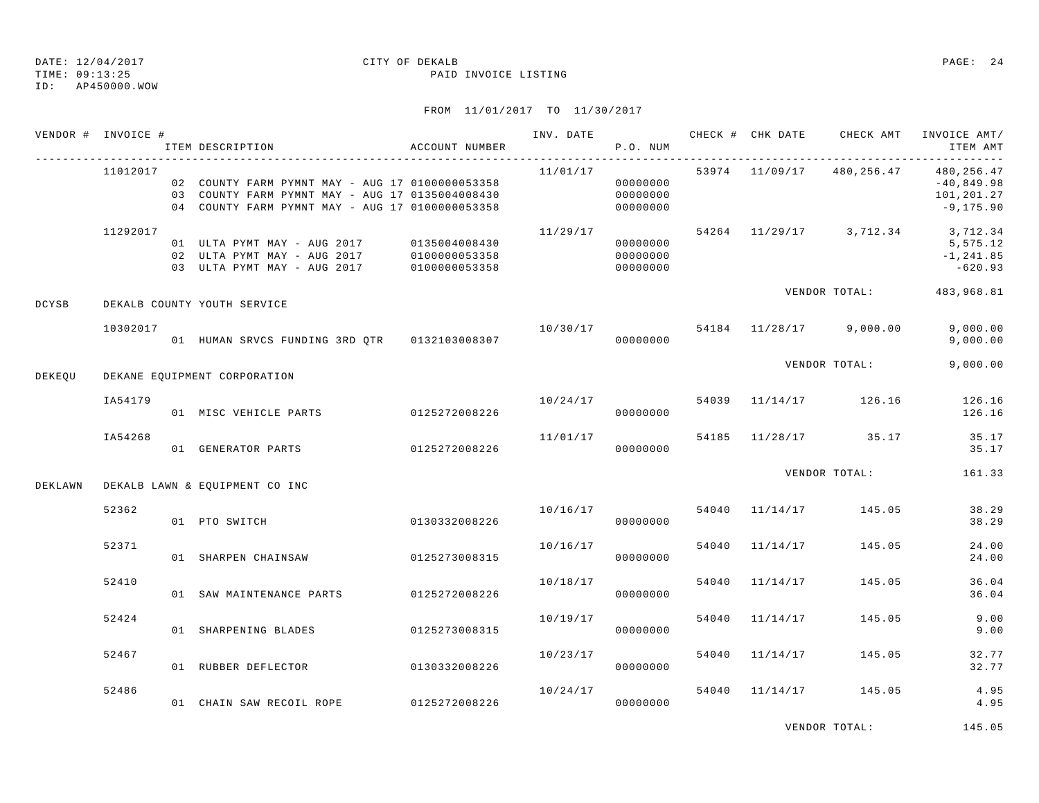DATE: 12/04/2017 CITY OF DEKALB
TIME: 09:13:25 PAID INVOICE LISTING
ID: AP450000.WOW

FROM 11/01/2017 TO 11/30/2017

| VENDOR # | INVOICE # | ITEM DESCRIPTION | ACCOUNT NUMBER | INV. DATE | P.O. NUM | CHECK # | CHK DATE | CHECK AMT | INVOICE AMT/ ITEM AMT |
|---|---|---|---|---|---|---|---|---|---|
| | 11012017 | | | 11/01/17 | | 53974 | 11/09/17 | 480,256.47 | 480,256.47 |
| | | 02 COUNTY FARM PYMNT MAY - AUG 17 | 0100000053358 | | 00000000 | | | | -40,849.98 |
| | | 03 COUNTY FARM PYMNT MAY - AUG 17 | 0135004008430 | | 00000000 | | | | 101,201.27 |
| | | 04 COUNTY FARM PYMNT MAY - AUG 17 | 0100000053358 | | 00000000 | | | | -9,175.90 |
| | 11292017 | | | 11/29/17 | | 54264 | 11/29/17 | 3,712.34 | 3,712.34 |
| | | 01 ULTA PYMT MAY - AUG 2017 | 0135004008430 | | 00000000 | | | | 5,575.12 |
| | | 02 ULTA PYMT MAY - AUG 2017 | 0100000053358 | | 00000000 | | | | -1,241.85 |
| | | 03 ULTA PYMT MAY - AUG 2017 | 0100000053358 | | 00000000 | | | | -620.93 |
| | | | | | | | VENDOR TOTAL: | | 483,968.81 |
| DCYSB | DEKALB COUNTY YOUTH SERVICE | | | | | | | | |
| | 10302017 | | | 10/30/17 | | 54184 | 11/28/17 | 9,000.00 | 9,000.00 |
| | | 01 HUMAN SRVCS FUNDING 3RD QTR | 0132103008307 | | 00000000 | | | | 9,000.00 |
| | | | | | | | VENDOR TOTAL: | | 9,000.00 |
| DEKEQU | DEKANE EQUIPMENT CORPORATION | | | | | | | | |
| | IA54179 | | | 10/24/17 | | 54039 | 11/14/17 | 126.16 | 126.16 |
| | | 01 MISC VEHICLE PARTS | 0125272008226 | | 00000000 | | | | 126.16 |
| | IA54268 | | | 11/01/17 | | 54185 | 11/28/17 | 35.17 | 35.17 |
| | | 01 GENERATOR PARTS | 0125272008226 | | 00000000 | | | | 35.17 |
| | | | | | | | VENDOR TOTAL: | | 161.33 |
| DEKLAWN | DEKALB LAWN & EQUIPMENT CO INC | | | | | | | | |
| | 52362 | | | 10/16/17 | | 54040 | 11/14/17 | 145.05 | 38.29 |
| | | 01 PTO SWITCH | 0130332008226 | | 00000000 | | | | 38.29 |
| | 52371 | | | 10/16/17 | | 54040 | 11/14/17 | 145.05 | 24.00 |
| | | 01 SHARPEN CHAINSAW | 0125273008315 | | 00000000 | | | | 24.00 |
| | 52410 | | | 10/18/17 | | 54040 | 11/14/17 | 145.05 | 36.04 |
| | | 01 SAW MAINTENANCE PARTS | 0125272008226 | | 00000000 | | | | 36.04 |
| | 52424 | | | 10/19/17 | | 54040 | 11/14/17 | 145.05 | 9.00 |
| | | 01 SHARPENING BLADES | 0125273008315 | | 00000000 | | | | 9.00 |
| | 52467 | | | 10/23/17 | | 54040 | 11/14/17 | 145.05 | 32.77 |
| | | 01 RUBBER DEFLECTOR | 0130332008226 | | 00000000 | | | | 32.77 |
| | 52486 | | | 10/24/17 | | 54040 | 11/14/17 | 145.05 | 4.95 |
| | | 01 CHAIN SAW RECOIL ROPE | 0125272008226 | | 00000000 | | | | 4.95 |
| | | | | | | | VENDOR TOTAL: | | 145.05 |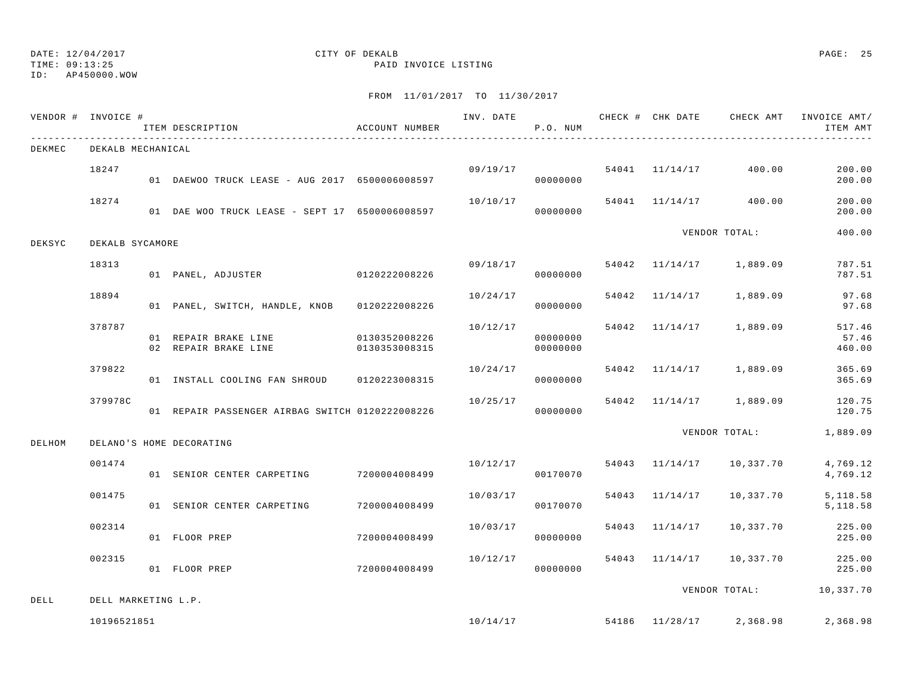DATE: 12/04/2017 CITY OF DEKALB
TIME: 09:13:25 PAID INVOICE LISTING
ID: AP450000.WOW

FROM 11/01/2017 TO 11/30/2017

| VENDOR # | INVOICE # | ITEM DESCRIPTION | ACCOUNT NUMBER | INV. DATE | P.O. NUM | CHECK # | CHK DATE | CHECK AMT | INVOICE AMT/ ITEM AMT |
|---|---|---|---|---|---|---|---|---|---|
| DEKMEC | DEKALB MECHANICAL | | | | | | | | |
| | 18247 | | | 09/19/17 | | 54041 | 11/14/17 | 400.00 | 200.00 |
| | | 01 DAEWOO TRUCK LEASE - AUG 2017 | 6500006008597 | | 00000000 | | | | 200.00 |
| | 18274 | | | 10/10/17 | | 54041 | 11/14/17 | 400.00 | 200.00 |
| | | 01 DAE WOO TRUCK LEASE - SEPT 17 | 6500006008597 | | 00000000 | | | | 200.00 |
| | | | | | | | | VENDOR TOTAL: | 400.00 |
| DEKSYC | DEKALB SYCAMORE | | | | | | | | |
| | 18313 | | | 09/18/17 | | 54042 | 11/14/17 | 1,889.09 | 787.51 |
| | | 01 PANEL, ADJUSTER | 0120222008226 | | 00000000 | | | | 787.51 |
| | 18894 | | | 10/24/17 | | 54042 | 11/14/17 | 1,889.09 | 97.68 |
| | | 01 PANEL, SWITCH, HANDLE, KNOB | 0120222008226 | | 00000000 | | | | 97.68 |
| | 378787 | | | 10/12/17 | | 54042 | 11/14/17 | 1,889.09 | 517.46 |
| | | 01 REPAIR BRAKE LINE | 0130352008226 | | 00000000 | | | | 57.46 |
| | | 02 REPAIR BRAKE LINE | 0130353008315 | | 00000000 | | | | 460.00 |
| | 379822 | | | 10/24/17 | | 54042 | 11/14/17 | 1,889.09 | 365.69 |
| | | 01 INSTALL COOLING FAN SHROUD | 0120223008315 | | 00000000 | | | | 365.69 |
| | 379978C | | | 10/25/17 | | 54042 | 11/14/17 | 1,889.09 | 120.75 |
| | | 01 REPAIR PASSENGER AIRBAG SWITCH | 0120222008226 | | 00000000 | | | | 120.75 |
| | | | | | | | | VENDOR TOTAL: | 1,889.09 |
| DELHOM | DELANO'S HOME DECORATING | | | | | | | | |
| | 001474 | | | 10/12/17 | | 54043 | 11/14/17 | 10,337.70 | 4,769.12 |
| | | 01 SENIOR CENTER CARPETING | 7200004008499 | | 00170070 | | | | 4,769.12 |
| | 001475 | | | 10/03/17 | | 54043 | 11/14/17 | 10,337.70 | 5,118.58 |
| | | 01 SENIOR CENTER CARPETING | 7200004008499 | | 00170070 | | | | 5,118.58 |
| | 002314 | | | 10/03/17 | | 54043 | 11/14/17 | 10,337.70 | 225.00 |
| | | 01 FLOOR PREP | 7200004008499 | | 00000000 | | | | 225.00 |
| | 002315 | | | 10/12/17 | | 54043 | 11/14/17 | 10,337.70 | 225.00 |
| | | 01 FLOOR PREP | 7200004008499 | | 00000000 | | | | 225.00 |
| | | | | | | | | VENDOR TOTAL: | 10,337.70 |
| DELL | DELL MARKETING L.P. | | | | | | | | |
| | 10196521851 | | | 10/14/17 | | 54186 | 11/28/17 | 2,368.98 | 2,368.98 |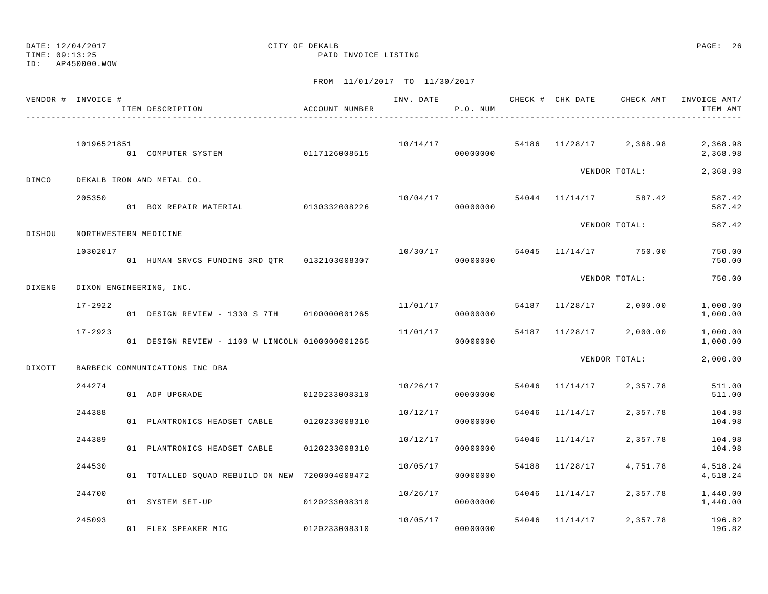DATE: 12/04/2017 CITY OF DEKALB
TIME: 09:13:25 PAID INVOICE LISTING
ID: AP450000.WOW

FROM 11/01/2017 TO 11/30/2017

| VENDOR # | INVOICE # / ITEM DESCRIPTION | ACCOUNT NUMBER | INV. DATE | P.O. NUM | CHECK # | CHK DATE | CHECK AMT | INVOICE AMT/ ITEM AMT |
|---|---|---|---|---|---|---|---|---|
| | 10196521851 | | 10/14/17 | | 54186 | 11/28/17 | 2,368.98 | 2,368.98 |
| | 01 COMPUTER SYSTEM | 0117126008515 | | 00000000 | | | | 2,368.98 |
| | | | | | | | VENDOR TOTAL: | 2,368.98 |
| DIMCO | DEKALB IRON AND METAL CO. | | | | | | | |
| | 205350 | | 10/04/17 | | 54044 | 11/14/17 | 587.42 | 587.42 |
| | 01 BOX REPAIR MATERIAL | 0130332008226 | | 00000000 | | | | 587.42 |
| | | | | | | | VENDOR TOTAL: | 587.42 |
| DISHOU | NORTHWESTERN MEDICINE | | | | | | | |
| | 10302017 | | 10/30/17 | | 54045 | 11/14/17 | 750.00 | 750.00 |
| | 01 HUMAN SRVCS FUNDING 3RD QTR | 0132103008307 | | 00000000 | | | | 750.00 |
| | | | | | | | VENDOR TOTAL: | 750.00 |
| DIXENG | DIXON ENGINEERING, INC. | | | | | | | |
| | 17-2922 | | 11/01/17 | | 54187 | 11/28/17 | 2,000.00 | 1,000.00 |
| | 01 DESIGN REVIEW - 1330 S 7TH | 0100000001265 | | 00000000 | | | | 1,000.00 |
| | 17-2923 | | 11/01/17 | | 54187 | 11/28/17 | 2,000.00 | 1,000.00 |
| | 01 DESIGN REVIEW - 1100 W LINCOLN | 0100000001265 | | 00000000 | | | | 1,000.00 |
| | | | | | | | VENDOR TOTAL: | 2,000.00 |
| DIXOTT | BARBECK COMMUNICATIONS INC DBA | | | | | | | |
| | 244274 | | 10/26/17 | | 54046 | 11/14/17 | 2,357.78 | 511.00 |
| | 01 ADP UPGRADE | 0120233008310 | | 00000000 | | | | 511.00 |
| | 244388 | | 10/12/17 | | 54046 | 11/14/17 | 2,357.78 | 104.98 |
| | 01 PLANTRONICS HEADSET CABLE | 0120233008310 | | 00000000 | | | | 104.98 |
| | 244389 | | 10/12/17 | | 54046 | 11/14/17 | 2,357.78 | 104.98 |
| | 01 PLANTRONICS HEADSET CABLE | 0120233008310 | | 00000000 | | | | 104.98 |
| | 244530 | | 10/05/17 | | 54188 | 11/28/17 | 4,751.78 | 4,518.24 |
| | 01 TOTALLED SQUAD REBUILD ON NEW | 7200004008472 | | 00000000 | | | | 4,518.24 |
| | 244700 | | 10/26/17 | | 54046 | 11/14/17 | 2,357.78 | 1,440.00 |
| | 01 SYSTEM SET-UP | 0120233008310 | | 00000000 | | | | 1,440.00 |
| | 245093 | | 10/05/17 | | 54046 | 11/14/17 | 2,357.78 | 196.82 |
| | 01 FLEX SPEAKER MIC | 0120233008310 | | 00000000 | | | | 196.82 |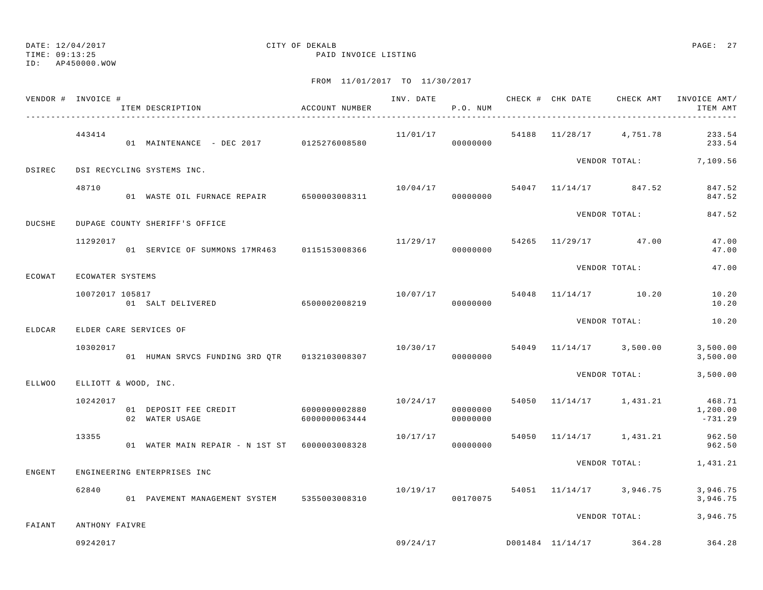DATE: 12/04/2017
TIME: 09:13:25
ID: AP450000.WOW

CITY OF DEKALB
PAID INVOICE LISTING

FROM 11/01/2017 TO 11/30/2017

| VENDOR # | INVOICE # / ITEM DESCRIPTION | ACCOUNT NUMBER | INV. DATE | P.O. NUM | CHECK # | CHK DATE | CHECK AMT | INVOICE AMT/ ITEM AMT |
|---|---|---|---|---|---|---|---|---|
| | 443414 | | 11/01/17 | | 54188 | 11/28/17 | 4,751.78 | 233.54 |
| | 01 MAINTENANCE - DEC 2017 | 0125276008580 | | 00000000 | | | | 233.54 |
| | | | | | | VENDOR TOTAL: | | 7,109.56 |
| DSIREC | DSI RECYCLING SYSTEMS INC. | | | | | | | |
| | 48710 | | 10/04/17 | | 54047 | 11/14/17 | 847.52 | 847.52 |
| | 01 WASTE OIL FURNACE REPAIR | 6500003008311 | | 00000000 | | | | 847.52 |
| | | | | | | VENDOR TOTAL: | | 847.52 |
| DUCSHE | DUPAGE COUNTY SHERIFF'S OFFICE | | | | | | | |
| | 11292017 | | 11/29/17 | | 54265 | 11/29/17 | 47.00 | 47.00 |
| | 01 SERVICE OF SUMMONS 17MR463 | 0115153008366 | | 00000000 | | | | 47.00 |
| | | | | | | VENDOR TOTAL: | | 47.00 |
| ECOWAT | ECOWATER SYSTEMS | | | | | | | |
| | 10072017 105817 | | 10/07/17 | | 54048 | 11/14/17 | 10.20 | 10.20 |
| | 01 SALT DELIVERED | 6500002008219 | | 00000000 | | | | 10.20 |
| | | | | | | VENDOR TOTAL: | | 10.20 |
| ELDCAR | ELDER CARE SERVICES OF | | | | | | | |
| | 10302017 | | 10/30/17 | | 54049 | 11/14/17 | 3,500.00 | 3,500.00 |
| | 01 HUMAN SRVCS FUNDING 3RD QTR | 0132103008307 | | 00000000 | | | | 3,500.00 |
| | | | | | | VENDOR TOTAL: | | 3,500.00 |
| ELLWOO | ELLIOTT & WOOD, INC. | | | | | | | |
| | 10242017 | | 10/24/17 | | 54050 | 11/14/17 | 1,431.21 | 468.71 |
| | 01 DEPOSIT FEE CREDIT | 6000000002880 | | 00000000 | | | | 1,200.00 |
| | 02 WATER USAGE | 6000000063444 | | 00000000 | | | | -731.29 |
| | 13355 | | 10/17/17 | | 54050 | 11/14/17 | 1,431.21 | 962.50 |
| | 01 WATER MAIN REPAIR - N 1ST ST | 6000003008328 | | 00000000 | | | | 962.50 |
| | | | | | | VENDOR TOTAL: | | 1,431.21 |
| ENGENT | ENGINEERING ENTERPRISES INC | | | | | | | |
| | 62840 | | 10/19/17 | | 54051 | 11/14/17 | 3,946.75 | 3,946.75 |
| | 01 PAVEMENT MANAGEMENT SYSTEM | 5355003008310 | | 00170075 | | | | 3,946.75 |
| | | | | | | VENDOR TOTAL: | | 3,946.75 |
| FAIANT | ANTHONY FAIVRE | | | | | | | |
| | 09242017 | | 09/24/17 | | D001484 | 11/14/17 | 364.28 | 364.28 |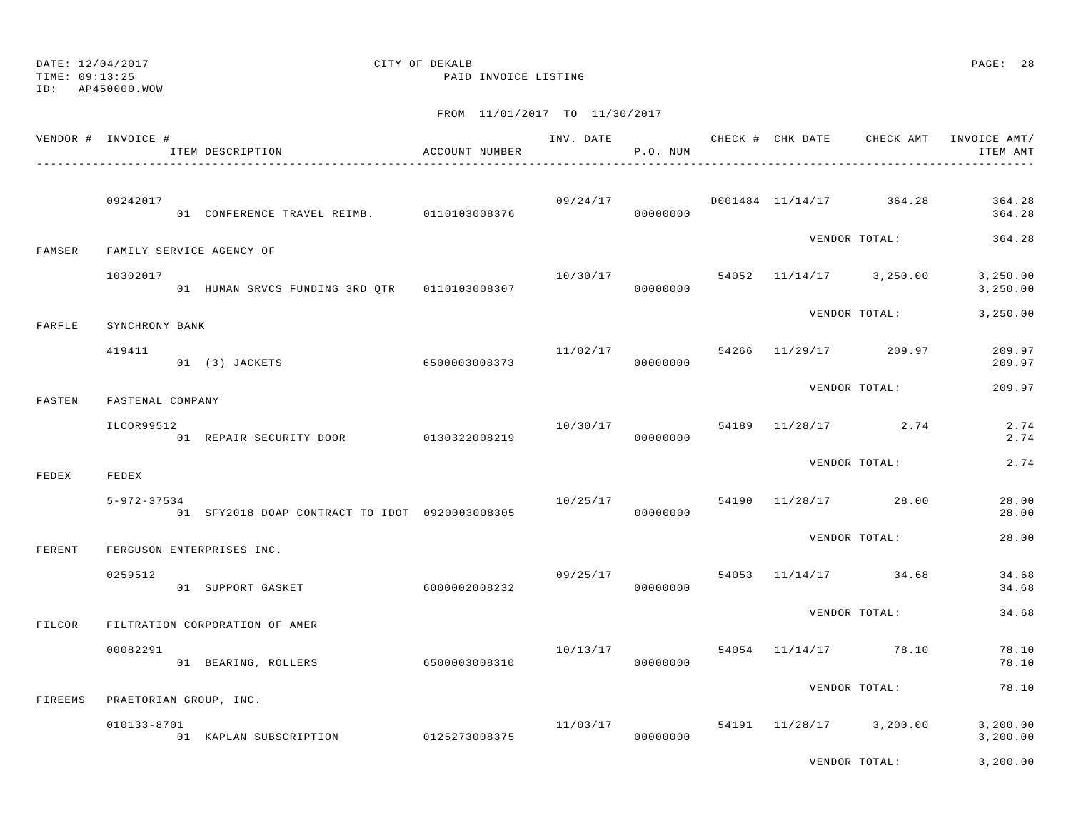DATE: 12/04/2017  
TIME: 09:13:25  
ID: AP450000.WOW

CITY OF DEKALB  
PAID INVOICE LISTING

FROM 11/01/2017 TO 11/30/2017

| VENDOR # | INVOICE # / ITEM DESCRIPTION | ACCOUNT NUMBER | INV. DATE | P.O. NUM | CHECK # | CHK DATE | CHECK AMT | INVOICE AMT/ ITEM AMT |
|---|---|---|---|---|---|---|---|---|
| | 09242017 | | 09/24/17 | | D001484 | 11/14/17 | 364.28 | 364.28 |
| | 01 CONFERENCE TRAVEL REIMB. | 0110103008376 | | 00000000 | | | | 364.28 |
| | | | | | | VENDOR TOTAL: | | 364.28 |
| FAMSER | FAMILY SERVICE AGENCY OF | | | | | | | |
| | 10302017 | | 10/30/17 | | 54052 | 11/14/17 | 3,250.00 | 3,250.00 |
| | 01 HUMAN SRVCS FUNDING 3RD QTR | 0110103008307 | | 00000000 | | | | 3,250.00 |
| | | | | | | VENDOR TOTAL: | | 3,250.00 |
| FARFLE | SYNCHRONY BANK | | | | | | | |
| | 419411 | | 11/02/17 | | 54266 | 11/29/17 | 209.97 | 209.97 |
| | 01 (3) JACKETS | 6500003008373 | | 00000000 | | | | 209.97 |
| | | | | | | VENDOR TOTAL: | | 209.97 |
| FASTEN | FASTENAL COMPANY | | | | | | | |
| | ILCOR99512 | | 10/30/17 | | 54189 | 11/28/17 | 2.74 | 2.74 |
| | 01 REPAIR SECURITY DOOR | 0130322008219 | | 00000000 | | | | 2.74 |
| | | | | | | VENDOR TOTAL: | | 2.74 |
| FEDEX | FEDEX | | | | | | | |
| | 5-972-37534 | | 10/25/17 | | 54190 | 11/28/17 | 28.00 | 28.00 |
| | 01 SFY2018 DOAP CONTRACT TO IDOT | 0920003008305 | | 00000000 | | | | 28.00 |
| | | | | | | VENDOR TOTAL: | | 28.00 |
| FERENT | FERGUSON ENTERPRISES INC. | | | | | | | |
| | 0259512 | | 09/25/17 | | 54053 | 11/14/17 | 34.68 | 34.68 |
| | 01 SUPPORT GASKET | 6000002008232 | | 00000000 | | | | 34.68 |
| | | | | | | VENDOR TOTAL: | | 34.68 |
| FILCOR | FILTRATION CORPORATION OF AMER | | | | | | | |
| | 00082291 | | 10/13/17 | | 54054 | 11/14/17 | 78.10 | 78.10 |
| | 01 BEARING, ROLLERS | 6500003008310 | | 00000000 | | | | 78.10 |
| | | | | | | VENDOR TOTAL: | | 78.10 |
| FIREEMS | PRAETORIAN GROUP, INC. | | | | | | | |
| | 010133-8701 | | 11/03/17 | | 54191 | 11/28/17 | 3,200.00 | 3,200.00 |
| | 01 KAPLAN SUBSCRIPTION | 0125273008375 | | 00000000 | | | | 3,200.00 |
| | | | | | | VENDOR TOTAL: | | 3,200.00 |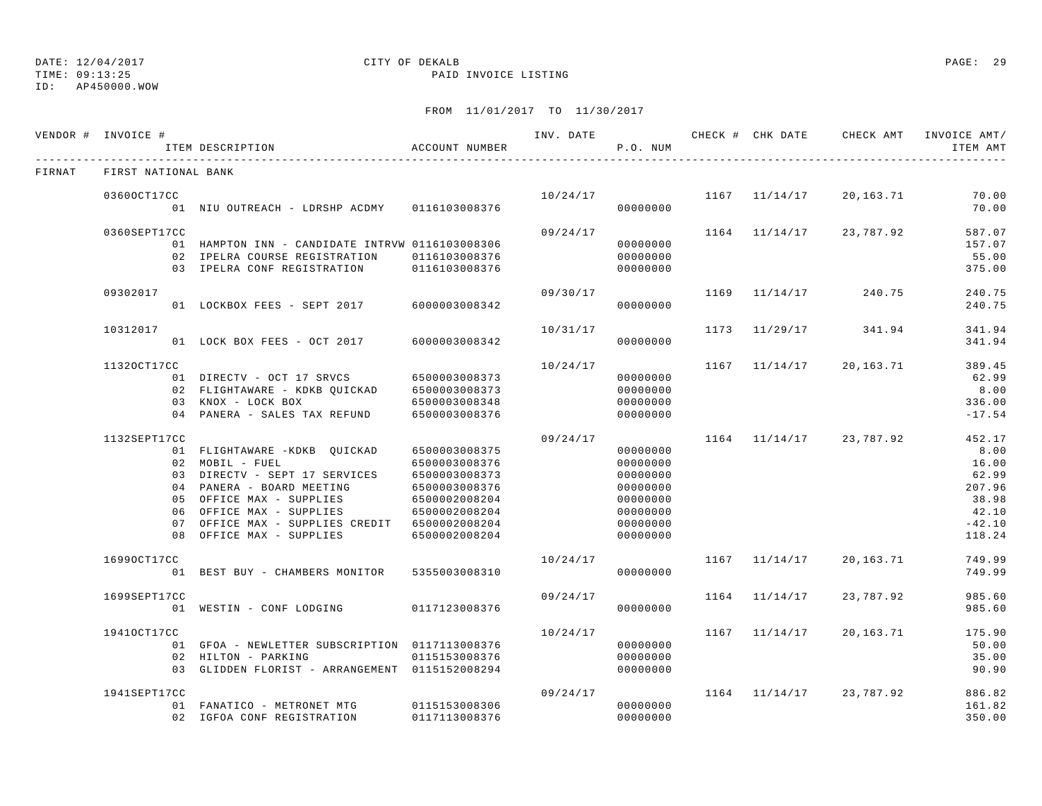DATE: 12/04/2017 CITY OF DEKALB
TIME: 09:13:25 PAID INVOICE LISTING
ID: AP450000.WOW

FROM 11/01/2017 TO 11/30/2017

| VENDOR # | INVOICE # / ITEM DESCRIPTION | ACCOUNT NUMBER | INV. DATE | P.O. NUM | CHECK # | CHK DATE | CHECK AMT | INVOICE AMT/ ITEM AMT |
|---|---|---|---|---|---|---|---|---|
| FIRNAT | FIRST NATIONAL BANK | | | | | | | |
| | 0360OCT17CC | | 10/24/17 | | 1167 | 11/14/17 | 20,163.71 | 70.00 |
| | 01 NIU OUTREACH - LDRSHP ACDMY | 0116103008376 | | 00000000 | | | | 70.00 |
| | 0360SEPT17CC | | 09/24/17 | | 1164 | 11/14/17 | 23,787.92 | 587.07 |
| | 01 HAMPTON INN - CANDIDATE INTRVW | 0116103008306 | | 00000000 | | | | 157.07 |
| | 02 IPELRA COURSE REGISTRATION | 0116103008376 | | 00000000 | | | | 55.00 |
| | 03 IPELRA CONF REGISTRATION | 0116103008376 | | 00000000 | | | | 375.00 |
| | 09302017 | | 09/30/17 | | 1169 | 11/14/17 | 240.75 | 240.75 |
| | 01 LOCKBOX FEES - SEPT 2017 | 6000003008342 | | 00000000 | | | | 240.75 |
| | 10312017 | | 10/31/17 | | 1173 | 11/29/17 | 341.94 | 341.94 |
| | 01 LOCK BOX FEES - OCT 2017 | 6000003008342 | | 00000000 | | | | 341.94 |
| | 1132OCT17CC | | 10/24/17 | | 1167 | 11/14/17 | 20,163.71 | 389.45 |
| | 01 DIRECTV - OCT 17 SRVCS | 6500003008373 | | 00000000 | | | | 62.99 |
| | 02 FLIGHTAWARE - KDKB QUICKAD | 6500003008373 | | 00000000 | | | | 8.00 |
| | 03 KNOX - LOCK BOX | 6500003008348 | | 00000000 | | | | 336.00 |
| | 04 PANERA - SALES TAX REFUND | 6500003008376 | | 00000000 | | | | -17.54 |
| | 1132SEPT17CC | | 09/24/17 | | 1164 | 11/14/17 | 23,787.92 | 452.17 |
| | 01 FLIGHTAWARE -KDKB QUICKAD | 6500003008375 | | 00000000 | | | | 8.00 |
| | 02 MOBIL - FUEL | 6500003008376 | | 00000000 | | | | 16.00 |
| | 03 DIRECTV - SEPT 17 SERVICES | 6500003008373 | | 00000000 | | | | 62.99 |
| | 04 PANERA - BOARD MEETING | 6500003008376 | | 00000000 | | | | 207.96 |
| | 05 OFFICE MAX - SUPPLIES | 6500002008204 | | 00000000 | | | | 38.98 |
| | 06 OFFICE MAX - SUPPLIES | 6500002008204 | | 00000000 | | | | 42.10 |
| | 07 OFFICE MAX - SUPPLIES CREDIT | 6500002008204 | | 00000000 | | | | -42.10 |
| | 08 OFFICE MAX - SUPPLIES | 6500002008204 | | 00000000 | | | | 118.24 |
| | 1699OCT17CC | | 10/24/17 | | 1167 | 11/14/17 | 20,163.71 | 749.99 |
| | 01 BEST BUY - CHAMBERS MONITOR | 5355003008310 | | 00000000 | | | | 749.99 |
| | 1699SEPT17CC | | 09/24/17 | | 1164 | 11/14/17 | 23,787.92 | 985.60 |
| | 01 WESTIN - CONF LODGING | 0117123008376 | | 00000000 | | | | 985.60 |
| | 1941OCT17CC | | 10/24/17 | | 1167 | 11/14/17 | 20,163.71 | 175.90 |
| | 01 GFOA - NEWLETTER SUBSCRIPTION | 0117113008376 | | 00000000 | | | | 50.00 |
| | 02 HILTON - PARKING | 0115153008376 | | 00000000 | | | | 35.00 |
| | 03 GLIDDEN FLORIST - ARRANGEMENT | 0115152008294 | | 00000000 | | | | 90.90 |
| | 1941SEPT17CC | | 09/24/17 | | 1164 | 11/14/17 | 23,787.92 | 886.82 |
| | 01 FANATICO - METRONET MTG | 0115153008306 | | 00000000 | | | | 161.82 |
| | 02 IGFOA CONF REGISTRATION | 0117113008376 | | 00000000 | | | | 350.00 |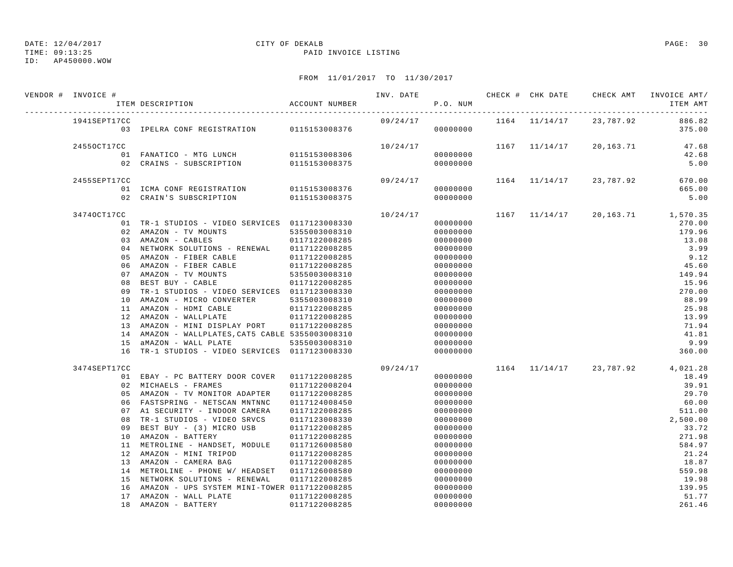DATE: 12/04/2017 CITY OF DEKALB
TIME: 09:13:25 PAID INVOICE LISTING
ID: AP450000.WOW

FROM 11/01/2017 TO 11/30/2017

| VENDOR # | INVOICE # / ITEM DESCRIPTION | ACCOUNT NUMBER | INV. DATE | P.O. NUM | CHECK # | CHK DATE | CHECK AMT | INVOICE AMT/ ITEM AMT |
|---|---|---|---|---|---|---|---|---|
| | 1941SEPT17CC | | 09/24/17 | | 1164 | 11/14/17 | 23,787.92 | 886.82 |
| | 03 IPELRA CONF REGISTRATION | 0115153008376 | | 00000000 | | | | 375.00 |
| | 2455OCT17CC | | 10/24/17 | | 1167 | 11/14/17 | 20,163.71 | 47.68 |
| | 01 FANATICO - MTG LUNCH | 0115153008306 | | 00000000 | | | | 42.68 |
| | 02 CRAINS - SUBSCRIPTION | 0115153008375 | | 00000000 | | | | 5.00 |
| | 2455SEPT17CC | | 09/24/17 | | 1164 | 11/14/17 | 23,787.92 | 670.00 |
| | 01 ICMA CONF REGISTRATION | 0115153008376 | | 00000000 | | | | 665.00 |
| | 02 CRAIN'S SUBSCRIPTION | 0115153008375 | | 00000000 | | | | 5.00 |
| | 3474OCT17CC | | 10/24/17 | | 1167 | 11/14/17 | 20,163.71 | 1,570.35 |
| | 01 TR-1 STUDIOS - VIDEO SERVICES | 0117123008330 | | 00000000 | | | | 270.00 |
| | 02 AMAZON - TV MOUNTS | 5355003008310 | | 00000000 | | | | 179.96 |
| | 03 AMAZON - CABLES | 0117122008285 | | 00000000 | | | | 13.08 |
| | 04 NETWORK SOLUTIONS - RENEWAL | 0117122008285 | | 00000000 | | | | 3.99 |
| | 05 AMAZON - FIBER CABLE | 0117122008285 | | 00000000 | | | | 9.12 |
| | 06 AMAZON - FIBER CABLE | 0117122008285 | | 00000000 | | | | 45.60 |
| | 07 AMAZON - TV MOUNTS | 5355003008310 | | 00000000 | | | | 149.94 |
| | 08 BEST BUY - CABLE | 0117122008285 | | 00000000 | | | | 15.96 |
| | 09 TR-1 STUDIOS - VIDEO SERVICES | 0117123008330 | | 00000000 | | | | 270.00 |
| | 10 AMAZON - MICRO CONVERTER | 5355003008310 | | 00000000 | | | | 88.99 |
| | 11 AMAZON - HDMI CABLE | 0117122008285 | | 00000000 | | | | 25.98 |
| | 12 AMAZON - WALLPLATE | 0117122008285 | | 00000000 | | | | 13.99 |
| | 13 AMAZON - MINI DISPLAY PORT | 0117122008285 | | 00000000 | | | | 71.94 |
| | 14 AMAZON - WALLPLATES,CAT5 CABLE | 5355003008310 | | 00000000 | | | | 41.81 |
| | 15 aMAZON - WALL PLATE | 5355003008310 | | 00000000 | | | | 9.99 |
| | 16 TR-1 STUDIOS - VIDEO SERVICES | 0117123008330 | | 00000000 | | | | 360.00 |
| | 3474SEPT17CC | | 09/24/17 | | 1164 | 11/14/17 | 23,787.92 | 4,021.28 |
| | 01 EBAY - PC BATTERY DOOR COVER | 0117122008285 | | 00000000 | | | | 18.49 |
| | 02 MICHAELS - FRAMES | 0117122008204 | | 00000000 | | | | 39.91 |
| | 05 AMAZON - TV MONITOR ADAPTER | 0117122008285 | | 00000000 | | | | 29.70 |
| | 06 FASTSPRING - NETSCAN MNTNNC | 0117124008450 | | 00000000 | | | | 60.00 |
| | 07 A1 SECURITY - INDOOR CAMERA | 0117122008285 | | 00000000 | | | | 511.00 |
| | 08 TR-1 STUDIOS - VIDEO SRVCS | 0117123008330 | | 00000000 | | | | 2,500.00 |
| | 09 BEST BUY - (3) MICRO USB | 0117122008285 | | 00000000 | | | | 33.72 |
| | 10 AMAZON - BATTERY | 0117122008285 | | 00000000 | | | | 271.98 |
| | 11 METROLINE - HANDSET, MODULE | 0117126008580 | | 00000000 | | | | 584.97 |
| | 12 AMAZON - MINI TRIPOD | 0117122008285 | | 00000000 | | | | 21.24 |
| | 13 AMAZON - CAMERA BAG | 0117122008285 | | 00000000 | | | | 18.87 |
| | 14 METROLINE - PHONE W/ HEADSET | 0117126008580 | | 00000000 | | | | 559.98 |
| | 15 NETWORK SOLUTIONS - RENEWAL | 0117122008285 | | 00000000 | | | | 19.98 |
| | 16 AMAZON - UPS SYSTEM MINI-TOWER | 0117122008285 | | 00000000 | | | | 139.95 |
| | 17 AMAZON - WALL PLATE | 0117122008285 | | 00000000 | | | | 51.77 |
| | 18 AMAZON - BATTERY | 0117122008285 | | 00000000 | | | | 261.46 |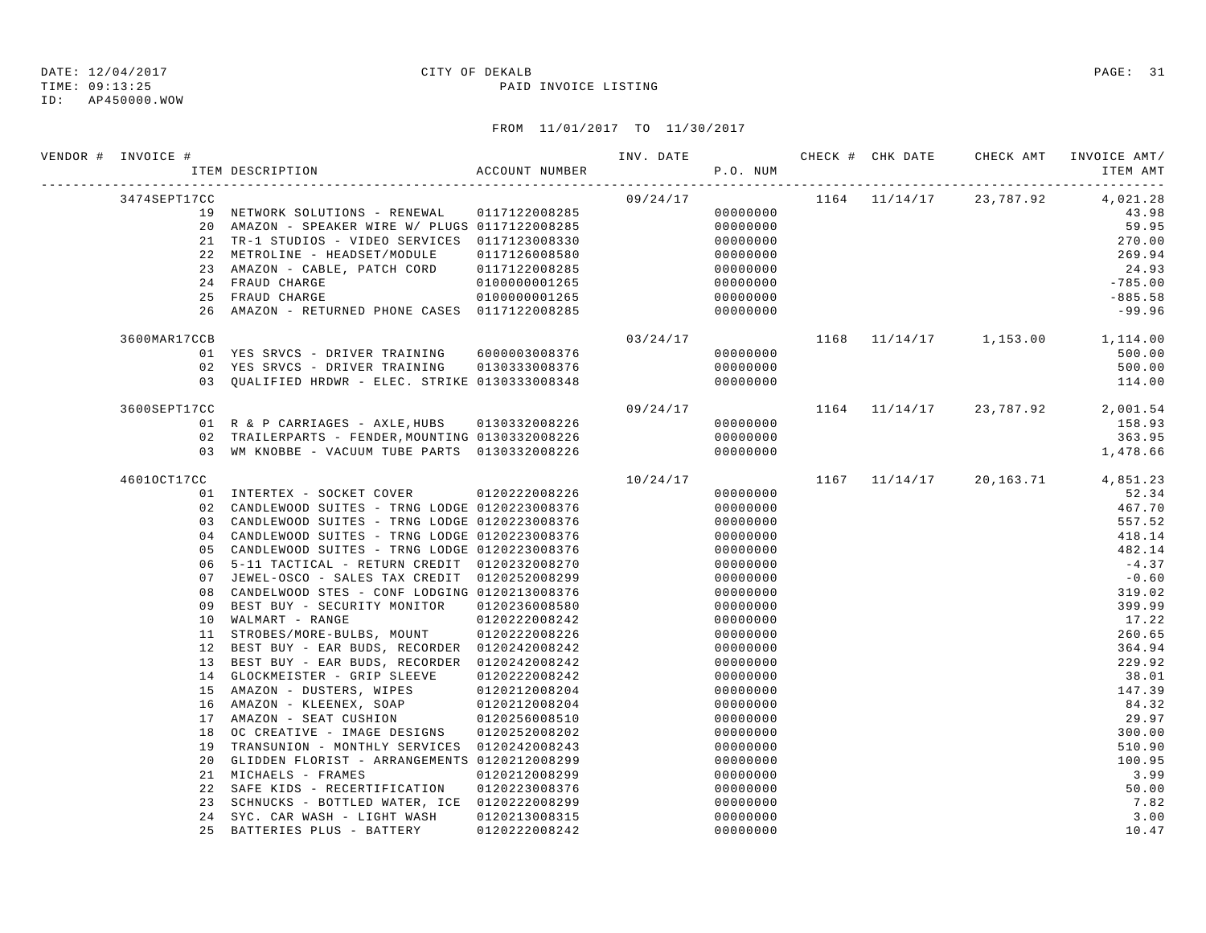CITY OF DEKALB
PAID INVOICE LISTING

DATE: 12/04/2017
TIME: 09:13:25
ID: AP450000.WOW

FROM 11/01/2017 TO 11/30/2017

| VENDOR # | INVOICE # | ITEM DESCRIPTION | ACCOUNT NUMBER | INV. DATE | P.O. NUM | CHECK # | CHK DATE | CHECK AMT | INVOICE AMT/ ITEM AMT |
|---|---|---|---|---|---|---|---|---|---|
| | 3474SEPT17CC | | | 09/24/17 | | 1164 | 11/14/17 | 23,787.92 | 4,021.28 |
| | 19 | NETWORK SOLUTIONS - RENEWAL | 0117122008285 | | 00000000 | | | | 43.98 |
| | 20 | AMAZON - SPEAKER WIRE W/ PLUGS | 0117122008285 | | 00000000 | | | | 59.95 |
| | 21 | TR-1 STUDIOS - VIDEO SERVICES | 0117123008330 | | 00000000 | | | | 270.00 |
| | 22 | METROLINE - HEADSET/MODULE | 0117126008580 | | 00000000 | | | | 269.94 |
| | 23 | AMAZON - CABLE, PATCH CORD | 0117122008285 | | 00000000 | | | | 24.93 |
| | 24 | FRAUD CHARGE | 0100000001265 | | 00000000 | | | | -785.00 |
| | 25 | FRAUD CHARGE | 0100000001265 | | 00000000 | | | | -885.58 |
| | 26 | AMAZON - RETURNED PHONE CASES | 0117122008285 | | 00000000 | | | | -99.96 |
| | 3600MAR17CCB | | | 03/24/17 | | 1168 | 11/14/17 | 1,153.00 | 1,114.00 |
| | 01 | YES SRVCS - DRIVER TRAINING | 6000003008376 | | 00000000 | | | | 500.00 |
| | 02 | YES SRVCS - DRIVER TRAINING | 0130333008376 | | 00000000 | | | | 500.00 |
| | 03 | QUALIFIED HRDWR - ELEC. STRIKE | 0130333008348 | | 00000000 | | | | 114.00 |
| | 3600SEPT17CC | | | 09/24/17 | | 1164 | 11/14/17 | 23,787.92 | 2,001.54 |
| | 01 | R & P CARRIAGES - AXLE,HUBS | 0130332008226 | | 00000000 | | | | 158.93 |
| | 02 | TRAILERPARTS - FENDER,MOUNTING | 0130332008226 | | 00000000 | | | | 363.95 |
| | 03 | WM KNOBBE - VACUUM TUBE PARTS | 0130332008226 | | 00000000 | | | | 1,478.66 |
| | 4601OCT17CC | | | 10/24/17 | | 1167 | 11/14/17 | 20,163.71 | 4,851.23 |
| | 01 | INTERTEX - SOCKET COVER | 0120222008226 | | 00000000 | | | | 52.34 |
| | 02 | CANDLEWOOD SUITES - TRNG LODGE | 0120223008376 | | 00000000 | | | | 467.70 |
| | 03 | CANDLEWOOD SUITES - TRNG LODGE | 0120223008376 | | 00000000 | | | | 557.52 |
| | 04 | CANDLEWOOD SUITES - TRNG LODGE | 0120223008376 | | 00000000 | | | | 418.14 |
| | 05 | CANDLEWOOD SUITES - TRNG LODGE | 0120223008376 | | 00000000 | | | | 482.14 |
| | 06 | 5-11 TACTICAL - RETURN CREDIT | 0120232008270 | | 00000000 | | | | -4.37 |
| | 07 | JEWEL-OSCO - SALES TAX CREDIT | 0120252008299 | | 00000000 | | | | -0.60 |
| | 08 | CANDELWOOD STES - CONF LODGING | 0120213008376 | | 00000000 | | | | 319.02 |
| | 09 | BEST BUY - SECURITY MONITOR | 0120236008580 | | 00000000 | | | | 399.99 |
| | 10 | WALMART - RANGE | 0120222008242 | | 00000000 | | | | 17.22 |
| | 11 | STROBES/MORE-BULBS, MOUNT | 0120222008226 | | 00000000 | | | | 260.65 |
| | 12 | BEST BUY - EAR BUDS, RECORDER | 0120242008242 | | 00000000 | | | | 364.94 |
| | 13 | BEST BUY - EAR BUDS, RECORDER | 0120242008242 | | 00000000 | | | | 229.92 |
| | 14 | GLOCKMEISTER - GRIP SLEEVE | 0120222008242 | | 00000000 | | | | 38.01 |
| | 15 | AMAZON - DUSTERS, WIPES | 0120212008204 | | 00000000 | | | | 147.39 |
| | 16 | AMAZON - KLEENEX, SOAP | 0120212008204 | | 00000000 | | | | 84.32 |
| | 17 | AMAZON - SEAT CUSHION | 0120256008510 | | 00000000 | | | | 29.97 |
| | 18 | OC CREATIVE - IMAGE DESIGNS | 0120252008202 | | 00000000 | | | | 300.00 |
| | 19 | TRANSUNION - MONTHLY SERVICES | 0120242008243 | | 00000000 | | | | 510.90 |
| | 20 | GLIDDEN FLORIST - ARRANGEMENTS | 0120212008299 | | 00000000 | | | | 100.95 |
| | 21 | MICHAELS - FRAMES | 0120212008299 | | 00000000 | | | | 3.99 |
| | 22 | SAFE KIDS - RECERTIFICATION | 0120223008376 | | 00000000 | | | | 50.00 |
| | 23 | SCHNUCKS - BOTTLED WATER, ICE | 0120222008299 | | 00000000 | | | | 7.82 |
| | 24 | SYC. CAR WASH - LIGHT WASH | 0120213008315 | | 00000000 | | | | 3.00 |
| | 25 | BATTERIES PLUS - BATTERY | 0120222008242 | | 00000000 | | | | 10.47 |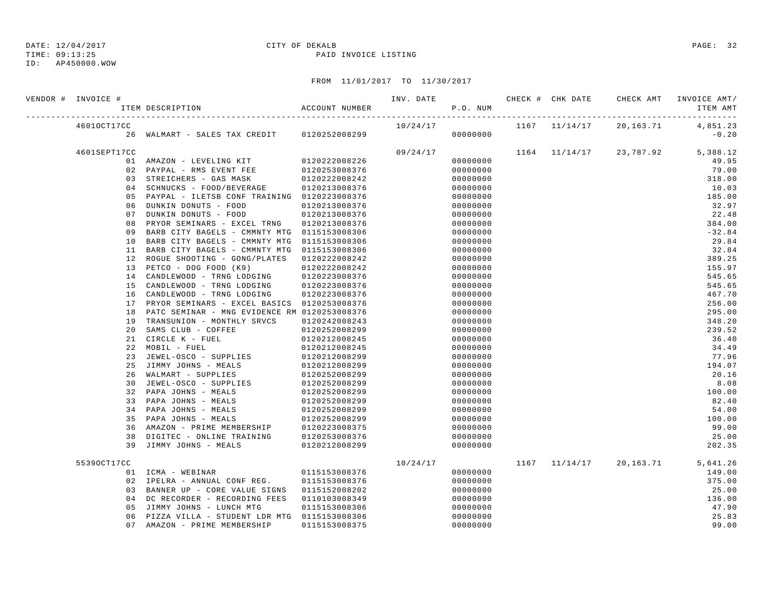DATE: 12/04/2017 CITY OF DEKALB
TIME: 09:13:25 PAID INVOICE LISTING
ID: AP450000.WOW

FROM 11/01/2017 TO 11/30/2017

| VENDOR # | INVOICE # | ITEM DESCRIPTION | ACCOUNT NUMBER | INV. DATE | P.O. NUM | CHECK # | CHK DATE | CHECK AMT | INVOICE AMT/ ITEM AMT |
|---|---|---|---|---|---|---|---|---|---|
| | 4601OCT17CC | | | 10/24/17 | | 1167 | 11/14/17 | 20,163.71 | 4,851.23 |
| | | 26 WALMART - SALES TAX CREDIT | 0120252008299 | | 00000000 | | | | -0.20 |
| | 4601SEPT17CC | | | 09/24/17 | | 1164 | 11/14/17 | 23,787.92 | 5,388.12 |
| | | 01 AMAZON - LEVELING KIT | 0120222008226 | | 00000000 | | | | 49.95 |
| | | 02 PAYPAL - RMS EVENT FEE | 0120253008376 | | 00000000 | | | | 79.00 |
| | | 03 STREICHERS - GAS MASK | 0120222008242 | | 00000000 | | | | 318.00 |
| | | 04 SCHNUCKS - FOOD/BEVERAGE | 0120213008376 | | 00000000 | | | | 10.03 |
| | | 05 PAYPAL - ILETSB CONF TRAINING | 0120223008376 | | 00000000 | | | | 185.00 |
| | | 06 DUNKIN DONUTS - FOOD | 0120213008376 | | 00000000 | | | | 32.97 |
| | | 07 DUNKIN DONUTS - FOOD | 0120213008376 | | 00000000 | | | | 22.48 |
| | | 08 PRYOR SEMINARS - EXCEL TRNG | 0120213008376 | | 00000000 | | | | 384.00 |
| | | 09 BARB CITY BAGELS - CMMNTY MTG | 0115153008306 | | 00000000 | | | | -32.84 |
| | | 10 BARB CITY BAGELS - CMMNTY MTG | 0115153008306 | | 00000000 | | | | 29.84 |
| | | 11 BARB CITY BAGELS - CMMNTY MTG | 0115153008306 | | 00000000 | | | | 32.84 |
| | | 12 ROGUE SHOOTING - GONG/PLATES | 0120222008242 | | 00000000 | | | | 389.25 |
| | | 13 PETCO - DOG FOOD (K9) | 0120222008242 | | 00000000 | | | | 155.97 |
| | | 14 CANDLEWOOD - TRNG LODGING | 0120223008376 | | 00000000 | | | | 545.65 |
| | | 15 CANDLEWOOD - TRNG LODGING | 0120223008376 | | 00000000 | | | | 545.65 |
| | | 16 CANDLEWOOD - TRNG LODGING | 0120223008376 | | 00000000 | | | | 467.70 |
| | | 17 PRYOR SEMINARS - EXCEL BASICS | 0120253008376 | | 00000000 | | | | 256.00 |
| | | 18 PATC SEMINAR - MNG EVIDENCE RM | 0120253008376 | | 00000000 | | | | 295.00 |
| | | 19 TRANSUNION - MONTHLY SRVCS | 0120242008243 | | 00000000 | | | | 348.20 |
| | | 20 SAMS CLUB - COFFEE | 0120252008299 | | 00000000 | | | | 239.52 |
| | | 21 CIRCLE K - FUEL | 0120212008245 | | 00000000 | | | | 36.40 |
| | | 22 MOBIL - FUEL | 0120212008245 | | 00000000 | | | | 34.49 |
| | | 23 JEWEL-OSCO - SUPPLIES | 0120212008299 | | 00000000 | | | | 77.96 |
| | | 25 JIMMY JOHNS - MEALS | 0120212008299 | | 00000000 | | | | 194.07 |
| | | 26 WALMART - SUPPLIES | 0120252008299 | | 00000000 | | | | 20.16 |
| | | 30 JEWEL-OSCO - SUPPLIES | 0120252008299 | | 00000000 | | | | 8.08 |
| | | 32 PAPA JOHNS - MEALS | 0120252008299 | | 00000000 | | | | 100.00 |
| | | 33 PAPA JOHNS - MEALS | 0120252008299 | | 00000000 | | | | 82.40 |
| | | 34 PAPA JOHNS - MEALS | 0120252008299 | | 00000000 | | | | 54.00 |
| | | 35 PAPA JOHNS - MEALS | 0120252008299 | | 00000000 | | | | 100.00 |
| | | 36 AMAZON - PRIME MEMBERSHIP | 0120223008375 | | 00000000 | | | | 99.00 |
| | | 38 DIGITEC - ONLINE TRAINING | 0120253008376 | | 00000000 | | | | 25.00 |
| | | 39 JIMMY JOHNS - MEALS | 0120212008299 | | 00000000 | | | | 202.35 |
| | 5539OCT17CC | | | 10/24/17 | | 1167 | 11/14/17 | 20,163.71 | 5,641.26 |
| | | 01 ICMA - WEBINAR | 0115153008376 | | 00000000 | | | | 149.00 |
| | | 02 IPELRA - ANNUAL CONF REG. | 0115153008376 | | 00000000 | | | | 375.00 |
| | | 03 BANNER UP - CORE VALUE SIGNS | 0115152008202 | | 00000000 | | | | 25.00 |
| | | 04 DC RECORDER - RECORDING FEES | 0110103008349 | | 00000000 | | | | 136.00 |
| | | 05 JIMMY JOHNS - LUNCH MTG | 0115153008306 | | 00000000 | | | | 47.90 |
| | | 06 PIZZA VILLA - STUDENT LDR MTG | 0115153008306 | | 00000000 | | | | 25.83 |
| | | 07 AMAZON - PRIME MEMBERSHIP | 0115153008375 | | 00000000 | | | | 99.00 |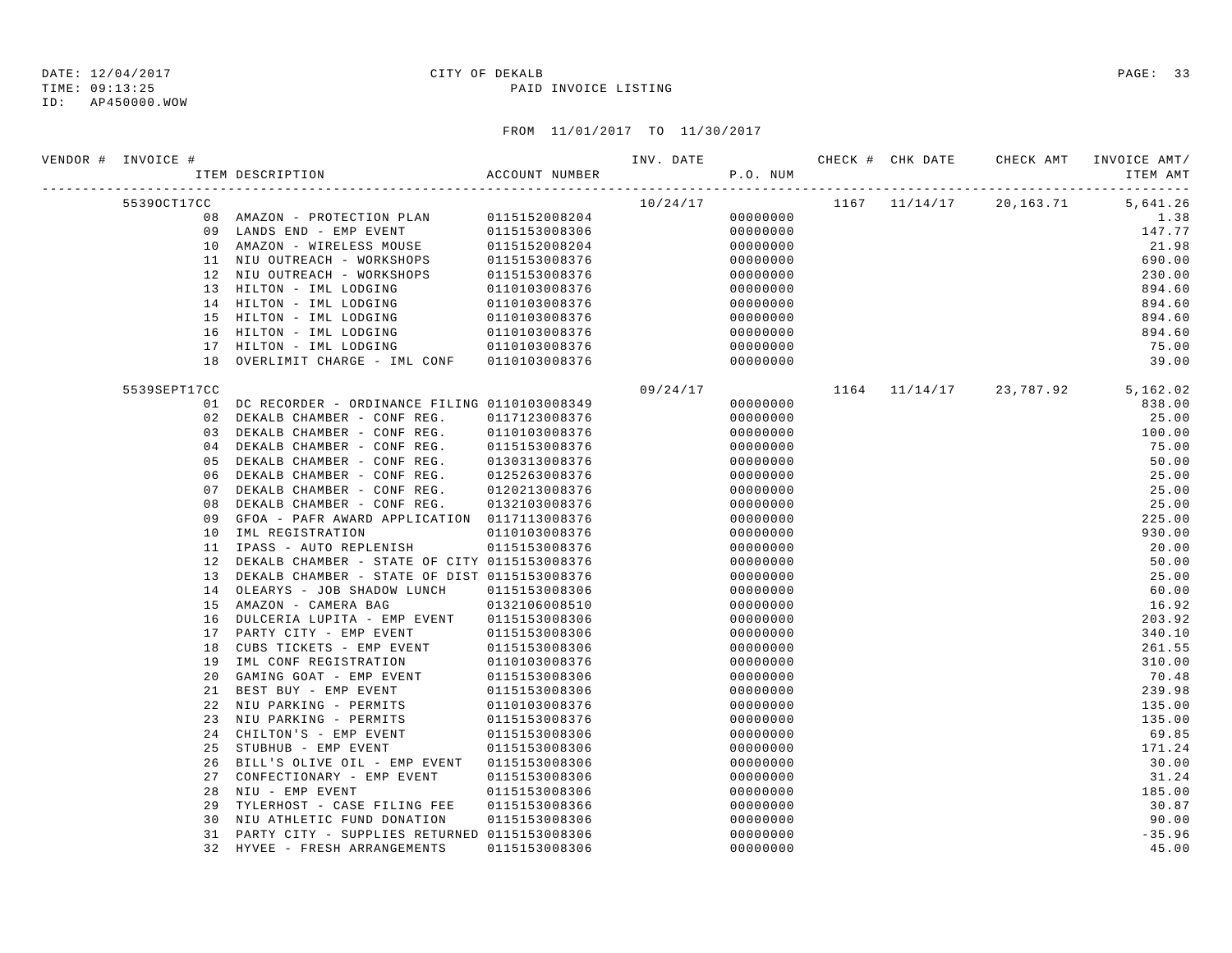DATE: 12/04/2017 CITY OF DEKALB
TIME: 09:13:25 PAID INVOICE LISTING
ID: AP450000.WOW

FROM 11/01/2017 TO 11/30/2017

| VENDOR # | INVOICE # | ITEM DESCRIPTION | ACCOUNT NUMBER | INV. DATE | P.O. NUM | CHECK # | CHK DATE | CHECK AMT | INVOICE AMT/ ITEM AMT |
|---|---|---|---|---|---|---|---|---|---|
| | 5539OCT17CC | | | 10/24/17 | | 1167 | 11/14/17 | 20,163.71 | 5,641.26 |
| | 08 | AMAZON - PROTECTION PLAN | 0115152008204 | | 00000000 | | | | 1.38 |
| | 09 | LANDS END - EMP EVENT | 0115153008306 | | 00000000 | | | | 147.77 |
| | 10 | AMAZON - WIRELESS MOUSE | 0115152008204 | | 00000000 | | | | 21.98 |
| | 11 | NIU OUTREACH - WORKSHOPS | 0115153008376 | | 00000000 | | | | 690.00 |
| | 12 | NIU OUTREACH - WORKSHOPS | 0115153008376 | | 00000000 | | | | 230.00 |
| | 13 | HILTON - IML LODGING | 0110103008376 | | 00000000 | | | | 894.60 |
| | 14 | HILTON - IML LODGING | 0110103008376 | | 00000000 | | | | 894.60 |
| | 15 | HILTON - IML LODGING | 0110103008376 | | 00000000 | | | | 894.60 |
| | 16 | HILTON - IML LODGING | 0110103008376 | | 00000000 | | | | 894.60 |
| | 17 | HILTON - IML LODGING | 0110103008376 | | 00000000 | | | | 75.00 |
| | 18 | OVERLIMIT CHARGE - IML CONF | 0110103008376 | | 00000000 | | | | 39.00 |
| | 5539SEPT17CC | | | 09/24/17 | | 1164 | 11/14/17 | 23,787.92 | 5,162.02 |
| | 01 | DC RECORDER - ORDINANCE FILING | 0110103008349 | | 00000000 | | | | 838.00 |
| | 02 | DEKALB CHAMBER - CONF REG. | 0117123008376 | | 00000000 | | | | 25.00 |
| | 03 | DEKALB CHAMBER - CONF REG. | 0110103008376 | | 00000000 | | | | 100.00 |
| | 04 | DEKALB CHAMBER - CONF REG. | 0115153008376 | | 00000000 | | | | 75.00 |
| | 05 | DEKALB CHAMBER - CONF REG. | 0130313008376 | | 00000000 | | | | 50.00 |
| | 06 | DEKALB CHAMBER - CONF REG. | 0125263008376 | | 00000000 | | | | 25.00 |
| | 07 | DEKALB CHAMBER - CONF REG. | 0120213008376 | | 00000000 | | | | 25.00 |
| | 08 | DEKALB CHAMBER - CONF REG. | 0132103008376 | | 00000000 | | | | 25.00 |
| | 09 | GFOA - PAFR AWARD APPLICATION | 0117113008376 | | 00000000 | | | | 225.00 |
| | 10 | IML REGISTRATION | 0110103008376 | | 00000000 | | | | 930.00 |
| | 11 | IPASS - AUTO REPLENISH | 0115153008376 | | 00000000 | | | | 20.00 |
| | 12 | DEKALB CHAMBER - STATE OF CITY | 0115153008376 | | 00000000 | | | | 50.00 |
| | 13 | DEKALB CHAMBER - STATE OF DIST | 0115153008376 | | 00000000 | | | | 25.00 |
| | 14 | OLEARYS - JOB SHADOW LUNCH | 0115153008306 | | 00000000 | | | | 60.00 |
| | 15 | AMAZON - CAMERA BAG | 0132106008510 | | 00000000 | | | | 16.92 |
| | 16 | DULCERIA LUPITA - EMP EVENT | 0115153008306 | | 00000000 | | | | 203.92 |
| | 17 | PARTY CITY - EMP EVENT | 0115153008306 | | 00000000 | | | | 340.10 |
| | 18 | CUBS TICKETS - EMP EVENT | 0115153008306 | | 00000000 | | | | 261.55 |
| | 19 | IML CONF REGISTRATION | 0110103008376 | | 00000000 | | | | 310.00 |
| | 20 | GAMING GOAT - EMP EVENT | 0115153008306 | | 00000000 | | | | 70.48 |
| | 21 | BEST BUY - EMP EVENT | 0115153008306 | | 00000000 | | | | 239.98 |
| | 22 | NIU PARKING - PERMITS | 0110103008376 | | 00000000 | | | | 135.00 |
| | 23 | NIU PARKING - PERMITS | 0115153008376 | | 00000000 | | | | 135.00 |
| | 24 | CHILTON'S - EMP EVENT | 0115153008306 | | 00000000 | | | | 69.85 |
| | 25 | STUBHUB - EMP EVENT | 0115153008306 | | 00000000 | | | | 171.24 |
| | 26 | BILL'S OLIVE OIL - EMP EVENT | 0115153008306 | | 00000000 | | | | 30.00 |
| | 27 | CONFECTIONARY - EMP EVENT | 0115153008306 | | 00000000 | | | | 31.24 |
| | 28 | NIU - EMP EVENT | 0115153008306 | | 00000000 | | | | 185.00 |
| | 29 | TYLERHOST - CASE FILING FEE | 0115153008366 | | 00000000 | | | | 30.87 |
| | 30 | NIU ATHLETIC FUND DONATION | 0115153008306 | | 00000000 | | | | 90.00 |
| | 31 | PARTY CITY - SUPPLIES RETURNED | 0115153008306 | | 00000000 | | | | -35.96 |
| | 32 | HYVEE - FRESH ARRANGEMENTS | 0115153008306 | | 00000000 | | | | 45.00 |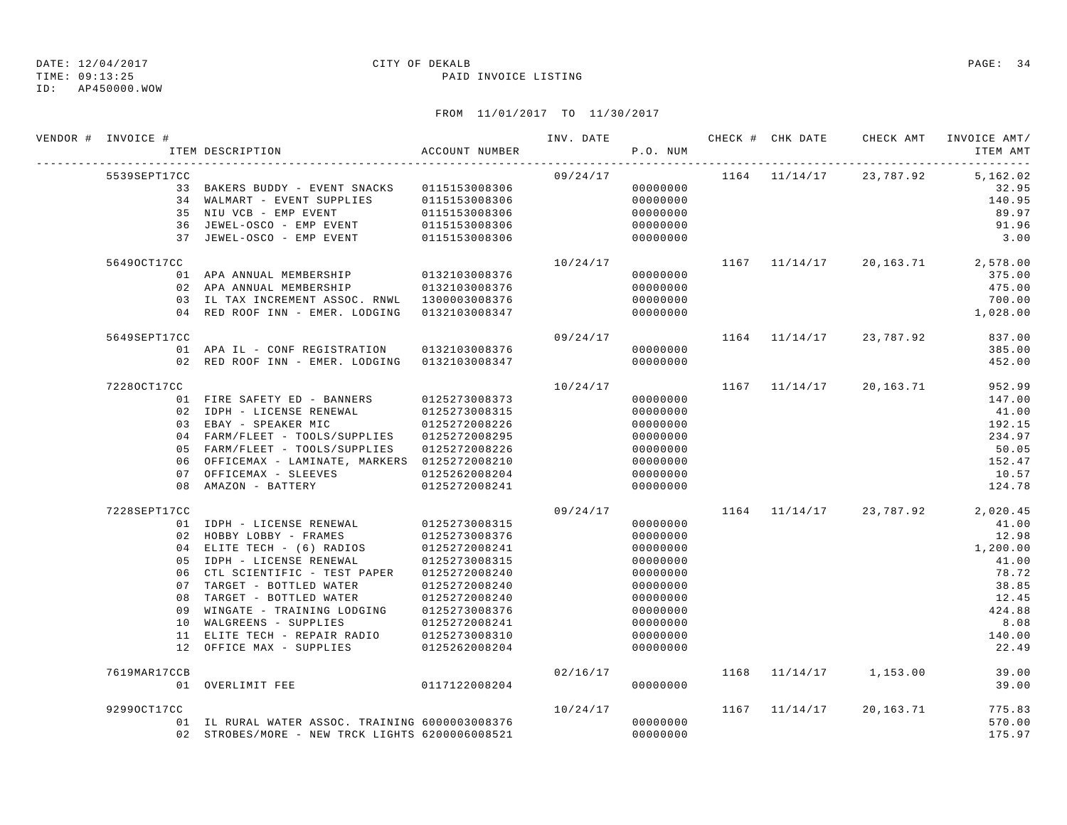DATE: 12/04/2017 CITY OF DEKALB
TIME: 09:13:25 PAID INVOICE LISTING
ID: AP450000.WOW

FROM 11/01/2017 TO 11/30/2017

| VENDOR # | INVOICE # | ITEM DESCRIPTION | ACCOUNT NUMBER | INV. DATE | P.O. NUM | CHECK # | CHK DATE | CHECK AMT | INVOICE AMT/ ITEM AMT |
|---|---|---|---|---|---|---|---|---|---|
| | 5539SEPT17CC | | | 09/24/17 | | 1164 | 11/14/17 | 23,787.92 | 5,162.02 |
| | | 33 BAKERS BUDDY - EVENT SNACKS | 0115153008306 | | 00000000 | | | | 32.95 |
| | | 34 WALMART - EVENT SUPPLIES | 0115153008306 | | 00000000 | | | | 140.95 |
| | | 35 NIU VCB - EMP EVENT | 0115153008306 | | 00000000 | | | | 89.97 |
| | | 36 JEWEL-OSCO - EMP EVENT | 0115153008306 | | 00000000 | | | | 91.96 |
| | | 37 JEWEL-OSCO - EMP EVENT | 0115153008306 | | 00000000 | | | | 3.00 |
| | 5649OCT17CC | | | 10/24/17 | | 1167 | 11/14/17 | 20,163.71 | 2,578.00 |
| | | 01 APA ANNUAL MEMBERSHIP | 0132103008376 | | 00000000 | | | | 375.00 |
| | | 02 APA ANNUAL MEMBERSHIP | 0132103008376 | | 00000000 | | | | 475.00 |
| | | 03 IL TAX INCREMENT ASSOC. RNWL | 1300003008376 | | 00000000 | | | | 700.00 |
| | | 04 RED ROOF INN - EMER. LODGING | 0132103008347 | | 00000000 | | | | 1,028.00 |
| | 5649SEPT17CC | | | 09/24/17 | | 1164 | 11/14/17 | 23,787.92 | 837.00 |
| | | 01 APA IL - CONF REGISTRATION | 0132103008376 | | 00000000 | | | | 385.00 |
| | | 02 RED ROOF INN - EMER. LODGING | 0132103008347 | | 00000000 | | | | 452.00 |
| | 7228OCT17CC | | | 10/24/17 | | 1167 | 11/14/17 | 20,163.71 | 952.99 |
| | | 01 FIRE SAFETY ED - BANNERS | 0125273008373 | | 00000000 | | | | 147.00 |
| | | 02 IDPH - LICENSE RENEWAL | 0125273008315 | | 00000000 | | | | 41.00 |
| | | 03 EBAY - SPEAKER MIC | 0125272008226 | | 00000000 | | | | 192.15 |
| | | 04 FARM/FLEET - TOOLS/SUPPLIES | 0125272008295 | | 00000000 | | | | 234.97 |
| | | 05 FARM/FLEET - TOOLS/SUPPLIES | 0125272008226 | | 00000000 | | | | 50.05 |
| | | 06 OFFICEMAX - LAMINATE, MARKERS | 0125272008210 | | 00000000 | | | | 152.47 |
| | | 07 OFFICEMAX - SLEEVES | 0125262008204 | | 00000000 | | | | 10.57 |
| | | 08 AMAZON - BATTERY | 0125272008241 | | 00000000 | | | | 124.78 |
| | 7228SEPT17CC | | | 09/24/17 | | 1164 | 11/14/17 | 23,787.92 | 2,020.45 |
| | | 01 IDPH - LICENSE RENEWAL | 0125273008315 | | 00000000 | | | | 41.00 |
| | | 02 HOBBY LOBBY - FRAMES | 0125273008376 | | 00000000 | | | | 12.98 |
| | | 04 ELITE TECH - (6) RADIOS | 0125272008241 | | 00000000 | | | | 1,200.00 |
| | | 05 IDPH - LICENSE RENEWAL | 0125273008315 | | 00000000 | | | | 41.00 |
| | | 06 CTL SCIENTIFIC - TEST PAPER | 0125272008240 | | 00000000 | | | | 78.72 |
| | | 07 TARGET - BOTTLED WATER | 0125272008240 | | 00000000 | | | | 38.85 |
| | | 08 TARGET - BOTTLED WATER | 0125272008240 | | 00000000 | | | | 12.45 |
| | | 09 WINGATE - TRAINING LODGING | 0125273008376 | | 00000000 | | | | 424.88 |
| | | 10 WALGREENS - SUPPLIES | 0125272008241 | | 00000000 | | | | 8.08 |
| | | 11 ELITE TECH - REPAIR RADIO | 0125273008310 | | 00000000 | | | | 140.00 |
| | | 12 OFFICE MAX - SUPPLIES | 0125262008204 | | 00000000 | | | | 22.49 |
| | 7619MAR17CCB | | | 02/16/17 | | 1168 | 11/14/17 | 1,153.00 | 39.00 |
| | | 01 OVERLIMIT FEE | 0117122008204 | | 00000000 | | | | 39.00 |
| | 9299OCT17CC | | | 10/24/17 | | 1167 | 11/14/17 | 20,163.71 | 775.83 |
| | | 01 IL RURAL WATER ASSOC. TRAINING | 6000003008376 | | 00000000 | | | | 570.00 |
| | | 02 STROBES/MORE - NEW TRCK LIGHTS | 6200006008521 | | 00000000 | | | | 175.97 |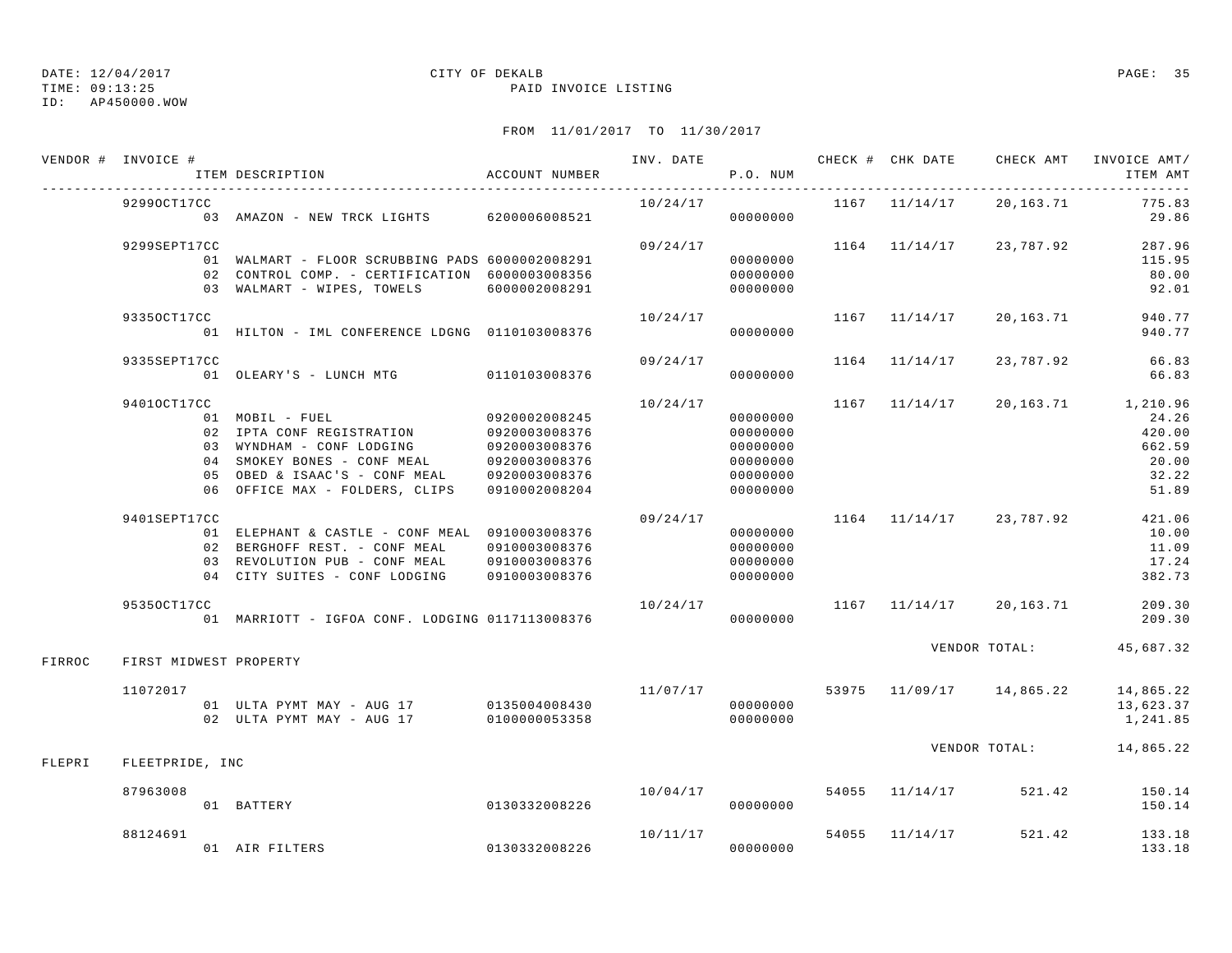DATE: 12/04/2017 CITY OF DEKALB
TIME: 09:13:25 PAID INVOICE LISTING
ID: AP450000.WOW

FROM 11/01/2017 TO 11/30/2017

| VENDOR # | INVOICE # / ITEM DESCRIPTION | ACCOUNT NUMBER | INV. DATE | P.O. NUM | CHECK # | CHK DATE | CHECK AMT | INVOICE AMT/ ITEM AMT |
|---|---|---|---|---|---|---|---|---|
| | 9299OCT17CC | | 10/24/17 | | 1167 | 11/14/17 | 20,163.71 | 775.83 |
| | 03 AMAZON - NEW TRCK LIGHTS | 6200006008521 | | 00000000 | | | | 29.86 |
| | 9299SEPT17CC | | 09/24/17 | | 1164 | 11/14/17 | 23,787.92 | 287.96 |
| | 01 WALMART - FLOOR SCRUBBING PADS | 6000002008291 | | 00000000 | | | | 115.95 |
| | 02 CONTROL COMP. - CERTIFICATION | 6000003008356 | | 00000000 | | | | 80.00 |
| | 03 WALMART - WIPES, TOWELS | 6000002008291 | | 00000000 | | | | 92.01 |
| | 9335OCT17CC | | 10/24/17 | | 1167 | 11/14/17 | 20,163.71 | 940.77 |
| | 01 HILTON - IML CONFERENCE LDGNG | 0110103008376 | | 00000000 | | | | 940.77 |
| | 9335SEPT17CC | | 09/24/17 | | 1164 | 11/14/17 | 23,787.92 | 66.83 |
| | 01 OLEARY'S - LUNCH MTG | 0110103008376 | | 00000000 | | | | 66.83 |
| | 9401OCT17CC | | 10/24/17 | | 1167 | 11/14/17 | 20,163.71 | 1,210.96 |
| | 01 MOBIL - FUEL | 0920002008245 | | 00000000 | | | | 24.26 |
| | 02 IPTA CONF REGISTRATION | 0920003008376 | | 00000000 | | | | 420.00 |
| | 03 WYNDHAM - CONF LODGING | 0920003008376 | | 00000000 | | | | 662.59 |
| | 04 SMOKEY BONES - CONF MEAL | 0920003008376 | | 00000000 | | | | 20.00 |
| | 05 OBED & ISAAC'S - CONF MEAL | 0920003008376 | | 00000000 | | | | 32.22 |
| | 06 OFFICE MAX - FOLDERS, CLIPS | 0910002008204 | | 00000000 | | | | 51.89 |
| | 9401SEPT17CC | | 09/24/17 | | 1164 | 11/14/17 | 23,787.92 | 421.06 |
| | 01 ELEPHANT & CASTLE - CONF MEAL | 0910003008376 | | 00000000 | | | | 10.00 |
| | 02 BERGHOFF REST. - CONF MEAL | 0910003008376 | | 00000000 | | | | 11.09 |
| | 03 REVOLUTION PUB - CONF MEAL | 0910003008376 | | 00000000 | | | | 17.24 |
| | 04 CITY SUITES - CONF LODGING | 0910003008376 | | 00000000 | | | | 382.73 |
| | 9535OCT17CC | | 10/24/17 | | 1167 | 11/14/17 | 20,163.71 | 209.30 |
| | 01 MARRIOTT - IGFOA CONF. LODGING | 0117113008376 | | 00000000 | | | | 209.30 |
| | | | | | | | VENDOR TOTAL: | 45,687.32 |
| FIRROC | FIRST MIDWEST PROPERTY | | | | | | | |
| | 11072017 | | 11/07/17 | | 53975 | 11/09/17 | 14,865.22 | 14,865.22 |
| | 01 ULTA PYMT MAY - AUG 17 | 0135004008430 | | 00000000 | | | | 13,623.37 |
| | 02 ULTA PYMT MAY - AUG 17 | 0100000053358 | | 00000000 | | | | 1,241.85 |
| | | | | | | | VENDOR TOTAL: | 14,865.22 |
| FLEPRI | FLEETPRIDE, INC | | | | | | | |
| | 87963008 | | 10/04/17 | | 54055 | 11/14/17 | 521.42 | 150.14 |
| | 01 BATTERY | 0130332008226 | | 00000000 | | | | 150.14 |
| | 88124691 | | 10/11/17 | | 54055 | 11/14/17 | 521.42 | 133.18 |
| | 01 AIR FILTERS | 0130332008226 | | 00000000 | | | | 133.18 |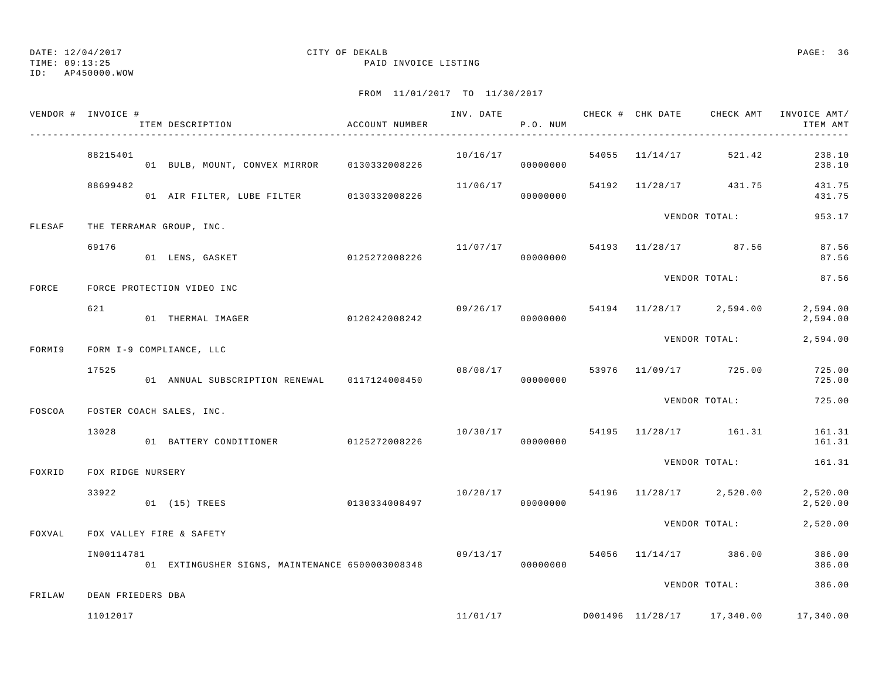DATE: 12/04/2017 CITY OF DEKALB
TIME: 09:13:25 PAID INVOICE LISTING
ID: AP450000.WOW

FROM 11/01/2017 TO 11/30/2017

| VENDOR # | INVOICE # | ITEM DESCRIPTION | ACCOUNT NUMBER | INV. DATE | P.O. NUM | CHECK # | CHK DATE | CHECK AMT | INVOICE AMT/ ITEM AMT |
|---|---|---|---|---|---|---|---|---|---|
| | 88215401 | | | 10/16/17 | | 54055 | 11/14/17 | 521.42 | 238.10 |
| | | 01 BULB, MOUNT, CONVEX MIRROR | 0130332008226 | | 00000000 | | | | 238.10 |
| | 88699482 | | | 11/06/17 | | 54192 | 11/28/17 | 431.75 | 431.75 |
| | | 01 AIR FILTER, LUBE FILTER | 0130332008226 | | 00000000 | | | | 431.75 |
| | | | | | | | VENDOR TOTAL: | | 953.17 |
| FLESAF | THE TERRAMAR GROUP, INC. | | | | | | | | |
| | 69176 | | | 11/07/17 | | 54193 | 11/28/17 | 87.56 | 87.56 |
| | | 01 LENS, GASKET | 0125272008226 | | 00000000 | | | | 87.56 |
| | | | | | | | VENDOR TOTAL: | | 87.56 |
| FORCE | FORCE PROTECTION VIDEO INC | | | | | | | | |
| | 621 | | | 09/26/17 | | 54194 | 11/28/17 | 2,594.00 | 2,594.00 |
| | | 01 THERMAL IMAGER | 0120242008242 | | 00000000 | | | | 2,594.00 |
| | | | | | | | VENDOR TOTAL: | | 2,594.00 |
| FORMI9 | FORM I-9 COMPLIANCE, LLC | | | | | | | | |
| | 17525 | | | 08/08/17 | | 53976 | 11/09/17 | 725.00 | 725.00 |
| | | 01 ANNUAL SUBSCRIPTION RENEWAL | 0117124008450 | | 00000000 | | | | 725.00 |
| | | | | | | | VENDOR TOTAL: | | 725.00 |
| FOSCOA | FOSTER COACH SALES, INC. | | | | | | | | |
| | 13028 | | | 10/30/17 | | 54195 | 11/28/17 | 161.31 | 161.31 |
| | | 01 BATTERY CONDITIONER | 0125272008226 | | 00000000 | | | | 161.31 |
| | | | | | | | VENDOR TOTAL: | | 161.31 |
| FOXRID | FOX RIDGE NURSERY | | | | | | | | |
| | 33922 | | | 10/20/17 | | 54196 | 11/28/17 | 2,520.00 | 2,520.00 |
| | | 01 (15) TREES | 0130334008497 | | 00000000 | | | | 2,520.00 |
| | | | | | | | VENDOR TOTAL: | | 2,520.00 |
| FOXVAL | FOX VALLEY FIRE & SAFETY | | | | | | | | |
| | IN00114781 | | | 09/13/17 | | 54056 | 11/14/17 | 386.00 | 386.00 |
| | | 01 EXTINGUSHER SIGNS, MAINTENANCE | 6500003008348 | | 00000000 | | | | 386.00 |
| | | | | | | | VENDOR TOTAL: | | 386.00 |
| FRILAW | DEAN FRIEDERS DBA | | | | | | | | |
| | 11012017 | | | 11/01/17 | | D001496 | 11/28/17 | 17,340.00 | 17,340.00 |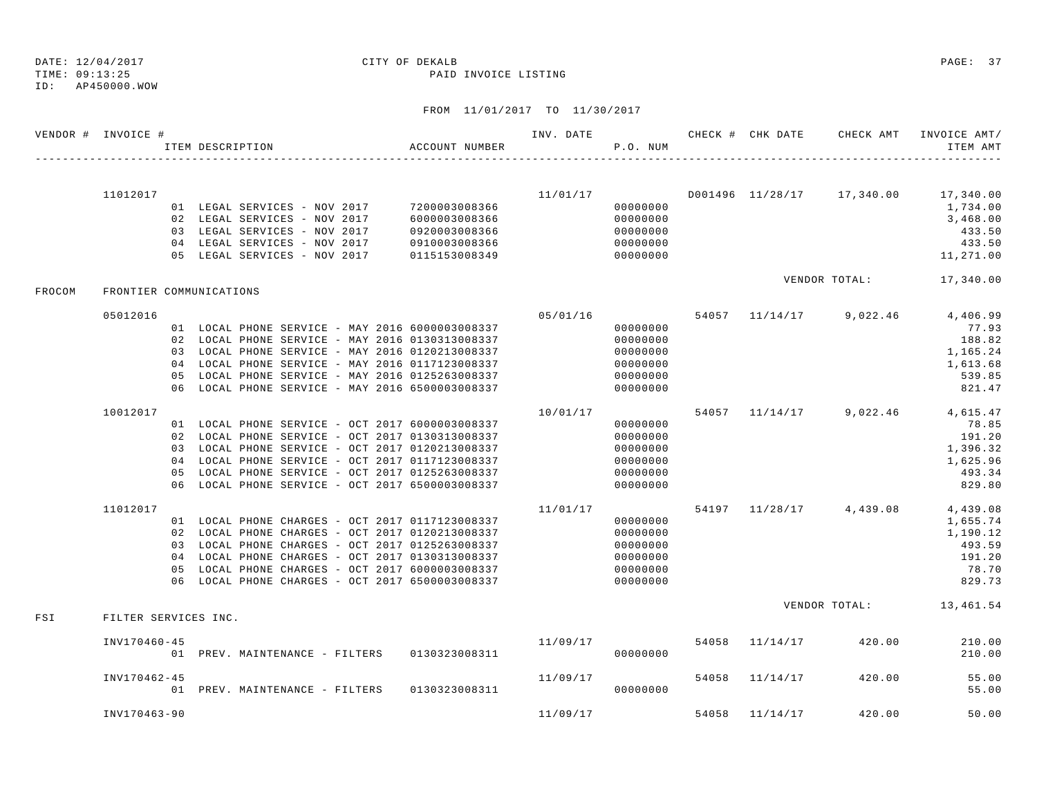DATE: 12/04/2017  CITY OF DEKALB
TIME: 09:13:25  PAID INVOICE LISTING
ID: AP450000.WOW

FROM 11/01/2017 TO 11/30/2017

| VENDOR # | INVOICE # | ITEM DESCRIPTION | ACCOUNT NUMBER | INV. DATE | P.O. NUM | CHECK # | CHK DATE | CHECK AMT | INVOICE AMT/ ITEM AMT |
|---|---|---|---|---|---|---|---|---|---|
| | 11012017 | | | 11/01/17 | | D001496 | 11/28/17 | 17,340.00 | 17,340.00 |
| | | 01 LEGAL SERVICES - NOV 2017 | 7200003008366 | | 00000000 | | | | 1,734.00 |
| | | 02 LEGAL SERVICES - NOV 2017 | 6000003008366 | | 00000000 | | | | 3,468.00 |
| | | 03 LEGAL SERVICES - NOV 2017 | 0920003008366 | | 00000000 | | | | 433.50 |
| | | 04 LEGAL SERVICES - NOV 2017 | 0910003008366 | | 00000000 | | | | 433.50 |
| | | 05 LEGAL SERVICES - NOV 2017 | 0115153008349 | | 00000000 | | | | 11,271.00 |
| | | | | | | | | VENDOR TOTAL: | 17,340.00 |
| FROCOM | FRONTIER COMMUNICATIONS | | | | | | | | |
| | 05012016 | | | 05/01/16 | | 54057 | 11/14/17 | 9,022.46 | 4,406.99 |
| | | 01 LOCAL PHONE SERVICE - MAY 2016 | 6000003008337 | | 00000000 | | | | 77.93 |
| | | 02 LOCAL PHONE SERVICE - MAY 2016 | 0130313008337 | | 00000000 | | | | 188.82 |
| | | 03 LOCAL PHONE SERVICE - MAY 2016 | 0120213008337 | | 00000000 | | | | 1,165.24 |
| | | 04 LOCAL PHONE SERVICE - MAY 2016 | 0117123008337 | | 00000000 | | | | 1,613.68 |
| | | 05 LOCAL PHONE SERVICE - MAY 2016 | 0125263008337 | | 00000000 | | | | 539.85 |
| | | 06 LOCAL PHONE SERVICE - MAY 2016 | 6500003008337 | | 00000000 | | | | 821.47 |
| | 10012017 | | | 10/01/17 | | 54057 | 11/14/17 | 9,022.46 | 4,615.47 |
| | | 01 LOCAL PHONE SERVICE - OCT 2017 | 6000003008337 | | 00000000 | | | | 78.85 |
| | | 02 LOCAL PHONE SERVICE - OCT 2017 | 0130313008337 | | 00000000 | | | | 191.20 |
| | | 03 LOCAL PHONE SERVICE - OCT 2017 | 0120213008337 | | 00000000 | | | | 1,396.32 |
| | | 04 LOCAL PHONE SERVICE - OCT 2017 | 0117123008337 | | 00000000 | | | | 1,625.96 |
| | | 05 LOCAL PHONE SERVICE - OCT 2017 | 0125263008337 | | 00000000 | | | | 493.34 |
| | | 06 LOCAL PHONE SERVICE - OCT 2017 | 6500003008337 | | 00000000 | | | | 829.80 |
| | 11012017 | | | 11/01/17 | | 54197 | 11/28/17 | 4,439.08 | 4,439.08 |
| | | 01 LOCAL PHONE CHARGES - OCT 2017 | 0117123008337 | | 00000000 | | | | 1,655.74 |
| | | 02 LOCAL PHONE CHARGES - OCT 2017 | 0120213008337 | | 00000000 | | | | 1,190.12 |
| | | 03 LOCAL PHONE CHARGES - OCT 2017 | 0125263008337 | | 00000000 | | | | 493.59 |
| | | 04 LOCAL PHONE CHARGES - OCT 2017 | 0130313008337 | | 00000000 | | | | 191.20 |
| | | 05 LOCAL PHONE CHARGES - OCT 2017 | 6000003008337 | | 00000000 | | | | 78.70 |
| | | 06 LOCAL PHONE CHARGES - OCT 2017 | 6500003008337 | | 00000000 | | | | 829.73 |
| | | | | | | | | VENDOR TOTAL: | 13,461.54 |
| FSI | FILTER SERVICES INC. | | | | | | | | |
| | INV170460-45 | | | 11/09/17 | | 54058 | 11/14/17 | 420.00 | 210.00 |
| | | 01 PREV. MAINTENANCE - FILTERS | 0130323008311 | | 00000000 | | | | 210.00 |
| | INV170462-45 | | | 11/09/17 | | 54058 | 11/14/17 | 420.00 | 55.00 |
| | | 01 PREV. MAINTENANCE - FILTERS | 0130323008311 | | 00000000 | | | | 55.00 |
| | INV170463-90 | | | 11/09/17 | | 54058 | 11/14/17 | 420.00 | 50.00 |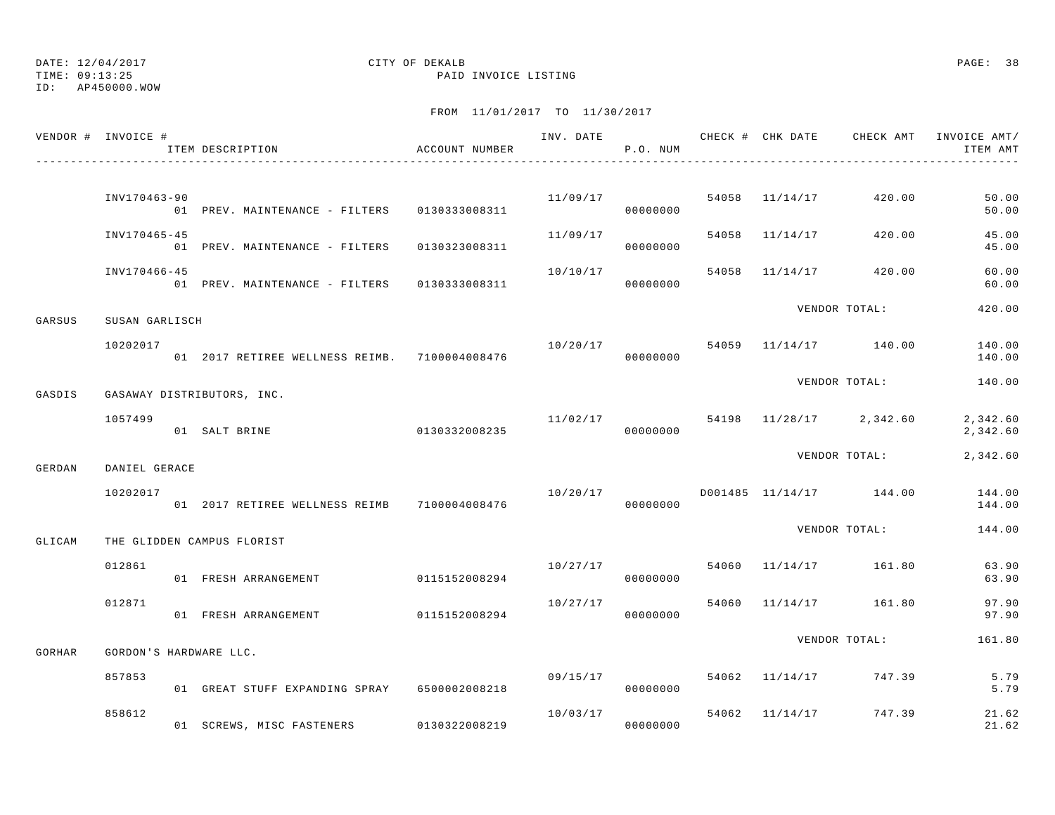DATE: 12/04/2017  
TIME: 09:13:25  
ID: AP450000.WOW

CITY OF DEKALB  
PAID INVOICE LISTING

FROM 11/01/2017 TO 11/30/2017

| VENDOR # | INVOICE # / ITEM DESCRIPTION | ACCOUNT NUMBER | INV. DATE | P.O. NUM | CHECK # | CHK DATE | CHECK AMT | INVOICE AMT/ ITEM AMT |
|---|---|---|---|---|---|---|---|---|
| | INV170463-90 | | 11/09/17 | | 54058 | 11/14/17 | 420.00 | 50.00 |
| | 01 PREV. MAINTENANCE - FILTERS | 0130333008311 | | 00000000 | | | | 50.00 |
| | INV170465-45 | | 11/09/17 | | 54058 | 11/14/17 | 420.00 | 45.00 |
| | 01 PREV. MAINTENANCE - FILTERS | 0130323008311 | | 00000000 | | | | 45.00 |
| | INV170466-45 | | 10/10/17 | | 54058 | 11/14/17 | 420.00 | 60.00 |
| | 01 PREV. MAINTENANCE - FILTERS | 0130333008311 | | 00000000 | | | | 60.00 |
| | | | | | | | VENDOR TOTAL: | 420.00 |
| GARSUS | SUSAN GARLISCH | | | | | | | |
| | 10202017 | | 10/20/17 | | 54059 | 11/14/17 | 140.00 | 140.00 |
| | 01 2017 RETIREE WELLNESS REIMB. | 7100004008476 | | 00000000 | | | | 140.00 |
| | | | | | | | VENDOR TOTAL: | 140.00 |
| GASDIS | GASAWAY DISTRIBUTORS, INC. | | | | | | | |
| | 1057499 | | 11/02/17 | | 54198 | 11/28/17 | 2,342.60 | 2,342.60 |
| | 01 SALT BRINE | 0130332008235 | | 00000000 | | | | 2,342.60 |
| | | | | | | | VENDOR TOTAL: | 2,342.60 |
| GERDAN | DANIEL GERACE | | | | | | | |
| | 10202017 | | 10/20/17 | | D001485 | 11/14/17 | 144.00 | 144.00 |
| | 01 2017 RETIREE WELLNESS REIMB | 7100004008476 | | 00000000 | | | | 144.00 |
| | | | | | | | VENDOR TOTAL: | 144.00 |
| GLICAM | THE GLIDDEN CAMPUS FLORIST | | | | | | | |
| | 012861 | | 10/27/17 | | 54060 | 11/14/17 | 161.80 | 63.90 |
| | 01 FRESH ARRANGEMENT | 0115152008294 | | 00000000 | | | | 63.90 |
| | 012871 | | 10/27/17 | | 54060 | 11/14/17 | 161.80 | 97.90 |
| | 01 FRESH ARRANGEMENT | 0115152008294 | | 00000000 | | | | 97.90 |
| | | | | | | | VENDOR TOTAL: | 161.80 |
| GORHAR | GORDON'S HARDWARE LLC. | | | | | | | |
| | 857853 | | 09/15/17 | | 54062 | 11/14/17 | 747.39 | 5.79 |
| | 01 GREAT STUFF EXPANDING SPRAY | 6500002008218 | | 00000000 | | | | 5.79 |
| | 858612 | | 10/03/17 | | 54062 | 11/14/17 | 747.39 | 21.62 |
| | 01 SCREWS, MISC FASTENERS | 0130322008219 | | 00000000 | | | | 21.62 |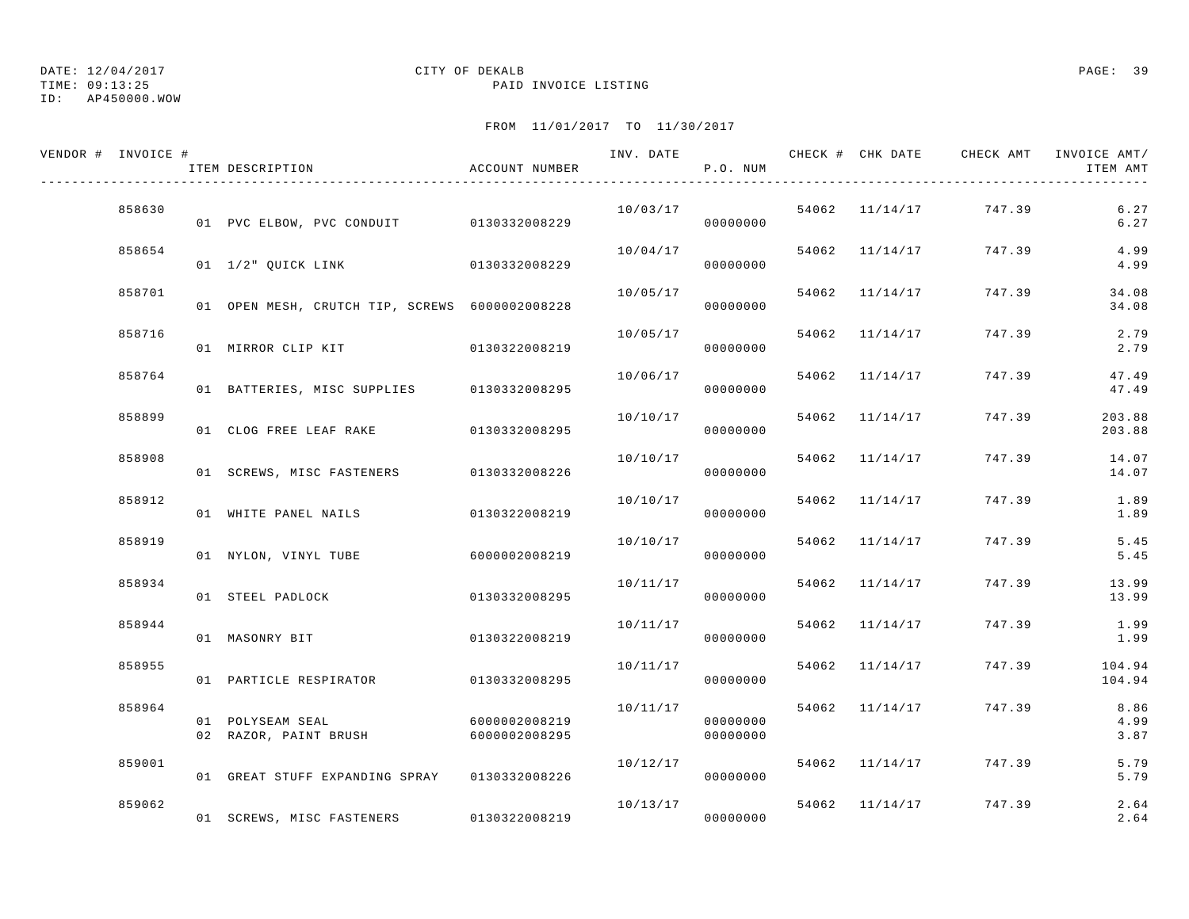CITY OF DEKALB
PAID INVOICE LISTING

DATE: 12/04/2017
TIME: 09:13:25
ID: AP450000.WOW

FROM 11/01/2017 TO 11/30/2017

| VENDOR # | INVOICE # | ITEM DESCRIPTION | ACCOUNT NUMBER | INV. DATE | P.O. NUM | CHECK # | CHK DATE | CHECK AMT | INVOICE AMT/ ITEM AMT |
|---|---|---|---|---|---|---|---|---|---|
| | 858630 | | | 10/03/17 | | 54062 | 11/14/17 | 747.39 | 6.27 |
| | | 01 PVC ELBOW, PVC CONDUIT | 0130332008229 | | 00000000 | | | | 6.27 |
| | 858654 | | | 10/04/17 | | 54062 | 11/14/17 | 747.39 | 4.99 |
| | | 01 1/2" QUICK LINK | 0130332008229 | | 00000000 | | | | 4.99 |
| | 858701 | | | 10/05/17 | | 54062 | 11/14/17 | 747.39 | 34.08 |
| | | 01 OPEN MESH, CRUTCH TIP, SCREWS | 6000002008228 | | 00000000 | | | | 34.08 |
| | 858716 | | | 10/05/17 | | 54062 | 11/14/17 | 747.39 | 2.79 |
| | | 01 MIRROR CLIP KIT | 0130322008219 | | 00000000 | | | | 2.79 |
| | 858764 | | | 10/06/17 | | 54062 | 11/14/17 | 747.39 | 47.49 |
| | | 01 BATTERIES, MISC SUPPLIES | 0130332008295 | | 00000000 | | | | 47.49 |
| | 858899 | | | 10/10/17 | | 54062 | 11/14/17 | 747.39 | 203.88 |
| | | 01 CLOG FREE LEAF RAKE | 0130332008295 | | 00000000 | | | | 203.88 |
| | 858908 | | | 10/10/17 | | 54062 | 11/14/17 | 747.39 | 14.07 |
| | | 01 SCREWS, MISC FASTENERS | 0130332008226 | | 00000000 | | | | 14.07 |
| | 858912 | | | 10/10/17 | | 54062 | 11/14/17 | 747.39 | 1.89 |
| | | 01 WHITE PANEL NAILS | 0130322008219 | | 00000000 | | | | 1.89 |
| | 858919 | | | 10/10/17 | | 54062 | 11/14/17 | 747.39 | 5.45 |
| | | 01 NYLON, VINYL TUBE | 6000002008219 | | 00000000 | | | | 5.45 |
| | 858934 | | | 10/11/17 | | 54062 | 11/14/17 | 747.39 | 13.99 |
| | | 01 STEEL PADLOCK | 0130332008295 | | 00000000 | | | | 13.99 |
| | 858944 | | | 10/11/17 | | 54062 | 11/14/17 | 747.39 | 1.99 |
| | | 01 MASONRY BIT | 0130322008219 | | 00000000 | | | | 1.99 |
| | 858955 | | | 10/11/17 | | 54062 | 11/14/17 | 747.39 | 104.94 |
| | | 01 PARTICLE RESPIRATOR | 0130332008295 | | 00000000 | | | | 104.94 |
| | 858964 | | | 10/11/17 | | 54062 | 11/14/17 | 747.39 | 8.86 |
| | | 01 POLYSEAM SEAL | 6000002008219 | | 00000000 | | | | 4.99 |
| | | 02 RAZOR, PAINT BRUSH | 6000002008295 | | 00000000 | | | | 3.87 |
| | 859001 | | | 10/12/17 | | 54062 | 11/14/17 | 747.39 | 5.79 |
| | | 01 GREAT STUFF EXPANDING SPRAY | 0130332008226 | | 00000000 | | | | 5.79 |
| | 859062 | | | 10/13/17 | | 54062 | 11/14/17 | 747.39 | 2.64 |
| | | 01 SCREWS, MISC FASTENERS | 0130322008219 | | 00000000 | | | | 2.64 |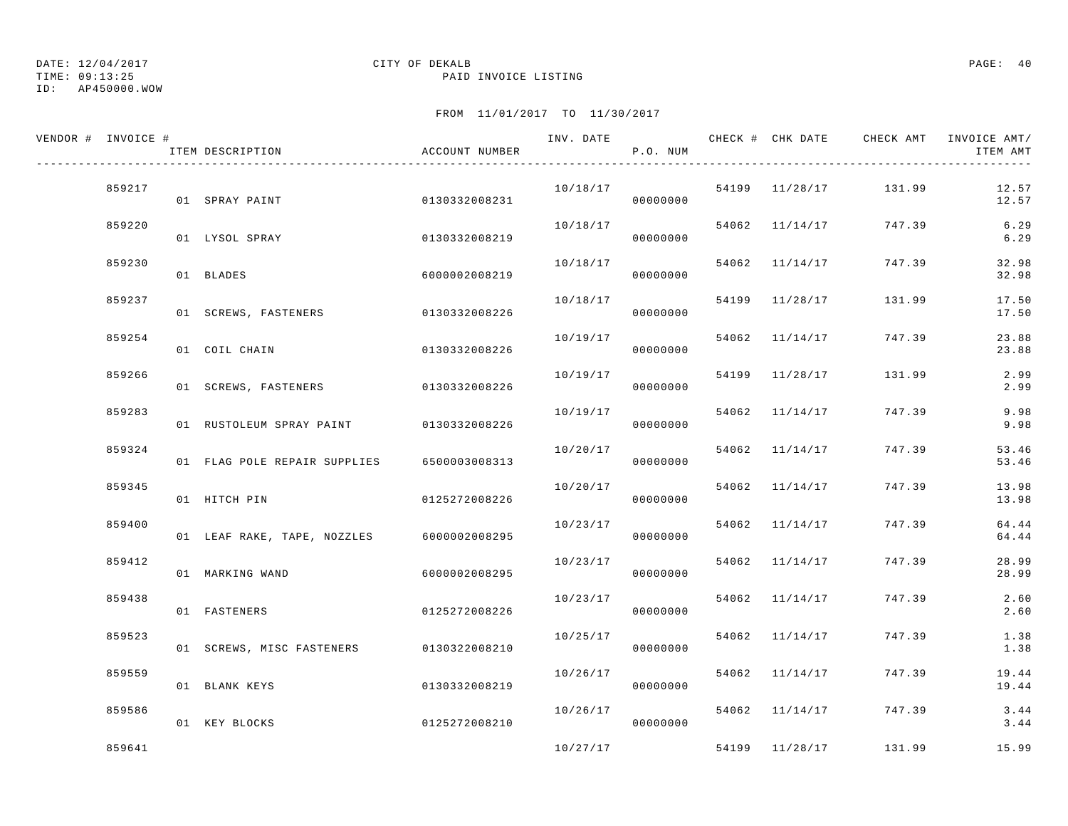DATE: 12/04/2017 CITY OF DEKALB
TIME: 09:13:25 PAID INVOICE LISTING
ID: AP450000.WOW

FROM 11/01/2017 TO 11/30/2017

| VENDOR # | INVOICE # | ITEM DESCRIPTION | ACCOUNT NUMBER | INV. DATE | P.O. NUM | CHECK # | CHK DATE | CHECK AMT | INVOICE AMT/ ITEM AMT |
|---|---|---|---|---|---|---|---|---|---|
| | 859217 | | | 10/18/17 | | 54199 | 11/28/17 | 131.99 | 12.57 |
| | | 01 SPRAY PAINT | 0130332008231 | | 00000000 | | | | 12.57 |
| | 859220 | | | 10/18/17 | | 54062 | 11/14/17 | 747.39 | 6.29 |
| | | 01 LYSOL SPRAY | 0130332008219 | | 00000000 | | | | 6.29 |
| | 859230 | | | 10/18/17 | | 54062 | 11/14/17 | 747.39 | 32.98 |
| | | 01 BLADES | 6000002008219 | | 00000000 | | | | 32.98 |
| | 859237 | | | 10/18/17 | | 54199 | 11/28/17 | 131.99 | 17.50 |
| | | 01 SCREWS, FASTENERS | 0130332008226 | | 00000000 | | | | 17.50 |
| | 859254 | | | 10/19/17 | | 54062 | 11/14/17 | 747.39 | 23.88 |
| | | 01 COIL CHAIN | 0130332008226 | | 00000000 | | | | 23.88 |
| | 859266 | | | 10/19/17 | | 54199 | 11/28/17 | 131.99 | 2.99 |
| | | 01 SCREWS, FASTENERS | 0130332008226 | | 00000000 | | | | 2.99 |
| | 859283 | | | 10/19/17 | | 54062 | 11/14/17 | 747.39 | 9.98 |
| | | 01 RUSTOLEUM SPRAY PAINT | 0130332008226 | | 00000000 | | | | 9.98 |
| | 859324 | | | 10/20/17 | | 54062 | 11/14/17 | 747.39 | 53.46 |
| | | 01 FLAG POLE REPAIR SUPPLIES | 6500003008313 | | 00000000 | | | | 53.46 |
| | 859345 | | | 10/20/17 | | 54062 | 11/14/17 | 747.39 | 13.98 |
| | | 01 HITCH PIN | 0125272008226 | | 00000000 | | | | 13.98 |
| | 859400 | | | 10/23/17 | | 54062 | 11/14/17 | 747.39 | 64.44 |
| | | 01 LEAF RAKE, TAPE, NOZZLES | 6000002008295 | | 00000000 | | | | 64.44 |
| | 859412 | | | 10/23/17 | | 54062 | 11/14/17 | 747.39 | 28.99 |
| | | 01 MARKING WAND | 6000002008295 | | 00000000 | | | | 28.99 |
| | 859438 | | | 10/23/17 | | 54062 | 11/14/17 | 747.39 | 2.60 |
| | | 01 FASTENERS | 0125272008226 | | 00000000 | | | | 2.60 |
| | 859523 | | | 10/25/17 | | 54062 | 11/14/17 | 747.39 | 1.38 |
| | | 01 SCREWS, MISC FASTENERS | 0130322008210 | | 00000000 | | | | 1.38 |
| | 859559 | | | 10/26/17 | | 54062 | 11/14/17 | 747.39 | 19.44 |
| | | 01 BLANK KEYS | 0130332008219 | | 00000000 | | | | 19.44 |
| | 859586 | | | 10/26/17 | | 54062 | 11/14/17 | 747.39 | 3.44 |
| | | 01 KEY BLOCKS | 0125272008210 | | 00000000 | | | | 3.44 |
| | 859641 | | | 10/27/17 | | 54199 | 11/28/17 | 131.99 | 15.99 |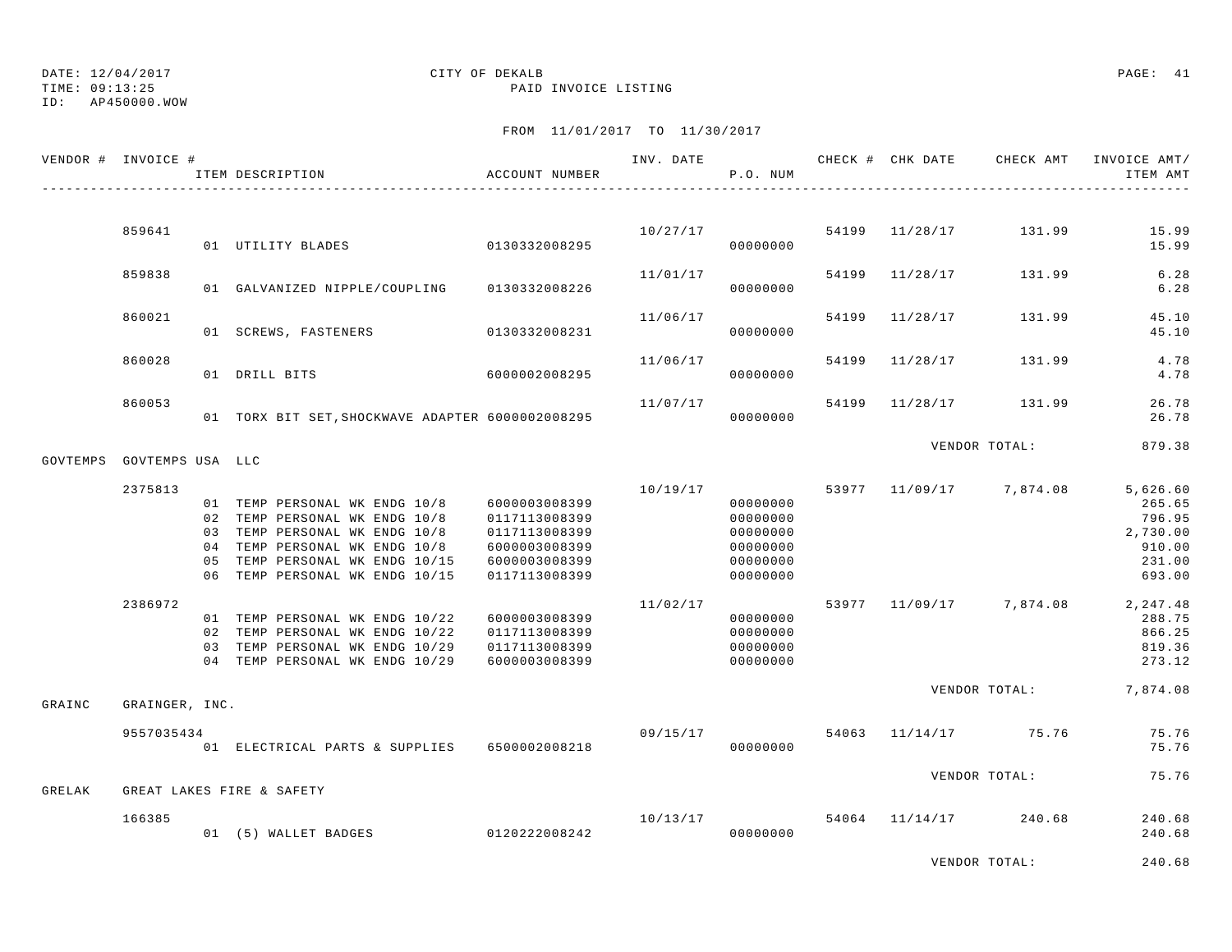DATE: 12/04/2017 CITY OF DEKALB
TIME: 09:13:25 PAID INVOICE LISTING
ID: AP450000.WOW

FROM 11/01/2017 TO 11/30/2017

| VENDOR # | INVOICE # | ITEM DESCRIPTION | ACCOUNT NUMBER | INV. DATE | P.O. NUM | CHECK # | CHK DATE | CHECK AMT | INVOICE AMT/ ITEM AMT |
|---|---|---|---|---|---|---|---|---|---|
| | 859641 | | | 10/27/17 | | 54199 | 11/28/17 | 131.99 | 15.99 |
| | | 01 UTILITY BLADES | 0130332008295 | | 00000000 | | | | 15.99 |
| | 859838 | | | 11/01/17 | | 54199 | 11/28/17 | 131.99 | 6.28 |
| | | 01 GALVANIZED NIPPLE/COUPLING | 0130332008226 | | 00000000 | | | | 6.28 |
| | 860021 | | | 11/06/17 | | 54199 | 11/28/17 | 131.99 | 45.10 |
| | | 01 SCREWS, FASTENERS | 0130332008231 | | 00000000 | | | | 45.10 |
| | 860028 | | | 11/06/17 | | 54199 | 11/28/17 | 131.99 | 4.78 |
| | | 01 DRILL BITS | 6000002008295 | | 00000000 | | | | 4.78 |
| | 860053 | | | 11/07/17 | | 54199 | 11/28/17 | 131.99 | 26.78 |
| | | 01 TORX BIT SET,SHOCKWAVE ADAPTER | 6000002008295 | | 00000000 | | | | 26.78 |
| | | | | | | | VENDOR TOTAL: | | 879.38 |
| GOVTEMPS | GOVTEMPS USA LLC | | | | | | | | |
| | 2375813 | | | 10/19/17 | | 53977 | 11/09/17 | 7,874.08 | 5,626.60 |
| | | 01 TEMP PERSONAL WK ENDG 10/8 | 6000003008399 | | 00000000 | | | | 265.65 |
| | | 02 TEMP PERSONAL WK ENDG 10/8 | 0117113008399 | | 00000000 | | | | 796.95 |
| | | 03 TEMP PERSONAL WK ENDG 10/8 | 0117113008399 | | 00000000 | | | | 2,730.00 |
| | | 04 TEMP PERSONAL WK ENDG 10/8 | 6000003008399 | | 00000000 | | | | 910.00 |
| | | 05 TEMP PERSONAL WK ENDG 10/15 | 6000003008399 | | 00000000 | | | | 231.00 |
| | | 06 TEMP PERSONAL WK ENDG 10/15 | 0117113008399 | | 00000000 | | | | 693.00 |
| | 2386972 | | | 11/02/17 | | 53977 | 11/09/17 | 7,874.08 | 2,247.48 |
| | | 01 TEMP PERSONAL WK ENDG 10/22 | 6000003008399 | | 00000000 | | | | 288.75 |
| | | 02 TEMP PERSONAL WK ENDG 10/22 | 0117113008399 | | 00000000 | | | | 866.25 |
| | | 03 TEMP PERSONAL WK ENDG 10/29 | 0117113008399 | | 00000000 | | | | 819.36 |
| | | 04 TEMP PERSONAL WK ENDG 10/29 | 6000003008399 | | 00000000 | | | | 273.12 |
| | | | | | | | VENDOR TOTAL: | | 7,874.08 |
| GRAINC | GRAINGER, INC. | | | | | | | | |
| | 9557035434 | | | 09/15/17 | | 54063 | 11/14/17 | 75.76 | 75.76 |
| | | 01 ELECTRICAL PARTS & SUPPLIES | 6500002008218 | | 00000000 | | | | 75.76 |
| | | | | | | | VENDOR TOTAL: | | 75.76 |
| GRELAK | GREAT LAKES FIRE & SAFETY | | | | | | | | |
| | 166385 | | | 10/13/17 | | 54064 | 11/14/17 | 240.68 | 240.68 |
| | | 01 (5) WALLET BADGES | 0120222008242 | | 00000000 | | | | 240.68 |
| | | | | | | | VENDOR TOTAL: | | 240.68 |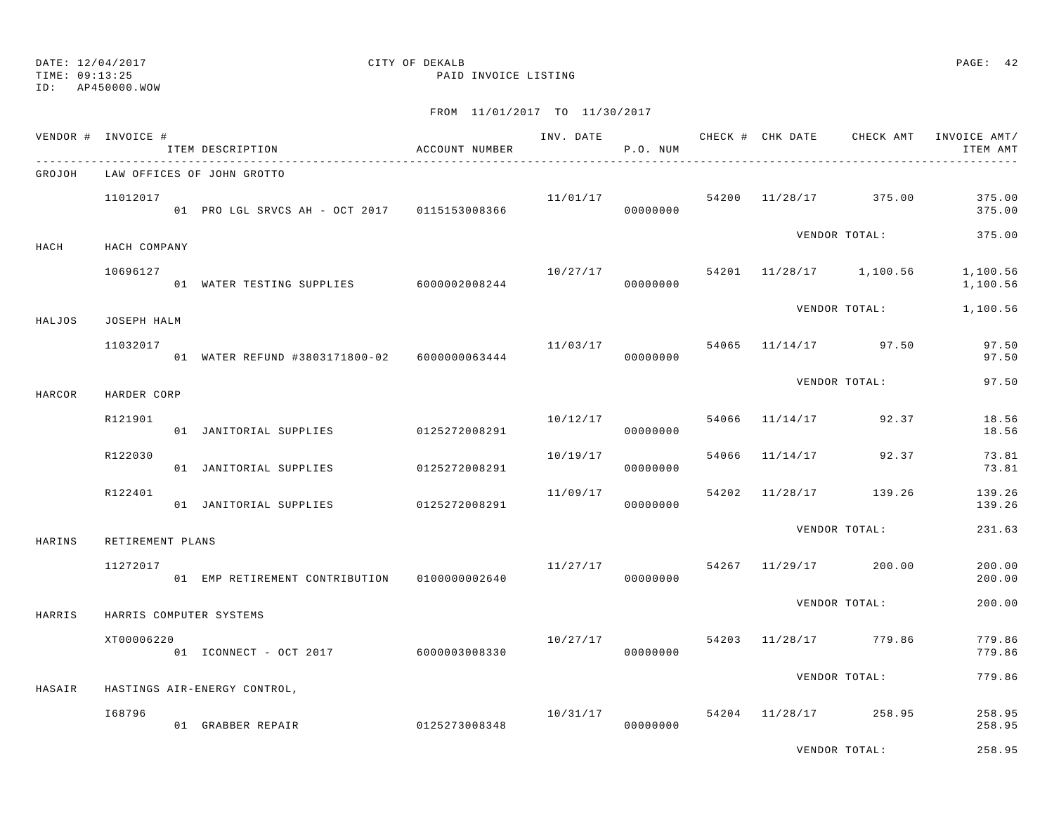DATE: 12/04/2017
TIME: 09:13:25
ID: AP450000.WOW

CITY OF DEKALB
PAID INVOICE LISTING

FROM 11/01/2017 TO 11/30/2017

| VENDOR # | INVOICE # / ITEM DESCRIPTION | ACCOUNT NUMBER | INV. DATE | P.O. NUM | CHECK # | CHK DATE | CHECK AMT | INVOICE AMT/ ITEM AMT |
|---|---|---|---|---|---|---|---|---|
| GROJOH | LAW OFFICES OF JOHN GROTTO | | | | | | | |
| | 11012017 | | 11/01/17 | | 54200 | 11/28/17 | 375.00 | 375.00 |
| | 01 PRO LGL SRVCS AH - OCT 2017 | 0115153008366 | | 00000000 | | | | 375.00 |
| | | | | | | VENDOR TOTAL: | | 375.00 |
| HACH | HACH COMPANY | | | | | | | |
| | 10696127 | | 10/27/17 | | 54201 | 11/28/17 | 1,100.56 | 1,100.56 |
| | 01 WATER TESTING SUPPLIES | 6000002008244 | | 00000000 | | | | 1,100.56 |
| | | | | | | VENDOR TOTAL: | | 1,100.56 |
| HALJOS | JOSEPH HALM | | | | | | | |
| | 11032017 | | 11/03/17 | | 54065 | 11/14/17 | 97.50 | 97.50 |
| | 01 WATER REFUND #3803171800-02 | 6000000063444 | | 00000000 | | | | 97.50 |
| | | | | | | VENDOR TOTAL: | | 97.50 |
| HARCOR | HARDER CORP | | | | | | | |
| | R121901 | | 10/12/17 | | 54066 | 11/14/17 | 92.37 | 18.56 |
| | 01 JANITORIAL SUPPLIES | 0125272008291 | | 00000000 | | | | 18.56 |
| | R122030 | | 10/19/17 | | 54066 | 11/14/17 | 92.37 | 73.81 |
| | 01 JANITORIAL SUPPLIES | 0125272008291 | | 00000000 | | | | 73.81 |
| | R122401 | | 11/09/17 | | 54202 | 11/28/17 | 139.26 | 139.26 |
| | 01 JANITORIAL SUPPLIES | 0125272008291 | | 00000000 | | | | 139.26 |
| | | | | | | VENDOR TOTAL: | | 231.63 |
| HARINS | RETIREMENT PLANS | | | | | | | |
| | 11272017 | | 11/27/17 | | 54267 | 11/29/17 | 200.00 | 200.00 |
| | 01 EMP RETIREMENT CONTRIBUTION | 0100000002640 | | 00000000 | | | | 200.00 |
| | | | | | | VENDOR TOTAL: | | 200.00 |
| HARRIS | HARRIS COMPUTER SYSTEMS | | | | | | | |
| | XT00006220 | | 10/27/17 | | 54203 | 11/28/17 | 779.86 | 779.86 |
| | 01 ICONNECT - OCT 2017 | 6000003008330 | | 00000000 | | | | 779.86 |
| | | | | | | VENDOR TOTAL: | | 779.86 |
| HASAIR | HASTINGS AIR-ENERGY CONTROL, | | | | | | | |
| | I68796 | | 10/31/17 | | 54204 | 11/28/17 | 258.95 | 258.95 |
| | 01 GRABBER REPAIR | 0125273008348 | | 00000000 | | | | 258.95 |
| | | | | | | VENDOR TOTAL: | | 258.95 |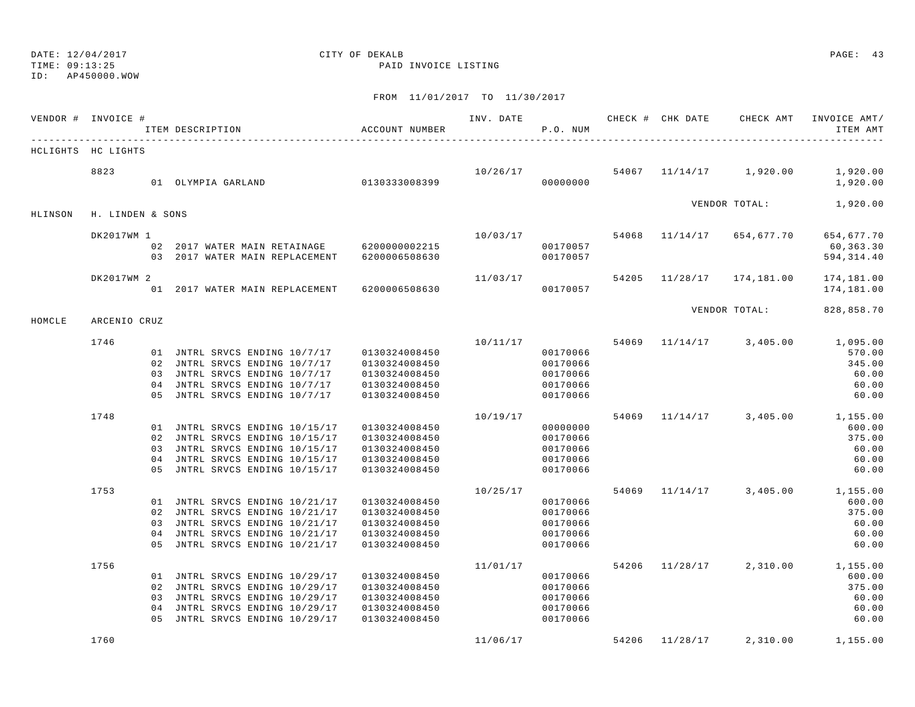DATE: 12/04/2017
TIME: 09:13:25
ID: AP450000.WOW

CITY OF DEKALB
PAID INVOICE LISTING

FROM 11/01/2017 TO 11/30/2017

| VENDOR # | INVOICE # | ITEM DESCRIPTION | ACCOUNT NUMBER | INV. DATE | P.O. NUM | CHECK # | CHK DATE | CHECK AMT | INVOICE AMT/ ITEM AMT |
|---|---|---|---|---|---|---|---|---|---|
| HCLIGHTS | HC LIGHTS | | | | | | | | |
| | 8823 | | | 10/26/17 | | 54067 | 11/14/17 | 1,920.00 | 1,920.00 |
| | | 01 OLYMPIA GARLAND | 0130333008399 | | 00000000 | | | | 1,920.00 |
| | | | | | | | | VENDOR TOTAL: | 1,920.00 |
| HLINSON | H. LINDEN & SONS | | | | | | | | |
| | DK2017WM 1 | | | 10/03/17 | | 54068 | 11/14/17 | 654,677.70 | 654,677.70 |
| | | 02 2017 WATER MAIN RETAINAGE | 6200000002215 | | 00170057 | | | | 60,363.30 |
| | | 03 2017 WATER MAIN REPLACEMENT | 6200006508630 | | 00170057 | | | | 594,314.40 |
| | DK2017WM 2 | | | 11/03/17 | | 54205 | 11/28/17 | 174,181.00 | 174,181.00 |
| | | 01 2017 WATER MAIN REPLACEMENT | 6200006508630 | | 00170057 | | | | 174,181.00 |
| | | | | | | | | VENDOR TOTAL: | 828,858.70 |
| HOMCLE | ARCENIO CRUZ | | | | | | | | |
| | 1746 | | | 10/11/17 | | 54069 | 11/14/17 | 3,405.00 | 1,095.00 |
| | | 01 JNTRL SRVCS ENDING 10/7/17 | 0130324008450 | | 00170066 | | | | 570.00 |
| | | 02 JNTRL SRVCS ENDING 10/7/17 | 0130324008450 | | 00170066 | | | | 345.00 |
| | | 03 JNTRL SRVCS ENDING 10/7/17 | 0130324008450 | | 00170066 | | | | 60.00 |
| | | 04 JNTRL SRVCS ENDING 10/7/17 | 0130324008450 | | 00170066 | | | | 60.00 |
| | | 05 JNTRL SRVCS ENDING 10/7/17 | 0130324008450 | | 00170066 | | | | 60.00 |
| | 1748 | | | 10/19/17 | | 54069 | 11/14/17 | 3,405.00 | 1,155.00 |
| | | 01 JNTRL SRVCS ENDING 10/15/17 | 0130324008450 | | 00000000 | | | | 600.00 |
| | | 02 JNTRL SRVCS ENDING 10/15/17 | 0130324008450 | | 00170066 | | | | 375.00 |
| | | 03 JNTRL SRVCS ENDING 10/15/17 | 0130324008450 | | 00170066 | | | | 60.00 |
| | | 04 JNTRL SRVCS ENDING 10/15/17 | 0130324008450 | | 00170066 | | | | 60.00 |
| | | 05 JNTRL SRVCS ENDING 10/15/17 | 0130324008450 | | 00170066 | | | | 60.00 |
| | 1753 | | | 10/25/17 | | 54069 | 11/14/17 | 3,405.00 | 1,155.00 |
| | | 01 JNTRL SRVCS ENDING 10/21/17 | 0130324008450 | | 00170066 | | | | 600.00 |
| | | 02 JNTRL SRVCS ENDING 10/21/17 | 0130324008450 | | 00170066 | | | | 375.00 |
| | | 03 JNTRL SRVCS ENDING 10/21/17 | 0130324008450 | | 00170066 | | | | 60.00 |
| | | 04 JNTRL SRVCS ENDING 10/21/17 | 0130324008450 | | 00170066 | | | | 60.00 |
| | | 05 JNTRL SRVCS ENDING 10/21/17 | 0130324008450 | | 00170066 | | | | 60.00 |
| | 1756 | | | 11/01/17 | | 54206 | 11/28/17 | 2,310.00 | 1,155.00 |
| | | 01 JNTRL SRVCS ENDING 10/29/17 | 0130324008450 | | 00170066 | | | | 600.00 |
| | | 02 JNTRL SRVCS ENDING 10/29/17 | 0130324008450 | | 00170066 | | | | 375.00 |
| | | 03 JNTRL SRVCS ENDING 10/29/17 | 0130324008450 | | 00170066 | | | | 60.00 |
| | | 04 JNTRL SRVCS ENDING 10/29/17 | 0130324008450 | | 00170066 | | | | 60.00 |
| | | 05 JNTRL SRVCS ENDING 10/29/17 | 0130324008450 | | 00170066 | | | | 60.00 |
| | 1760 | | | 11/06/17 | | 54206 | 11/28/17 | 2,310.00 | 1,155.00 |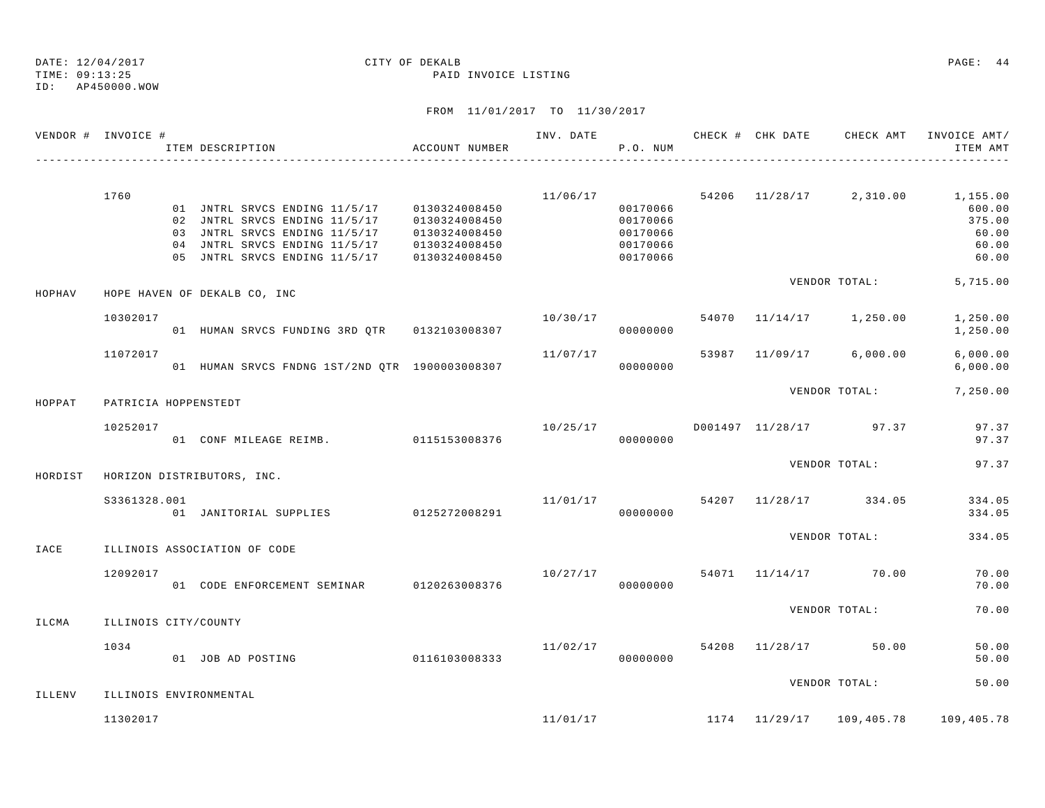DATE: 12/04/2017
TIME: 09:13:25
ID: AP450000.WOW

CITY OF DEKALB
PAID INVOICE LISTING

FROM 11/01/2017 TO 11/30/2017

| VENDOR # | INVOICE # | ITEM DESCRIPTION | ACCOUNT NUMBER | INV. DATE | P.O. NUM | CHECK # | CHK DATE | CHECK AMT | INVOICE AMT/ ITEM AMT |
|---|---|---|---|---|---|---|---|---|---|
| | 1760 | | | 11/06/17 | | 54206 | 11/28/17 | 2,310.00 | 1,155.00 |
| | | 01 JNTRL SRVCS ENDING 11/5/17 | 0130324008450 | | 00170066 | | | | 600.00 |
| | | 02 JNTRL SRVCS ENDING 11/5/17 | 0130324008450 | | 00170066 | | | | 375.00 |
| | | 03 JNTRL SRVCS ENDING 11/5/17 | 0130324008450 | | 00170066 | | | | 60.00 |
| | | 04 JNTRL SRVCS ENDING 11/5/17 | 0130324008450 | | 00170066 | | | | 60.00 |
| | | 05 JNTRL SRVCS ENDING 11/5/17 | 0130324008450 | | 00170066 | | | | 60.00 |
| | | | | | | | | VENDOR TOTAL: | 5,715.00 |
| HOPHAV | HOPE HAVEN OF DEKALB CO, INC | | | | | | | | |
| | 10302017 | | | 10/30/17 | | 54070 | 11/14/17 | 1,250.00 | 1,250.00 |
| | | 01 HUMAN SRVCS FUNDING 3RD QTR | 0132103008307 | | 00000000 | | | | 1,250.00 |
| | 11072017 | | | 11/07/17 | | 53987 | 11/09/17 | 6,000.00 | 6,000.00 |
| | | 01 HUMAN SRVCS FNDNG 1ST/2ND QTR | 1900003008307 | | 00000000 | | | | 6,000.00 |
| | | | | | | | | VENDOR TOTAL: | 7,250.00 |
| HOPPAT | PATRICIA HOPPENSTEDT | | | | | | | | |
| | 10252017 | | | 10/25/17 | | D001497 | 11/28/17 | 97.37 | 97.37 |
| | | 01 CONF MILEAGE REIMB. | 0115153008376 | | 00000000 | | | | 97.37 |
| | | | | | | | | VENDOR TOTAL: | 97.37 |
| HORDIST | HORIZON DISTRIBUTORS, INC. | | | | | | | | |
| | S3361328.001 | | | 11/01/17 | | 54207 | 11/28/17 | 334.05 | 334.05 |
| | | 01 JANITORIAL SUPPLIES | 0125272008291 | | 00000000 | | | | 334.05 |
| | | | | | | | | VENDOR TOTAL: | 334.05 |
| IACE | ILLINOIS ASSOCIATION OF CODE | | | | | | | | |
| | 12092017 | | | 10/27/17 | | 54071 | 11/14/17 | 70.00 | 70.00 |
| | | 01 CODE ENFORCEMENT SEMINAR | 0120263008376 | | 00000000 | | | | 70.00 |
| | | | | | | | | VENDOR TOTAL: | 70.00 |
| ILCMA | ILLINOIS CITY/COUNTY | | | | | | | | |
| | 1034 | | | 11/02/17 | | 54208 | 11/28/17 | 50.00 | 50.00 |
| | | 01 JOB AD POSTING | 0116103008333 | | 00000000 | | | | 50.00 |
| | | | | | | | | VENDOR TOTAL: | 50.00 |
| ILLENV | ILLINOIS ENVIRONMENTAL | | | | | | | | |
| | 11302017 | | | 11/01/17 | | 1174 | 11/29/17 | 109,405.78 | 109,405.78 |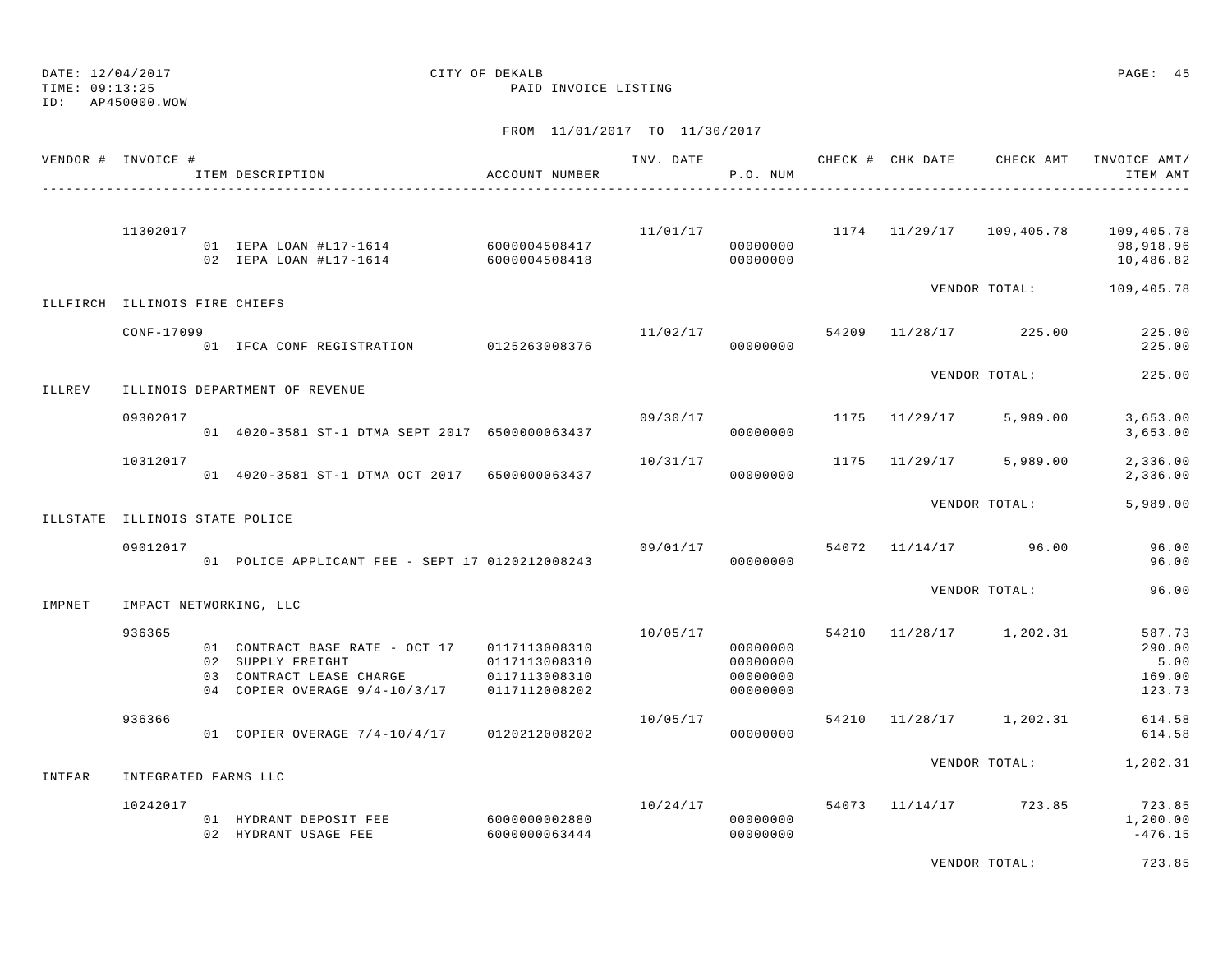DATE: 12/04/2017 CITY OF DEKALB
TIME: 09:13:25 PAID INVOICE LISTING
ID: AP450000.WOW

FROM 11/01/2017 TO 11/30/2017

| VENDOR # | INVOICE # | ITEM DESCRIPTION | ACCOUNT NUMBER | INV. DATE | P.O. NUM | CHECK # | CHK DATE | CHECK AMT | INVOICE AMT/ ITEM AMT |
|---|---|---|---|---|---|---|---|---|---|
| | 11302017 | | | 11/01/17 | | 1174 | 11/29/17 | 109,405.78 | 109,405.78 |
| | | 01 IEPA LOAN #L17-1614 | 6000004508417 | | 00000000 | | | | 98,918.96 |
| | | 02 IEPA LOAN #L17-1614 | 6000004508418 | | 00000000 | | | | 10,486.82 |
| | | | | | | | | VENDOR TOTAL: | 109,405.78 |
| ILLFIRCH | ILLINOIS FIRE CHIEFS | | | | | | | | |
| | CONF-17099 | | | 11/02/17 | | 54209 | 11/28/17 | 225.00 | 225.00 |
| | | 01 IFCA CONF REGISTRATION | 0125263008376 | | 00000000 | | | | 225.00 |
| | | | | | | | | VENDOR TOTAL: | 225.00 |
| ILLREV | ILLINOIS DEPARTMENT OF REVENUE | | | | | | | | |
| | 09302017 | | | 09/30/17 | | 1175 | 11/29/17 | 5,989.00 | 3,653.00 |
| | | 01 4020-3581 ST-1 DTMA SEPT 2017 | 6500000063437 | | 00000000 | | | | 3,653.00 |
| | 10312017 | | | 10/31/17 | | 1175 | 11/29/17 | 5,989.00 | 2,336.00 |
| | | 01 4020-3581 ST-1 DTMA OCT 2017 | 6500000063437 | | 00000000 | | | | 2,336.00 |
| | | | | | | | | VENDOR TOTAL: | 5,989.00 |
| ILLSTATE | ILLINOIS STATE POLICE | | | | | | | | |
| | 09012017 | | | 09/01/17 | | 54072 | 11/14/17 | 96.00 | 96.00 |
| | | 01 POLICE APPLICANT FEE - SEPT 17 | 0120212008243 | | 00000000 | | | | 96.00 |
| | | | | | | | | VENDOR TOTAL: | 96.00 |
| IMPNET | IMPACT NETWORKING, LLC | | | | | | | | |
| | 936365 | | | 10/05/17 | | 54210 | 11/28/17 | 1,202.31 | 587.73 |
| | | 01 CONTRACT BASE RATE - OCT 17 | 0117113008310 | | 00000000 | | | | 290.00 |
| | | 02 SUPPLY FREIGHT | 0117113008310 | | 00000000 | | | | 5.00 |
| | | 03 CONTRACT LEASE CHARGE | 0117113008310 | | 00000000 | | | | 169.00 |
| | | 04 COPIER OVERAGE 9/4-10/3/17 | 0117112008202 | | 00000000 | | | | 123.73 |
| | 936366 | | | 10/05/17 | | 54210 | 11/28/17 | 1,202.31 | 614.58 |
| | | 01 COPIER OVERAGE 7/4-10/4/17 | 0120212008202 | | 00000000 | | | | 614.58 |
| | | | | | | | | VENDOR TOTAL: | 1,202.31 |
| INTFAR | INTEGRATED FARMS LLC | | | | | | | | |
| | 10242017 | | | 10/24/17 | | 54073 | 11/14/17 | 723.85 | 723.85 |
| | | 01 HYDRANT DEPOSIT FEE | 6000000002880 | | 00000000 | | | | 1,200.00 |
| | | 02 HYDRANT USAGE FEE | 6000000063444 | | 00000000 | | | | -476.15 |
| | | | | | | | | VENDOR TOTAL: | 723.85 |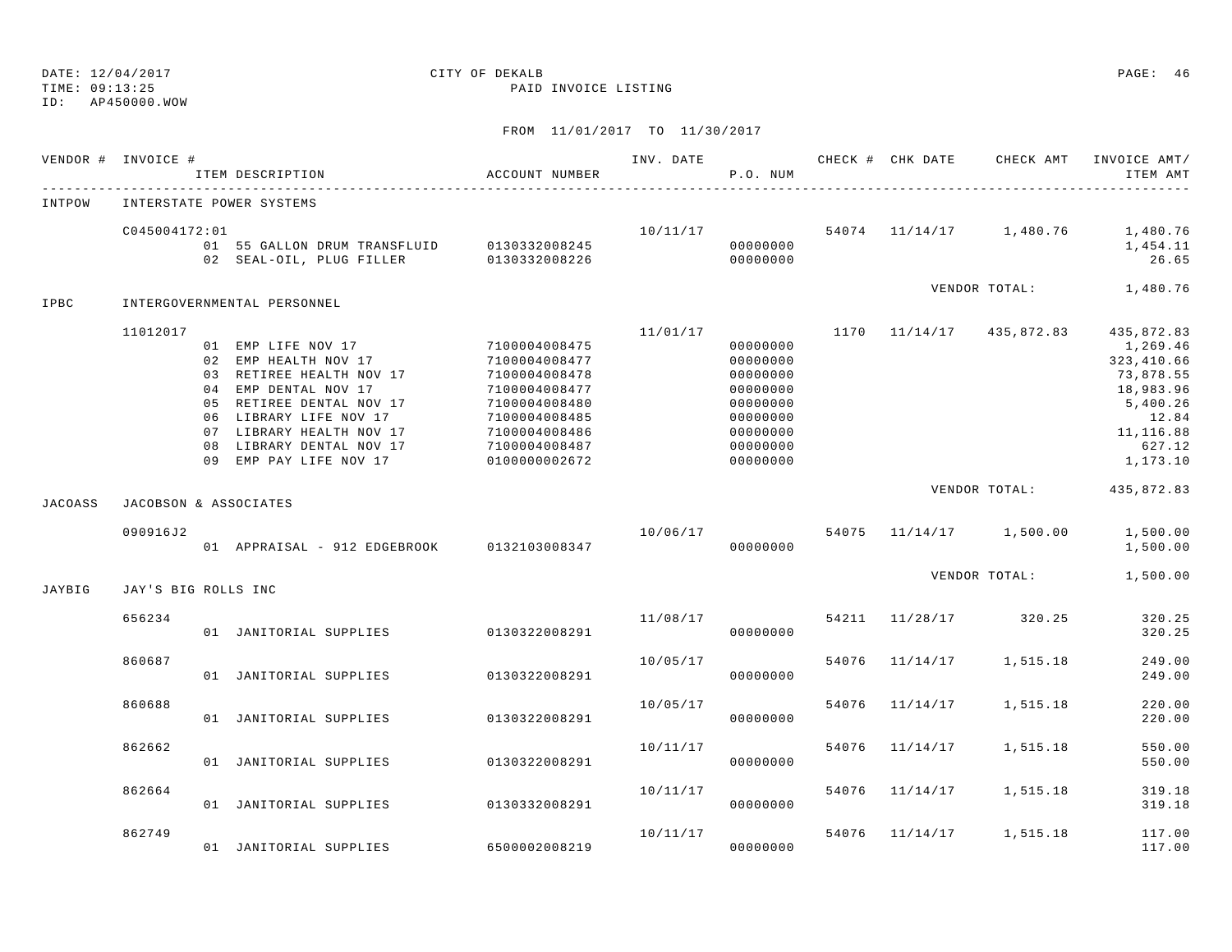DATE: 12/04/2017
TIME: 09:13:25
ID: AP450000.WOW

CITY OF DEKALB
PAID INVOICE LISTING

FROM 11/01/2017 TO 11/30/2017

| VENDOR # | INVOICE # | ITEM DESCRIPTION | ACCOUNT NUMBER | INV. DATE | P.O. NUM | CHECK # | CHK DATE | CHECK AMT | INVOICE AMT/ ITEM AMT |
|---|---|---|---|---|---|---|---|---|---|
| INTPOW | INTERSTATE POWER SYSTEMS | | | | | | | | |
| | C045004172:01 | | | 10/11/17 | | 54074 | 11/14/17 | 1,480.76 | 1,480.76 |
| | | 01 55 GALLON DRUM TRANSFLUID | 0130332008245 | | 00000000 | | | | 1,454.11 |
| | | 02 SEAL-OIL, PLUG FILLER | 0130332008226 | | 00000000 | | | | 26.65 |
| | | | | | | | | VENDOR TOTAL: | 1,480.76 |
| IPBC | INTERGOVERNMENTAL PERSONNEL | | | | | | | | |
| | 11012017 | | | 11/01/17 | | 1170 | 11/14/17 | 435,872.83 | 435,872.83 |
| | | 01 EMP LIFE NOV 17 | 7100004008475 | | 00000000 | | | | 1,269.46 |
| | | 02 EMP HEALTH NOV 17 | 7100004008477 | | 00000000 | | | | 323,410.66 |
| | | 03 RETIREE HEALTH NOV 17 | 7100004008478 | | 00000000 | | | | 73,878.55 |
| | | 04 EMP DENTAL NOV 17 | 7100004008477 | | 00000000 | | | | 18,983.96 |
| | | 05 RETIREE DENTAL NOV 17 | 7100004008480 | | 00000000 | | | | 5,400.26 |
| | | 06 LIBRARY LIFE NOV 17 | 7100004008485 | | 00000000 | | | | 12.84 |
| | | 07 LIBRARY HEALTH NOV 17 | 7100004008486 | | 00000000 | | | | 11,116.88 |
| | | 08 LIBRARY DENTAL NOV 17 | 7100004008487 | | 00000000 | | | | 627.12 |
| | | 09 EMP PAY LIFE NOV 17 | 0100000002672 | | 00000000 | | | | 1,173.10 |
| | | | | | | | | VENDOR TOTAL: | 435,872.83 |
| JACOASS | JACOBSON & ASSOCIATES | | | | | | | | |
| | 090916J2 | | | 10/06/17 | | 54075 | 11/14/17 | 1,500.00 | 1,500.00 |
| | | 01 APPRAISAL - 912 EDGEBROOK | 0132103008347 | | 00000000 | | | | 1,500.00 |
| | | | | | | | | VENDOR TOTAL: | 1,500.00 |
| JAYBIG | JAY'S BIG ROLLS INC | | | | | | | | |
| | 656234 | | | 11/08/17 | | 54211 | 11/28/17 | 320.25 | 320.25 |
| | | 01 JANITORIAL SUPPLIES | 0130322008291 | | 00000000 | | | | 320.25 |
| | 860687 | | | 10/05/17 | | 54076 | 11/14/17 | 1,515.18 | 249.00 |
| | | 01 JANITORIAL SUPPLIES | 0130322008291 | | 00000000 | | | | 249.00 |
| | 860688 | | | 10/05/17 | | 54076 | 11/14/17 | 1,515.18 | 220.00 |
| | | 01 JANITORIAL SUPPLIES | 0130322008291 | | 00000000 | | | | 220.00 |
| | 862662 | | | 10/11/17 | | 54076 | 11/14/17 | 1,515.18 | 550.00 |
| | | 01 JANITORIAL SUPPLIES | 0130322008291 | | 00000000 | | | | 550.00 |
| | 862664 | | | 10/11/17 | | 54076 | 11/14/17 | 1,515.18 | 319.18 |
| | | 01 JANITORIAL SUPPLIES | 0130332008291 | | 00000000 | | | | 319.18 |
| | 862749 | | | 10/11/17 | | 54076 | 11/14/17 | 1,515.18 | 117.00 |
| | | 01 JANITORIAL SUPPLIES | 6500002008219 | | 00000000 | | | | 117.00 |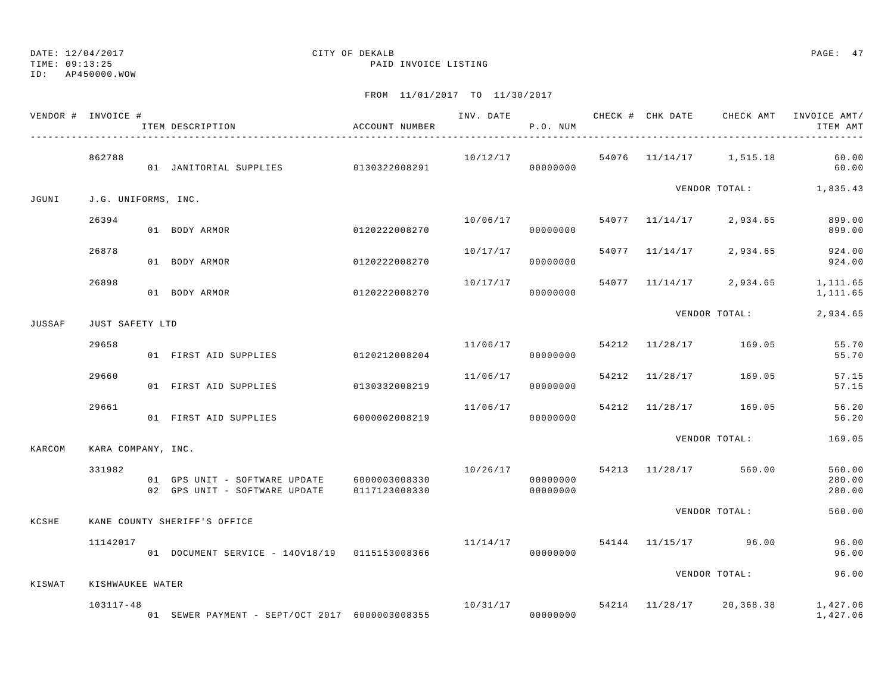DATE: 12/04/2017 CITY OF DEKALB
TIME: 09:13:25 PAID INVOICE LISTING
ID: AP450000.WOW

FROM 11/01/2017 TO 11/30/2017

| VENDOR # | INVOICE # | ITEM DESCRIPTION | ACCOUNT NUMBER | INV. DATE | P.O. NUM | CHECK # | CHK DATE | CHECK AMT | INVOICE AMT/ ITEM AMT |
|---|---|---|---|---|---|---|---|---|---|
| | 862788 | | | 10/12/17 | | 54076 | 11/14/17 | 1,515.18 | 60.00 |
| | | 01 JANITORIAL SUPPLIES | 0130322008291 | | 00000000 | | | | 60.00 |
| | | | | | | | | VENDOR TOTAL: | 1,835.43 |
| JGUNI | J.G. UNIFORMS, INC. | | | | | | | | |
| | 26394 | | | 10/06/17 | | 54077 | 11/14/17 | 2,934.65 | 899.00 |
| | | 01 BODY ARMOR | 0120222008270 | | 00000000 | | | | 899.00 |
| | 26878 | | | 10/17/17 | | 54077 | 11/14/17 | 2,934.65 | 924.00 |
| | | 01 BODY ARMOR | 0120222008270 | | 00000000 | | | | 924.00 |
| | 26898 | | | 10/17/17 | | 54077 | 11/14/17 | 2,934.65 | 1,111.65 |
| | | 01 BODY ARMOR | 0120222008270 | | 00000000 | | | | 1,111.65 |
| | | | | | | | | VENDOR TOTAL: | 2,934.65 |
| JUSSAF | JUST SAFETY LTD | | | | | | | | |
| | 29658 | | | 11/06/17 | | 54212 | 11/28/17 | 169.05 | 55.70 |
| | | 01 FIRST AID SUPPLIES | 0120212008204 | | 00000000 | | | | 55.70 |
| | 29660 | | | 11/06/17 | | 54212 | 11/28/17 | 169.05 | 57.15 |
| | | 01 FIRST AID SUPPLIES | 0130332008219 | | 00000000 | | | | 57.15 |
| | 29661 | | | 11/06/17 | | 54212 | 11/28/17 | 169.05 | 56.20 |
| | | 01 FIRST AID SUPPLIES | 6000002008219 | | 00000000 | | | | 56.20 |
| | | | | | | | | VENDOR TOTAL: | 169.05 |
| KARCOM | KARA COMPANY, INC. | | | | | | | | |
| | 331982 | | | 10/26/17 | | 54213 | 11/28/17 | 560.00 | 560.00 |
| | | 01 GPS UNIT - SOFTWARE UPDATE | 6000003008330 | | 00000000 | | | | 280.00 |
| | | 02 GPS UNIT - SOFTWARE UPDATE | 0117123008330 | | 00000000 | | | | 280.00 |
| | | | | | | | | VENDOR TOTAL: | 560.00 |
| KCSHE | KANE COUNTY SHERIFF'S OFFICE | | | | | | | | |
| | 11142017 | | | 11/14/17 | | 54144 | 11/15/17 | 96.00 | 96.00 |
| | | 01 DOCUMENT SERVICE - 14OV18/19 | 0115153008366 | | 00000000 | | | | 96.00 |
| | | | | | | | | VENDOR TOTAL: | 96.00 |
| KISWAT | KISHWAUKEE WATER | | | | | | | | |
| | 103117-48 | | | 10/31/17 | | 54214 | 11/28/17 | 20,368.38 | 1,427.06 |
| | | 01 SEWER PAYMENT - SEPT/OCT 2017 | 6000003008355 | | 00000000 | | | | 1,427.06 |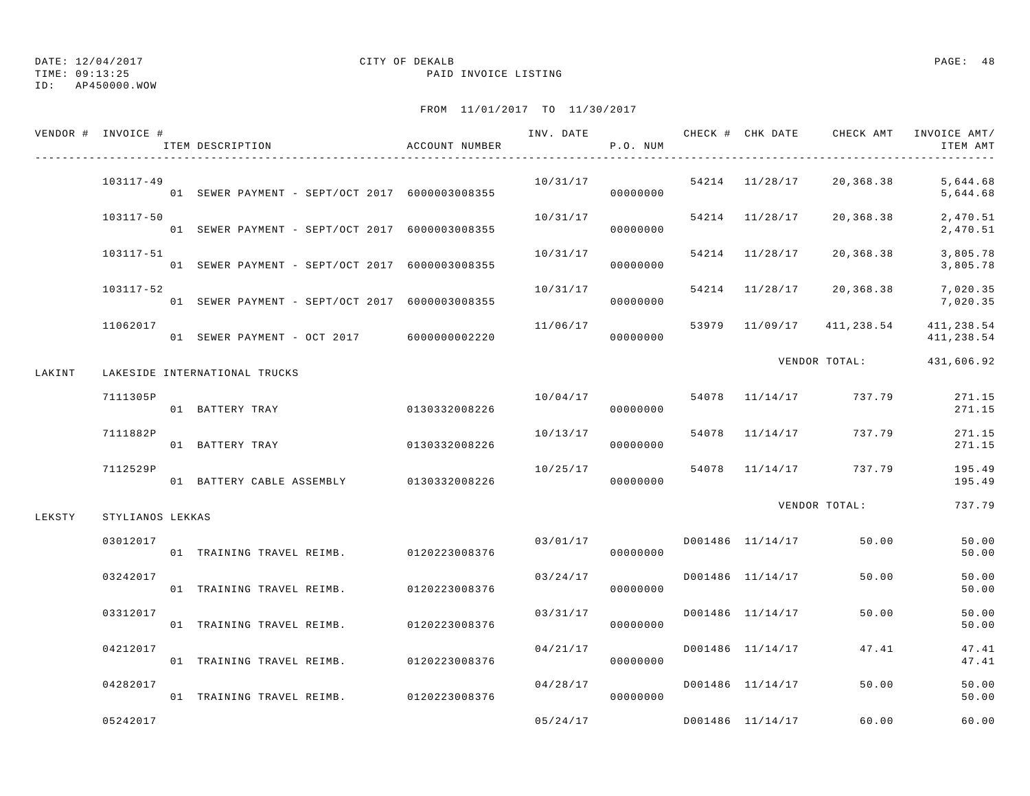DATE: 12/04/2017 CITY OF DEKALB
TIME: 09:13:25 PAID INVOICE LISTING
ID: AP450000.WOW

FROM 11/01/2017 TO 11/30/2017

| VENDOR # | INVOICE # / ITEM DESCRIPTION | ACCOUNT NUMBER | INV. DATE | P.O. NUM | CHECK # | CHK DATE | CHECK AMT | INVOICE AMT/ ITEM AMT |
|---|---|---|---|---|---|---|---|---|
| | 103117-49 | | 10/31/17 | | 54214 | 11/28/17 | 20,368.38 | 5,644.68 |
| | 01 SEWER PAYMENT - SEPT/OCT 2017 | 6000003008355 | | 00000000 | | | | 5,644.68 |
| | 103117-50 | | 10/31/17 | | 54214 | 11/28/17 | 20,368.38 | 2,470.51 |
| | 01 SEWER PAYMENT - SEPT/OCT 2017 | 6000003008355 | | 00000000 | | | | 2,470.51 |
| | 103117-51 | | 10/31/17 | | 54214 | 11/28/17 | 20,368.38 | 3,805.78 |
| | 01 SEWER PAYMENT - SEPT/OCT 2017 | 6000003008355 | | 00000000 | | | | 3,805.78 |
| | 103117-52 | | 10/31/17 | | 54214 | 11/28/17 | 20,368.38 | 7,020.35 |
| | 01 SEWER PAYMENT - SEPT/OCT 2017 | 6000003008355 | | 00000000 | | | | 7,020.35 |
| | 11062017 | | 11/06/17 | | 53979 | 11/09/17 | 411,238.54 | 411,238.54 |
| | 01 SEWER PAYMENT - OCT 2017 | 6000000002220 | | 00000000 | | | | 411,238.54 |
| | | | | | | | VENDOR TOTAL: | 431,606.92 |
| LAKINT | LAKESIDE INTERNATIONAL TRUCKS | | | | | | | |
| | 7111305P | | 10/04/17 | | 54078 | 11/14/17 | 737.79 | 271.15 |
| | 01 BATTERY TRAY | 0130332008226 | | 00000000 | | | | 271.15 |
| | 7111882P | | 10/13/17 | | 54078 | 11/14/17 | 737.79 | 271.15 |
| | 01 BATTERY TRAY | 0130332008226 | | 00000000 | | | | 271.15 |
| | 7112529P | | 10/25/17 | | 54078 | 11/14/17 | 737.79 | 195.49 |
| | 01 BATTERY CABLE ASSEMBLY | 0130332008226 | | 00000000 | | | | 195.49 |
| | | | | | | | VENDOR TOTAL: | 737.79 |
| LEKSTY | STYLIANOS LEKKAS | | | | | | | |
| | 03012017 | | 03/01/17 | | D001486 | 11/14/17 | 50.00 | 50.00 |
| | 01 TRAINING TRAVEL REIMB. | 0120223008376 | | 00000000 | | | | 50.00 |
| | 03242017 | | 03/24/17 | | D001486 | 11/14/17 | 50.00 | 50.00 |
| | 01 TRAINING TRAVEL REIMB. | 0120223008376 | | 00000000 | | | | 50.00 |
| | 03312017 | | 03/31/17 | | D001486 | 11/14/17 | 50.00 | 50.00 |
| | 01 TRAINING TRAVEL REIMB. | 0120223008376 | | 00000000 | | | | 50.00 |
| | 04212017 | | 04/21/17 | | D001486 | 11/14/17 | 47.41 | 47.41 |
| | 01 TRAINING TRAVEL REIMB. | 0120223008376 | | 00000000 | | | | 47.41 |
| | 04282017 | | 04/28/17 | | D001486 | 11/14/17 | 50.00 | 50.00 |
| | 01 TRAINING TRAVEL REIMB. | 0120223008376 | | 00000000 | | | | 50.00 |
| | 05242017 | | 05/24/17 | | D001486 | 11/14/17 | 60.00 | 60.00 |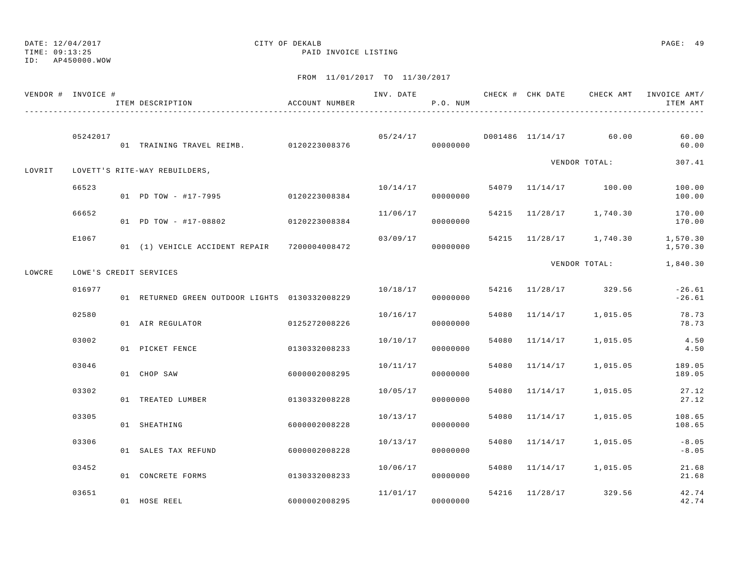DATE: 12/04/2017
TIME: 09:13:25
ID: AP450000.WOW

CITY OF DEKALB
PAID INVOICE LISTING

FROM 11/01/2017 TO 11/30/2017

| VENDOR # | INVOICE # | ITEM DESCRIPTION | ACCOUNT NUMBER | INV. DATE | P.O. NUM | CHECK # | CHK DATE | CHECK AMT | INVOICE AMT/ ITEM AMT |
|---|---|---|---|---|---|---|---|---|---|
| | 05242017 | | | 05/24/17 | | D001486 | 11/14/17 | 60.00 | 60.00 |
| | | 01 TRAINING TRAVEL REIMB. | 0120223008376 | | 00000000 | | | | 60.00 |
| | | | | | | | | VENDOR TOTAL: | 307.41 |
| LOVRIT | LOVETT'S RITE-WAY REBUILDERS, | | | | | | | | |
| | 66523 | | | 10/14/17 | | 54079 | 11/14/17 | 100.00 | 100.00 |
| | | 01 PD TOW - #17-7995 | 0120223008384 | | 00000000 | | | | 100.00 |
| | 66652 | | | 11/06/17 | | 54215 | 11/28/17 | 1,740.30 | 170.00 |
| | | 01 PD TOW - #17-08802 | 0120223008384 | | 00000000 | | | | 170.00 |
| | E1067 | | | 03/09/17 | | 54215 | 11/28/17 | 1,740.30 | 1,570.30 |
| | | 01 (1) VEHICLE ACCIDENT REPAIR | 7200004008472 | | 00000000 | | | | 1,570.30 |
| | | | | | | | | VENDOR TOTAL: | 1,840.30 |
| LOWCRE | LOWE'S CREDIT SERVICES | | | | | | | | |
| | 016977 | | | 10/18/17 | | 54216 | 11/28/17 | 329.56 | -26.61 |
| | | 01 RETURNED GREEN OUTDOOR LIGHTS | 0130332008229 | | 00000000 | | | | -26.61 |
| | 02580 | | | 10/16/17 | | 54080 | 11/14/17 | 1,015.05 | 78.73 |
| | | 01 AIR REGULATOR | 0125272008226 | | 00000000 | | | | 78.73 |
| | 03002 | | | 10/10/17 | | 54080 | 11/14/17 | 1,015.05 | 4.50 |
| | | 01 PICKET FENCE | 0130332008233 | | 00000000 | | | | 4.50 |
| | 03046 | | | 10/11/17 | | 54080 | 11/14/17 | 1,015.05 | 189.05 |
| | | 01 CHOP SAW | 6000002008295 | | 00000000 | | | | 189.05 |
| | 03302 | | | 10/05/17 | | 54080 | 11/14/17 | 1,015.05 | 27.12 |
| | | 01 TREATED LUMBER | 0130332008228 | | 00000000 | | | | 27.12 |
| | 03305 | | | 10/13/17 | | 54080 | 11/14/17 | 1,015.05 | 108.65 |
| | | 01 SHEATHING | 6000002008228 | | 00000000 | | | | 108.65 |
| | 03306 | | | 10/13/17 | | 54080 | 11/14/17 | 1,015.05 | -8.05 |
| | | 01 SALES TAX REFUND | 6000002008228 | | 00000000 | | | | -8.05 |
| | 03452 | | | 10/06/17 | | 54080 | 11/14/17 | 1,015.05 | 21.68 |
| | | 01 CONCRETE FORMS | 0130332008233 | | 00000000 | | | | 21.68 |
| | 03651 | | | 11/01/17 | | 54216 | 11/28/17 | 329.56 | 42.74 |
| | | 01 HOSE REEL | 6000002008295 | | 00000000 | | | | 42.74 |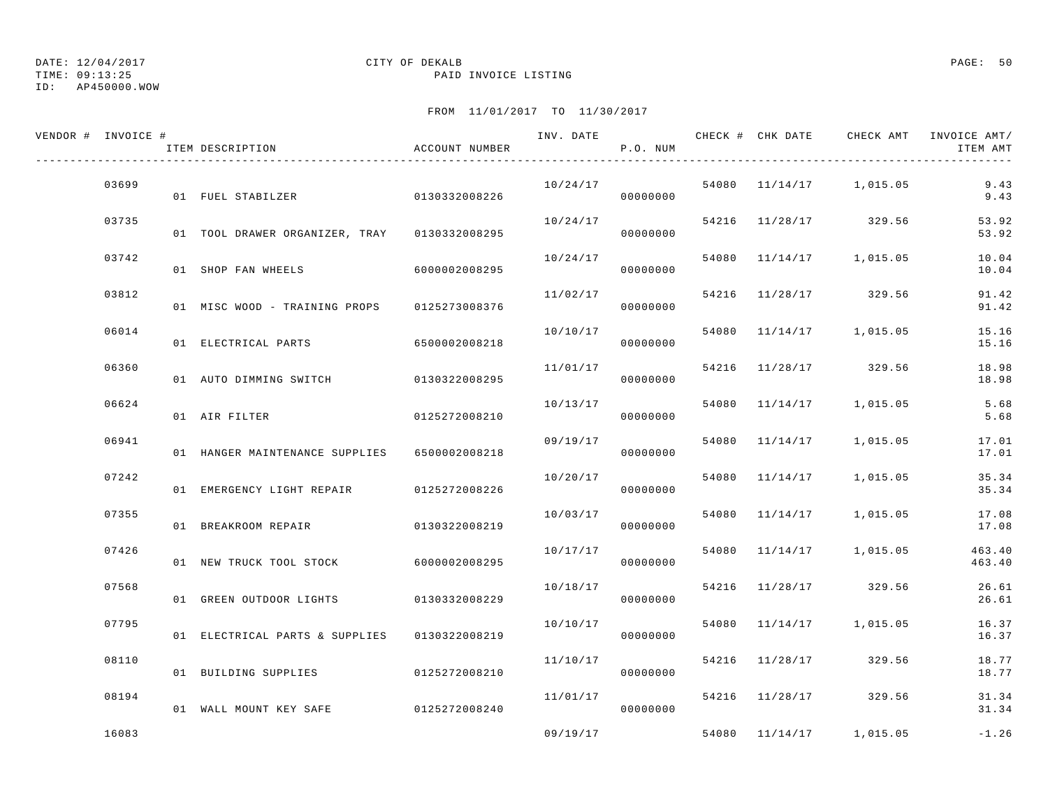DATE: 12/04/2017 CITY OF DEKALB
TIME: 09:13:25 PAID INVOICE LISTING
ID: AP450000.WOW

FROM 11/01/2017 TO 11/30/2017

| VENDOR # | INVOICE # | ITEM DESCRIPTION | ACCOUNT NUMBER | INV. DATE | P.O. NUM | CHECK # | CHK DATE | CHECK AMT | INVOICE AMT/ ITEM AMT |
|---|---|---|---|---|---|---|---|---|---|
| | 03699 | | | 10/24/17 | | 54080 | 11/14/17 | 1,015.05 | 9.43 |
| | | 01 FUEL STABILZER | 0130332008226 | | 00000000 | | | | 9.43 |
| | 03735 | | | 10/24/17 | | 54216 | 11/28/17 | 329.56 | 53.92 |
| | | 01 TOOL DRAWER ORGANIZER, TRAY | 0130332008295 | | 00000000 | | | | 53.92 |
| | 03742 | | | 10/24/17 | | 54080 | 11/14/17 | 1,015.05 | 10.04 |
| | | 01 SHOP FAN WHEELS | 6000002008295 | | 00000000 | | | | 10.04 |
| | 03812 | | | 11/02/17 | | 54216 | 11/28/17 | 329.56 | 91.42 |
| | | 01 MISC WOOD - TRAINING PROPS | 0125273008376 | | 00000000 | | | | 91.42 |
| | 06014 | | | 10/10/17 | | 54080 | 11/14/17 | 1,015.05 | 15.16 |
| | | 01 ELECTRICAL PARTS | 6500002008218 | | 00000000 | | | | 15.16 |
| | 06360 | | | 11/01/17 | | 54216 | 11/28/17 | 329.56 | 18.98 |
| | | 01 AUTO DIMMING SWITCH | 0130322008295 | | 00000000 | | | | 18.98 |
| | 06624 | | | 10/13/17 | | 54080 | 11/14/17 | 1,015.05 | 5.68 |
| | | 01 AIR FILTER | 0125272008210 | | 00000000 | | | | 5.68 |
| | 06941 | | | 09/19/17 | | 54080 | 11/14/17 | 1,015.05 | 17.01 |
| | | 01 HANGER MAINTENANCE SUPPLIES | 6500002008218 | | 00000000 | | | | 17.01 |
| | 07242 | | | 10/20/17 | | 54080 | 11/14/17 | 1,015.05 | 35.34 |
| | | 01 EMERGENCY LIGHT REPAIR | 0125272008226 | | 00000000 | | | | 35.34 |
| | 07355 | | | 10/03/17 | | 54080 | 11/14/17 | 1,015.05 | 17.08 |
| | | 01 BREAKROOM REPAIR | 0130322008219 | | 00000000 | | | | 17.08 |
| | 07426 | | | 10/17/17 | | 54080 | 11/14/17 | 1,015.05 | 463.40 |
| | | 01 NEW TRUCK TOOL STOCK | 6000002008295 | | 00000000 | | | | 463.40 |
| | 07568 | | | 10/18/17 | | 54216 | 11/28/17 | 329.56 | 26.61 |
| | | 01 GREEN OUTDOOR LIGHTS | 0130332008229 | | 00000000 | | | | 26.61 |
| | 07795 | | | 10/10/17 | | 54080 | 11/14/17 | 1,015.05 | 16.37 |
| | | 01 ELECTRICAL PARTS & SUPPLIES | 0130322008219 | | 00000000 | | | | 16.37 |
| | 08110 | | | 11/10/17 | | 54216 | 11/28/17 | 329.56 | 18.77 |
| | | 01 BUILDING SUPPLIES | 0125272008210 | | 00000000 | | | | 18.77 |
| | 08194 | | | 11/01/17 | | 54216 | 11/28/17 | 329.56 | 31.34 |
| | | 01 WALL MOUNT KEY SAFE | 0125272008240 | | 00000000 | | | | 31.34 |
| | 16083 | | | 09/19/17 | | 54080 | 11/14/17 | 1,015.05 | -1.26 |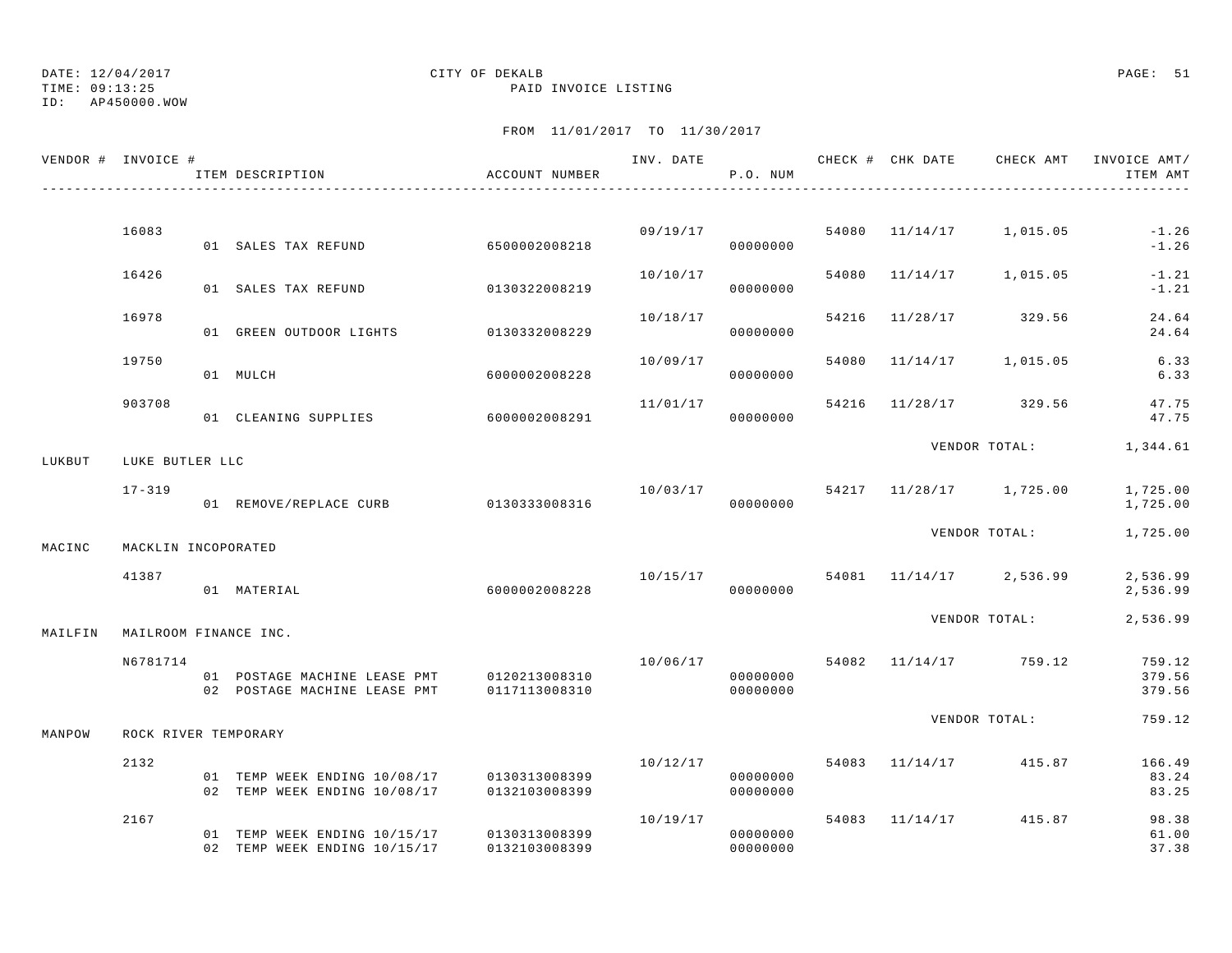DATE: 12/04/2017 CITY OF DEKALB
TIME: 09:13:25 PAID INVOICE LISTING
ID: AP450000.WOW

FROM 11/01/2017 TO 11/30/2017

| VENDOR # | INVOICE # | ITEM DESCRIPTION | ACCOUNT NUMBER | INV. DATE | P.O. NUM | CHECK # | CHK DATE | CHECK AMT | INVOICE AMT/ ITEM AMT |
|---|---|---|---|---|---|---|---|---|---|
| | 16083 | | | 09/19/17 | | 54080 | 11/14/17 | 1,015.05 | -1.26 |
| | | 01 SALES TAX REFUND | 6500002008218 | | 00000000 | | | | -1.26 |
| | 16426 | | | 10/10/17 | | 54080 | 11/14/17 | 1,015.05 | -1.21 |
| | | 01 SALES TAX REFUND | 0130322008219 | | 00000000 | | | | -1.21 |
| | 16978 | | | 10/18/17 | | 54216 | 11/28/17 | 329.56 | 24.64 |
| | | 01 GREEN OUTDOOR LIGHTS | 0130332008229 | | 00000000 | | | | 24.64 |
| | 19750 | | | 10/09/17 | | 54080 | 11/14/17 | 1,015.05 | 6.33 |
| | | 01 MULCH | 6000002008228 | | 00000000 | | | | 6.33 |
| | 903708 | | | 11/01/17 | | 54216 | 11/28/17 | 329.56 | 47.75 |
| | | 01 CLEANING SUPPLIES | 6000002008291 | | 00000000 | | | | 47.75 |
| | | | | | | | VENDOR TOTAL: | | 1,344.61 |
| LUKBUT | LUKE BUTLER LLC | | | | | | | | |
| | 17-319 | | | 10/03/17 | | 54217 | 11/28/17 | 1,725.00 | 1,725.00 |
| | | 01 REMOVE/REPLACE CURB | 0130333008316 | | 00000000 | | | | 1,725.00 |
| | | | | | | | VENDOR TOTAL: | | 1,725.00 |
| MACINC | MACKLIN INCOPORATED | | | | | | | | |
| | 41387 | | | 10/15/17 | | 54081 | 11/14/17 | 2,536.99 | 2,536.99 |
| | | 01 MATERIAL | 6000002008228 | | 00000000 | | | | 2,536.99 |
| | | | | | | | VENDOR TOTAL: | | 2,536.99 |
| MAILFIN | MAILROOM FINANCE INC. | | | | | | | | |
| | N6781714 | | | 10/06/17 | | 54082 | 11/14/17 | 759.12 | 759.12 |
| | | 01 POSTAGE MACHINE LEASE PMT | 0120213008310 | | 00000000 | | | | 379.56 |
| | | 02 POSTAGE MACHINE LEASE PMT | 0117113008310 | | 00000000 | | | | 379.56 |
| | | | | | | | VENDOR TOTAL: | | 759.12 |
| MANPOW | ROCK RIVER TEMPORARY | | | | | | | | |
| | 2132 | | | 10/12/17 | | 54083 | 11/14/17 | 415.87 | 166.49 |
| | | 01 TEMP WEEK ENDING 10/08/17 | 0130313008399 | | 00000000 | | | | 83.24 |
| | | 02 TEMP WEEK ENDING 10/08/17 | 0132103008399 | | 00000000 | | | | 83.25 |
| | 2167 | | | 10/19/17 | | 54083 | 11/14/17 | 415.87 | 98.38 |
| | | 01 TEMP WEEK ENDING 10/15/17 | 0130313008399 | | 00000000 | | | | 61.00 |
| | | 02 TEMP WEEK ENDING 10/15/17 | 0132103008399 | | 00000000 | | | | 37.38 |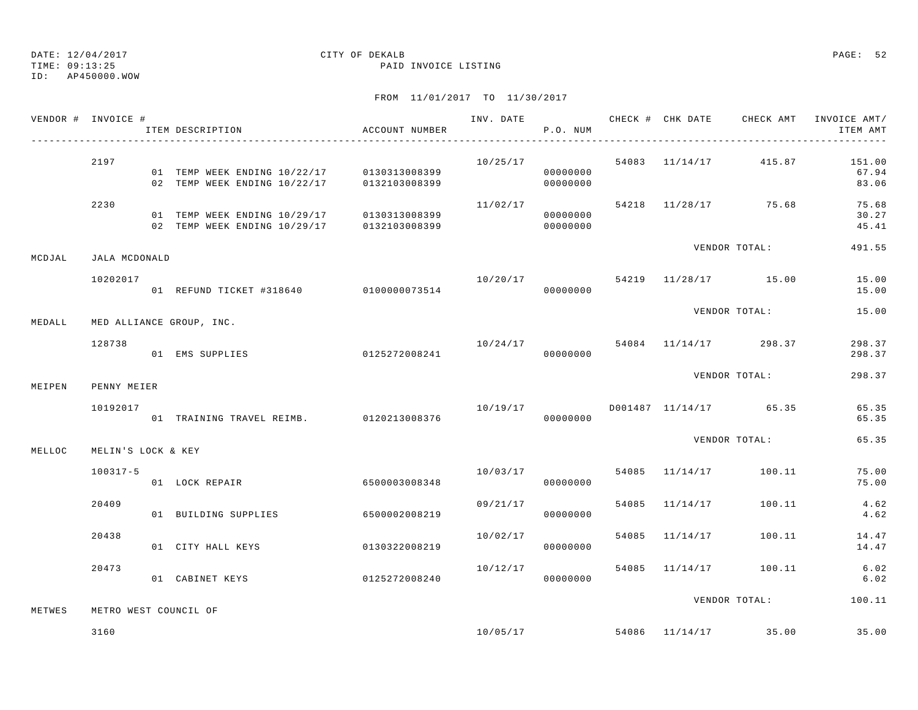DATE: 12/04/2017  
TIME: 09:13:25  
ID: AP450000.WOW

CITY OF DEKALB  
PAID INVOICE LISTING

FROM 11/01/2017 TO 11/30/2017

| VENDOR # | INVOICE # | ITEM DESCRIPTION | ACCOUNT NUMBER | INV. DATE | P.O. NUM | CHECK # | CHK DATE | CHECK AMT | INVOICE AMT/ ITEM AMT |
|---|---|---|---|---|---|---|---|---|---|
| | 2197 | | | 10/25/17 | | 54083 | 11/14/17 | 415.87 | 151.00 |
| | | 01 TEMP WEEK ENDING 10/22/17 | 0130313008399 | | 00000000 | | | | 67.94 |
| | | 02 TEMP WEEK ENDING 10/22/17 | 0132103008399 | | 00000000 | | | | 83.06 |
| | 2230 | | | 11/02/17 | | 54218 | 11/28/17 | 75.68 | 75.68 |
| | | 01 TEMP WEEK ENDING 10/29/17 | 0130313008399 | | 00000000 | | | | 30.27 |
| | | 02 TEMP WEEK ENDING 10/29/17 | 0132103008399 | | 00000000 | | | | 45.41 |
| | | | | | | | VENDOR TOTAL: | | 491.55 |
| MCDJAL | JALA MCDONALD | | | | | | | | |
| | 10202017 | | | 10/20/17 | | 54219 | 11/28/17 | 15.00 | 15.00 |
| | | 01 REFUND TICKET #318640 | 0100000073514 | | 00000000 | | | | 15.00 |
| | | | | | | | VENDOR TOTAL: | | 15.00 |
| MEDALL | MED ALLIANCE GROUP, INC. | | | | | | | | |
| | 128738 | | | 10/24/17 | | 54084 | 11/14/17 | 298.37 | 298.37 |
| | | 01 EMS SUPPLIES | 0125272008241 | | 00000000 | | | | 298.37 |
| | | | | | | | VENDOR TOTAL: | | 298.37 |
| MEIPEN | PENNY MEIER | | | | | | | | |
| | 10192017 | | | 10/19/17 | | D001487 | 11/14/17 | 65.35 | 65.35 |
| | | 01 TRAINING TRAVEL REIMB. | 0120213008376 | | 00000000 | | | | 65.35 |
| | | | | | | | VENDOR TOTAL: | | 65.35 |
| MELLOC | MELIN'S LOCK & KEY | | | | | | | | |
| | 100317-5 | | | 10/03/17 | | 54085 | 11/14/17 | 100.11 | 75.00 |
| | | 01 LOCK REPAIR | 6500003008348 | | 00000000 | | | | 75.00 |
| | 20409 | | | 09/21/17 | | 54085 | 11/14/17 | 100.11 | 4.62 |
| | | 01 BUILDING SUPPLIES | 6500002008219 | | 00000000 | | | | 4.62 |
| | 20438 | | | 10/02/17 | | 54085 | 11/14/17 | 100.11 | 14.47 |
| | | 01 CITY HALL KEYS | 0130322008219 | | 00000000 | | | | 14.47 |
| | 20473 | | | 10/12/17 | | 54085 | 11/14/17 | 100.11 | 6.02 |
| | | 01 CABINET KEYS | 0125272008240 | | 00000000 | | | | 6.02 |
| | | | | | | | VENDOR TOTAL: | | 100.11 |
| METWES | METRO WEST COUNCIL OF | | | | | | | | |
| | 3160 | | | 10/05/17 | | 54086 | 11/14/17 | 35.00 | 35.00 |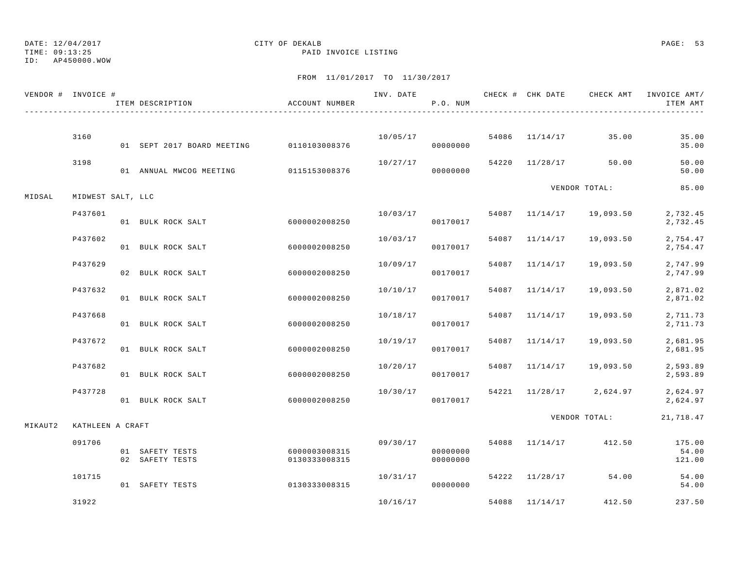DATE: 12/04/2017 CITY OF DEKALB
TIME: 09:13:25 PAID INVOICE LISTING
ID: AP450000.WOW

FROM 11/01/2017 TO 11/30/2017

| VENDOR # | INVOICE # | ITEM DESCRIPTION | ACCOUNT NUMBER | INV. DATE | P.O. NUM | CHECK # | CHK DATE | CHECK AMT | INVOICE AMT/ ITEM AMT |
|---|---|---|---|---|---|---|---|---|---|
| | 3160 | | | 10/05/17 | | 54086 | 11/14/17 | 35.00 | 35.00 |
| | | 01 SEPT 2017 BOARD MEETING | 0110103008376 | | 00000000 | | | | 35.00 |
| | 3198 | | | 10/27/17 | | 54220 | 11/28/17 | 50.00 | 50.00 |
| | | 01 ANNUAL MWCOG MEETING | 0115153008376 | | 00000000 | | | | 50.00 |
| | | | | | | | | VENDOR TOTAL: | 85.00 |
| MIDSAL | MIDWEST SALT, LLC | | | | | | | | |
| | P437601 | | | 10/03/17 | | 54087 | 11/14/17 | 19,093.50 | 2,732.45 |
| | | 01 BULK ROCK SALT | 6000002008250 | | 00170017 | | | | 2,732.45 |
| | P437602 | | | 10/03/17 | | 54087 | 11/14/17 | 19,093.50 | 2,754.47 |
| | | 01 BULK ROCK SALT | 6000002008250 | | 00170017 | | | | 2,754.47 |
| | P437629 | | | 10/09/17 | | 54087 | 11/14/17 | 19,093.50 | 2,747.99 |
| | | 02 BULK ROCK SALT | 6000002008250 | | 00170017 | | | | 2,747.99 |
| | P437632 | | | 10/10/17 | | 54087 | 11/14/17 | 19,093.50 | 2,871.02 |
| | | 01 BULK ROCK SALT | 6000002008250 | | 00170017 | | | | 2,871.02 |
| | P437668 | | | 10/18/17 | | 54087 | 11/14/17 | 19,093.50 | 2,711.73 |
| | | 01 BULK ROCK SALT | 6000002008250 | | 00170017 | | | | 2,711.73 |
| | P437672 | | | 10/19/17 | | 54087 | 11/14/17 | 19,093.50 | 2,681.95 |
| | | 01 BULK ROCK SALT | 6000002008250 | | 00170017 | | | | 2,681.95 |
| | P437682 | | | 10/20/17 | | 54087 | 11/14/17 | 19,093.50 | 2,593.89 |
| | | 01 BULK ROCK SALT | 6000002008250 | | 00170017 | | | | 2,593.89 |
| | P437728 | | | 10/30/17 | | 54221 | 11/28/17 | 2,624.97 | 2,624.97 |
| | | 01 BULK ROCK SALT | 6000002008250 | | 00170017 | | | | 2,624.97 |
| | | | | | | | | VENDOR TOTAL: | 21,718.47 |
| MIKAUT2 | KATHLEEN A CRAFT | | | | | | | | |
| | 091706 | | | 09/30/17 | | 54088 | 11/14/17 | 412.50 | 175.00 |
| | | 01 SAFETY TESTS | 6000003008315 | | 00000000 | | | | 54.00 |
| | | 02 SAFETY TESTS | 0130333008315 | | 00000000 | | | | 121.00 |
| | 101715 | | | 10/31/17 | | 54222 | 11/28/17 | 54.00 | 54.00 |
| | | 01 SAFETY TESTS | 0130333008315 | | 00000000 | | | | 54.00 |
| | 31922 | | | 10/16/17 | | 54088 | 11/14/17 | 412.50 | 237.50 |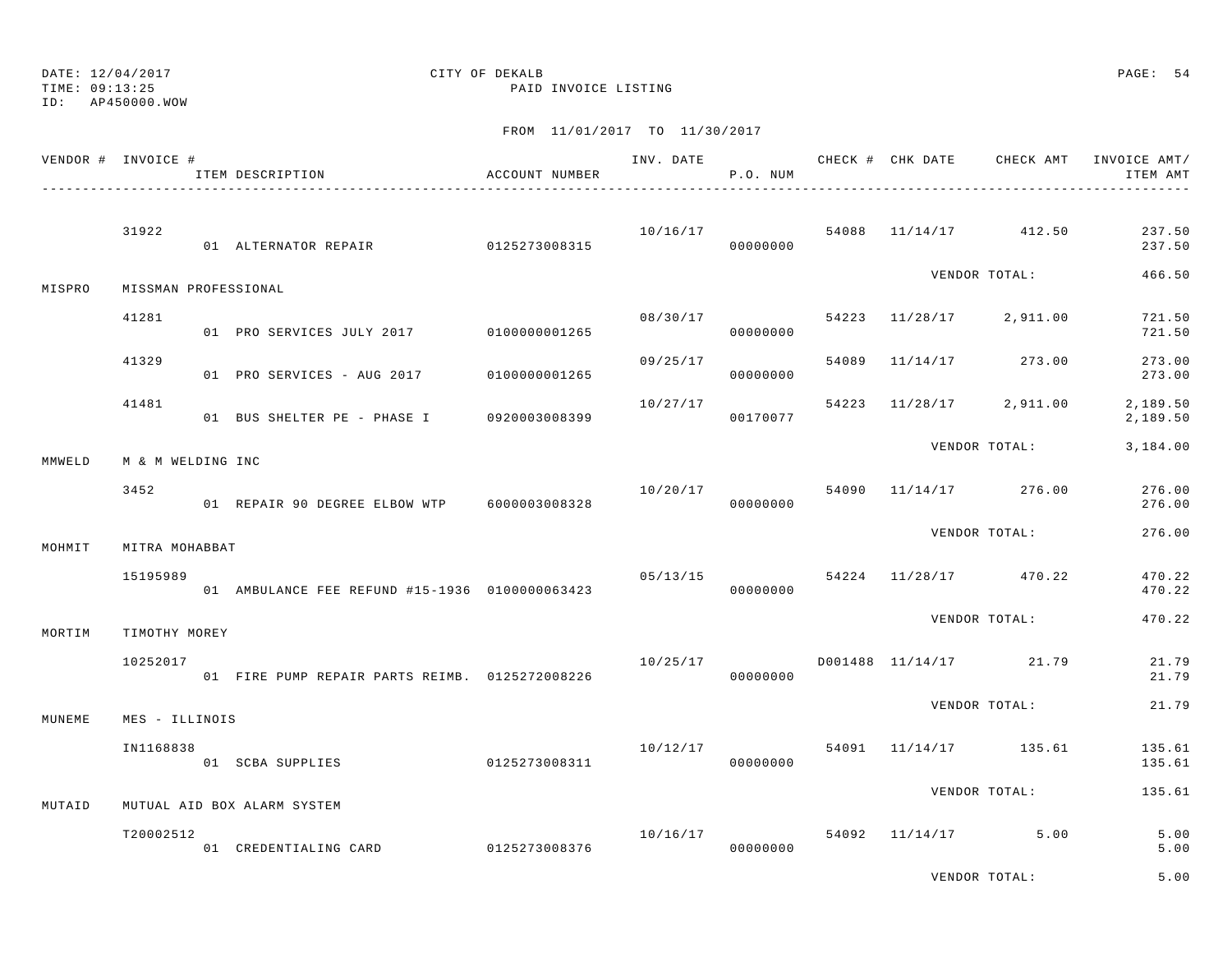DATE: 12/04/2017
TIME: 09:13:25
ID: AP450000.WOW

CITY OF DEKALB
PAID INVOICE LISTING

FROM 11/01/2017 TO 11/30/2017

| VENDOR # | INVOICE # | ITEM DESCRIPTION | ACCOUNT NUMBER | INV. DATE | P.O. NUM | CHECK # | CHK DATE | CHECK AMT | INVOICE AMT/ ITEM AMT |
|---|---|---|---|---|---|---|---|---|---|
| | 31922 | | | 10/16/17 | | 54088 | 11/14/17 | 412.50 | 237.50 |
| | | 01 ALTERNATOR REPAIR | 0125273008315 | | 00000000 | | | | 237.50 |
| | | | | | | | | VENDOR TOTAL: | 466.50 |
| MISPRO | MISSMAN PROFESSIONAL | | | | | | | | |
| | 41281 | | | 08/30/17 | | 54223 | 11/28/17 | 2,911.00 | 721.50 |
| | | 01 PRO SERVICES JULY 2017 | 0100000001265 | | 00000000 | | | | 721.50 |
| | 41329 | | | 09/25/17 | | 54089 | 11/14/17 | 273.00 | 273.00 |
| | | 01 PRO SERVICES - AUG 2017 | 0100000001265 | | 00000000 | | | | 273.00 |
| | 41481 | | | 10/27/17 | | 54223 | 11/28/17 | 2,911.00 | 2,189.50 |
| | | 01 BUS SHELTER PE - PHASE I | 0920003008399 | | 00170077 | | | | 2,189.50 |
| | | | | | | | | VENDOR TOTAL: | 3,184.00 |
| MMWELD | M & M WELDING INC | | | | | | | | |
| | 3452 | | | 10/20/17 | | 54090 | 11/14/17 | 276.00 | 276.00 |
| | | 01 REPAIR 90 DEGREE ELBOW WTP | 6000003008328 | | 00000000 | | | | 276.00 |
| | | | | | | | | VENDOR TOTAL: | 276.00 |
| MOHMIT | MITRA MOHABBAT | | | | | | | | |
| | 15195989 | | | 05/13/15 | | 54224 | 11/28/17 | 470.22 | 470.22 |
| | | 01 AMBULANCE FEE REFUND #15-1936 | 0100000063423 | | 00000000 | | | | 470.22 |
| | | | | | | | | VENDOR TOTAL: | 470.22 |
| MORTIM | TIMOTHY MOREY | | | | | | | | |
| | 10252017 | | | 10/25/17 | | D001488 | 11/14/17 | 21.79 | 21.79 |
| | | 01 FIRE PUMP REPAIR PARTS REIMB. | 0125272008226 | | 00000000 | | | | 21.79 |
| | | | | | | | | VENDOR TOTAL: | 21.79 |
| MUNEME | MES - ILLINOIS | | | | | | | | |
| | IN1168838 | | | 10/12/17 | | 54091 | 11/14/17 | 135.61 | 135.61 |
| | | 01 SCBA SUPPLIES | 0125273008311 | | 00000000 | | | | 135.61 |
| | | | | | | | | VENDOR TOTAL: | 135.61 |
| MUTAID | MUTUAL AID BOX ALARM SYSTEM | | | | | | | | |
| | T20002512 | | | 10/16/17 | | 54092 | 11/14/17 | 5.00 | 5.00 |
| | | 01 CREDENTIALING CARD | 0125273008376 | | 00000000 | | | | 5.00 |
| | | | | | | | | VENDOR TOTAL: | 5.00 |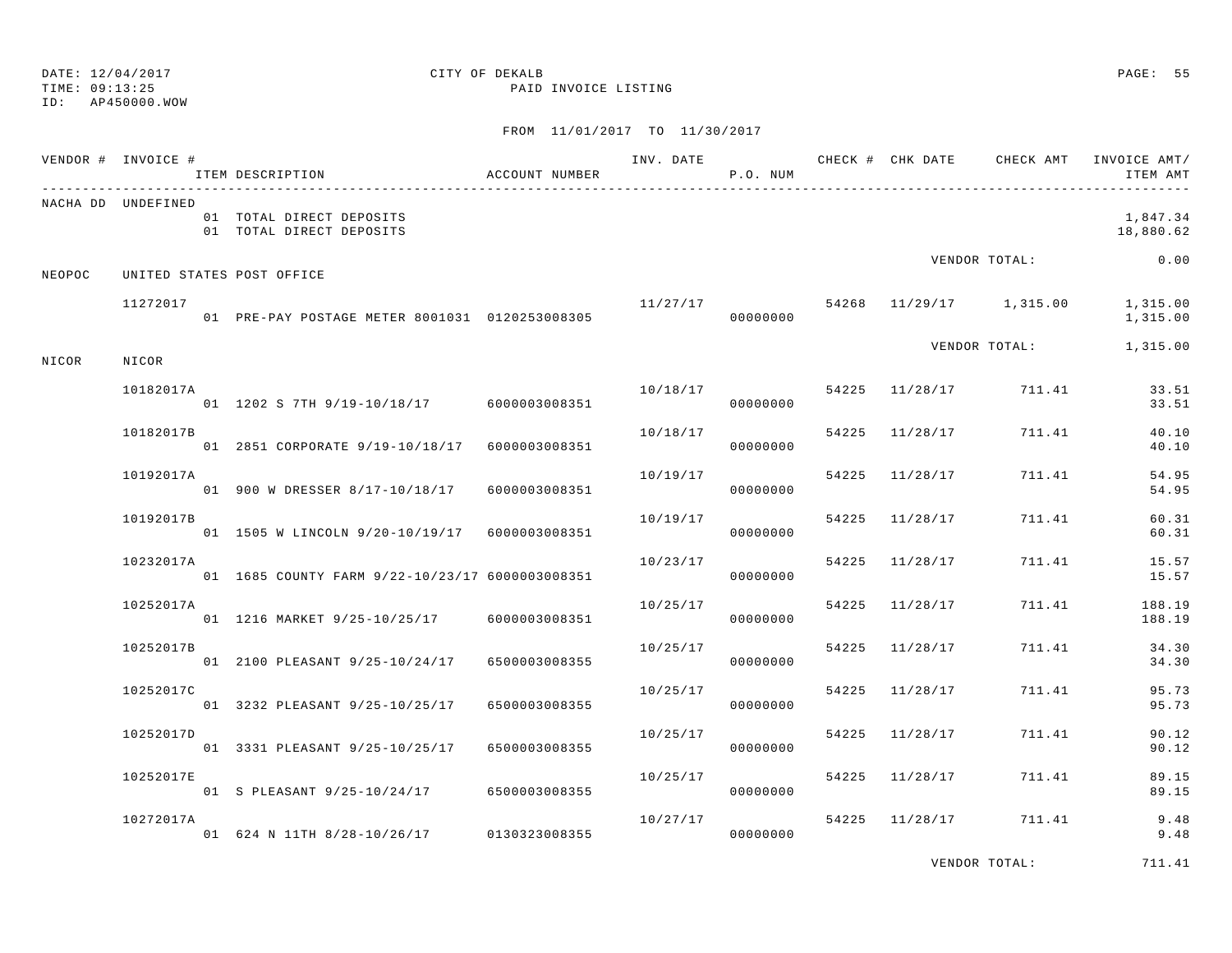DATE: 12/04/2017 CITY OF DEKALB
TIME: 09:13:25 PAID INVOICE LISTING
ID: AP450000.WOW

FROM 11/01/2017 TO 11/30/2017

| VENDOR # | INVOICE # | ITEM DESCRIPTION | ACCOUNT NUMBER | INV. DATE | P.O. NUM | CHECK # | CHK DATE | CHECK AMT | INVOICE AMT/ ITEM AMT |
|---|---|---|---|---|---|---|---|---|---|
| NACHA DD | UNDEFINED | | | | | | | | |
| | | 01 TOTAL DIRECT DEPOSITS | | | | | | | 1,847.34 |
| | | 01 TOTAL DIRECT DEPOSITS | | | | | | | 18,880.62 |
| | | | | | | | | VENDOR TOTAL: | 0.00 |
| NEOPOC | UNITED STATES POST OFFICE | | | | | | | | |
| | 11272017 | | | 11/27/17 | | 54268 | 11/29/17 | 1,315.00 | 1,315.00 |
| | | 01 PRE-PAY POSTAGE METER 8001031 | 0120253008305 | | 00000000 | | | | 1,315.00 |
| | | | | | | | | VENDOR TOTAL: | 1,315.00 |
| NICOR | NICOR | | | | | | | | |
| | 10182017A | | | 10/18/17 | | 54225 | 11/28/17 | 711.41 | 33.51 |
| | | 01 1202 S 7TH 9/19-10/18/17 | 6000003008351 | | 00000000 | | | | 33.51 |
| | 10182017B | | | 10/18/17 | | 54225 | 11/28/17 | 711.41 | 40.10 |
| | | 01 2851 CORPORATE 9/19-10/18/17 | 6000003008351 | | 00000000 | | | | 40.10 |
| | 10192017A | | | 10/19/17 | | 54225 | 11/28/17 | 711.41 | 54.95 |
| | | 01 900 W DRESSER 8/17-10/18/17 | 6000003008351 | | 00000000 | | | | 54.95 |
| | 10192017B | | | 10/19/17 | | 54225 | 11/28/17 | 711.41 | 60.31 |
| | | 01 1505 W LINCOLN 9/20-10/19/17 | 6000003008351 | | 00000000 | | | | 60.31 |
| | 10232017A | | | 10/23/17 | | 54225 | 11/28/17 | 711.41 | 15.57 |
| | | 01 1685 COUNTY FARM 9/22-10/23/17 | 6000003008351 | | 00000000 | | | | 15.57 |
| | 10252017A | | | 10/25/17 | | 54225 | 11/28/17 | 711.41 | 188.19 |
| | | 01 1216 MARKET 9/25-10/25/17 | 6000003008351 | | 00000000 | | | | 188.19 |
| | 10252017B | | | 10/25/17 | | 54225 | 11/28/17 | 711.41 | 34.30 |
| | | 01 2100 PLEASANT 9/25-10/24/17 | 6500003008355 | | 00000000 | | | | 34.30 |
| | 10252017C | | | 10/25/17 | | 54225 | 11/28/17 | 711.41 | 95.73 |
| | | 01 3232 PLEASANT 9/25-10/25/17 | 6500003008355 | | 00000000 | | | | 95.73 |
| | 10252017D | | | 10/25/17 | | 54225 | 11/28/17 | 711.41 | 90.12 |
| | | 01 3331 PLEASANT 9/25-10/25/17 | 6500003008355 | | 00000000 | | | | 90.12 |
| | 10252017E | | | 10/25/17 | | 54225 | 11/28/17 | 711.41 | 89.15 |
| | | 01 S PLEASANT 9/25-10/24/17 | 6500003008355 | | 00000000 | | | | 89.15 |
| | 10272017A | | | 10/27/17 | | 54225 | 11/28/17 | 711.41 | 9.48 |
| | | 01 624 N 11TH 8/28-10/26/17 | 0130323008355 | | 00000000 | | | | 9.48 |
| | | | | | | | | VENDOR TOTAL: | 711.41 |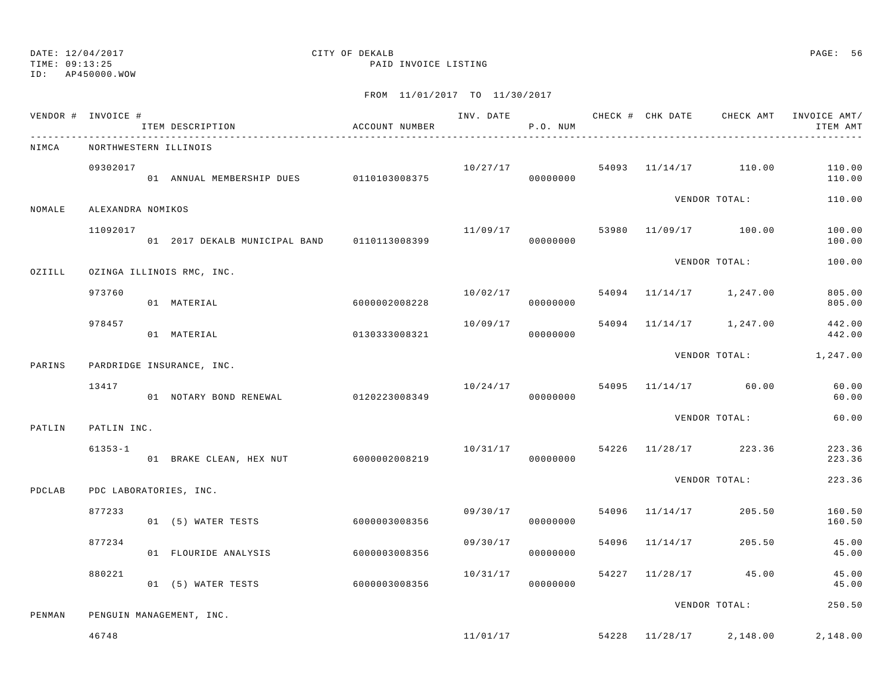DATE: 12/04/2017
TIME: 09:13:25
ID: AP450000.WOW

CITY OF DEKALB
PAID INVOICE LISTING

FROM 11/01/2017 TO 11/30/2017

| VENDOR # | INVOICE # | ITEM DESCRIPTION | ACCOUNT NUMBER | INV. DATE | P.O. NUM | CHECK # | CHK DATE | CHECK AMT | INVOICE AMT/ ITEM AMT |
|---|---|---|---|---|---|---|---|---|---|
| NIMCA | NORTHWESTERN ILLINOIS | | | | | | | | |
| | 09302017 | | | 10/27/17 | | 54093 | 11/14/17 | 110.00 | 110.00 |
| | | 01 ANNUAL MEMBERSHIP DUES | 0110103008375 | | 00000000 | | | | 110.00 |
| | | | | | | | VENDOR TOTAL: | | 110.00 |
| NOMALE | ALEXANDRA NOMIKOS | | | | | | | | |
| | 11092017 | | | 11/09/17 | | 53980 | 11/09/17 | 100.00 | 100.00 |
| | | 01 2017 DEKALB MUNICIPAL BAND | 0110113008399 | | 00000000 | | | | 100.00 |
| | | | | | | | VENDOR TOTAL: | | 100.00 |
| OZIILL | OZINGA ILLINOIS RMC, INC. | | | | | | | | |
| | 973760 | | | 10/02/17 | | 54094 | 11/14/17 | 1,247.00 | 805.00 |
| | | 01 MATERIAL | 6000002008228 | | 00000000 | | | | 805.00 |
| | 978457 | | | 10/09/17 | | 54094 | 11/14/17 | 1,247.00 | 442.00 |
| | | 01 MATERIAL | 0130333008321 | | 00000000 | | | | 442.00 |
| | | | | | | | VENDOR TOTAL: | | 1,247.00 |
| PARINS | PARDRIDGE INSURANCE, INC. | | | | | | | | |
| | 13417 | | | 10/24/17 | | 54095 | 11/14/17 | 60.00 | 60.00 |
| | | 01 NOTARY BOND RENEWAL | 0120223008349 | | 00000000 | | | | 60.00 |
| | | | | | | | VENDOR TOTAL: | | 60.00 |
| PATLIN | PATLIN INC. | | | | | | | | |
| | 61353-1 | | | 10/31/17 | | 54226 | 11/28/17 | 223.36 | 223.36 |
| | | 01 BRAKE CLEAN, HEX NUT | 6000002008219 | | 00000000 | | | | 223.36 |
| | | | | | | | VENDOR TOTAL: | | 223.36 |
| PDCLAB | PDC LABORATORIES, INC. | | | | | | | | |
| | 877233 | | | 09/30/17 | | 54096 | 11/14/17 | 205.50 | 160.50 |
| | | 01 (5) WATER TESTS | 6000003008356 | | 00000000 | | | | 160.50 |
| | 877234 | | | 09/30/17 | | 54096 | 11/14/17 | 205.50 | 45.00 |
| | | 01 FLOURIDE ANALYSIS | 6000003008356 | | 00000000 | | | | 45.00 |
| | 880221 | | | 10/31/17 | | 54227 | 11/28/17 | 45.00 | 45.00 |
| | | 01 (5) WATER TESTS | 6000003008356 | | 00000000 | | | | 45.00 |
| | | | | | | | VENDOR TOTAL: | | 250.50 |
| PENMAN | PENGUIN MANAGEMENT, INC. | | | | | | | | |
| | 46748 | | | 11/01/17 | | 54228 | 11/28/17 | 2,148.00 | 2,148.00 |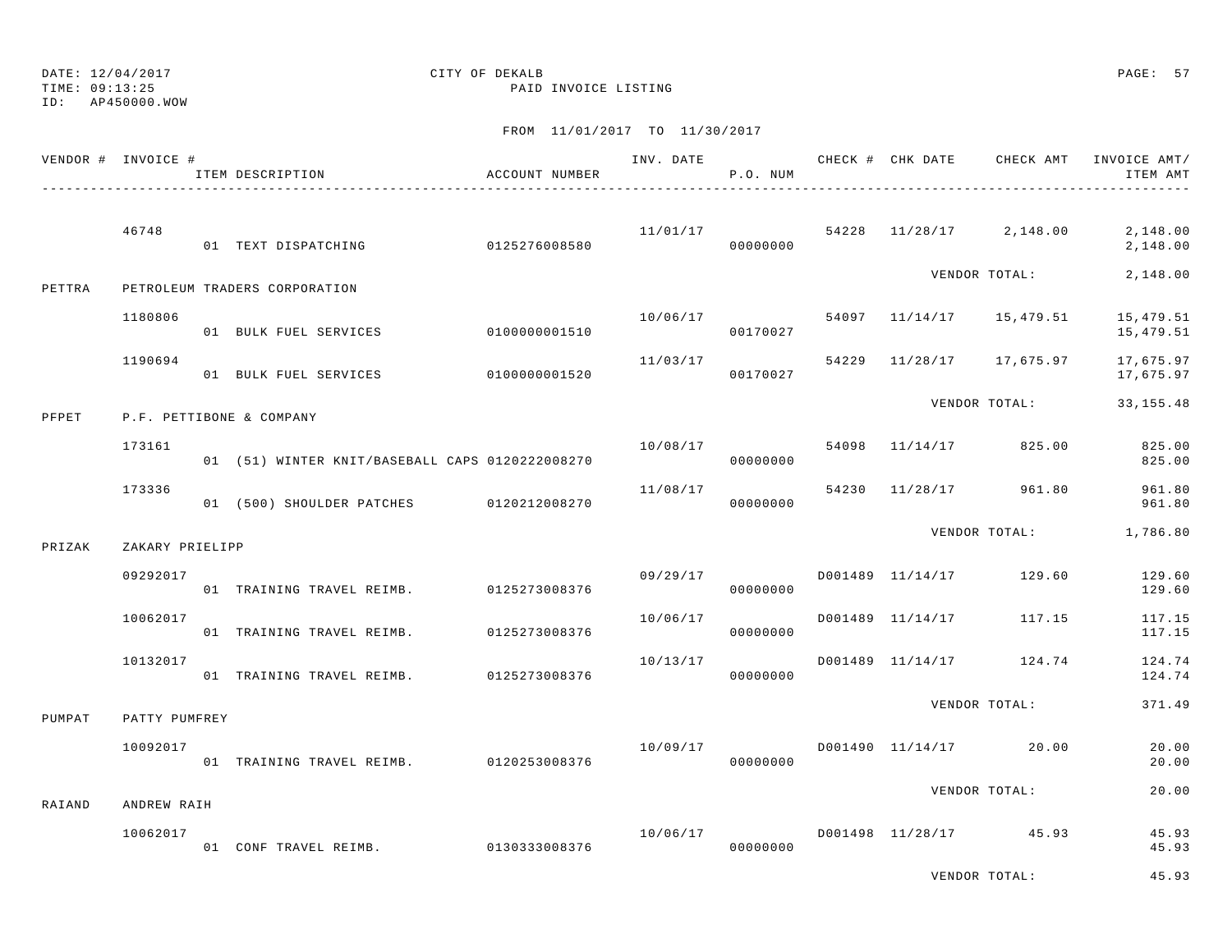DATE: 12/04/2017
TIME: 09:13:25
ID: AP450000.WOW

CITY OF DEKALB
PAID INVOICE LISTING

FROM 11/01/2017 TO 11/30/2017

| VENDOR # | INVOICE # / ITEM DESCRIPTION | ACCOUNT NUMBER | INV. DATE | P.O. NUM | CHECK # | CHK DATE | CHECK AMT | INVOICE AMT/ ITEM AMT |
|---|---|---|---|---|---|---|---|---|
| | 46748 | | 11/01/17 | | 54228 | 11/28/17 | 2,148.00 | 2,148.00 |
| | 01 TEXT DISPATCHING | 0125276008580 | | 00000000 | | | | 2,148.00 |
| | | | | | | VENDOR TOTAL: | | 2,148.00 |
| PETTRA | PETROLEUM TRADERS CORPORATION | | | | | | | |
| | 1180806 | | 10/06/17 | | 54097 | 11/14/17 | 15,479.51 | 15,479.51 |
| | 01 BULK FUEL SERVICES | 0100000001510 | | 00170027 | | | | 15,479.51 |
| | 1190694 | | 11/03/17 | | 54229 | 11/28/17 | 17,675.97 | 17,675.97 |
| | 01 BULK FUEL SERVICES | 0100000001520 | | 00170027 | | | | 17,675.97 |
| | | | | | | VENDOR TOTAL: | | 33,155.48 |
| PFPET | P.F. PETTIBONE & COMPANY | | | | | | | |
| | 173161 | | 10/08/17 | | 54098 | 11/14/17 | 825.00 | 825.00 |
| | 01 (51) WINTER KNIT/BASEBALL CAPS | 0120222008270 | | 00000000 | | | | 825.00 |
| | 173336 | | 11/08/17 | | 54230 | 11/28/17 | 961.80 | 961.80 |
| | 01 (500) SHOULDER PATCHES | 0120212008270 | | 00000000 | | | | 961.80 |
| | | | | | | VENDOR TOTAL: | | 1,786.80 |
| PRIZAK | ZAKARY PRIELIPP | | | | | | | |
| | 09292017 | | 09/29/17 | | D001489 | 11/14/17 | 129.60 | 129.60 |
| | 01 TRAINING TRAVEL REIMB. | 0125273008376 | | 00000000 | | | | 129.60 |
| | 10062017 | | 10/06/17 | | D001489 | 11/14/17 | 117.15 | 117.15 |
| | 01 TRAINING TRAVEL REIMB. | 0125273008376 | | 00000000 | | | | 117.15 |
| | 10132017 | | 10/13/17 | | D001489 | 11/14/17 | 124.74 | 124.74 |
| | 01 TRAINING TRAVEL REIMB. | 0125273008376 | | 00000000 | | | | 124.74 |
| | | | | | | VENDOR TOTAL: | | 371.49 |
| PUMPAT | PATTY PUMFREY | | | | | | | |
| | 10092017 | | 10/09/17 | | D001490 | 11/14/17 | 20.00 | 20.00 |
| | 01 TRAINING TRAVEL REIMB. | 0120253008376 | | 00000000 | | | | 20.00 |
| | | | | | | VENDOR TOTAL: | | 20.00 |
| RAIAND | ANDREW RAIH | | | | | | | |
| | 10062017 | | 10/06/17 | | D001498 | 11/28/17 | 45.93 | 45.93 |
| | 01 CONF TRAVEL REIMB. | 0130333008376 | | 00000000 | | | | 45.93 |
| | | | | | | VENDOR TOTAL: | | 45.93 |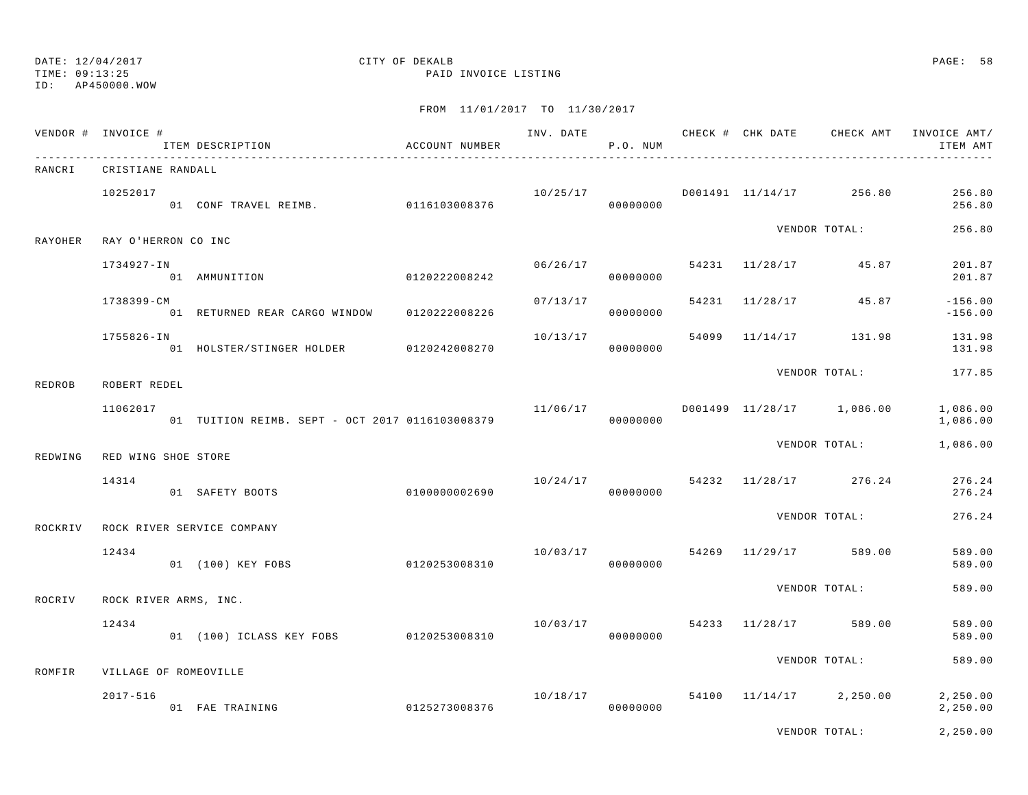DATE: 12/04/2017
TIME: 09:13:25
ID: AP450000.WOW

CITY OF DEKALB
PAID INVOICE LISTING

FROM 11/01/2017 TO 11/30/2017

| VENDOR # | INVOICE # / ITEM DESCRIPTION | ACCOUNT NUMBER | INV. DATE | P.O. NUM | CHECK # | CHK DATE | CHECK AMT | INVOICE AMT/ ITEM AMT |
|---|---|---|---|---|---|---|---|---|
| RANCRI | CRISTIANE RANDALL | | | | | | | |
| | 10252017 | | 10/25/17 | | D001491 | 11/14/17 | 256.80 | 256.80 |
| | 01 CONF TRAVEL REIMB. | 0116103008376 | | 00000000 | | | | 256.80 |
| | | | | | | VENDOR TOTAL: | | 256.80 |
| RAYOHER | RAY O'HERRON CO INC | | | | | | | |
| | 1734927-IN | | 06/26/17 | | 54231 | 11/28/17 | 45.87 | 201.87 |
| | 01 AMMUNITION | 0120222008242 | | 00000000 | | | | 201.87 |
| | 1738399-CM | | 07/13/17 | | 54231 | 11/28/17 | 45.87 | -156.00 |
| | 01 RETURNED REAR CARGO WINDOW | 0120222008226 | | 00000000 | | | | -156.00 |
| | 1755826-IN | | 10/13/17 | | 54099 | 11/14/17 | 131.98 | 131.98 |
| | 01 HOLSTER/STINGER HOLDER | 0120242008270 | | 00000000 | | | | 131.98 |
| | | | | | | VENDOR TOTAL: | | 177.85 |
| REDROB | ROBERT REDEL | | | | | | | |
| | 11062017 | | 11/06/17 | | D001499 | 11/28/17 | 1,086.00 | 1,086.00 |
| | 01 TUITION REIMB. SEPT - OCT 2017 | 0116103008379 | | 00000000 | | | | 1,086.00 |
| | | | | | | VENDOR TOTAL: | | 1,086.00 |
| REDWING | RED WING SHOE STORE | | | | | | | |
| | 14314 | | 10/24/17 | | 54232 | 11/28/17 | 276.24 | 276.24 |
| | 01 SAFETY BOOTS | 0100000002690 | | 00000000 | | | | 276.24 |
| | | | | | | VENDOR TOTAL: | | 276.24 |
| ROCKRIV | ROCK RIVER SERVICE COMPANY | | | | | | | |
| | 12434 | | 10/03/17 | | 54269 | 11/29/17 | 589.00 | 589.00 |
| | 01 (100) KEY FOBS | 0120253008310 | | 00000000 | | | | 589.00 |
| | | | | | | VENDOR TOTAL: | | 589.00 |
| ROCRIV | ROCK RIVER ARMS, INC. | | | | | | | |
| | 12434 | | 10/03/17 | | 54233 | 11/28/17 | 589.00 | 589.00 |
| | 01 (100) ICLASS KEY FOBS | 0120253008310 | | 00000000 | | | | 589.00 |
| | | | | | | VENDOR TOTAL: | | 589.00 |
| ROMFIR | VILLAGE OF ROMEOVILLE | | | | | | | |
| | 2017-516 | | 10/18/17 | | 54100 | 11/14/17 | 2,250.00 | 2,250.00 |
| | 01 FAE TRAINING | 0125273008376 | | 00000000 | | | | 2,250.00 |
| | | | | | | VENDOR TOTAL: | | 2,250.00 |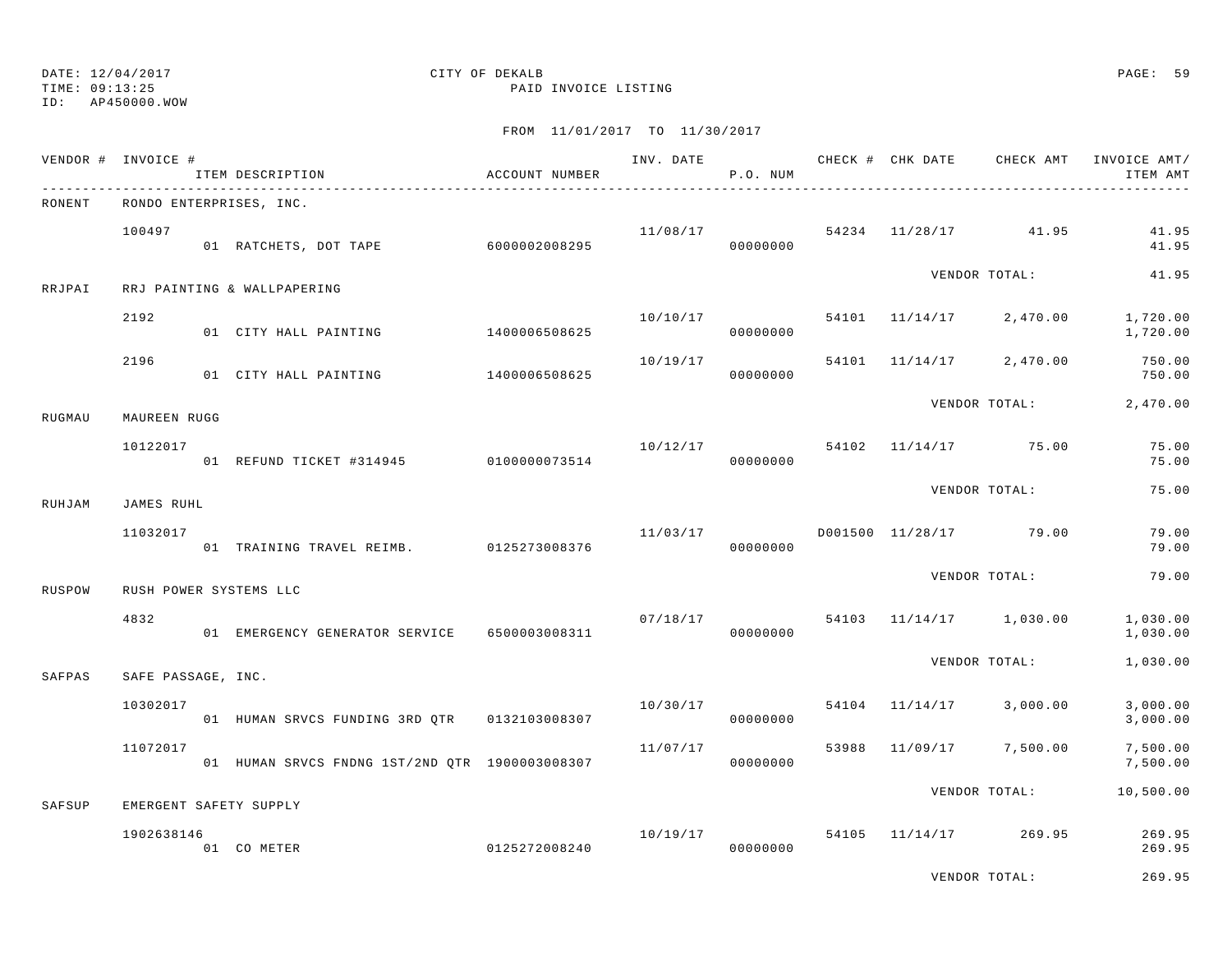DATE: 12/04/2017
TIME: 09:13:25
ID: AP450000.WOW

CITY OF DEKALB
PAID INVOICE LISTING

FROM 11/01/2017 TO 11/30/2017

| VENDOR # | INVOICE # / ITEM DESCRIPTION | ACCOUNT NUMBER | INV. DATE | P.O. NUM | CHECK # | CHK DATE | CHECK AMT | INVOICE AMT/ ITEM AMT |
|---|---|---|---|---|---|---|---|---|
| RONENT | RONDO ENTERPRISES, INC. | | | | | | | |
| | 100497 | | 11/08/17 | | 54234 | 11/28/17 | 41.95 | 41.95 |
| | 01 RATCHETS, DOT TAPE | 6000002008295 | | 00000000 | | | | 41.95 |
| | | | | | | VENDOR TOTAL: | | 41.95 |
| RRJPAI | RRJ PAINTING & WALLPAPERING | | | | | | | |
| | 2192 | | 10/10/17 | | 54101 | 11/14/17 | 2,470.00 | 1,720.00 |
| | 01 CITY HALL PAINTING | 1400006508625 | | 00000000 | | | | 1,720.00 |
| | 2196 | | 10/19/17 | | 54101 | 11/14/17 | 2,470.00 | 750.00 |
| | 01 CITY HALL PAINTING | 1400006508625 | | 00000000 | | | | 750.00 |
| | | | | | | VENDOR TOTAL: | | 2,470.00 |
| RUGMAU | MAUREEN RUGG | | | | | | | |
| | 10122017 | | 10/12/17 | | 54102 | 11/14/17 | 75.00 | 75.00 |
| | 01 REFUND TICKET #314945 | 0100000073514 | | 00000000 | | | | 75.00 |
| | | | | | | VENDOR TOTAL: | | 75.00 |
| RUHJAM | JAMES RUHL | | | | | | | |
| | 11032017 | | 11/03/17 | | D001500 | 11/28/17 | 79.00 | 79.00 |
| | 01 TRAINING TRAVEL REIMB. | 0125273008376 | | 00000000 | | | | 79.00 |
| | | | | | | VENDOR TOTAL: | | 79.00 |
| RUSPOW | RUSH POWER SYSTEMS LLC | | | | | | | |
| | 4832 | | 07/18/17 | | 54103 | 11/14/17 | 1,030.00 | 1,030.00 |
| | 01 EMERGENCY GENERATOR SERVICE | 6500003008311 | | 00000000 | | | | 1,030.00 |
| | | | | | | VENDOR TOTAL: | | 1,030.00 |
| SAFPAS | SAFE PASSAGE, INC. | | | | | | | |
| | 10302017 | | 10/30/17 | | 54104 | 11/14/17 | 3,000.00 | 3,000.00 |
| | 01 HUMAN SRVCS FUNDING 3RD QTR | 0132103008307 | | 00000000 | | | | 3,000.00 |
| | 11072017 | | 11/07/17 | | 53988 | 11/09/17 | 7,500.00 | 7,500.00 |
| | 01 HUMAN SRVCS FNDNG 1ST/2ND QTR | 1900003008307 | | 00000000 | | | | 7,500.00 |
| | | | | | | VENDOR TOTAL: | | 10,500.00 |
| SAFSUP | EMERGENT SAFETY SUPPLY | | | | | | | |
| | 1902638146 | | 10/19/17 | | 54105 | 11/14/17 | 269.95 | 269.95 |
| | 01 CO METER | 0125272008240 | | 00000000 | | | | 269.95 |
| | | | | | | VENDOR TOTAL: | | 269.95 |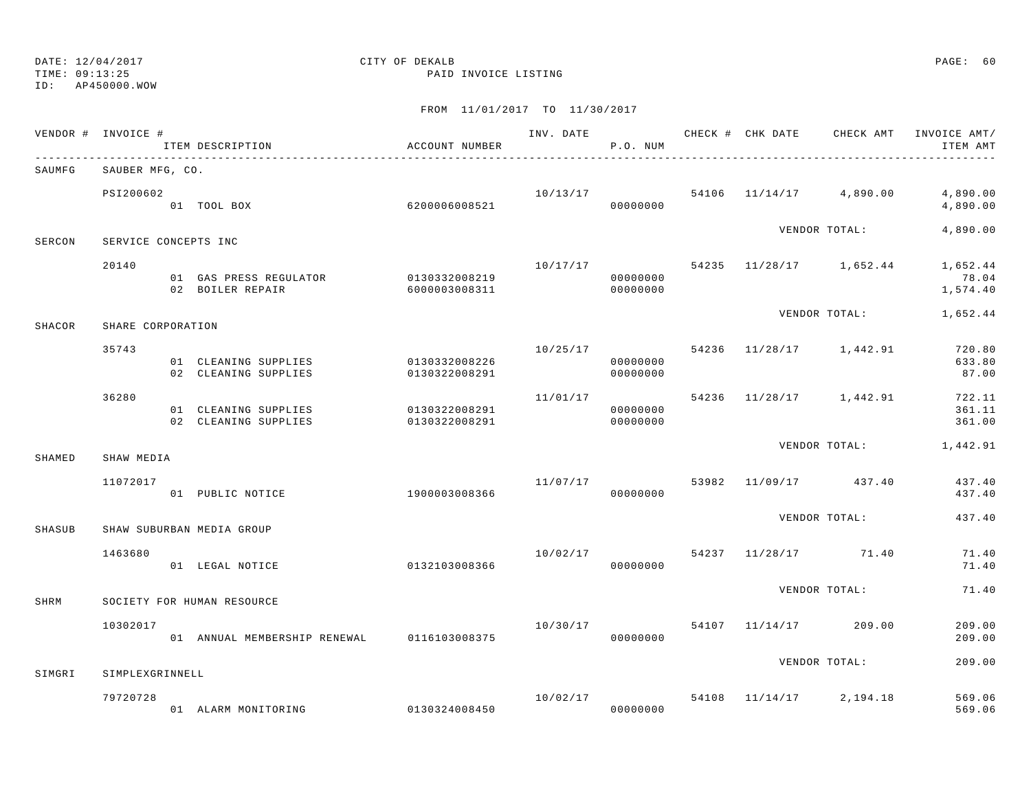DATE: 12/04/2017
TIME: 09:13:25
ID: AP450000.WOW

CITY OF DEKALB
PAID INVOICE LISTING

FROM 11/01/2017 TO 11/30/2017

| VENDOR # | INVOICE # | ITEM DESCRIPTION | ACCOUNT NUMBER | INV. DATE | P.O. NUM | CHECK # | CHK DATE | CHECK AMT | INVOICE AMT/ ITEM AMT |
|---|---|---|---|---|---|---|---|---|---|
| SAUMFG | SAUBER MFG, CO. | | | | | | | | |
| | PSI200602 | | | 10/13/17 | | 54106 | 11/14/17 | 4,890.00 | 4,890.00 |
| | | 01 TOOL BOX | 6200006008521 | | 00000000 | | | | 4,890.00 |
| | | | | | | | | VENDOR TOTAL: | 4,890.00 |
| SERCON | SERVICE CONCEPTS INC | | | | | | | | |
| | 20140 | | | 10/17/17 | | 54235 | 11/28/17 | 1,652.44 | 1,652.44 |
| | | 01 GAS PRESS REGULATOR | 0130332008219 | | 00000000 | | | | 78.04 |
| | | 02 BOILER REPAIR | 6000003008311 | | 00000000 | | | | 1,574.40 |
| | | | | | | | | VENDOR TOTAL: | 1,652.44 |
| SHACOR | SHARE CORPORATION | | | | | | | | |
| | 35743 | | | 10/25/17 | | 54236 | 11/28/17 | 1,442.91 | 720.80 |
| | | 01 CLEANING SUPPLIES | 0130332008226 | | 00000000 | | | | 633.80 |
| | | 02 CLEANING SUPPLIES | 0130322008291 | | 00000000 | | | | 87.00 |
| | 36280 | | | 11/01/17 | | 54236 | 11/28/17 | 1,442.91 | 722.11 |
| | | 01 CLEANING SUPPLIES | 0130322008291 | | 00000000 | | | | 361.11 |
| | | 02 CLEANING SUPPLIES | 0130322008291 | | 00000000 | | | | 361.00 |
| | | | | | | | | VENDOR TOTAL: | 1,442.91 |
| SHAMED | SHAW MEDIA | | | | | | | | |
| | 11072017 | | | 11/07/17 | | 53982 | 11/09/17 | 437.40 | 437.40 |
| | | 01 PUBLIC NOTICE | 1900003008366 | | 00000000 | | | | 437.40 |
| | | | | | | | | VENDOR TOTAL: | 437.40 |
| SHASUB | SHAW SUBURBAN MEDIA GROUP | | | | | | | | |
| | 1463680 | | | 10/02/17 | | 54237 | 11/28/17 | 71.40 | 71.40 |
| | | 01 LEGAL NOTICE | 0132103008366 | | 00000000 | | | | 71.40 |
| | | | | | | | | VENDOR TOTAL: | 71.40 |
| SHRM | SOCIETY FOR HUMAN RESOURCE | | | | | | | | |
| | 10302017 | | | 10/30/17 | | 54107 | 11/14/17 | 209.00 | 209.00 |
| | | 01 ANNUAL MEMBERSHIP RENEWAL | 0116103008375 | | 00000000 | | | | 209.00 |
| | | | | | | | | VENDOR TOTAL: | 209.00 |
| SIMGRI | SIMPLEXGRINNELL | | | | | | | | |
| | 79720728 | | | 10/02/17 | | 54108 | 11/14/17 | 2,194.18 | 569.06 |
| | | 01 ALARM MONITORING | 0130324008450 | | 00000000 | | | | 569.06 |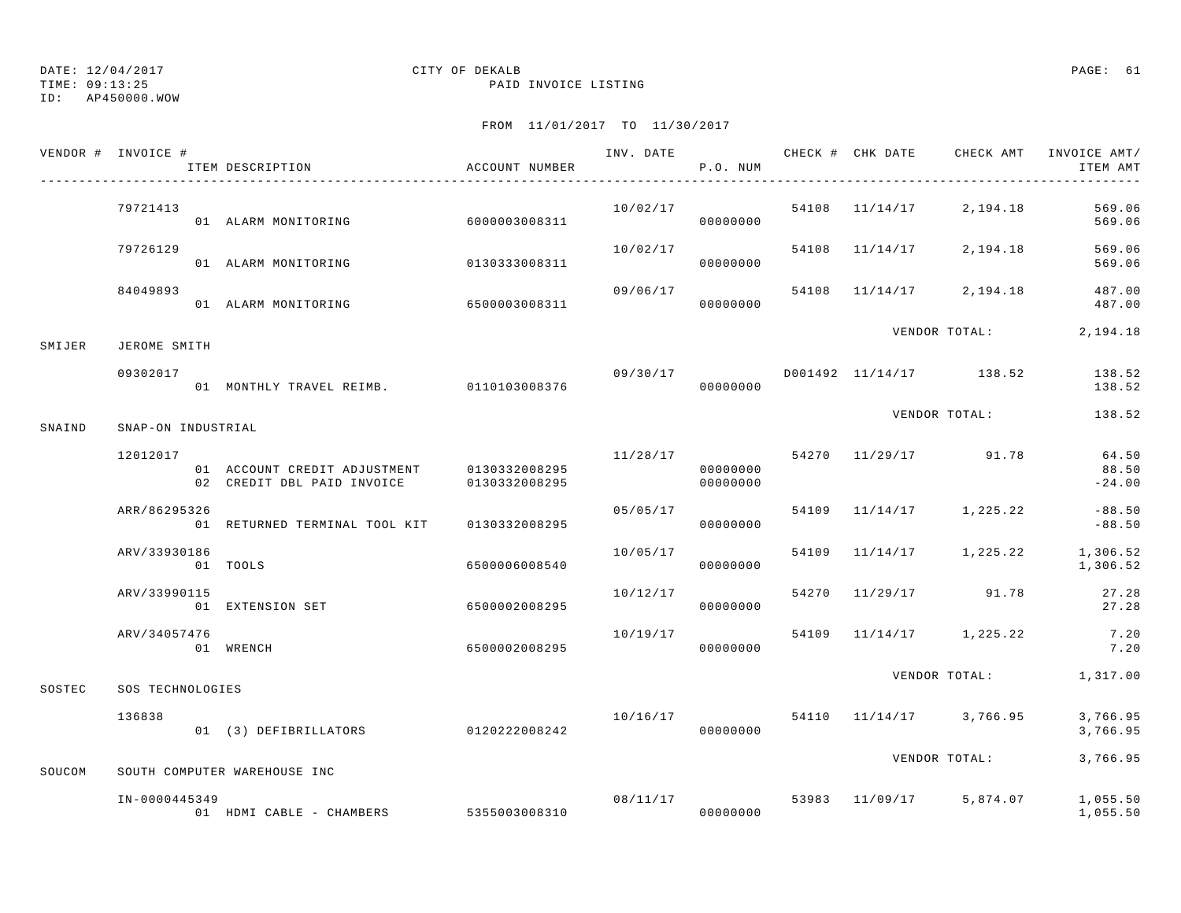DATE: 12/04/2017
TIME: 09:13:25
ID: AP450000.WOW

CITY OF DEKALB
PAID INVOICE LISTING

FROM 11/01/2017 TO 11/30/2017

| VENDOR # | INVOICE # / ITEM DESCRIPTION | ACCOUNT NUMBER | INV. DATE | P.O. NUM | CHECK # | CHK DATE | CHECK AMT | INVOICE AMT/ ITEM AMT |
|---|---|---|---|---|---|---|---|---|
| | 79721413 | | 10/02/17 | | 54108 | 11/14/17 | 2,194.18 | 569.06 |
| | 01 ALARM MONITORING | 6000003008311 | | 00000000 | | | | 569.06 |
| | 79726129 | | 10/02/17 | | 54108 | 11/14/17 | 2,194.18 | 569.06 |
| | 01 ALARM MONITORING | 0130333008311 | | 00000000 | | | | 569.06 |
| | 84049893 | | 09/06/17 | | 54108 | 11/14/17 | 2,194.18 | 487.00 |
| | 01 ALARM MONITORING | 6500003008311 | | 00000000 | | | | 487.00 |
| | | | | | | | VENDOR TOTAL: | 2,194.18 |
| SMIJER | JEROME SMITH | | | | | | | |
| | 09302017 | | 09/30/17 | | D001492 | 11/14/17 | 138.52 | 138.52 |
| | 01 MONTHLY TRAVEL REIMB. | 0110103008376 | | 00000000 | | | | 138.52 |
| | | | | | | | VENDOR TOTAL: | 138.52 |
| SNAIND | SNAP-ON INDUSTRIAL | | | | | | | |
| | 12012017 | | 11/28/17 | | 54270 | 11/29/17 | 91.78 | 64.50 |
| | 01 ACCOUNT CREDIT ADJUSTMENT | 0130332008295 | | 00000000 | | | | 88.50 |
| | 02 CREDIT DBL PAID INVOICE | 0130332008295 | | 00000000 | | | | -24.00 |
| | ARR/86295326 | | 05/05/17 | | 54109 | 11/14/17 | 1,225.22 | -88.50 |
| | 01 RETURNED TERMINAL TOOL KIT | 0130332008295 | | 00000000 | | | | -88.50 |
| | ARV/33930186 | | 10/05/17 | | 54109 | 11/14/17 | 1,225.22 | 1,306.52 |
| | 01 TOOLS | 6500006008540 | | 00000000 | | | | 1,306.52 |
| | ARV/33990115 | | 10/12/17 | | 54270 | 11/29/17 | 91.78 | 27.28 |
| | 01 EXTENSION SET | 6500002008295 | | 00000000 | | | | 27.28 |
| | ARV/34057476 | | 10/19/17 | | 54109 | 11/14/17 | 1,225.22 | 7.20 |
| | 01 WRENCH | 6500002008295 | | 00000000 | | | | 7.20 |
| | | | | | | | VENDOR TOTAL: | 1,317.00 |
| SOSTEC | SOS TECHNOLOGIES | | | | | | | |
| | 136838 | | 10/16/17 | | 54110 | 11/14/17 | 3,766.95 | 3,766.95 |
| | 01 (3) DEFIBRILLATORS | 0120222008242 | | 00000000 | | | | 3,766.95 |
| | | | | | | | VENDOR TOTAL: | 3,766.95 |
| SOUCOM | SOUTH COMPUTER WAREHOUSE INC | | | | | | | |
| | IN-0000445349 | | 08/11/17 | | 53983 | 11/09/17 | 5,874.07 | 1,055.50 |
| | 01 HDMI CABLE - CHAMBERS | 5355003008310 | | 00000000 | | | | 1,055.50 |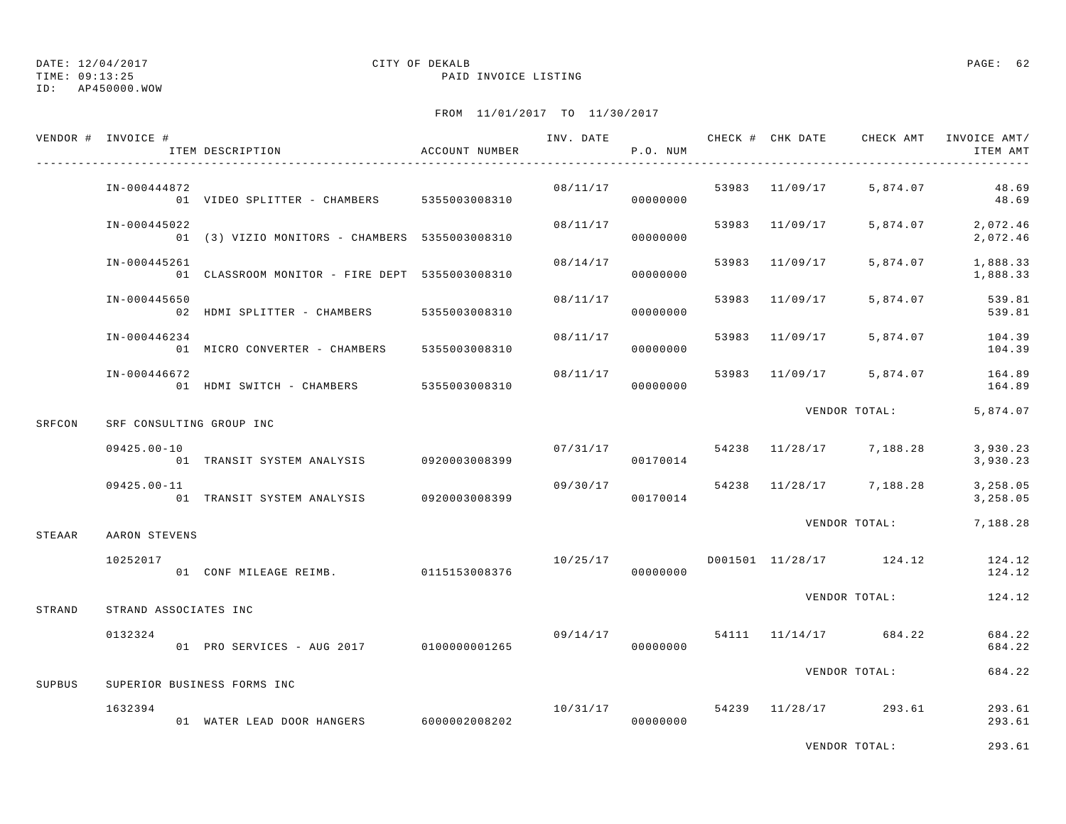DATE: 12/04/2017
TIME: 09:13:25
ID: AP450000.WOW

CITY OF DEKALB
PAID INVOICE LISTING

FROM 11/01/2017 TO 11/30/2017

| VENDOR # | INVOICE # / ITEM DESCRIPTION | ACCOUNT NUMBER | INV. DATE | P.O. NUM | CHECK # | CHK DATE | CHECK AMT | INVOICE AMT/ ITEM AMT |
|---|---|---|---|---|---|---|---|---|
| | IN-000444872 | | 08/11/17 | | 53983 | 11/09/17 | 5,874.07 | 48.69 |
| | 01 VIDEO SPLITTER - CHAMBERS | 5355003008310 | | 00000000 | | | | 48.69 |
| | IN-000445022 | | 08/11/17 | | 53983 | 11/09/17 | 5,874.07 | 2,072.46 |
| | 01 (3) VIZIO MONITORS - CHAMBERS | 5355003008310 | | 00000000 | | | | 2,072.46 |
| | IN-000445261 | | 08/14/17 | | 53983 | 11/09/17 | 5,874.07 | 1,888.33 |
| | 01 CLASSROOM MONITOR - FIRE DEPT | 5355003008310 | | 00000000 | | | | 1,888.33 |
| | IN-000445650 | | 08/11/17 | | 53983 | 11/09/17 | 5,874.07 | 539.81 |
| | 02 HDMI SPLITTER - CHAMBERS | 5355003008310 | | 00000000 | | | | 539.81 |
| | IN-000446234 | | 08/11/17 | | 53983 | 11/09/17 | 5,874.07 | 104.39 |
| | 01 MICRO CONVERTER - CHAMBERS | 5355003008310 | | 00000000 | | | | 104.39 |
| | IN-000446672 | | 08/11/17 | | 53983 | 11/09/17 | 5,874.07 | 164.89 |
| | 01 HDMI SWITCH - CHAMBERS | 5355003008310 | | 00000000 | | | | 164.89 |
| | | | | | | | VENDOR TOTAL: | 5,874.07 |
| SRFCON | SRF CONSULTING GROUP INC | | | | | | | |
| | 09425.00-10 | | 07/31/17 | | 54238 | 11/28/17 | 7,188.28 | 3,930.23 |
| | 01 TRANSIT SYSTEM ANALYSIS | 0920003008399 | | 00170014 | | | | 3,930.23 |
| | 09425.00-11 | | 09/30/17 | | 54238 | 11/28/17 | 7,188.28 | 3,258.05 |
| | 01 TRANSIT SYSTEM ANALYSIS | 0920003008399 | | 00170014 | | | | 3,258.05 |
| | | | | | | | VENDOR TOTAL: | 7,188.28 |
| STEAAR | AARON STEVENS | | | | | | | |
| | 10252017 | | 10/25/17 | | D001501 | 11/28/17 | 124.12 | 124.12 |
| | 01 CONF MILEAGE REIMB. | 0115153008376 | | 00000000 | | | | 124.12 |
| | | | | | | | VENDOR TOTAL: | 124.12 |
| STRAND | STRAND ASSOCIATES INC | | | | | | | |
| | 0132324 | | 09/14/17 | | 54111 | 11/14/17 | 684.22 | 684.22 |
| | 01 PRO SERVICES - AUG 2017 | 0100000001265 | | 00000000 | | | | 684.22 |
| | | | | | | | VENDOR TOTAL: | 684.22 |
| SUPBUS | SUPERIOR BUSINESS FORMS INC | | | | | | | |
| | 1632394 | | 10/31/17 | | 54239 | 11/28/17 | 293.61 | 293.61 |
| | 01 WATER LEAD DOOR HANGERS | 6000002008202 | | 00000000 | | | | 293.61 |
| | | | | | | | VENDOR TOTAL: | 293.61 |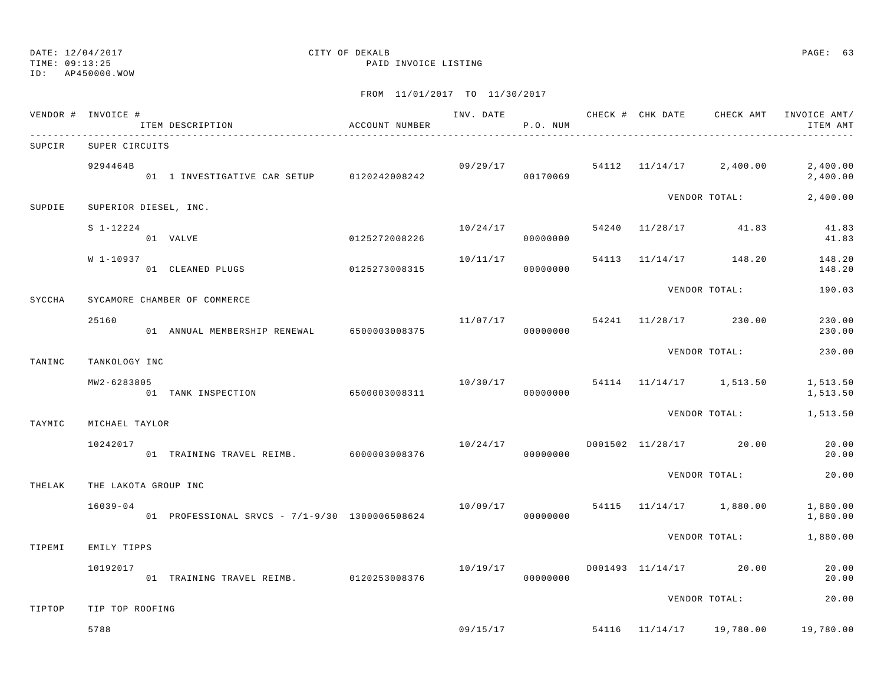DATE: 12/04/2017 CITY OF DEKALB
TIME: 09:13:25 PAID INVOICE LISTING
ID: AP450000.WOW

FROM 11/01/2017 TO 11/30/2017

| VENDOR # | INVOICE # / ITEM DESCRIPTION | ACCOUNT NUMBER | INV. DATE | P.O. NUM | CHECK # | CHK DATE | CHECK AMT | INVOICE AMT/ ITEM AMT |
|---|---|---|---|---|---|---|---|---|
| SUPCIR | SUPER CIRCUITS | | | | | | | |
| | 9294464B | | 09/29/17 | | 54112 | 11/14/17 | 2,400.00 | 2,400.00 |
| | 01 1 INVESTIGATIVE CAR SETUP | 0120242008242 | | 00170069 | | | | 2,400.00 |
| | | | | | | | VENDOR TOTAL: | 2,400.00 |
| SUPDIE | SUPERIOR DIESEL, INC. | | | | | | | |
| | S 1-12224 | | 10/24/17 | | 54240 | 11/28/17 | 41.83 | 41.83 |
| | 01 VALVE | 0125272008226 | | 00000000 | | | | 41.83 |
| | W 1-10937 | | 10/11/17 | | 54113 | 11/14/17 | 148.20 | 148.20 |
| | 01 CLEANED PLUGS | 0125273008315 | | 00000000 | | | | 148.20 |
| | | | | | | | VENDOR TOTAL: | 190.03 |
| SYCCHA | SYCAMORE CHAMBER OF COMMERCE | | | | | | | |
| | 25160 | | 11/07/17 | | 54241 | 11/28/17 | 230.00 | 230.00 |
| | 01 ANNUAL MEMBERSHIP RENEWAL | 6500003008375 | | 00000000 | | | | 230.00 |
| | | | | | | | VENDOR TOTAL: | 230.00 |
| TANINC | TANKOLOGY INC | | | | | | | |
| | MW2-6283805 | | 10/30/17 | | 54114 | 11/14/17 | 1,513.50 | 1,513.50 |
| | 01 TANK INSPECTION | 6500003008311 | | 00000000 | | | | 1,513.50 |
| | | | | | | | VENDOR TOTAL: | 1,513.50 |
| TAYMIC | MICHAEL TAYLOR | | | | | | | |
| | 10242017 | | 10/24/17 | | D001502 | 11/28/17 | 20.00 | 20.00 |
| | 01 TRAINING TRAVEL REIMB. | 6000003008376 | | 00000000 | | | | 20.00 |
| | | | | | | | VENDOR TOTAL: | 20.00 |
| THELAK | THE LAKOTA GROUP INC | | | | | | | |
| | 16039-04 | | 10/09/17 | | 54115 | 11/14/17 | 1,880.00 | 1,880.00 |
| | 01 PROFESSIONAL SRVCS - 7/1-9/30 | 1300006508624 | | 00000000 | | | | 1,880.00 |
| | | | | | | | VENDOR TOTAL: | 1,880.00 |
| TIPEMI | EMILY TIPPS | | | | | | | |
| | 10192017 | | 10/19/17 | | D001493 | 11/14/17 | 20.00 | 20.00 |
| | 01 TRAINING TRAVEL REIMB. | 0120253008376 | | 00000000 | | | | 20.00 |
| | | | | | | | VENDOR TOTAL: | 20.00 |
| TIPTOP | TIP TOP ROOFING | | | | | | | |
| | 5788 | | 09/15/17 | | 54116 | 11/14/17 | 19,780.00 | 19,780.00 |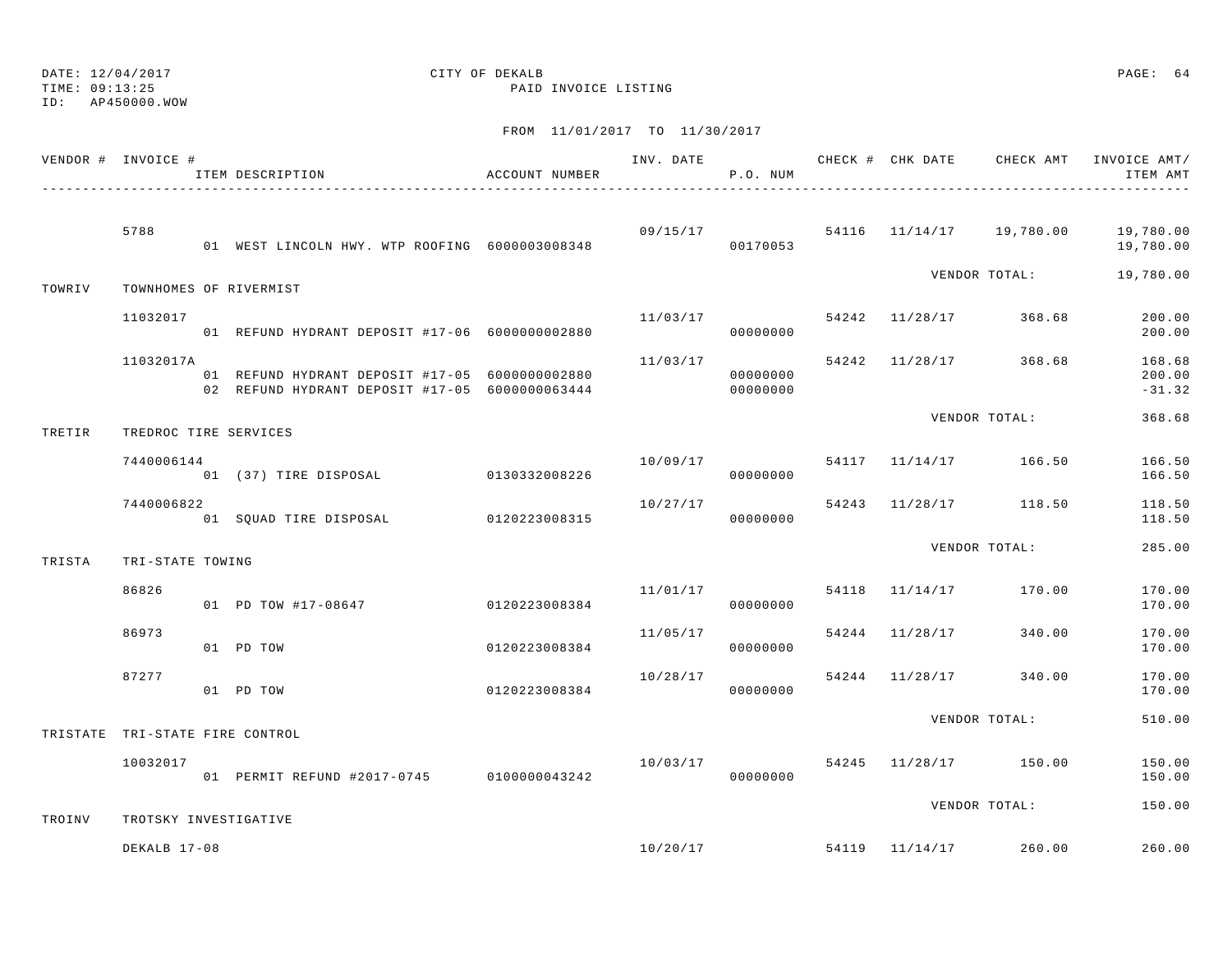DATE: 12/04/2017 CITY OF DEKALB PAGE: 64
TIME: 09:13:25 PAID INVOICE LISTING
ID: AP450000.WOW

FROM 11/01/2017 TO 11/30/2017

| VENDOR # | INVOICE # / ITEM DESCRIPTION | ACCOUNT NUMBER | INV. DATE | P.O. NUM | CHECK # | CHK DATE | CHECK AMT | INVOICE AMT/ ITEM AMT |
|---|---|---|---|---|---|---|---|---|
| | 5788 | | 09/15/17 | | 54116 | 11/14/17 | 19,780.00 | 19,780.00 |
| | 01 WEST LINCOLN HWY. WTP ROOFING | 6000003008348 | | 00170053 | | | | 19,780.00 |
| | | | | | | VENDOR TOTAL: | | 19,780.00 |
| TOWRIV | TOWNHOMES OF RIVERMIST | | | | | | | |
| | 11032017 | | 11/03/17 | | 54242 | 11/28/17 | 368.68 | 200.00 |
| | 01 REFUND HYDRANT DEPOSIT #17-06 | 6000000002880 | | 00000000 | | | | 200.00 |
| | 11032017A | | 11/03/17 | | 54242 | 11/28/17 | 368.68 | 168.68 |
| | 01 REFUND HYDRANT DEPOSIT #17-05 | 6000000002880 | | 00000000 | | | | 200.00 |
| | 02 REFUND HYDRANT DEPOSIT #17-05 | 6000000063444 | | 00000000 | | | | -31.32 |
| | | | | | | VENDOR TOTAL: | | 368.68 |
| TRETIR | TREDROC TIRE SERVICES | | | | | | | |
| | 7440006144 | | 10/09/17 | | 54117 | 11/14/17 | 166.50 | 166.50 |
| | 01 (37) TIRE DISPOSAL | 0130332008226 | | 00000000 | | | | 166.50 |
| | 7440006822 | | 10/27/17 | | 54243 | 11/28/17 | 118.50 | 118.50 |
| | 01 SQUAD TIRE DISPOSAL | 0120223008315 | | 00000000 | | | | 118.50 |
| | | | | | | VENDOR TOTAL: | | 285.00 |
| TRISTA | TRI-STATE TOWING | | | | | | | |
| | 86826 | | 11/01/17 | | 54118 | 11/14/17 | 170.00 | 170.00 |
| | 01 PD TOW #17-08647 | 0120223008384 | | 00000000 | | | | 170.00 |
| | 86973 | | 11/05/17 | | 54244 | 11/28/17 | 340.00 | 170.00 |
| | 01 PD TOW | 0120223008384 | | 00000000 | | | | 170.00 |
| | 87277 | | 10/28/17 | | 54244 | 11/28/17 | 340.00 | 170.00 |
| | 01 PD TOW | 0120223008384 | | 00000000 | | | | 170.00 |
| | | | | | | VENDOR TOTAL: | | 510.00 |
| TRISTATE | TRI-STATE FIRE CONTROL | | | | | | | |
| | 10032017 | | 10/03/17 | | 54245 | 11/28/17 | 150.00 | 150.00 |
| | 01 PERMIT REFUND #2017-0745 | 0100000043242 | | 00000000 | | | | 150.00 |
| | | | | | | VENDOR TOTAL: | | 150.00 |
| TROINV | TROTSKY INVESTIGATIVE | | | | | | | |
| | DEKALB 17-08 | | 10/20/17 | | 54119 | 11/14/17 | 260.00 | 260.00 |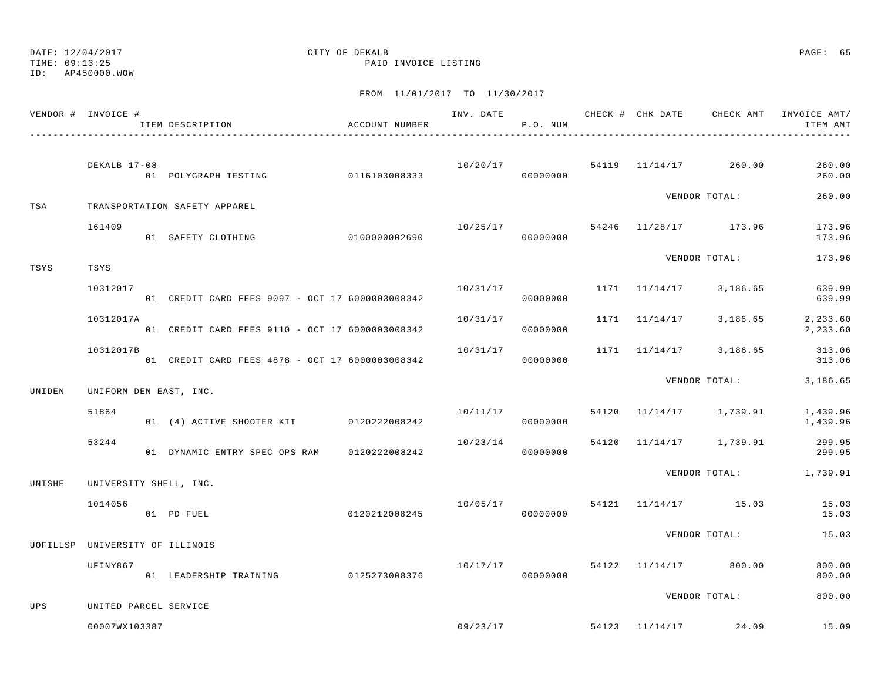DATE: 12/04/2017
TIME: 09:13:25
ID: AP450000.WOW

CITY OF DEKALB
PAID INVOICE LISTING

FROM 11/01/2017 TO 11/30/2017

| VENDOR # | INVOICE # / ITEM DESCRIPTION | ACCOUNT NUMBER | INV. DATE | P.O. NUM | CHECK # | CHK DATE | CHECK AMT | INVOICE AMT/ ITEM AMT |
|---|---|---|---|---|---|---|---|---|
| | DEKALB 17-08 | | 10/20/17 | | 54119 | 11/14/17 | 260.00 | 260.00 |
| | 01 POLYGRAPH TESTING | 0116103008333 | | 00000000 | | | | 260.00 |
| | | | | | | VENDOR TOTAL: | | 260.00 |
| TSA | TRANSPORTATION SAFETY APPAREL | | | | | | | |
| | 161409 | | 10/25/17 | | 54246 | 11/28/17 | 173.96 | 173.96 |
| | 01 SAFETY CLOTHING | 0100000002690 | | 00000000 | | | | 173.96 |
| | | | | | | VENDOR TOTAL: | | 173.96 |
| TSYS | TSYS | | | | | | | |
| | 10312017 | | 10/31/17 | | 1171 | 11/14/17 | 3,186.65 | 639.99 |
| | 01 CREDIT CARD FEES 9097 - OCT 17 | 6000003008342 | | 00000000 | | | | 639.99 |
| | 10312017A | | 10/31/17 | | 1171 | 11/14/17 | 3,186.65 | 2,233.60 |
| | 01 CREDIT CARD FEES 9110 - OCT 17 | 6000003008342 | | 00000000 | | | | 2,233.60 |
| | 10312017B | | 10/31/17 | | 1171 | 11/14/17 | 3,186.65 | 313.06 |
| | 01 CREDIT CARD FEES 4878 - OCT 17 | 6000003008342 | | 00000000 | | | | 313.06 |
| | | | | | | VENDOR TOTAL: | | 3,186.65 |
| UNIDEN | UNIFORM DEN EAST, INC. | | | | | | | |
| | 51864 | | 10/11/17 | | 54120 | 11/14/17 | 1,739.91 | 1,439.96 |
| | 01 (4) ACTIVE SHOOTER KIT | 0120222008242 | | 00000000 | | | | 1,439.96 |
| | 53244 | | 10/23/14 | | 54120 | 11/14/17 | 1,739.91 | 299.95 |
| | 01 DYNAMIC ENTRY SPEC OPS RAM | 0120222008242 | | 00000000 | | | | 299.95 |
| | | | | | | VENDOR TOTAL: | | 1,739.91 |
| UNISHE | UNIVERSITY SHELL, INC. | | | | | | | |
| | 1014056 | | 10/05/17 | | 54121 | 11/14/17 | 15.03 | 15.03 |
| | 01 PD FUEL | 0120212008245 | | 00000000 | | | | 15.03 |
| | | | | | | VENDOR TOTAL: | | 15.03 |
| UOFILLSP | UNIVERSITY OF ILLINOIS | | | | | | | |
| | UFINY867 | | 10/17/17 | | 54122 | 11/14/17 | 800.00 | 800.00 |
| | 01 LEADERSHIP TRAINING | 0125273008376 | | 00000000 | | | | 800.00 |
| | | | | | | VENDOR TOTAL: | | 800.00 |
| UPS | UNITED PARCEL SERVICE | | | | | | | |
| | 00007WX103387 | | 09/23/17 | | 54123 | 11/14/17 | 24.09 | 15.09 |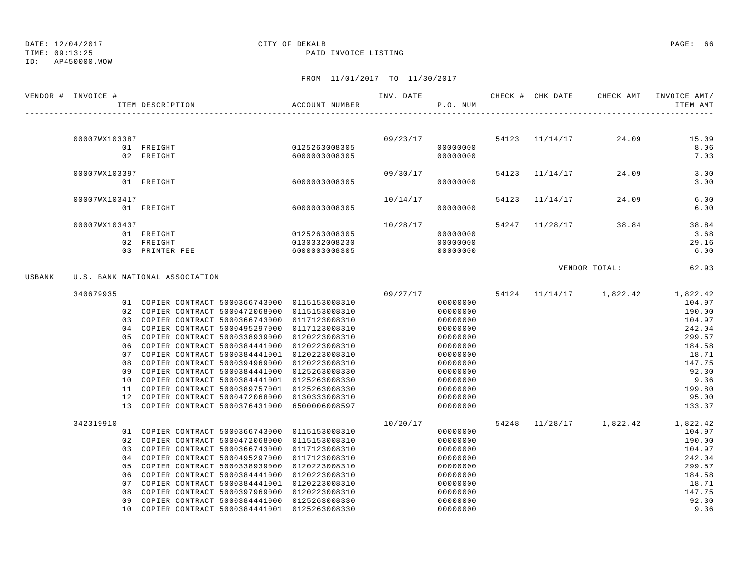DATE: 12/04/2017 CITY OF DEKALB
TIME: 09:13:25 PAID INVOICE LISTING
ID: AP450000.WOW

FROM 11/01/2017 TO 11/30/2017

| VENDOR # | INVOICE # / ITEM DESCRIPTION | ACCOUNT NUMBER | INV. DATE | P.O. NUM | CHECK # | CHK DATE | CHECK AMT | INVOICE AMT/ ITEM AMT |
|---|---|---|---|---|---|---|---|---|
| | 00007WX103387 | | 09/23/17 | | 54123 | 11/14/17 | 24.09 | 15.09 |
| | 01 FREIGHT | 0125263008305 | | 00000000 | | | | 8.06 |
| | 02 FREIGHT | 6000003008305 | | 00000000 | | | | 7.03 |
| | 00007WX103397 | | 09/30/17 | | 54123 | 11/14/17 | 24.09 | 3.00 |
| | 01 FREIGHT | 6000003008305 | | 00000000 | | | | 3.00 |
| | 00007WX103417 | | 10/14/17 | | 54123 | 11/14/17 | 24.09 | 6.00 |
| | 01 FREIGHT | 6000003008305 | | 00000000 | | | | 6.00 |
| | 00007WX103437 | | 10/28/17 | | 54247 | 11/28/17 | 38.84 | 38.84 |
| | 01 FREIGHT | 0125263008305 | | 00000000 | | | | 3.68 |
| | 02 FREIGHT | 0130332008230 | | 00000000 | | | | 29.16 |
| | 03 PRINTER FEE | 6000003008305 | | 00000000 | | | | 6.00 |
| | | | | | | | VENDOR TOTAL: | 62.93 |
| USBANK | U.S. BANK NATIONAL ASSOCIATION | | | | | | | |
| | 340679935 | | 09/27/17 | | 54124 | 11/14/17 | 1,822.42 | 1,822.42 |
| | 01 COPIER CONTRACT 5000366743000 | 0115153008310 | | 00000000 | | | | 104.97 |
| | 02 COPIER CONTRACT 5000472068000 | 0115153008310 | | 00000000 | | | | 190.00 |
| | 03 COPIER CONTRACT 5000366743000 | 0117123008310 | | 00000000 | | | | 104.97 |
| | 04 COPIER CONTRACT 5000495297000 | 0117123008310 | | 00000000 | | | | 242.04 |
| | 05 COPIER CONTRACT 5000338939000 | 0120223008310 | | 00000000 | | | | 299.57 |
| | 06 COPIER CONTRACT 5000384441000 | 0120223008310 | | 00000000 | | | | 184.58 |
| | 07 COPIER CONTRACT 5000384441001 | 0120223008310 | | 00000000 | | | | 18.71 |
| | 08 COPIER CONTRACT 5000394969000 | 0120223008310 | | 00000000 | | | | 147.75 |
| | 09 COPIER CONTRACT 5000384441000 | 0125263008330 | | 00000000 | | | | 92.30 |
| | 10 COPIER CONTRACT 5000384441001 | 0125263008330 | | 00000000 | | | | 9.36 |
| | 11 COPIER CONTRACT 5000389757001 | 0125263008330 | | 00000000 | | | | 199.80 |
| | 12 COPIER CONTRACT 5000472068000 | 0130333008310 | | 00000000 | | | | 95.00 |
| | 13 COPIER CONTRACT 5000376431000 | 6500006008597 | | 00000000 | | | | 133.37 |
| | 342319910 | | 10/20/17 | | 54248 | 11/28/17 | 1,822.42 | 1,822.42 |
| | 01 COPIER CONTRACT 5000366743000 | 0115153008310 | | 00000000 | | | | 104.97 |
| | 02 COPIER CONTRACT 5000472068000 | 0115153008310 | | 00000000 | | | | 190.00 |
| | 03 COPIER CONTRACT 5000366743000 | 0117123008310 | | 00000000 | | | | 104.97 |
| | 04 COPIER CONTRACT 5000495297000 | 0117123008310 | | 00000000 | | | | 242.04 |
| | 05 COPIER CONTRACT 5000338939000 | 0120223008310 | | 00000000 | | | | 299.57 |
| | 06 COPIER CONTRACT 5000384441000 | 0120223008310 | | 00000000 | | | | 184.58 |
| | 07 COPIER CONTRACT 5000384441001 | 0120223008310 | | 00000000 | | | | 18.71 |
| | 08 COPIER CONTRACT 5000397969000 | 0120223008310 | | 00000000 | | | | 147.75 |
| | 09 COPIER CONTRACT 5000384441000 | 0125263008330 | | 00000000 | | | | 92.30 |
| | 10 COPIER CONTRACT 5000384441001 | 0125263008330 | | 00000000 | | | | 9.36 |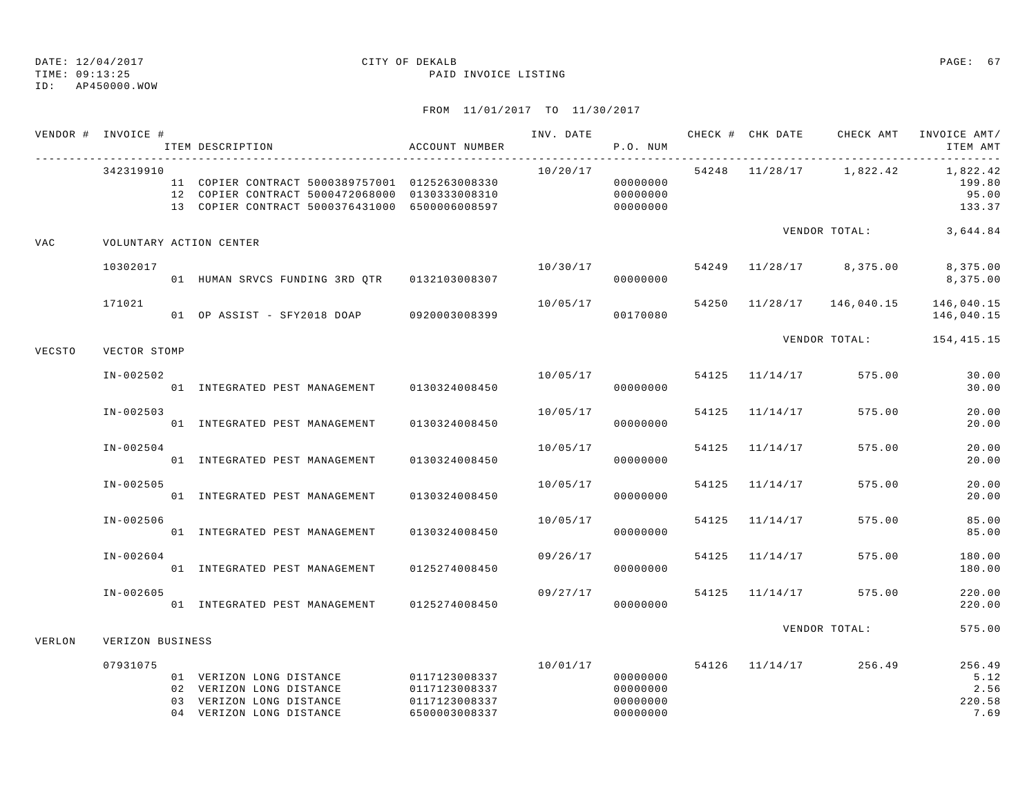DATE: 12/04/2017
TIME: 09:13:25
ID: AP450000.WOW

CITY OF DEKALB
PAID INVOICE LISTING

FROM 11/01/2017 TO 11/30/2017

| VENDOR # | INVOICE # | ITEM DESCRIPTION | ACCOUNT NUMBER | INV. DATE | P.O. NUM | CHECK # | CHK DATE | CHECK AMT | INVOICE AMT/ ITEM AMT |
|---|---|---|---|---|---|---|---|---|---|
| | 342319910 | | | 10/20/17 | | 54248 | 11/28/17 | 1,822.42 | 1,822.42 |
| | | 11 COPIER CONTRACT 5000389757001 | 0125263008330 | | 00000000 | | | | 199.80 |
| | | 12 COPIER CONTRACT 5000472068000 | 0130333008310 | | 00000000 | | | | 95.00 |
| | | 13 COPIER CONTRACT 5000376431000 | 6500006008597 | | 00000000 | | | | 133.37 |
| | | | | | | | | VENDOR TOTAL: | 3,644.84 |
| VAC | VOLUNTARY ACTION CENTER | | | | | | | | |
| | 10302017 | | | 10/30/17 | | 54249 | 11/28/17 | 8,375.00 | 8,375.00 |
| | | 01 HUMAN SRVCS FUNDING 3RD QTR | 0132103008307 | | 00000000 | | | | 8,375.00 |
| | 171021 | | | 10/05/17 | | 54250 | 11/28/17 | 146,040.15 | 146,040.15 |
| | | 01 OP ASSIST - SFY2018 DOAP | 0920003008399 | | 00170080 | | | | 146,040.15 |
| | | | | | | | | VENDOR TOTAL: | 154,415.15 |
| VECSTO | VECTOR STOMP | | | | | | | | |
| | IN-002502 | | | 10/05/17 | | 54125 | 11/14/17 | 575.00 | 30.00 |
| | | 01 INTEGRATED PEST MANAGEMENT | 0130324008450 | | 00000000 | | | | 30.00 |
| | IN-002503 | | | 10/05/17 | | 54125 | 11/14/17 | 575.00 | 20.00 |
| | | 01 INTEGRATED PEST MANAGEMENT | 0130324008450 | | 00000000 | | | | 20.00 |
| | IN-002504 | | | 10/05/17 | | 54125 | 11/14/17 | 575.00 | 20.00 |
| | | 01 INTEGRATED PEST MANAGEMENT | 0130324008450 | | 00000000 | | | | 20.00 |
| | IN-002505 | | | 10/05/17 | | 54125 | 11/14/17 | 575.00 | 20.00 |
| | | 01 INTEGRATED PEST MANAGEMENT | 0130324008450 | | 00000000 | | | | 20.00 |
| | IN-002506 | | | 10/05/17 | | 54125 | 11/14/17 | 575.00 | 85.00 |
| | | 01 INTEGRATED PEST MANAGEMENT | 0130324008450 | | 00000000 | | | | 85.00 |
| | IN-002604 | | | 09/26/17 | | 54125 | 11/14/17 | 575.00 | 180.00 |
| | | 01 INTEGRATED PEST MANAGEMENT | 0125274008450 | | 00000000 | | | | 180.00 |
| | IN-002605 | | | 09/27/17 | | 54125 | 11/14/17 | 575.00 | 220.00 |
| | | 01 INTEGRATED PEST MANAGEMENT | 0125274008450 | | 00000000 | | | | 220.00 |
| | | | | | | | | VENDOR TOTAL: | 575.00 |
| VERLON | VERIZON BUSINESS | | | | | | | | |
| | 07931075 | | | 10/01/17 | | 54126 | 11/14/17 | 256.49 | 256.49 |
| | | 01 VERIZON LONG DISTANCE | 0117123008337 | | 00000000 | | | | 5.12 |
| | | 02 VERIZON LONG DISTANCE | 0117123008337 | | 00000000 | | | | 2.56 |
| | | 03 VERIZON LONG DISTANCE | 0117123008337 | | 00000000 | | | | 220.58 |
| | | 04 VERIZON LONG DISTANCE | 6500003008337 | | 00000000 | | | | 7.69 |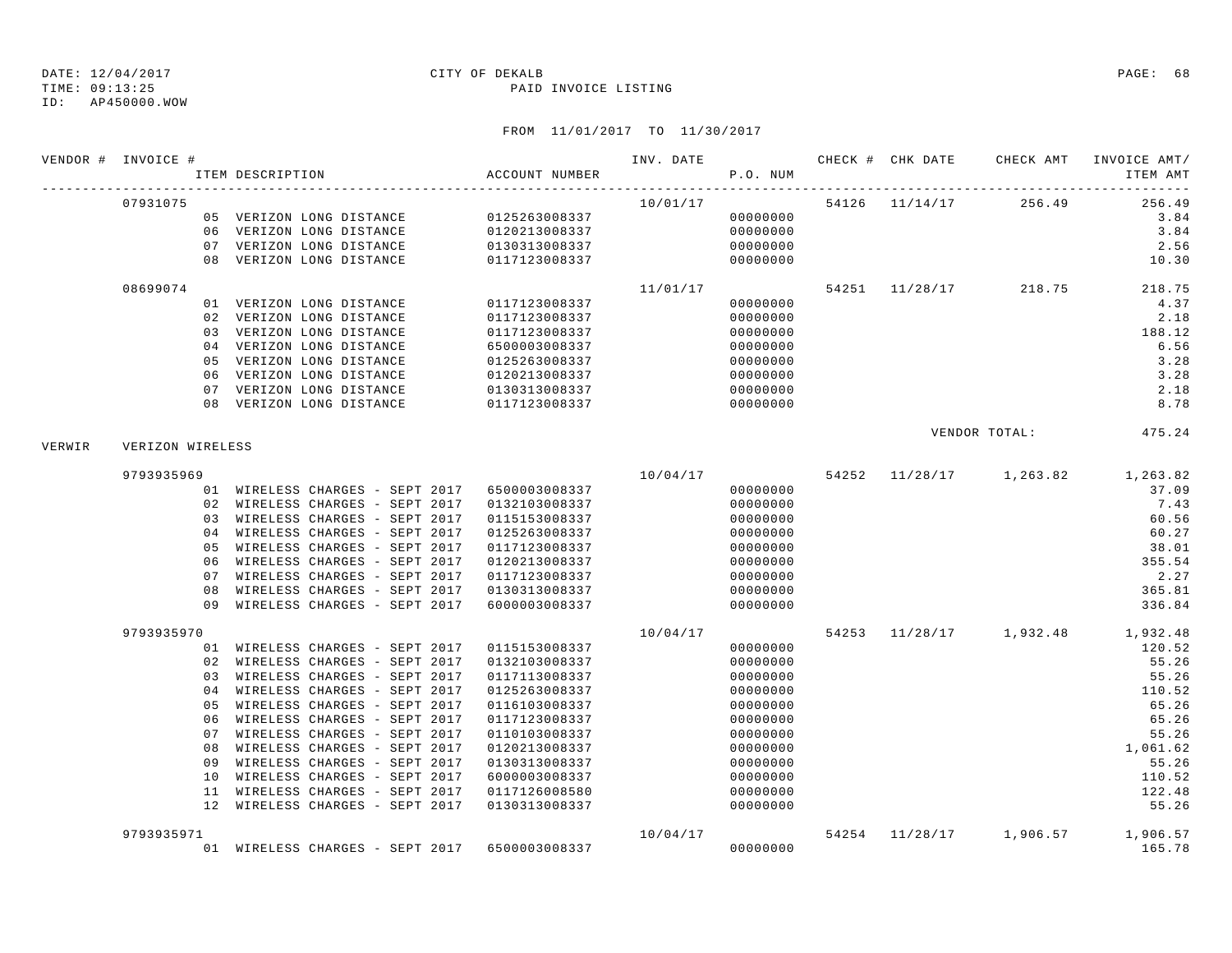DATE: 12/04/2017 CITY OF DEKALB
TIME: 09:13:25 PAID INVOICE LISTING
ID: AP450000.WOW

FROM 11/01/2017 TO 11/30/2017

| VENDOR # | INVOICE # | ITEM DESCRIPTION | ACCOUNT NUMBER | INV. DATE | P.O. NUM | CHECK # | CHK DATE | CHECK AMT | INVOICE AMT/ ITEM AMT |
|---|---|---|---|---|---|---|---|---|---|
| | 07931075 | | | 10/01/17 | | 54126 | 11/14/17 | 256.49 | 256.49 |
| | | 05 VERIZON LONG DISTANCE | 0125263008337 | | 00000000 | | | | 3.84 |
| | | 06 VERIZON LONG DISTANCE | 0120213008337 | | 00000000 | | | | 3.84 |
| | | 07 VERIZON LONG DISTANCE | 0130313008337 | | 00000000 | | | | 2.56 |
| | | 08 VERIZON LONG DISTANCE | 0117123008337 | | 00000000 | | | | 10.30 |
| | 08699074 | | | 11/01/17 | | 54251 | 11/28/17 | 218.75 | 218.75 |
| | | 01 VERIZON LONG DISTANCE | 0117123008337 | | 00000000 | | | | 4.37 |
| | | 02 VERIZON LONG DISTANCE | 0117123008337 | | 00000000 | | | | 2.18 |
| | | 03 VERIZON LONG DISTANCE | 0117123008337 | | 00000000 | | | | 188.12 |
| | | 04 VERIZON LONG DISTANCE | 6500003008337 | | 00000000 | | | | 6.56 |
| | | 05 VERIZON LONG DISTANCE | 0125263008337 | | 00000000 | | | | 3.28 |
| | | 06 VERIZON LONG DISTANCE | 0120213008337 | | 00000000 | | | | 3.28 |
| | | 07 VERIZON LONG DISTANCE | 0130313008337 | | 00000000 | | | | 2.18 |
| | | 08 VERIZON LONG DISTANCE | 0117123008337 | | 00000000 | | | | 8.78 |
| | | | | | | | | VENDOR TOTAL: | 475.24 |
| VERWIR | VERIZON WIRELESS | | | | | | | | |
| | 9793935969 | | | 10/04/17 | | 54252 | 11/28/17 | 1,263.82 | 1,263.82 |
| | | 01 WIRELESS CHARGES - SEPT 2017 | 6500003008337 | | 00000000 | | | | 37.09 |
| | | 02 WIRELESS CHARGES - SEPT 2017 | 0132103008337 | | 00000000 | | | | 7.43 |
| | | 03 WIRELESS CHARGES - SEPT 2017 | 0115153008337 | | 00000000 | | | | 60.56 |
| | | 04 WIRELESS CHARGES - SEPT 2017 | 0125263008337 | | 00000000 | | | | 60.27 |
| | | 05 WIRELESS CHARGES - SEPT 2017 | 0117123008337 | | 00000000 | | | | 38.01 |
| | | 06 WIRELESS CHARGES - SEPT 2017 | 0120213008337 | | 00000000 | | | | 355.54 |
| | | 07 WIRELESS CHARGES - SEPT 2017 | 0117123008337 | | 00000000 | | | | 2.27 |
| | | 08 WIRELESS CHARGES - SEPT 2017 | 0130313008337 | | 00000000 | | | | 365.81 |
| | | 09 WIRELESS CHARGES - SEPT 2017 | 6000003008337 | | 00000000 | | | | 336.84 |
| | 9793935970 | | | 10/04/17 | | 54253 | 11/28/17 | 1,932.48 | 1,932.48 |
| | | 01 WIRELESS CHARGES - SEPT 2017 | 0115153008337 | | 00000000 | | | | 120.52 |
| | | 02 WIRELESS CHARGES - SEPT 2017 | 0132103008337 | | 00000000 | | | | 55.26 |
| | | 03 WIRELESS CHARGES - SEPT 2017 | 0117113008337 | | 00000000 | | | | 55.26 |
| | | 04 WIRELESS CHARGES - SEPT 2017 | 0125263008337 | | 00000000 | | | | 110.52 |
| | | 05 WIRELESS CHARGES - SEPT 2017 | 0116103008337 | | 00000000 | | | | 65.26 |
| | | 06 WIRELESS CHARGES - SEPT 2017 | 0117123008337 | | 00000000 | | | | 65.26 |
| | | 07 WIRELESS CHARGES - SEPT 2017 | 0110103008337 | | 00000000 | | | | 55.26 |
| | | 08 WIRELESS CHARGES - SEPT 2017 | 0120213008337 | | 00000000 | | | | 1,061.62 |
| | | 09 WIRELESS CHARGES - SEPT 2017 | 0130313008337 | | 00000000 | | | | 55.26 |
| | | 10 WIRELESS CHARGES - SEPT 2017 | 6000003008337 | | 00000000 | | | | 110.52 |
| | | 11 WIRELESS CHARGES - SEPT 2017 | 0117126008580 | | 00000000 | | | | 122.48 |
| | | 12 WIRELESS CHARGES - SEPT 2017 | 0130313008337 | | 00000000 | | | | 55.26 |
| | 9793935971 | | | 10/04/17 | | 54254 | 11/28/17 | 1,906.57 | 1,906.57 |
| | | 01 WIRELESS CHARGES - SEPT 2017 | 6500003008337 | | 00000000 | | | | 165.78 |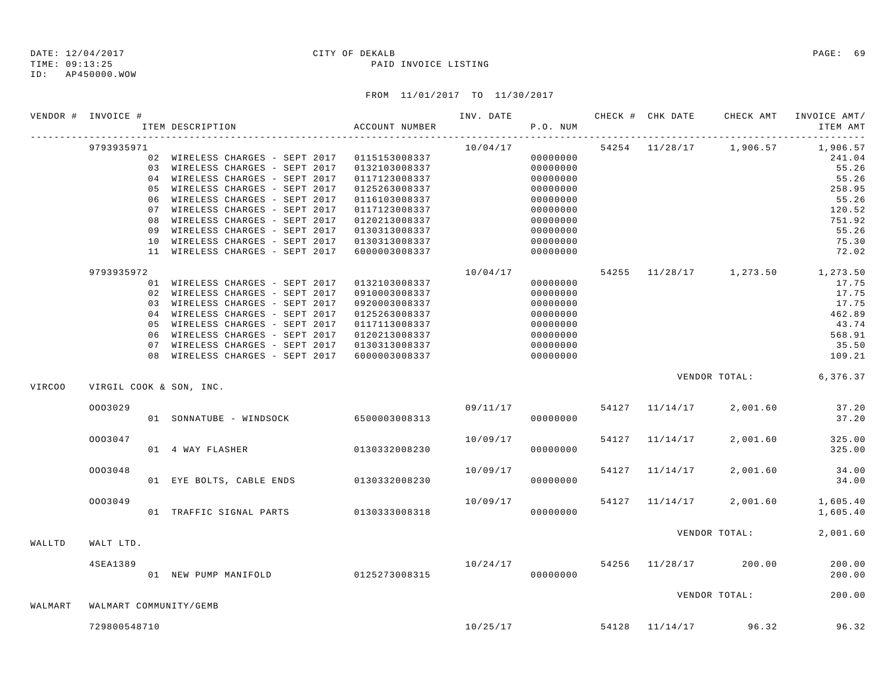DATE: 12/04/2017 CITY OF DEKALB
TIME: 09:13:25 PAID INVOICE LISTING
ID: AP450000.WOW

FROM 11/01/2017 TO 11/30/2017

| VENDOR # | INVOICE # | ITEM DESCRIPTION | ACCOUNT NUMBER | INV. DATE | P.O. NUM | CHECK # | CHK DATE | CHECK AMT | INVOICE AMT/ ITEM AMT |
|---|---|---|---|---|---|---|---|---|---|
| | 9793935971 | | | 10/04/17 | | 54254 | 11/28/17 | 1,906.57 | 1,906.57 |
| | | 02 WIRELESS CHARGES - SEPT 2017 | 0115153008337 | | 00000000 | | | | 241.04 |
| | | 03 WIRELESS CHARGES - SEPT 2017 | 0132103008337 | | 00000000 | | | | 55.26 |
| | | 04 WIRELESS CHARGES - SEPT 2017 | 0117123008337 | | 00000000 | | | | 55.26 |
| | | 05 WIRELESS CHARGES - SEPT 2017 | 0125263008337 | | 00000000 | | | | 258.95 |
| | | 06 WIRELESS CHARGES - SEPT 2017 | 0116103008337 | | 00000000 | | | | 55.26 |
| | | 07 WIRELESS CHARGES - SEPT 2017 | 0117123008337 | | 00000000 | | | | 120.52 |
| | | 08 WIRELESS CHARGES - SEPT 2017 | 0120213008337 | | 00000000 | | | | 751.92 |
| | | 09 WIRELESS CHARGES - SEPT 2017 | 0130313008337 | | 00000000 | | | | 55.26 |
| | | 10 WIRELESS CHARGES - SEPT 2017 | 0130313008337 | | 00000000 | | | | 75.30 |
| | | 11 WIRELESS CHARGES - SEPT 2017 | 6000003008337 | | 00000000 | | | | 72.02 |
| | 9793935972 | | | 10/04/17 | | 54255 | 11/28/17 | 1,273.50 | 1,273.50 |
| | | 01 WIRELESS CHARGES - SEPT 2017 | 0132103008337 | | 00000000 | | | | 17.75 |
| | | 02 WIRELESS CHARGES - SEPT 2017 | 0910003008337 | | 00000000 | | | | 17.75 |
| | | 03 WIRELESS CHARGES - SEPT 2017 | 0920003008337 | | 00000000 | | | | 17.75 |
| | | 04 WIRELESS CHARGES - SEPT 2017 | 0125263008337 | | 00000000 | | | | 462.89 |
| | | 05 WIRELESS CHARGES - SEPT 2017 | 0117113008337 | | 00000000 | | | | 43.74 |
| | | 06 WIRELESS CHARGES - SEPT 2017 | 0120213008337 | | 00000000 | | | | 568.91 |
| | | 07 WIRELESS CHARGES - SEPT 2017 | 0130313008337 | | 00000000 | | | | 35.50 |
| | | 08 WIRELESS CHARGES - SEPT 2017 | 6000003008337 | | 00000000 | | | | 109.21 |
| | | | | | | | | VENDOR TOTAL: | 6,376.37 |
| VIRCOO | VIRGIL COOK & SON, INC. | | | | | | | | |
| | 0003029 | | | 09/11/17 | | 54127 | 11/14/17 | 2,001.60 | 37.20 |
| | | 01 SONNATUBE - WINDSOCK | 6500003008313 | | 00000000 | | | | 37.20 |
| | 0003047 | | | 10/09/17 | | 54127 | 11/14/17 | 2,001.60 | 325.00 |
| | | 01 4 WAY FLASHER | 0130332008230 | | 00000000 | | | | 325.00 |
| | 0003048 | | | 10/09/17 | | 54127 | 11/14/17 | 2,001.60 | 34.00 |
| | | 01 EYE BOLTS, CABLE ENDS | 0130332008230 | | 00000000 | | | | 34.00 |
| | 0003049 | | | 10/09/17 | | 54127 | 11/14/17 | 2,001.60 | 1,605.40 |
| | | 01 TRAFFIC SIGNAL PARTS | 0130333008318 | | 00000000 | | | | 1,605.40 |
| | | | | | | | | VENDOR TOTAL: | 2,001.60 |
| WALLTD | WALT LTD. | | | | | | | | |
| | 4SEA1389 | | | 10/24/17 | | 54256 | 11/28/17 | 200.00 | 200.00 |
| | | 01 NEW PUMP MANIFOLD | 0125273008315 | | 00000000 | | | | 200.00 |
| | | | | | | | | VENDOR TOTAL: | 200.00 |
| WALMART | WALMART COMMUNITY/GEMB | | | | | | | | |
| | 729800548710 | | | 10/25/17 | | 54128 | 11/14/17 | 96.32 | 96.32 |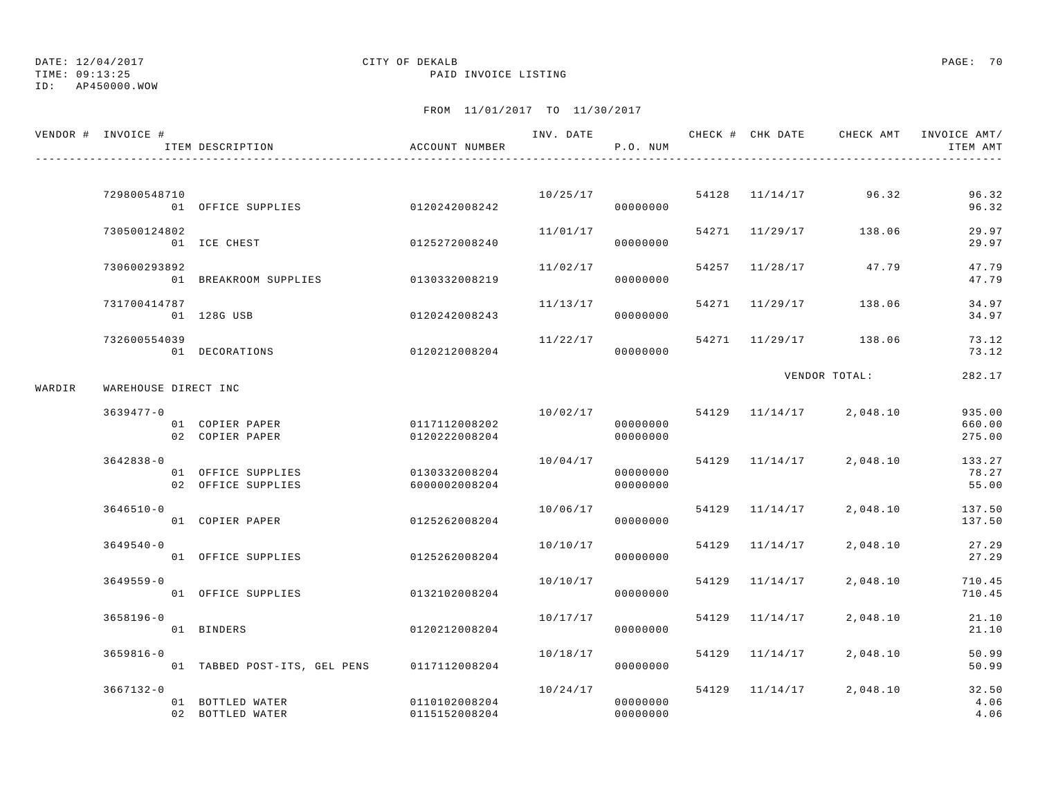DATE: 12/04/2017
TIME: 09:13:25
ID: AP450000.WOW

CITY OF DEKALB
PAID INVOICE LISTING

FROM 11/01/2017 TO 11/30/2017

| VENDOR # | INVOICE # / ITEM DESCRIPTION | ACCOUNT NUMBER | INV. DATE | P.O. NUM | CHECK # | CHK DATE | CHECK AMT | INVOICE AMT/ ITEM AMT |
|---|---|---|---|---|---|---|---|---|
| | 729800548710 | | 10/25/17 | | 54128 | 11/14/17 | 96.32 | 96.32 |
| | 01 OFFICE SUPPLIES | 0120242008242 | | 00000000 | | | | 96.32 |
| | 730500124802 | | 11/01/17 | | 54271 | 11/29/17 | 138.06 | 29.97 |
| | 01 ICE CHEST | 0125272008240 | | 00000000 | | | | 29.97 |
| | 730600293892 | | 11/02/17 | | 54257 | 11/28/17 | 47.79 | 47.79 |
| | 01 BREAKROOM SUPPLIES | 0130332008219 | | 00000000 | | | | 47.79 |
| | 731700414787 | | 11/13/17 | | 54271 | 11/29/17 | 138.06 | 34.97 |
| | 01 128G USB | 0120242008243 | | 00000000 | | | | 34.97 |
| | 732600554039 | | 11/22/17 | | 54271 | 11/29/17 | 138.06 | 73.12 |
| | 01 DECORATIONS | 0120212008204 | | 00000000 | | | | 73.12 |
| | | | | | | | VENDOR TOTAL: | 282.17 |
| WARDIR | WAREHOUSE DIRECT INC | | | | | | | |
| | 3639477-0 | | 10/02/17 | | 54129 | 11/14/17 | 2,048.10 | 935.00 |
| | 01 COPIER PAPER | 0117112008202 | | 00000000 | | | | 660.00 |
| | 02 COPIER PAPER | 0120222008204 | | 00000000 | | | | 275.00 |
| | 3642838-0 | | 10/04/17 | | 54129 | 11/14/17 | 2,048.10 | 133.27 |
| | 01 OFFICE SUPPLIES | 0130332008204 | | 00000000 | | | | 78.27 |
| | 02 OFFICE SUPPLIES | 6000002008204 | | 00000000 | | | | 55.00 |
| | 3646510-0 | | 10/06/17 | | 54129 | 11/14/17 | 2,048.10 | 137.50 |
| | 01 COPIER PAPER | 0125262008204 | | 00000000 | | | | 137.50 |
| | 3649540-0 | | 10/10/17 | | 54129 | 11/14/17 | 2,048.10 | 27.29 |
| | 01 OFFICE SUPPLIES | 0125262008204 | | 00000000 | | | | 27.29 |
| | 3649559-0 | | 10/10/17 | | 54129 | 11/14/17 | 2,048.10 | 710.45 |
| | 01 OFFICE SUPPLIES | 0132102008204 | | 00000000 | | | | 710.45 |
| | 3658196-0 | | 10/17/17 | | 54129 | 11/14/17 | 2,048.10 | 21.10 |
| | 01 BINDERS | 0120212008204 | | 00000000 | | | | 21.10 |
| | 3659816-0 | | 10/18/17 | | 54129 | 11/14/17 | 2,048.10 | 50.99 |
| | 01 TABBED POST-ITS, GEL PENS | 0117112008204 | | 00000000 | | | | 50.99 |
| | 3667132-0 | | 10/24/17 | | 54129 | 11/14/17 | 2,048.10 | 32.50 |
| | 01 BOTTLED WATER | 0110102008204 | | 00000000 | | | | 4.06 |
| | 02 BOTTLED WATER | 0115152008204 | | 00000000 | | | | 4.06 |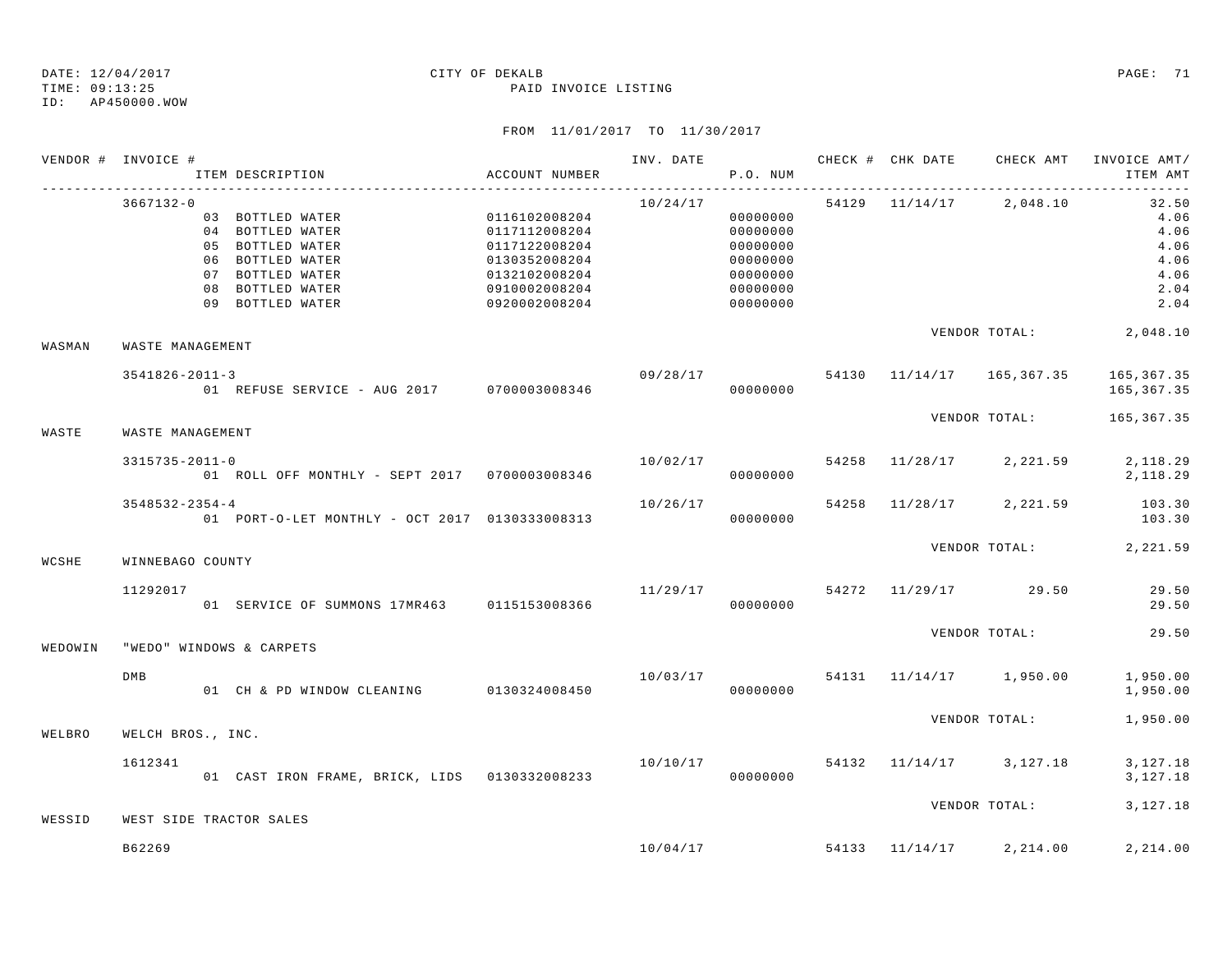DATE: 12/04/2017
TIME: 09:13:25
ID: AP450000.WOW

CITY OF DEKALB
PAID INVOICE LISTING

FROM 11/01/2017 TO 11/30/2017

| VENDOR # | INVOICE # / ITEM DESCRIPTION | ACCOUNT NUMBER | INV. DATE | P.O. NUM | CHECK # | CHK DATE | CHECK AMT | INVOICE AMT/ ITEM AMT |
|---|---|---|---|---|---|---|---|---|
| | 3667132-0 | | 10/24/17 | | 54129 | 11/14/17 | 2,048.10 | 32.50 |
| | 03 BOTTLED WATER | 0116102008204 | | 00000000 | | | | 4.06 |
| | 04 BOTTLED WATER | 0117112008204 | | 00000000 | | | | 4.06 |
| | 05 BOTTLED WATER | 0117122008204 | | 00000000 | | | | 4.06 |
| | 06 BOTTLED WATER | 0130352008204 | | 00000000 | | | | 4.06 |
| | 07 BOTTLED WATER | 0132102008204 | | 00000000 | | | | 4.06 |
| | 08 BOTTLED WATER | 0910002008204 | | 00000000 | | | | 2.04 |
| | 09 BOTTLED WATER | 0920002008204 | | 00000000 | | | | 2.04 |
| | | | | | | | VENDOR TOTAL: | 2,048.10 |
| WASMAN | WASTE MANAGEMENT | | | | | | | |
| | 3541826-2011-3 | | 09/28/17 | | 54130 | 11/14/17 | 165,367.35 | 165,367.35 |
| | 01 REFUSE SERVICE - AUG 2017 | 0700003008346 | | 00000000 | | | | 165,367.35 |
| | | | | | | | VENDOR TOTAL: | 165,367.35 |
| WASTE | WASTE MANAGEMENT | | | | | | | |
| | 3315735-2011-0 | | 10/02/17 | | 54258 | 11/28/17 | 2,221.59 | 2,118.29 |
| | 01 ROLL OFF MONTHLY - SEPT 2017 | 0700003008346 | | 00000000 | | | | 2,118.29 |
| | 3548532-2354-4 | | 10/26/17 | | 54258 | 11/28/17 | 2,221.59 | 103.30 |
| | 01 PORT-O-LET MONTHLY - OCT 2017 | 0130333008313 | | 00000000 | | | | 103.30 |
| | | | | | | | VENDOR TOTAL: | 2,221.59 |
| WCSHE | WINNEBAGO COUNTY | | | | | | | |
| | 11292017 | | 11/29/17 | | 54272 | 11/29/17 | 29.50 | 29.50 |
| | 01 SERVICE OF SUMMONS 17MR463 | 0115153008366 | | 00000000 | | | | 29.50 |
| | | | | | | | VENDOR TOTAL: | 29.50 |
| WEDOWIN | "WEDO" WINDOWS & CARPETS | | | | | | | |
| | DMB | | 10/03/17 | | 54131 | 11/14/17 | 1,950.00 | 1,950.00 |
| | 01 CH & PD WINDOW CLEANING | 0130324008450 | | 00000000 | | | | 1,950.00 |
| | | | | | | | VENDOR TOTAL: | 1,950.00 |
| WELBRO | WELCH BROS., INC. | | | | | | | |
| | 1612341 | | 10/10/17 | | 54132 | 11/14/17 | 3,127.18 | 3,127.18 |
| | 01 CAST IRON FRAME, BRICK, LIDS | 0130332008233 | | 00000000 | | | | 3,127.18 |
| | | | | | | | VENDOR TOTAL: | 3,127.18 |
| WESSID | WEST SIDE TRACTOR SALES | | | | | | | |
| | B62269 | | 10/04/17 | | 54133 | 11/14/17 | 2,214.00 | 2,214.00 |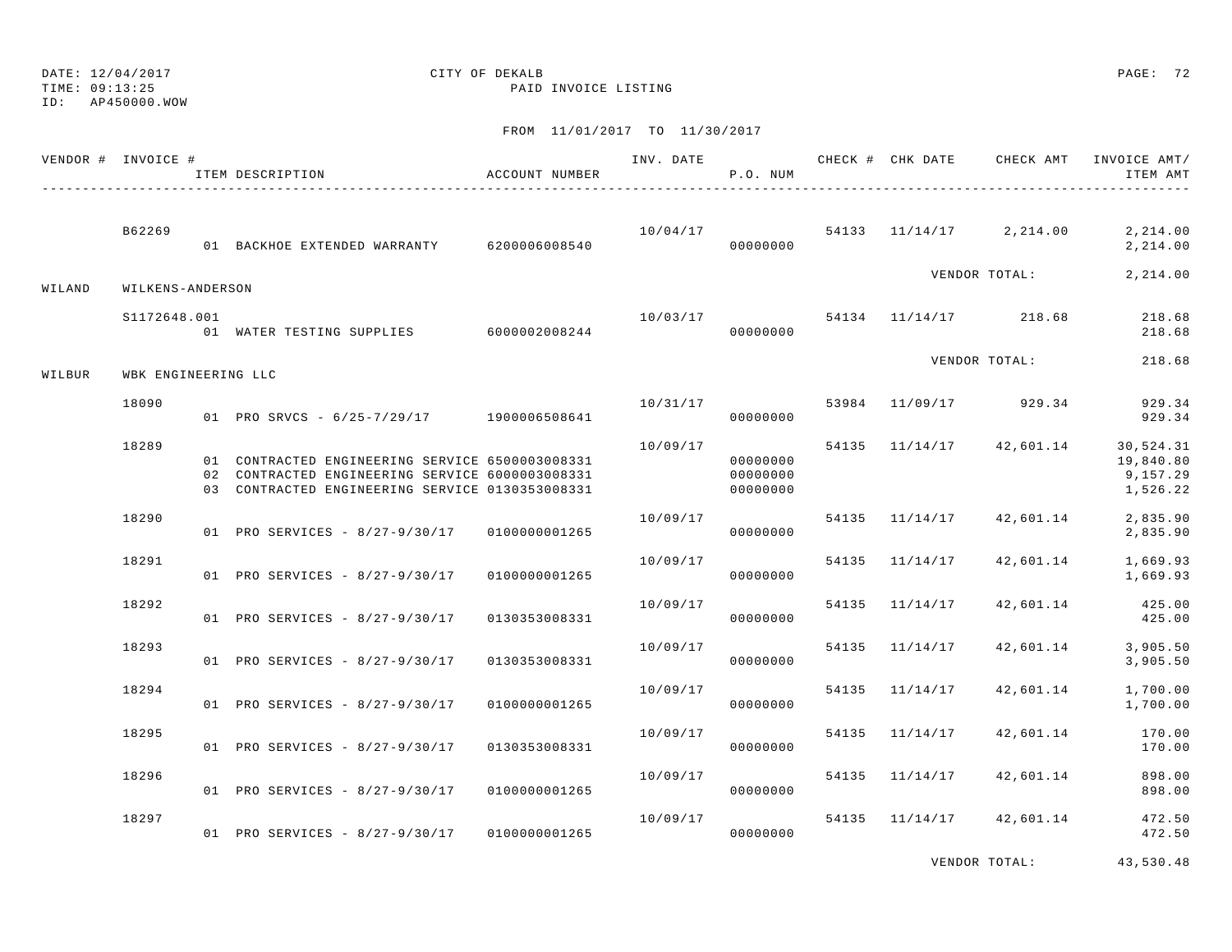CITY OF DEKALB

PAID INVOICE LISTING

FROM 11/01/2017 TO 11/30/2017

| VENDOR # | INVOICE # | ITEM DESCRIPTION | ACCOUNT NUMBER | INV. DATE | P.O. NUM | CHECK # | CHK DATE | CHECK AMT | INVOICE AMT/ ITEM AMT |
|---|---|---|---|---|---|---|---|---|---|
| | B62269 | | | 10/04/17 | | 54133 | 11/14/17 | 2,214.00 | 2,214.00 |
| | | 01 BACKHOE EXTENDED WARRANTY | 6200006008540 | | 00000000 | | | | 2,214.00 |
| | | | | | | | | VENDOR TOTAL: | 2,214.00 |
| WILAND | WILKENS-ANDERSON | | | | | | | | |
| | S1172648.001 | | | 10/03/17 | | 54134 | 11/14/17 | 218.68 | 218.68 |
| | | 01 WATER TESTING SUPPLIES | 6000002008244 | | 00000000 | | | | 218.68 |
| | | | | | | | | VENDOR TOTAL: | 218.68 |
| WILBUR | WBK ENGINEERING LLC | | | | | | | | |
| | 18090 | | | 10/31/17 | | 53984 | 11/09/17 | 929.34 | 929.34 |
| | | 01 PRO SRVCS - 6/25-7/29/17 | 1900006508641 | | 00000000 | | | | 929.34 |
| | 18289 | | | 10/09/17 | | 54135 | 11/14/17 | 42,601.14 | 30,524.31 |
| | | 01 CONTRACTED ENGINEERING SERVICE | 6500003008331 | | 00000000 | | | | 19,840.80 |
| | | 02 CONTRACTED ENGINEERING SERVICE | 6000003008331 | | 00000000 | | | | 9,157.29 |
| | | 03 CONTRACTED ENGINEERING SERVICE | 0130353008331 | | 00000000 | | | | 1,526.22 |
| | 18290 | | | 10/09/17 | | 54135 | 11/14/17 | 42,601.14 | 2,835.90 |
| | | 01 PRO SERVICES - 8/27-9/30/17 | 0100000001265 | | 00000000 | | | | 2,835.90 |
| | 18291 | | | 10/09/17 | | 54135 | 11/14/17 | 42,601.14 | 1,669.93 |
| | | 01 PRO SERVICES - 8/27-9/30/17 | 0100000001265 | | 00000000 | | | | 1,669.93 |
| | 18292 | | | 10/09/17 | | 54135 | 11/14/17 | 42,601.14 | 425.00 |
| | | 01 PRO SERVICES - 8/27-9/30/17 | 0130353008331 | | 00000000 | | | | 425.00 |
| | 18293 | | | 10/09/17 | | 54135 | 11/14/17 | 42,601.14 | 3,905.50 |
| | | 01 PRO SERVICES - 8/27-9/30/17 | 0130353008331 | | 00000000 | | | | 3,905.50 |
| | 18294 | | | 10/09/17 | | 54135 | 11/14/17 | 42,601.14 | 1,700.00 |
| | | 01 PRO SERVICES - 8/27-9/30/17 | 0100000001265 | | 00000000 | | | | 1,700.00 |
| | 18295 | | | 10/09/17 | | 54135 | 11/14/17 | 42,601.14 | 170.00 |
| | | 01 PRO SERVICES - 8/27-9/30/17 | 0130353008331 | | 00000000 | | | | 170.00 |
| | 18296 | | | 10/09/17 | | 54135 | 11/14/17 | 42,601.14 | 898.00 |
| | | 01 PRO SERVICES - 8/27-9/30/17 | 0100000001265 | | 00000000 | | | | 898.00 |
| | 18297 | | | 10/09/17 | | 54135 | 11/14/17 | 42,601.14 | 472.50 |
| | | 01 PRO SERVICES - 8/27-9/30/17 | 0100000001265 | | 00000000 | | | | 472.50 |
| | | | | | | | | VENDOR TOTAL: | 43,530.48 |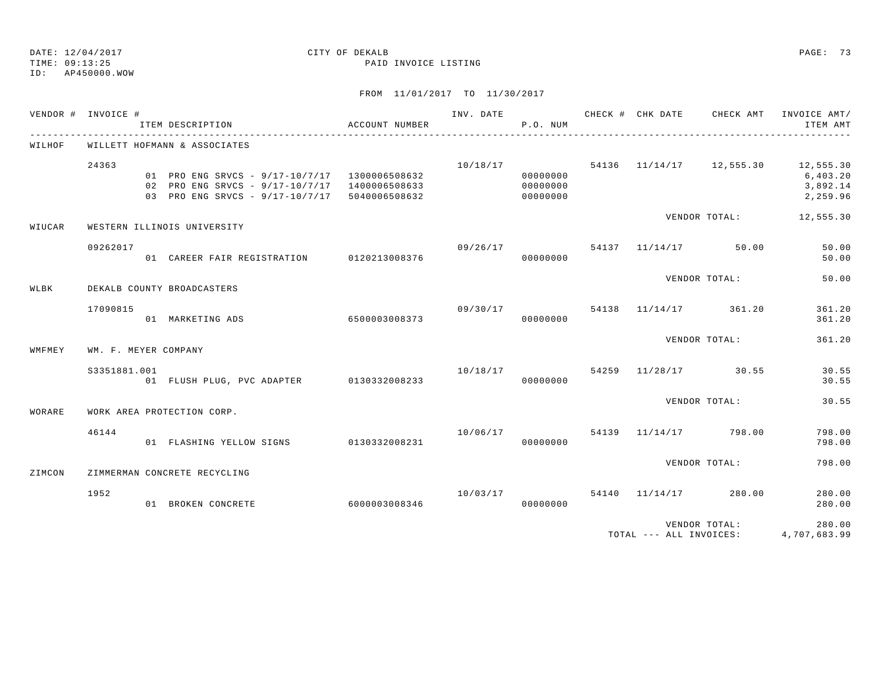DATE: 12/04/2017
TIME: 09:13:25
ID: AP450000.WOW

CITY OF DEKALB
PAID INVOICE LISTING

FROM 11/01/2017 TO 11/30/2017

| VENDOR # | INVOICE # / ITEM DESCRIPTION | ACCOUNT NUMBER | INV. DATE | P.O. NUM | CHECK # | CHK DATE | CHECK AMT | INVOICE AMT/ ITEM AMT |
|---|---|---|---|---|---|---|---|---|
| WILHOF | WILLETT HOFMANN & ASSOCIATES | | | | | | | |
| | 24363 | | 10/18/17 | | 54136 | 11/14/17 | 12,555.30 | 12,555.30 |
| | 01 PRO ENG SRVCS - 9/17-10/7/17 | 1300006508632 | | 00000000 | | | | 6,403.20 |
| | 02 PRO ENG SRVCS - 9/17-10/7/17 | 1400006508633 | | 00000000 | | | | 3,892.14 |
| | 03 PRO ENG SRVCS - 9/17-10/7/17 | 5040006508632 | | 00000000 | | | | 2,259.96 |
| | | | | | | VENDOR TOTAL: | | 12,555.30 |
| WIUCAR | WESTERN ILLINOIS UNIVERSITY | | | | | | | |
| | 09262017 | | 09/26/17 | | 54137 | 11/14/17 | 50.00 | 50.00 |
| | 01 CAREER FAIR REGISTRATION | 0120213008376 | | 00000000 | | | | 50.00 |
| | | | | | | VENDOR TOTAL: | | 50.00 |
| WLBK | DEKALB COUNTY BROADCASTERS | | | | | | | |
| | 17090815 | | 09/30/17 | | 54138 | 11/14/17 | 361.20 | 361.20 |
| | 01 MARKETING ADS | 6500003008373 | | 00000000 | | | | 361.20 |
| | | | | | | VENDOR TOTAL: | | 361.20 |
| WMFMEY | WM. F. MEYER COMPANY | | | | | | | |
| | S3351881.001 | | 10/18/17 | | 54259 | 11/28/17 | 30.55 | 30.55 |
| | 01 FLUSH PLUG, PVC ADAPTER | 0130332008233 | | 00000000 | | | | 30.55 |
| | | | | | | VENDOR TOTAL: | | 30.55 |
| WORARE | WORK AREA PROTECTION CORP. | | | | | | | |
| | 46144 | | 10/06/17 | | 54139 | 11/14/17 | 798.00 | 798.00 |
| | 01 FLASHING YELLOW SIGNS | 0130332008231 | | 00000000 | | | | 798.00 |
| | | | | | | VENDOR TOTAL: | | 798.00 |
| ZIMCON | ZIMMERMAN CONCRETE RECYCLING | | | | | | | |
| | 1952 | | 10/03/17 | | 54140 | 11/14/17 | 280.00 | 280.00 |
| | 01 BROKEN CONCRETE | 6000003008346 | | 00000000 | | | | 280.00 |
| | | | | | | VENDOR TOTAL: | | 280.00 |
| | | | | | | TOTAL --- ALL INVOICES: | | 4,707,683.99 |